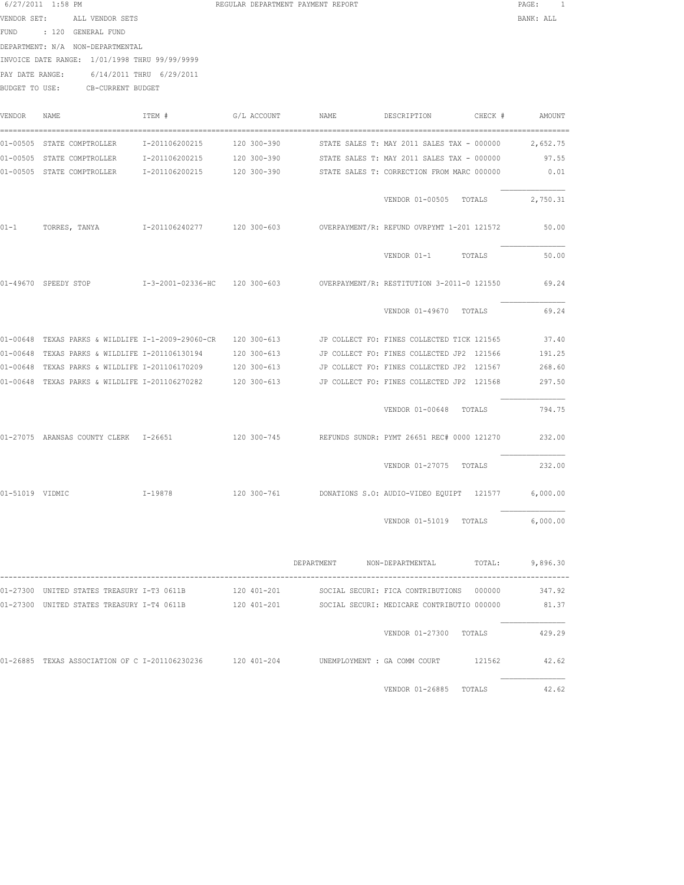6/27/2011 1:58 PM REGULAR DEPARTMENT PAYMENT REPORT

VENDOR SET: ALL VENDOR SETS BANK: ALL

FUND : 120 GENERAL FUND

DEPARTMENT: N/A NON-DEPARTMENTAL

INVOICE DATE RANGE: 1/01/1998 THRU 99/99/9999

PAY DATE RANGE: 6/14/2011 THRU 6/29/2011

BUDGET TO USE: CB-CURRENT BUDGET

| VENDOR | NAME | ITEM # | G/L ACCOUNT | NAME | DESCRIPTION | CHECK # | AMOUNT |
|---|---|---|---|---|---|---|---|
| 01-00505 | STATE COMPTROLLER | I-201106200215 | 120 300-390 | STATE SALES T: | MAY 2011 SALES TAX - | 000000 | 2,652.75 |
| 01-00505 | STATE COMPTROLLER | I-201106200215 | 120 300-390 | STATE SALES T: | MAY 2011 SALES TAX - | 000000 | 97.55 |
| 01-00505 | STATE COMPTROLLER | I-201106200215 | 120 300-390 | STATE SALES T: | CORRECTION FROM MARC | 000000 | 0.01 |
| | | | | | VENDOR 01-00505 TOTALS | | 2,750.31 |
| 01-1 | TORRES, TANYA | I-201106240277 | 120 300-603 | OVERPAYMENT/R: | REFUND OVRPYMT 1-201 | 121572 | 50.00 |
| | | | | | VENDOR 01-1 TOTALS | | 50.00 |
| 01-49670 | SPEEDY STOP | I-3-2001-02336-HC | 120 300-603 | OVERPAYMENT/R: | RESTITUTION 3-2011-0 | 121550 | 69.24 |
| | | | | | VENDOR 01-49670 TOTALS | | 69.24 |
| 01-00648 | TEXAS PARKS & WILDLIFE | I-1-2009-29060-CR | 120 300-613 | JP COLLECT FO: | FINES COLLECTED TICK | 121565 | 37.40 |
| 01-00648 | TEXAS PARKS & WILDLIFE | I-201106130194 | 120 300-613 | JP COLLECT FO: | FINES COLLECTED JP2 | 121566 | 191.25 |
| 01-00648 | TEXAS PARKS & WILDLIFE | I-201106170209 | 120 300-613 | JP COLLECT FO: | FINES COLLECTED JP2 | 121567 | 268.60 |
| 01-00648 | TEXAS PARKS & WILDLIFE | I-201106270282 | 120 300-613 | JP COLLECT FO: | FINES COLLECTED JP2 | 121568 | 297.50 |
| | | | | | VENDOR 01-00648 TOTALS | | 794.75 |
| 01-27075 | ARANSAS COUNTY CLERK | I-26651 | 120 300-745 | REFUNDS SUNDR: | PYMT 26651 REC# 0000 | 121270 | 232.00 |
| | | | | | VENDOR 01-27075 TOTALS | | 232.00 |
| 01-51019 | VIDMIC | I-19878 | 120 300-761 | DONATIONS S.O: | AUDIO-VIDEO EQUIPT | 121577 | 6,000.00 |
| | | | | | VENDOR 01-51019 TOTALS | | 6,000.00 |
| | | | | DEPARTMENT | NON-DEPARTMENTAL | TOTAL: | 9,896.30 |
| 01-27300 | UNITED STATES TREASURY | I-T3 0611B | 120 401-201 | SOCIAL SECURI: | FICA CONTRIBUTIONS | 000000 | 347.92 |
| 01-27300 | UNITED STATES TREASURY | I-T4 0611B | 120 401-201 | SOCIAL SECURI: | MEDICARE CONTRIBUTIO | 000000 | 81.37 |
| | | | | | VENDOR 01-27300 TOTALS | | 429.29 |
| 01-26885 | TEXAS ASSOCIATION OF C | I-201106230236 | 120 401-204 | UNEMPLOYMENT : | GA COMM COURT | 121562 | 42.62 |
| | | | | | VENDOR 01-26885 TOTALS | | 42.62 |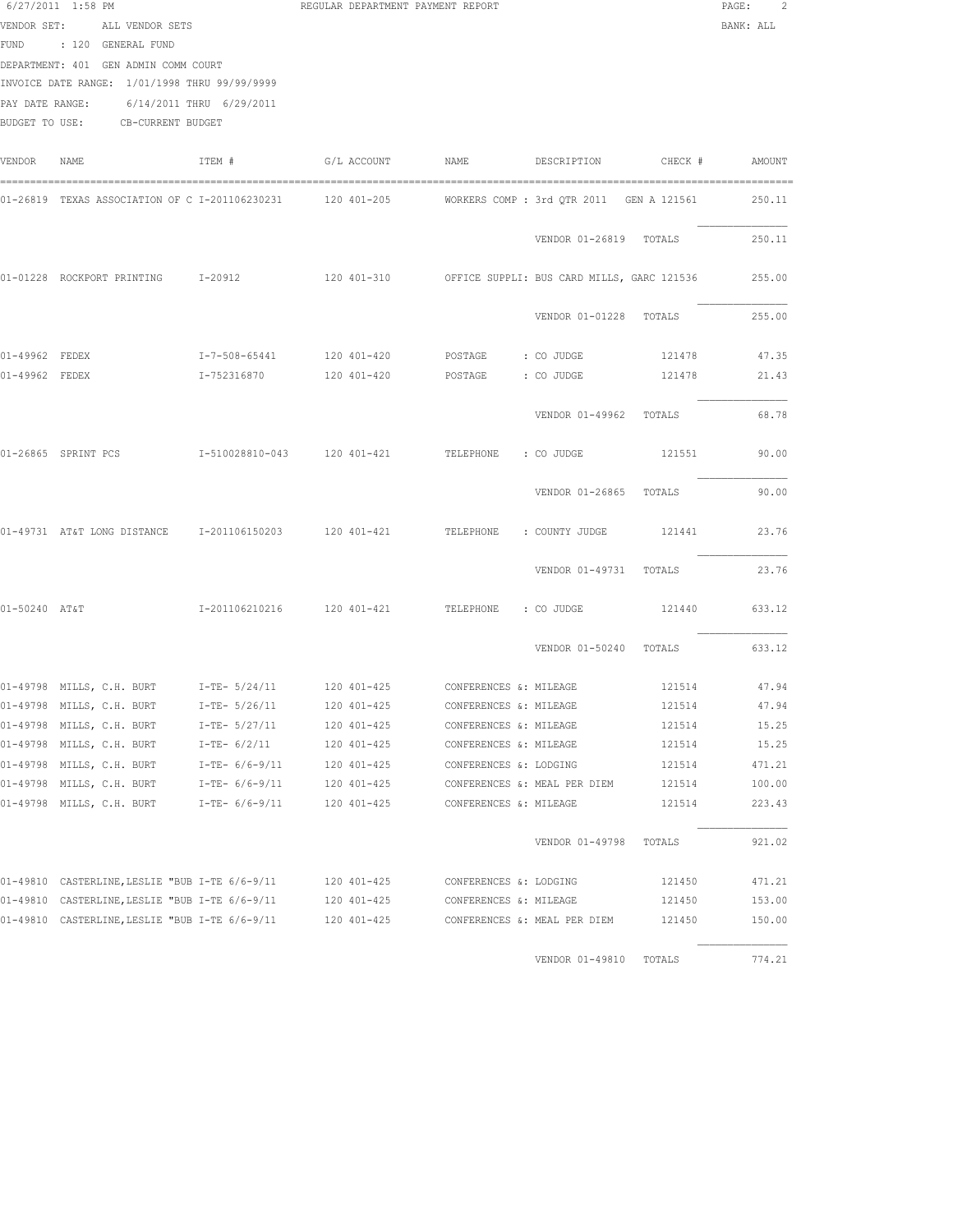6/27/2011 1:58 PM REGULAR DEPARTMENT PAYMENT REPORT

VENDOR SET: ALL VENDOR SETS BANK: ALL

FUND : 120 GENERAL FUND

DEPARTMENT: 401 GEN ADMIN COMM COURT

INVOICE DATE RANGE: 1/01/1998 THRU 99/99/9999

PAY DATE RANGE: 6/14/2011 THRU 6/29/2011

BUDGET TO USE: CB-CURRENT BUDGET

| VENDOR | NAME | ITEM # | G/L ACCOUNT | NAME | DESCRIPTION | CHECK # | AMOUNT |
|---|---|---|---|---|---|---|---|
| 01-26819 | TEXAS ASSOCIATION OF C | I-201106230231 | 120 401-205 | WORKERS COMP | : 3rd QTR 2011 GEN A | 121561 | 250.11 |
| | | | | | VENDOR 01-26819 TOTALS | | 250.11 |
| 01-01228 | ROCKPORT PRINTING | I-20912 | 120 401-310 | OFFICE SUPPLI | : BUS CARD MILLS, GARC | 121536 | 255.00 |
| | | | | | VENDOR 01-01228 TOTALS | | 255.00 |
| 01-49962 | FEDEX | I-7-508-65441 | 120 401-420 | POSTAGE | : CO JUDGE | 121478 | 47.35 |
| 01-49962 | FEDEX | I-752316870 | 120 401-420 | POSTAGE | : CO JUDGE | 121478 | 21.43 |
| | | | | | VENDOR 01-49962 TOTALS | | 68.78 |
| 01-26865 | SPRINT PCS | I-510028810-043 | 120 401-421 | TELEPHONE | : CO JUDGE | 121551 | 90.00 |
| | | | | | VENDOR 01-26865 TOTALS | | 90.00 |
| 01-49731 | AT&T LONG DISTANCE | I-201106150203 | 120 401-421 | TELEPHONE | : COUNTY JUDGE | 121441 | 23.76 |
| | | | | | VENDOR 01-49731 TOTALS | | 23.76 |
| 01-50240 | AT&T | I-201106210216 | 120 401-421 | TELEPHONE | : CO JUDGE | 121440 | 633.12 |
| | | | | | VENDOR 01-50240 TOTALS | | 633.12 |
| 01-49798 | MILLS, C.H. BURT | I-TE- 5/24/11 | 120 401-425 | CONFERENCES &: MILEAGE | | 121514 | 47.94 |
| 01-49798 | MILLS, C.H. BURT | I-TE- 5/26/11 | 120 401-425 | CONFERENCES &: MILEAGE | | 121514 | 47.94 |
| 01-49798 | MILLS, C.H. BURT | I-TE- 5/27/11 | 120 401-425 | CONFERENCES &: MILEAGE | | 121514 | 15.25 |
| 01-49798 | MILLS, C.H. BURT | I-TE- 6/2/11 | 120 401-425 | CONFERENCES &: MILEAGE | | 121514 | 15.25 |
| 01-49798 | MILLS, C.H. BURT | I-TE- 6/6-9/11 | 120 401-425 | CONFERENCES &: LODGING | | 121514 | 471.21 |
| 01-49798 | MILLS, C.H. BURT | I-TE- 6/6-9/11 | 120 401-425 | CONFERENCES &: MEAL PER DIEM | | 121514 | 100.00 |
| 01-49798 | MILLS, C.H. BURT | I-TE- 6/6-9/11 | 120 401-425 | CONFERENCES &: MILEAGE | | 121514 | 223.43 |
| | | | | | VENDOR 01-49798 TOTALS | | 921.02 |
| 01-49810 | CASTERLINE,LESLIE "BUB | I-TE 6/6-9/11 | 120 401-425 | CONFERENCES &: LODGING | | 121450 | 471.21 |
| 01-49810 | CASTERLINE,LESLIE "BUB | I-TE 6/6-9/11 | 120 401-425 | CONFERENCES &: MILEAGE | | 121450 | 153.00 |
| 01-49810 | CASTERLINE,LESLIE "BUB | I-TE 6/6-9/11 | 120 401-425 | CONFERENCES &: MEAL PER DIEM | | 121450 | 150.00 |
| | | | | | VENDOR 01-49810 TOTALS | | 774.21 |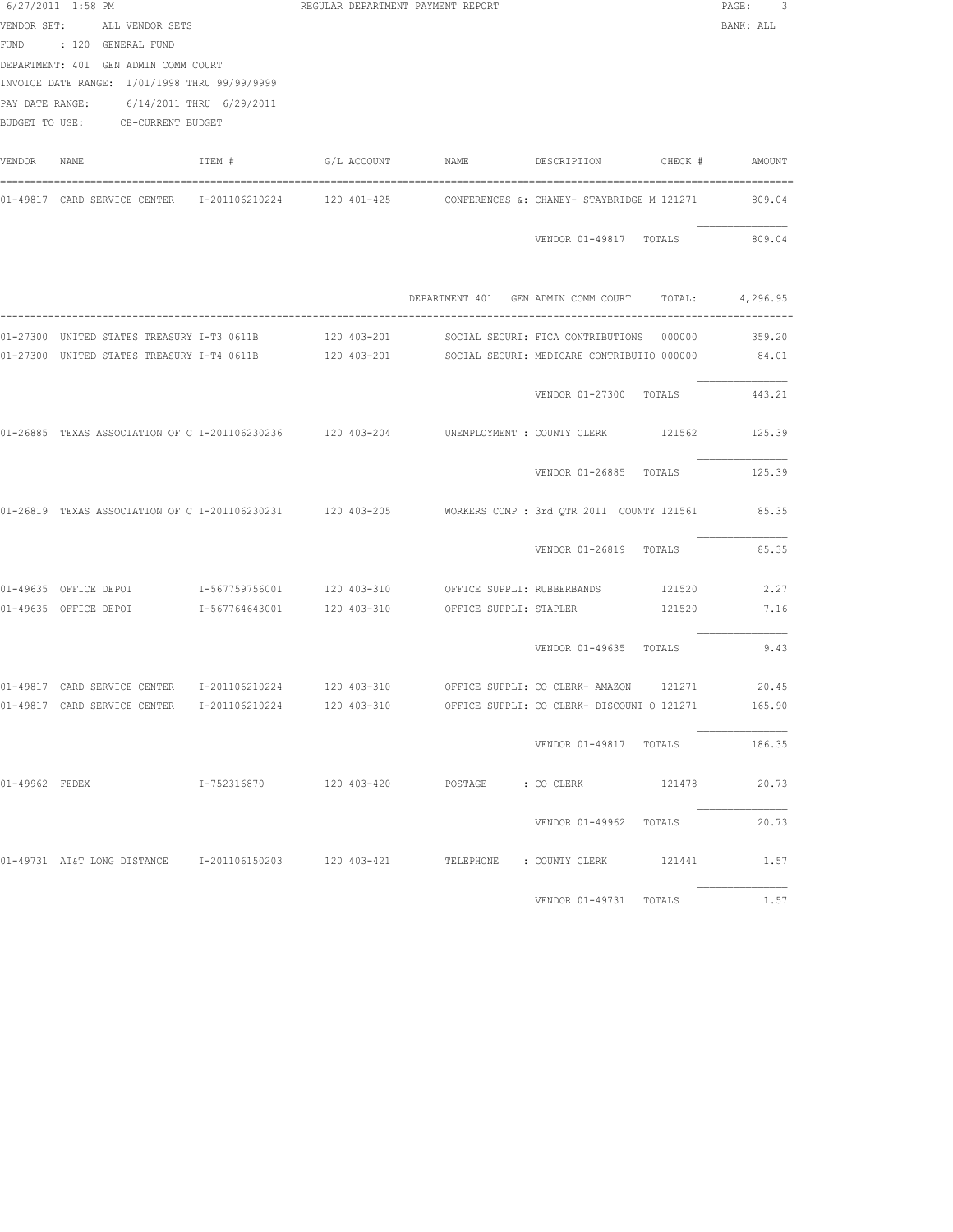6/27/2011 1:58 PM REGULAR DEPARTMENT PAYMENT REPORT

VENDOR SET: ALL VENDOR SETS BANK: ALL

FUND : 120 GENERAL FUND

DEPARTMENT: 401 GEN ADMIN COMM COURT

INVOICE DATE RANGE: 1/01/1998 THRU 99/99/9999

PAY DATE RANGE: 6/14/2011 THRU 6/29/2011

BUDGET TO USE: CB-CURRENT BUDGET

| VENDOR | NAME | ITEM # | G/L ACCOUNT | NAME | DESCRIPTION | CHECK # | AMOUNT |
|---|---|---|---|---|---|---|---|
| 01-49817 | CARD SERVICE CENTER | I-201106210224 | 120 401-425 | CONFERENCES &: | CHANEY- STAYBRIDGE M | 121271 | 809.04 |
| | | | | | VENDOR 01-49817 TOTALS | | 809.04 |
| | | | | DEPARTMENT 401 | GEN ADMIN COMM COURT | TOTAL: | 4,296.95 |
| 01-27300 | UNITED STATES TREASURY | I-T3 0611B | 120 403-201 | SOCIAL SECURI: | FICA CONTRIBUTIONS | 000000 | 359.20 |
| 01-27300 | UNITED STATES TREASURY | I-T4 0611B | 120 403-201 | SOCIAL SECURI: | MEDICARE CONTRIBUTIO | 000000 | 84.01 |
| | | | | | VENDOR 01-27300 TOTALS | | 443.21 |
| 01-26885 | TEXAS ASSOCIATION OF C | I-201106230236 | 120 403-204 | UNEMPLOYMENT : | COUNTY CLERK | 121562 | 125.39 |
| | | | | | VENDOR 01-26885 TOTALS | | 125.39 |
| 01-26819 | TEXAS ASSOCIATION OF C | I-201106230231 | 120 403-205 | WORKERS COMP : | 3rd QTR 2011 COUNTY | 121561 | 85.35 |
| | | | | | VENDOR 01-26819 TOTALS | | 85.35 |
| 01-49635 | OFFICE DEPOT | I-567759756001 | 120 403-310 | OFFICE SUPPLI: | RUBBERBANDS | 121520 | 2.27 |
| 01-49635 | OFFICE DEPOT | I-567764643001 | 120 403-310 | OFFICE SUPPLI: | STAPLER | 121520 | 7.16 |
| | | | | | VENDOR 01-49635 TOTALS | | 9.43 |
| 01-49817 | CARD SERVICE CENTER | I-201106210224 | 120 403-310 | OFFICE SUPPLI: | CO CLERK- AMAZON | 121271 | 20.45 |
| 01-49817 | CARD SERVICE CENTER | I-201106210224 | 120 403-310 | OFFICE SUPPLI: | CO CLERK- DISCOUNT O | 121271 | 165.90 |
| | | | | | VENDOR 01-49817 TOTALS | | 186.35 |
| 01-49962 | FEDEX | I-752316870 | 120 403-420 | POSTAGE : | CO CLERK | 121478 | 20.73 |
| | | | | | VENDOR 01-49962 TOTALS | | 20.73 |
| 01-49731 | AT&T LONG DISTANCE | I-201106150203 | 120 403-421 | TELEPHONE : | COUNTY CLERK | 121441 | 1.57 |
| | | | | | VENDOR 01-49731 TOTALS | | 1.57 |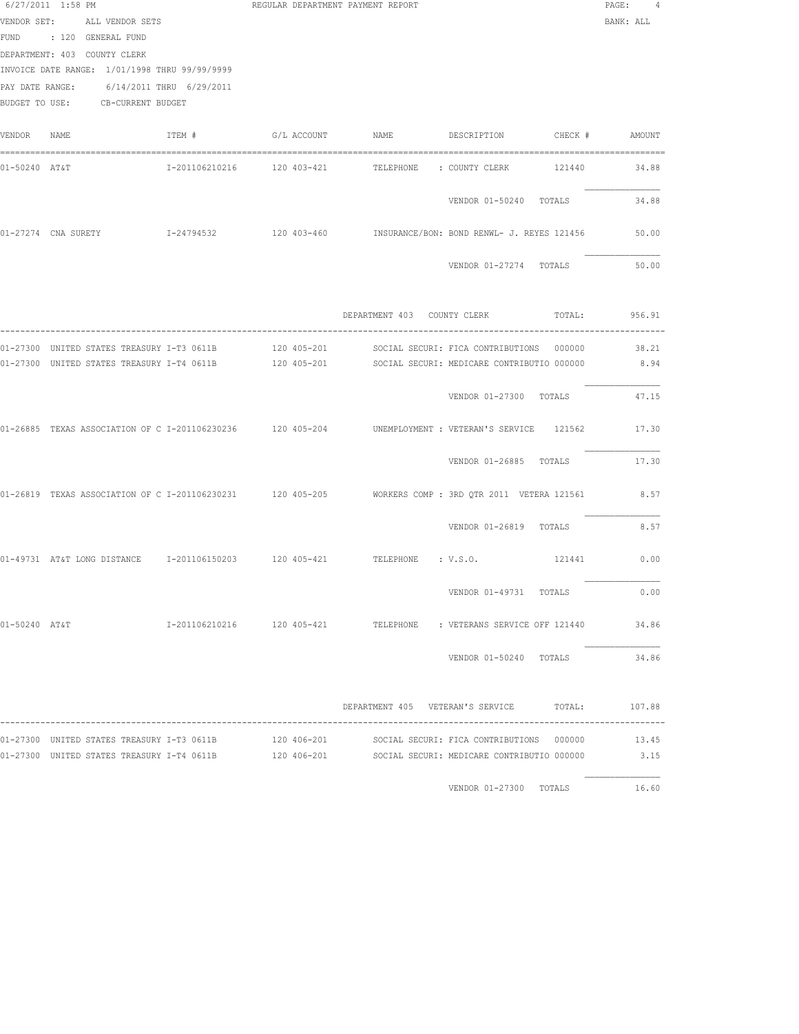6/27/2011 1:58 PM — REGULAR DEPARTMENT PAYMENT REPORT

VENDOR SET: ALL VENDOR SETS — BANK: ALL
FUND : 120 GENERAL FUND
DEPARTMENT: 403 COUNTY CLERK
INVOICE DATE RANGE: 1/01/1998 THRU 99/99/9999
PAY DATE RANGE: 6/14/2011 THRU 6/29/2011
BUDGET TO USE: CB-CURRENT BUDGET

| VENDOR | NAME | ITEM # | G/L ACCOUNT | NAME | DESCRIPTION | CHECK # | AMOUNT |
|---|---|---|---|---|---|---|---|
| 01-50240 | AT&T | I-201106210216 | 120 403-421 | TELEPHONE | : COUNTY CLERK | 121440 | 34.88 |
| | | | | | VENDOR 01-50240 TOTALS | | 34.88 |
| 01-27274 | CNA SURETY | I-24794532 | 120 403-460 | INSURANCE/BON: | BOND RENWL- J. REYES | 121456 | 50.00 |
| | | | | | VENDOR 01-27274 TOTALS | | 50.00 |
| | | | | DEPARTMENT 403 | COUNTY CLERK | TOTAL: | 956.91 |
| 01-27300 | UNITED STATES TREASURY | I-T3 0611B | 120 405-201 | SOCIAL SECURI: | FICA CONTRIBUTIONS | 000000 | 38.21 |
| 01-27300 | UNITED STATES TREASURY | I-T4 0611B | 120 405-201 | SOCIAL SECURI: | MEDICARE CONTRIBUTIO | 000000 | 8.94 |
| | | | | | VENDOR 01-27300 TOTALS | | 47.15 |
| 01-26885 | TEXAS ASSOCIATION OF C | I-201106230236 | 120 405-204 | UNEMPLOYMENT : | VETERAN'S SERVICE | 121562 | 17.30 |
| | | | | | VENDOR 01-26885 TOTALS | | 17.30 |
| 01-26819 | TEXAS ASSOCIATION OF C | I-201106230231 | 120 405-205 | WORKERS COMP : | 3RD QTR 2011 VETERA | 121561 | 8.57 |
| | | | | | VENDOR 01-26819 TOTALS | | 8.57 |
| 01-49731 | AT&T LONG DISTANCE | I-201106150203 | 120 405-421 | TELEPHONE | : V.S.O. | 121441 | 0.00 |
| | | | | | VENDOR 01-49731 TOTALS | | 0.00 |
| 01-50240 | AT&T | I-201106210216 | 120 405-421 | TELEPHONE | : VETERANS SERVICE OFF | 121440 | 34.86 |
| | | | | | VENDOR 01-50240 TOTALS | | 34.86 |
| | | | | DEPARTMENT 405 | VETERAN'S SERVICE | TOTAL: | 107.88 |
| 01-27300 | UNITED STATES TREASURY | I-T3 0611B | 120 406-201 | SOCIAL SECURI: | FICA CONTRIBUTIONS | 000000 | 13.45 |
| 01-27300 | UNITED STATES TREASURY | I-T4 0611B | 120 406-201 | SOCIAL SECURI: | MEDICARE CONTRIBUTIO | 000000 | 3.15 |
| | | | | | VENDOR 01-27300 TOTALS | | 16.60 |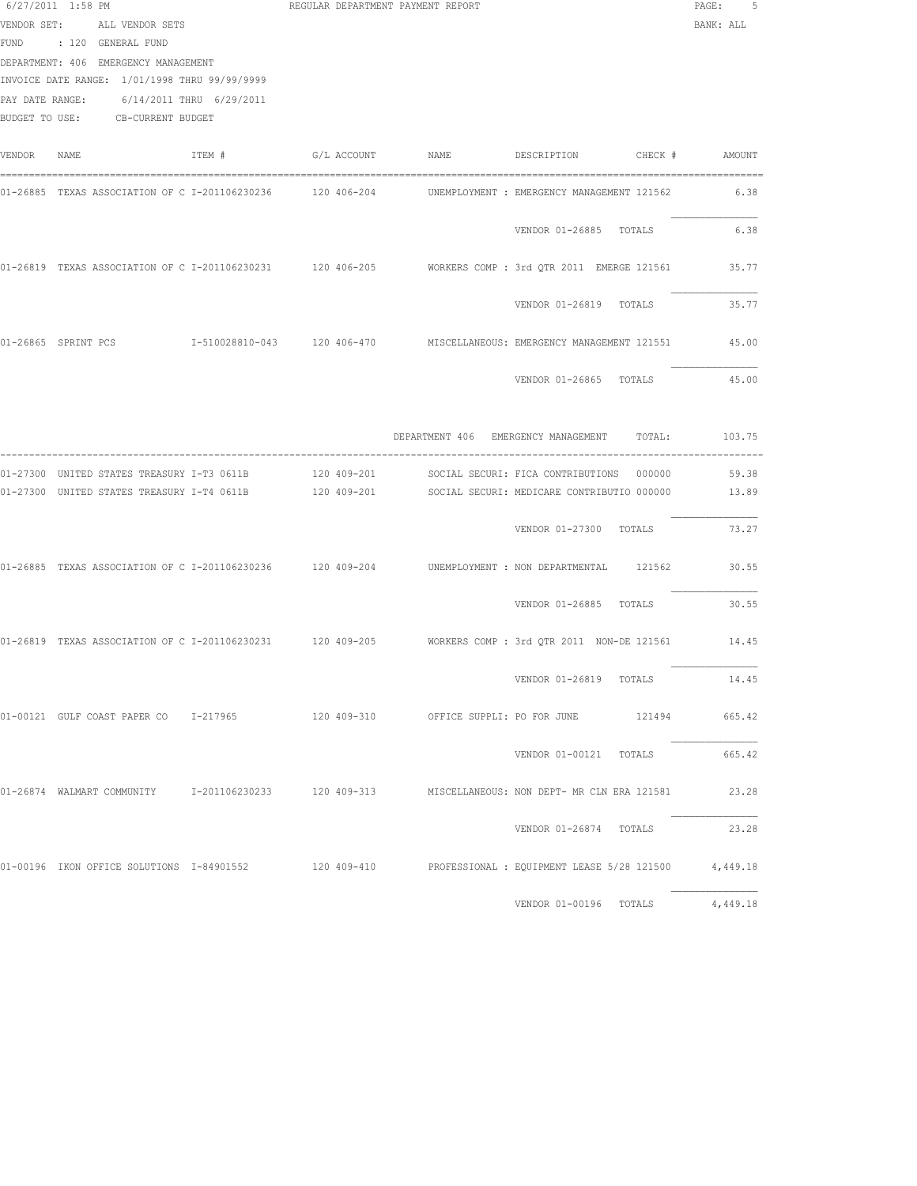6/27/2011 1:58 PM REGULAR DEPARTMENT PAYMENT REPORT

VENDOR SET: ALL VENDOR SETS BANK: ALL

FUND : 120 GENERAL FUND

DEPARTMENT: 406 EMERGENCY MANAGEMENT

INVOICE DATE RANGE: 1/01/1998 THRU 99/99/9999

PAY DATE RANGE: 6/14/2011 THRU 6/29/2011

BUDGET TO USE: CB-CURRENT BUDGET

| VENDOR | NAME | ITEM # | G/L ACCOUNT | NAME | DESCRIPTION | CHECK # | AMOUNT |
|---|---|---|---|---|---|---|---|
| 01-26885 | TEXAS ASSOCIATION OF C | I-201106230236 | 120 406-204 | UNEMPLOYMENT : | EMERGENCY MANAGEMENT | 121562 | 6.38 |
| | | | | | VENDOR 01-26885 TOTALS | | 6.38 |
| 01-26819 | TEXAS ASSOCIATION OF C | I-201106230231 | 120 406-205 | WORKERS COMP : | 3rd QTR 2011 EMERGE | 121561 | 35.77 |
| | | | | | VENDOR 01-26819 TOTALS | | 35.77 |
| 01-26865 | SPRINT PCS | I-510028810-043 | 120 406-470 | MISCELLANEOUS: | EMERGENCY MANAGEMENT | 121551 | 45.00 |
| | | | | | VENDOR 01-26865 TOTALS | | 45.00 |
| | | | | DEPARTMENT 406 | EMERGENCY MANAGEMENT | TOTAL: | 103.75 |
| 01-27300 | UNITED STATES TREASURY | I-T3 0611B | 120 409-201 | SOCIAL SECURI: | FICA CONTRIBUTIONS | 000000 | 59.38 |
| 01-27300 | UNITED STATES TREASURY | I-T4 0611B | 120 409-201 | SOCIAL SECURI: | MEDICARE CONTRIBUTIO | 000000 | 13.89 |
| | | | | | VENDOR 01-27300 TOTALS | | 73.27 |
| 01-26885 | TEXAS ASSOCIATION OF C | I-201106230236 | 120 409-204 | UNEMPLOYMENT : | NON DEPARTMENTAL | 121562 | 30.55 |
| | | | | | VENDOR 01-26885 TOTALS | | 30.55 |
| 01-26819 | TEXAS ASSOCIATION OF C | I-201106230231 | 120 409-205 | WORKERS COMP : | 3rd QTR 2011 NON-DE | 121561 | 14.45 |
| | | | | | VENDOR 01-26819 TOTALS | | 14.45 |
| 01-00121 | GULF COAST PAPER CO | I-217965 | 120 409-310 | OFFICE SUPPLI: | PO FOR JUNE | 121494 | 665.42 |
| | | | | | VENDOR 01-00121 TOTALS | | 665.42 |
| 01-26874 | WALMART COMMUNITY | I-201106230233 | 120 409-313 | MISCELLANEOUS: | NON DEPT- MR CLN ERA | 121581 | 23.28 |
| | | | | | VENDOR 01-26874 TOTALS | | 23.28 |
| 01-00196 | IKON OFFICE SOLUTIONS | I-84901552 | 120 409-410 | PROFESSIONAL : | EQUIPMENT LEASE 5/28 | 121500 | 4,449.18 |
| | | | | | VENDOR 01-00196 TOTALS | | 4,449.18 |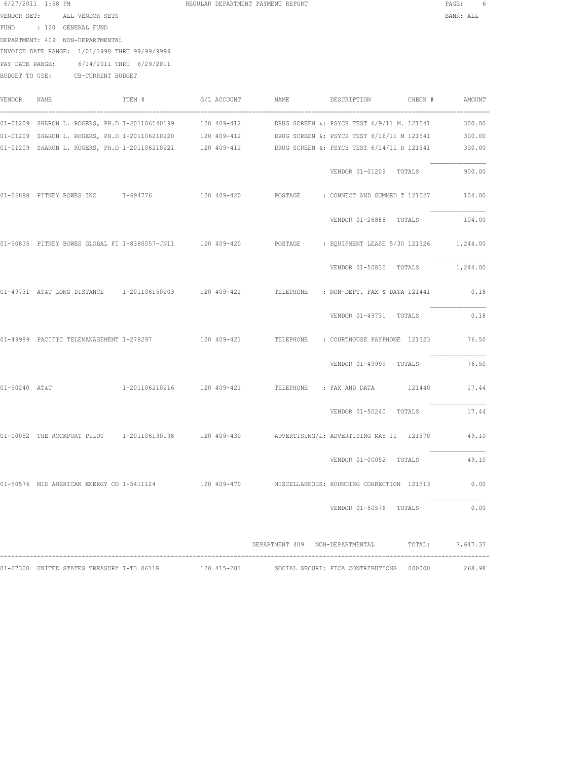6/27/2011 1:58 PM REGULAR DEPARTMENT PAYMENT REPORT

VENDOR SET: ALL VENDOR SETS BANK: ALL

FUND : 120 GENERAL FUND

DEPARTMENT: 409 NON-DEPARTMENTAL

INVOICE DATE RANGE: 1/01/1998 THRU 99/99/9999

PAY DATE RANGE: 6/14/2011 THRU 6/29/2011

BUDGET TO USE: CB-CURRENT BUDGET

| VENDOR | NAME | ITEM # | G/L ACCOUNT | NAME | DESCRIPTION | CHECK # | AMOUNT |
|---|---|---|---|---|---|---|---|
| 01-01209 | SHARON L. ROGERS, PH.D | I-201106140199 | 120 409-412 | DRUG SCREEN &: | PSYCH TEST 6/9/11 M. | 121541 | 300.00 |
| 01-01209 | SHARON L. ROGERS, PH.D | I-201106210220 | 120 409-412 | DRUG SCREEN &: | PSYCH TEST 6/16/11 M | 121541 | 300.00 |
| 01-01209 | SHARON L. ROGERS, PH.D | I-201106210221 | 120 409-412 | DRUG SCREEN &: | PSYCH TEST 6/14/11 R | 121541 | 300.00 |
| | | | | | VENDOR 01-01209 TOTALS | | 900.00 |
| 01-26888 | PITNEY BOWES INC | I-694776 | 120 409-420 | POSTAGE | : CONNECT AND GUMMED T | 121527 | 104.00 |
| | | | | | VENDOR 01-26888 TOTALS | | 104.00 |
| 01-50835 | PITNEY BOWES GLOBAL FI | I-8380057-JN11 | 120 409-420 | POSTAGE | : EQUIPMENT LEASE 5/30 | 121526 | 1,244.00 |
| | | | | | VENDOR 01-50835 TOTALS | | 1,244.00 |
| 01-49731 | AT&T LONG DISTANCE | I-201106150203 | 120 409-421 | TELEPHONE | : NON-DEPT. FAX & DATA | 121441 | 0.18 |
| | | | | | VENDOR 01-49731 TOTALS | | 0.18 |
| 01-49999 | PACIFIC TELEMANAGEMENT | I-278297 | 120 409-421 | TELEPHONE | : COURTHOUSE PAYPHONE | 121523 | 76.50 |
| | | | | | VENDOR 01-49999 TOTALS | | 76.50 |
| 01-50240 | AT&T | I-201106210216 | 120 409-421 | TELEPHONE | : FAX AND DATA | 121440 | 17.44 |
| | | | | | VENDOR 01-50240 TOTALS | | 17.44 |
| 01-00052 | THE ROCKPORT PILOT | I-201106130198 | 120 409-430 | ADVERTISING/L: | ADVERTISING MAY 11 | 121570 | 49.10 |
| | | | | | VENDOR 01-00052 TOTALS | | 49.10 |
| 01-50576 | MID AMERICAN ENERGY CO | I-5411124 | 120 409-470 | MISCELLANEOUS: | ROUNDING CORRECTION | 121513 | 0.00 |
| | | | | | VENDOR 01-50576 TOTALS | | 0.00 |
| | | | | DEPARTMENT 409 | NON-DEPARTMENTAL | TOTAL: | 7,647.37 |
| 01-27300 | UNITED STATES TREASURY | I-T3 0611B | 120 415-201 | SOCIAL SECURI: | FICA CONTRIBUTIONS | 000000 | 268.98 |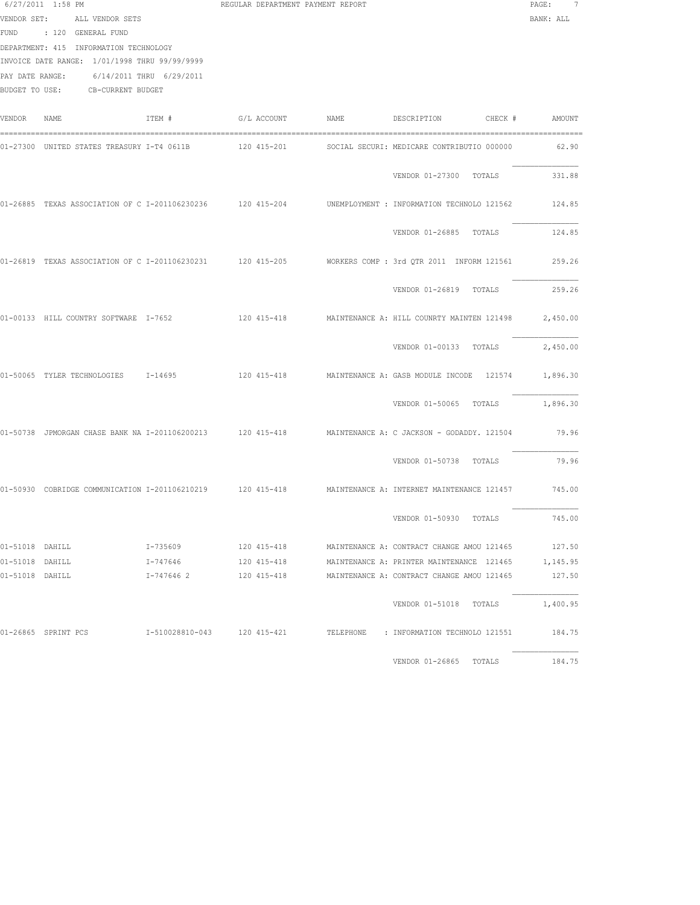6/27/2011 1:58 PM REGULAR DEPARTMENT PAYMENT REPORT

VENDOR SET: ALL VENDOR SETS BANK: ALL

FUND : 120 GENERAL FUND

DEPARTMENT: 415 INFORMATION TECHNOLOGY

INVOICE DATE RANGE: 1/01/1998 THRU 99/99/9999

PAY DATE RANGE: 6/14/2011 THRU 6/29/2011

BUDGET TO USE: CB-CURRENT BUDGET

| VENDOR | NAME | ITEM # | G/L ACCOUNT | NAME | DESCRIPTION | CHECK # | AMOUNT |
|---|---|---|---|---|---|---|---|
| 01-27300 | UNITED STATES TREASURY | I-T4 0611B | 120 415-201 | SOCIAL SECURI: | MEDICARE CONTRIBUTIO | 000000 | 62.90 |
| | | | | | VENDOR 01-27300 TOTALS | | 331.88 |
| 01-26885 | TEXAS ASSOCIATION OF C | I-201106230236 | 120 415-204 | UNEMPLOYMENT : | INFORMATION TECHNOLO | 121562 | 124.85 |
| | | | | | VENDOR 01-26885 TOTALS | | 124.85 |
| 01-26819 | TEXAS ASSOCIATION OF C | I-201106230231 | 120 415-205 | WORKERS COMP : | 3rd QTR 2011 INFORM | 121561 | 259.26 |
| | | | | | VENDOR 01-26819 TOTALS | | 259.26 |
| 01-00133 | HILL COUNTRY SOFTWARE | I-7652 | 120 415-418 | MAINTENANCE A: | HILL COUNRTY MAINTEN | 121498 | 2,450.00 |
| | | | | | VENDOR 01-00133 TOTALS | | 2,450.00 |
| 01-50065 | TYLER TECHNOLOGIES | I-14695 | 120 415-418 | MAINTENANCE A: | GASB MODULE INCODE | 121574 | 1,896.30 |
| | | | | | VENDOR 01-50065 TOTALS | | 1,896.30 |
| 01-50738 | JPMORGAN CHASE BANK NA | I-201106200213 | 120 415-418 | MAINTENANCE A: | C JACKSON - GODADDY. | 121504 | 79.96 |
| | | | | | VENDOR 01-50738 TOTALS | | 79.96 |
| 01-50930 | COBRIDGE COMMUNICATION | I-201106210219 | 120 415-418 | MAINTENANCE A: | INTERNET MAINTENANCE | 121457 | 745.00 |
| | | | | | VENDOR 01-50930 TOTALS | | 745.00 |
| 01-51018 | DAHILL | I-735609 | 120 415-418 | MAINTENANCE A: | CONTRACT CHANGE AMOU | 121465 | 127.50 |
| 01-51018 | DAHILL | I-747646 | 120 415-418 | MAINTENANCE A: | PRINTER MAINTENANCE | 121465 | 1,145.95 |
| 01-51018 | DAHILL | I-747646 2 | 120 415-418 | MAINTENANCE A: | CONTRACT CHANGE AMOU | 121465 | 127.50 |
| | | | | | VENDOR 01-51018 TOTALS | | 1,400.95 |
| 01-26865 | SPRINT PCS | I-510028810-043 | 120 415-421 | TELEPHONE : | INFORMATION TECHNOLO | 121551 | 184.75 |
| | | | | | VENDOR 01-26865 TOTALS | | 184.75 |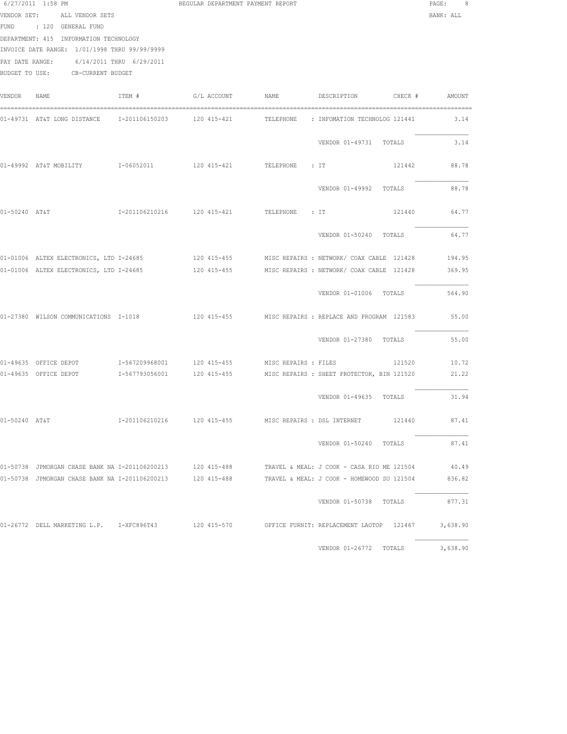REGULAR DEPARTMENT PAYMENT REPORT

6/27/2011 1:58 PM

VENDOR SET: ALL VENDOR SETS
BANK: ALL
FUND : 120 GENERAL FUND
DEPARTMENT: 415 INFORMATION TECHNOLOGY
INVOICE DATE RANGE: 1/01/1998 THRU 99/99/9999
PAY DATE RANGE: 6/14/2011 THRU 6/29/2011
BUDGET TO USE: CB-CURRENT BUDGET

| VENDOR | NAME | ITEM # | G/L ACCOUNT | NAME | DESCRIPTION | CHECK # | AMOUNT |
|---|---|---|---|---|---|---|---|
| 01-49731 | AT&T LONG DISTANCE | I-201106150203 | 120 415-421 | TELEPHONE | : INFOMATION TECHNOLOG | 121441 | 3.14 |
| | | | | | VENDOR 01-49731 TOTALS | | 3.14 |
| 01-49992 | AT&T MOBILITY | I-06052011 | 120 415-421 | TELEPHONE | : IT | 121442 | 88.78 |
| | | | | | VENDOR 01-49992 TOTALS | | 88.78 |
| 01-50240 | AT&T | I-201106210216 | 120 415-421 | TELEPHONE | : IT | 121440 | 64.77 |
| | | | | | VENDOR 01-50240 TOTALS | | 64.77 |
| 01-01006 | ALTEX ELECTRONICS, LTD | I-24685 | 120 415-455 | MISC REPAIRS | : NETWORK/ COAX CABLE | 121428 | 194.95 |
| 01-01006 | ALTEX ELECTRONICS, LTD | I-24685 | 120 415-455 | MISC REPAIRS | : NETWORK/ COAX CABLE | 121428 | 369.95 |
| | | | | | VENDOR 01-01006 TOTALS | | 564.90 |
| 01-27380 | WILSON COMMUNICATIONS | I-1018 | 120 415-455 | MISC REPAIRS | : REPLACE AND PROGRAM | 121583 | 55.00 |
| | | | | | VENDOR 01-27380 TOTALS | | 55.00 |
| 01-49635 | OFFICE DEPOT | I-567209968001 | 120 415-455 | MISC REPAIRS | : FILES | 121520 | 10.72 |
| 01-49635 | OFFICE DEPOT | I-567793056001 | 120 415-455 | MISC REPAIRS | : SHEET PROTECTOR, BIN | 121520 | 21.22 |
| | | | | | VENDOR 01-49635 TOTALS | | 31.94 |
| 01-50240 | AT&T | I-201106210216 | 120 415-455 | MISC REPAIRS | : DSL INTERNET | 121440 | 87.41 |
| | | | | | VENDOR 01-50240 TOTALS | | 87.41 |
| 01-50738 | JPMORGAN CHASE BANK NA | I-201106200213 | 120 415-488 | TRAVEL & MEAL | : J COOK - CASA RIO ME | 121504 | 40.49 |
| 01-50738 | JPMORGAN CHASE BANK NA | I-201106200213 | 120 415-488 | TRAVEL & MEAL | : J COOK - HOMEWOOD SU | 121504 | 836.82 |
| | | | | | VENDOR 01-50738 TOTALS | | 877.31 |
| 01-26772 | DELL MARKETING L.P. | I-XFC896T43 | 120 415-570 | OFFICE FURNIT | : REPLACEMENT LAOTOP | 121467 | 3,638.90 |
| | | | | | VENDOR 01-26772 TOTALS | | 3,638.90 |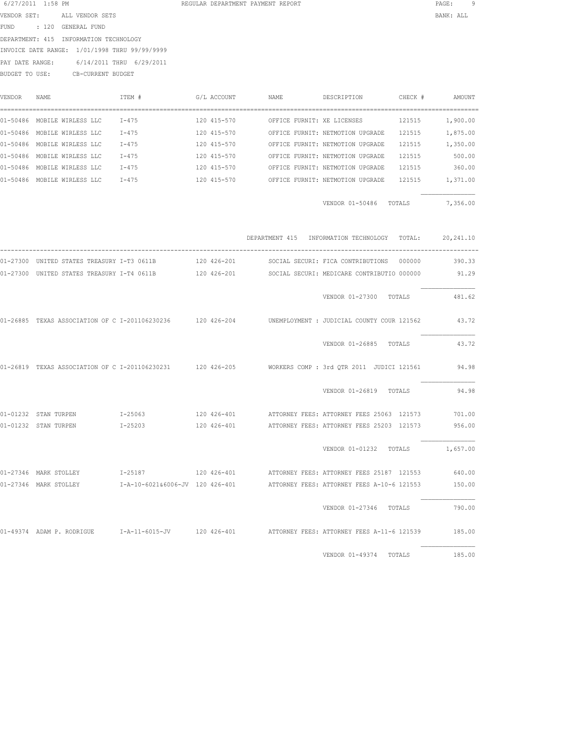6/27/2011 1:58 PM REGULAR DEPARTMENT PAYMENT REPORT

VENDOR SET: ALL VENDOR SETS BANK: ALL

FUND : 120 GENERAL FUND

DEPARTMENT: 415 INFORMATION TECHNOLOGY

INVOICE DATE RANGE: 1/01/1998 THRU 99/99/9999

PAY DATE RANGE: 6/14/2011 THRU 6/29/2011

BUDGET TO USE: CB-CURRENT BUDGET

| VENDOR | NAME | ITEM # | G/L ACCOUNT | NAME | DESCRIPTION | CHECK # | AMOUNT |
|---|---|---|---|---|---|---|---|
| 01-50486 | MOBILE WIRLESS LLC | I-475 | 120 415-570 | OFFICE FURNIT: | XE LICENSES | 121515 | 1,900.00 |
| 01-50486 | MOBILE WIRLESS LLC | I-475 | 120 415-570 | OFFICE FURNIT: | NETMOTION UPGRADE | 121515 | 1,875.00 |
| 01-50486 | MOBILE WIRLESS LLC | I-475 | 120 415-570 | OFFICE FURNIT: | NETMOTION UPGRADE | 121515 | 1,350.00 |
| 01-50486 | MOBILE WIRLESS LLC | I-475 | 120 415-570 | OFFICE FURNIT: | NETMOTION UPGRADE | 121515 | 500.00 |
| 01-50486 | MOBILE WIRLESS LLC | I-475 | 120 415-570 | OFFICE FURNIT: | NETMOTION UPGRADE | 121515 | 360.00 |
| 01-50486 | MOBILE WIRLESS LLC | I-475 | 120 415-570 | OFFICE FURNIT: | NETMOTION UPGRADE | 121515 | 1,371.00 |
| | | | | | VENDOR 01-50486 | TOTALS | 7,356.00 |
| | | | | DEPARTMENT 415 | INFORMATION TECHNOLOGY | TOTAL: | 20,241.10 |
| 01-27300 | UNITED STATES TREASURY | I-T3 0611B | 120 426-201 | SOCIAL SECURI: | FICA CONTRIBUTIONS | 000000 | 390.33 |
| 01-27300 | UNITED STATES TREASURY | I-T4 0611B | 120 426-201 | SOCIAL SECURI: | MEDICARE CONTRIBUTIO | 000000 | 91.29 |
| | | | | | VENDOR 01-27300 | TOTALS | 481.62 |
| 01-26885 | TEXAS ASSOCIATION OF C | I-201106230236 | 120 426-204 | UNEMPLOYMENT : | JUDICIAL COUNTY COUR | 121562 | 43.72 |
| | | | | | VENDOR 01-26885 | TOTALS | 43.72 |
| 01-26819 | TEXAS ASSOCIATION OF C | I-201106230231 | 120 426-205 | WORKERS COMP : | 3rd QTR 2011 JUDICI | 121561 | 94.98 |
| | | | | | VENDOR 01-26819 | TOTALS | 94.98 |
| 01-01232 | STAN TURPEN | I-25063 | 120 426-401 | ATTORNEY FEES: | ATTORNEY FEES 25063 | 121573 | 701.00 |
| 01-01232 | STAN TURPEN | I-25203 | 120 426-401 | ATTORNEY FEES: | ATTORNEY FEES 25203 | 121573 | 956.00 |
| | | | | | VENDOR 01-01232 | TOTALS | 1,657.00 |
| 01-27346 | MARK STOLLEY | I-25187 | 120 426-401 | ATTORNEY FEES: | ATTORNEY FEES 25187 | 121553 | 640.00 |
| 01-27346 | MARK STOLLEY | I-A-10-6021&6006-JV | 120 426-401 | ATTORNEY FEES: | ATTORNEY FEES A-10-6 | 121553 | 150.00 |
| | | | | | VENDOR 01-27346 | TOTALS | 790.00 |
| 01-49374 | ADAM P. RODRIGUE | I-A-11-6015-JV | 120 426-401 | ATTORNEY FEES: | ATTORNEY FEES A-11-6 | 121539 | 185.00 |
| | | | | | VENDOR 01-49374 | TOTALS | 185.00 |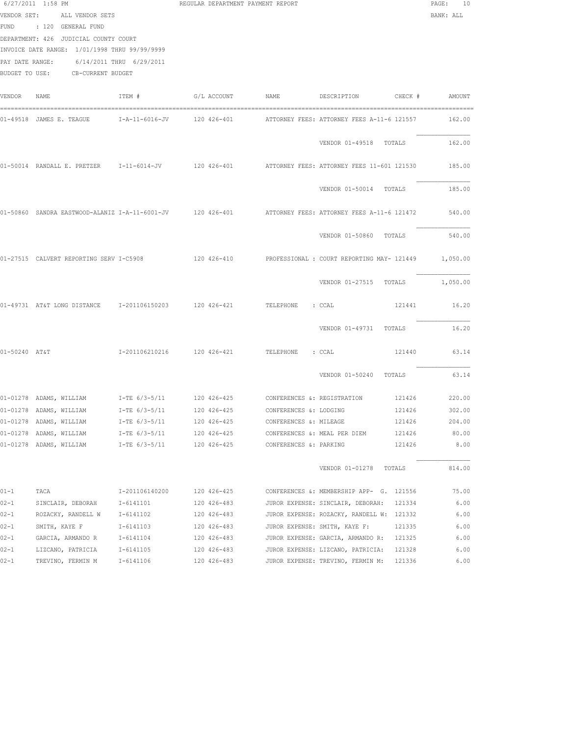6/27/2011 1:58 PM REGULAR DEPARTMENT PAYMENT REPORT

VENDOR SET: ALL VENDOR SETS BANK: ALL

FUND : 120 GENERAL FUND

DEPARTMENT: 426 JUDICIAL COUNTY COURT

INVOICE DATE RANGE: 1/01/1998 THRU 99/99/9999

PAY DATE RANGE: 6/14/2011 THRU 6/29/2011

BUDGET TO USE: CB-CURRENT BUDGET

| VENDOR | NAME | ITEM # | G/L ACCOUNT | NAME | DESCRIPTION | CHECK # | AMOUNT |
|---|---|---|---|---|---|---|---|
| 01-49518 | JAMES E. TEAGUE | I-A-11-6016-JV | 120 426-401 | ATTORNEY FEES: | ATTORNEY FEES A-11-6 | 121557 | 162.00 |
| | | | | | VENDOR 01-49518 TOTALS | | 162.00 |
| 01-50014 | RANDALL E. PRETZER | I-11-6014-JV | 120 426-401 | ATTORNEY FEES: | ATTORNEY FEES 11-601 | 121530 | 185.00 |
| | | | | | VENDOR 01-50014 TOTALS | | 185.00 |
| 01-50860 | SANDRA EASTWOOD-ALANIZ | I-A-11-6001-JV | 120 426-401 | ATTORNEY FEES: | ATTORNEY FEES A-11-6 | 121472 | 540.00 |
| | | | | | VENDOR 01-50860 TOTALS | | 540.00 |
| 01-27515 | CALVERT REPORTING SERV | I-C5908 | 120 426-410 | PROFESSIONAL : | COURT REPORTING MAY- | 121449 | 1,050.00 |
| | | | | | VENDOR 01-27515 TOTALS | | 1,050.00 |
| 01-49731 | AT&T LONG DISTANCE | I-201106150203 | 120 426-421 | TELEPHONE : | CCAL | 121441 | 16.20 |
| | | | | | VENDOR 01-49731 TOTALS | | 16.20 |
| 01-50240 | AT&T | I-201106210216 | 120 426-421 | TELEPHONE : | CCAL | 121440 | 63.14 |
| | | | | | VENDOR 01-50240 TOTALS | | 63.14 |
| 01-01278 | ADAMS, WILLIAM | I-TE 6/3-5/11 | 120 426-425 | CONFERENCES &: | REGISTRATION | 121426 | 220.00 |
| 01-01278 | ADAMS, WILLIAM | I-TE 6/3-5/11 | 120 426-425 | CONFERENCES &: | LODGING | 121426 | 302.00 |
| 01-01278 | ADAMS, WILLIAM | I-TE 6/3-5/11 | 120 426-425 | CONFERENCES &: | MILEAGE | 121426 | 204.00 |
| 01-01278 | ADAMS, WILLIAM | I-TE 6/3-5/11 | 120 426-425 | CONFERENCES &: | MEAL PER DIEM | 121426 | 80.00 |
| 01-01278 | ADAMS, WILLIAM | I-TE 6/3-5/11 | 120 426-425 | CONFERENCES &: | PARKING | 121426 | 8.00 |
| | | | | | VENDOR 01-01278 TOTALS | | 814.00 |
| 01-1 | TACA | I-201106140200 | 120 426-425 | CONFERENCES &: | MEMBERSHIP APP- G. | 121556 | 75.00 |
| 02-1 | SINCLAIR, DEBORAH | I-6141101 | 120 426-483 | JUROR EXPENSE: | SINCLAIR, DEBORAH: | 121334 | 6.00 |
| 02-1 | ROZACKY, RANDELL W | I-6141102 | 120 426-483 | JUROR EXPENSE: | ROZACKY, RANDELL W: | 121332 | 6.00 |
| 02-1 | SMITH, KAYE F | I-6141103 | 120 426-483 | JUROR EXPENSE: | SMITH, KAYE F: | 121335 | 6.00 |
| 02-1 | GARCIA, ARMANDO R | I-6141104 | 120 426-483 | JUROR EXPENSE: | GARCIA, ARMANDO R: | 121325 | 6.00 |
| 02-1 | LIZCANO, PATRICIA | I-6141105 | 120 426-483 | JUROR EXPENSE: | LIZCANO, PATRICIA: | 121328 | 6.00 |
| 02-1 | TREVINO, FERMIN M | I-6141106 | 120 426-483 | JUROR EXPENSE: | TREVINO, FERMIN M: | 121336 | 6.00 |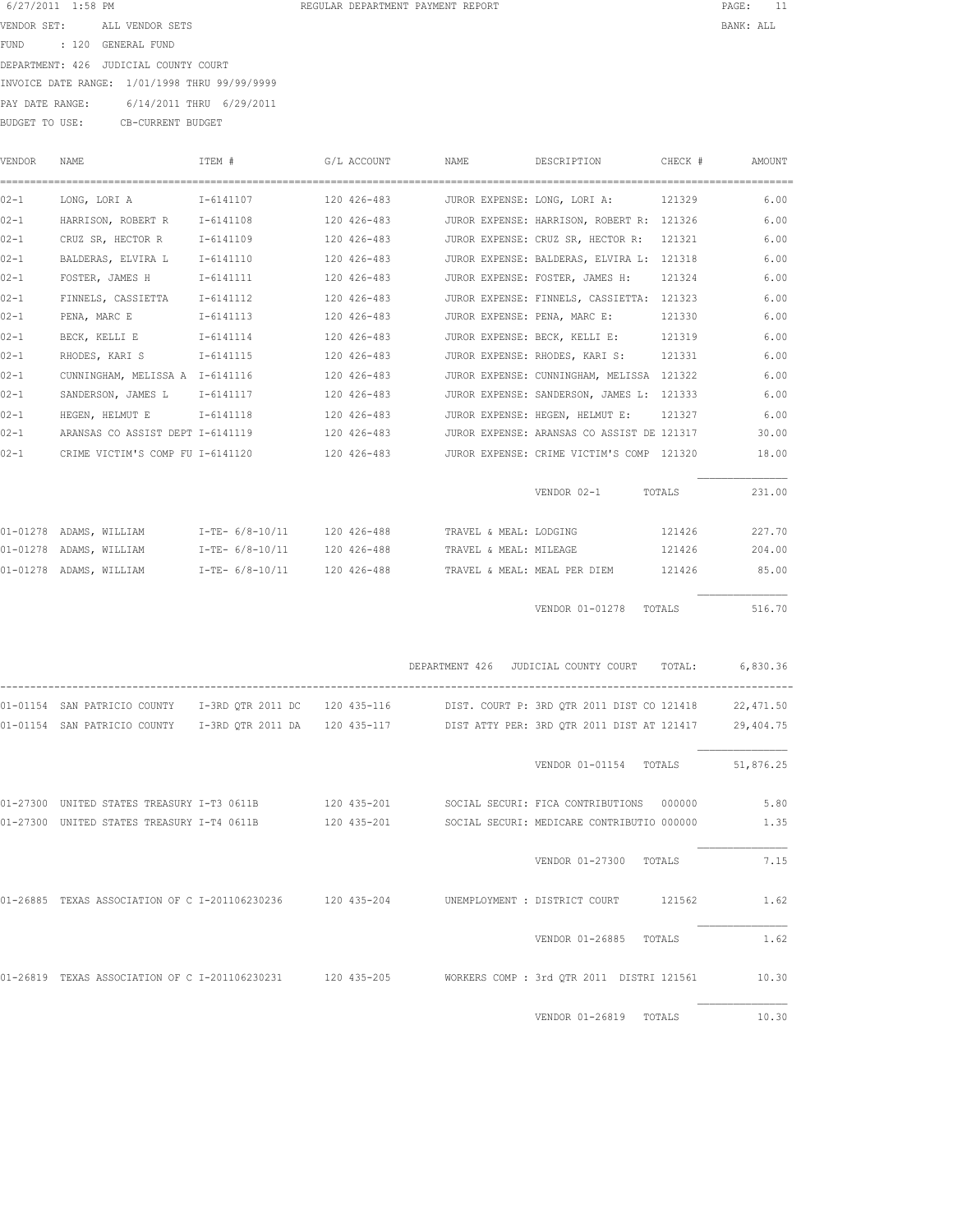6/27/2011 1:58 PM REGULAR DEPARTMENT PAYMENT REPORT

VENDOR SET: ALL VENDOR SETS BANK: ALL

FUND : 120 GENERAL FUND

DEPARTMENT: 426 JUDICIAL COUNTY COURT

INVOICE DATE RANGE: 1/01/1998 THRU 99/99/9999

PAY DATE RANGE: 6/14/2011 THRU 6/29/2011

BUDGET TO USE: CB-CURRENT BUDGET

| VENDOR | NAME | ITEM # | G/L ACCOUNT | NAME | DESCRIPTION | CHECK # | AMOUNT |
|---|---|---|---|---|---|---|---|
| 02-1 | LONG, LORI A | I-6141107 | 120 426-483 | JUROR EXPENSE: | LONG, LORI A: | 121329 | 6.00 |
| 02-1 | HARRISON, ROBERT R | I-6141108 | 120 426-483 | JUROR EXPENSE: | HARRISON, ROBERT R: | 121326 | 6.00 |
| 02-1 | CRUZ SR, HECTOR R | I-6141109 | 120 426-483 | JUROR EXPENSE: | CRUZ SR, HECTOR R: | 121321 | 6.00 |
| 02-1 | BALDERAS, ELVIRA L | I-6141110 | 120 426-483 | JUROR EXPENSE: | BALDERAS, ELVIRA L: | 121318 | 6.00 |
| 02-1 | FOSTER, JAMES H | I-6141111 | 120 426-483 | JUROR EXPENSE: | FOSTER, JAMES H: | 121324 | 6.00 |
| 02-1 | FINNELS, CASSIETTA | I-6141112 | 120 426-483 | JUROR EXPENSE: | FINNELS, CASSIETTA: | 121323 | 6.00 |
| 02-1 | PENA, MARC E | I-6141113 | 120 426-483 | JUROR EXPENSE: | PENA, MARC E: | 121330 | 6.00 |
| 02-1 | BECK, KELLI E | I-6141114 | 120 426-483 | JUROR EXPENSE: | BECK, KELLI E: | 121319 | 6.00 |
| 02-1 | RHODES, KARI S | I-6141115 | 120 426-483 | JUROR EXPENSE: | RHODES, KARI S: | 121331 | 6.00 |
| 02-1 | CUNNINGHAM, MELISSA A | I-6141116 | 120 426-483 | JUROR EXPENSE: | CUNNINGHAM, MELISSA | 121322 | 6.00 |
| 02-1 | SANDERSON, JAMES L | I-6141117 | 120 426-483 | JUROR EXPENSE: | SANDERSON, JAMES L: | 121333 | 6.00 |
| 02-1 | HEGEN, HELMUT E | I-6141118 | 120 426-483 | JUROR EXPENSE: | HEGEN, HELMUT E: | 121327 | 6.00 |
| 02-1 | ARANSAS CO ASSIST DEPT | I-6141119 | 120 426-483 | JUROR EXPENSE: | ARANSAS CO ASSIST DE | 121317 | 30.00 |
| 02-1 | CRIME VICTIM'S COMP FU | I-6141120 | 120 426-483 | JUROR EXPENSE: | CRIME VICTIM'S COMP | 121320 | 18.00 |
| | | | | | VENDOR 02-1 | TOTALS | 231.00 |
| 01-01278 | ADAMS, WILLIAM | I-TE- 6/8-10/11 | 120 426-488 | TRAVEL & MEAL: | LODGING | 121426 | 227.70 |
| 01-01278 | ADAMS, WILLIAM | I-TE- 6/8-10/11 | 120 426-488 | TRAVEL & MEAL: | MILEAGE | 121426 | 204.00 |
| 01-01278 | ADAMS, WILLIAM | I-TE- 6/8-10/11 | 120 426-488 | TRAVEL & MEAL: | MEAL PER DIEM | 121426 | 85.00 |
| | | | | | VENDOR 01-01278 | TOTALS | 516.70 |
| | | | | DEPARTMENT 426 | JUDICIAL COUNTY COURT | TOTAL: | 6,830.36 |
| 01-01154 | SAN PATRICIO COUNTY | I-3RD QTR 2011 DC | 120 435-116 | DIST. COURT P: | 3RD QTR 2011 DIST CO | 121418 | 22,471.50 |
| 01-01154 | SAN PATRICIO COUNTY | I-3RD QTR 2011 DA | 120 435-117 | DIST ATTY PER: | 3RD QTR 2011 DIST AT | 121417 | 29,404.75 |
| | | | | | VENDOR 01-01154 | TOTALS | 51,876.25 |
| 01-27300 | UNITED STATES TREASURY | I-T3 0611B | 120 435-201 | SOCIAL SECURI: | FICA CONTRIBUTIONS | 000000 | 5.80 |
| 01-27300 | UNITED STATES TREASURY | I-T4 0611B | 120 435-201 | SOCIAL SECURI: | MEDICARE CONTRIBUTIO | 000000 | 1.35 |
| | | | | | VENDOR 01-27300 | TOTALS | 7.15 |
| 01-26885 | TEXAS ASSOCIATION OF C | I-201106230236 | 120 435-204 | UNEMPLOYMENT : | DISTRICT COURT | 121562 | 1.62 |
| | | | | | VENDOR 01-26885 | TOTALS | 1.62 |
| 01-26819 | TEXAS ASSOCIATION OF C | I-201106230231 | 120 435-205 | WORKERS COMP : | 3rd QTR 2011 DISTRI | 121561 | 10.30 |
| | | | | | VENDOR 01-26819 | TOTALS | 10.30 |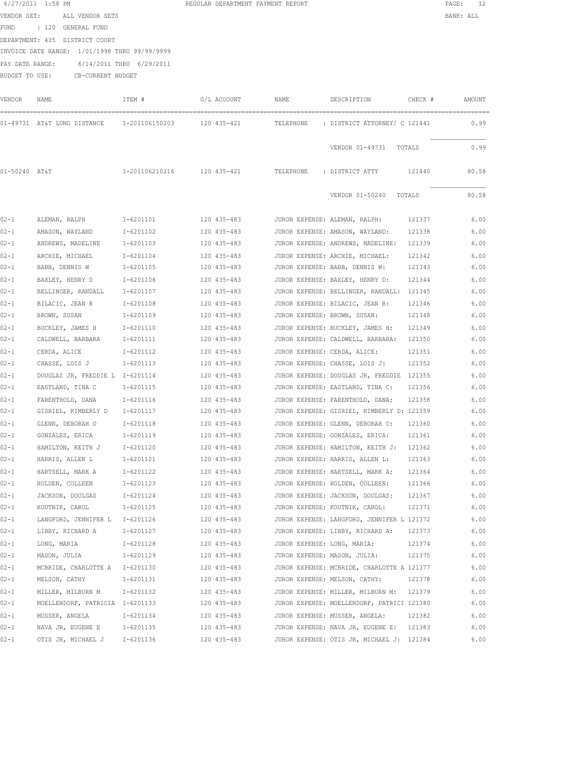6/27/2011 1:58 PM REGULAR DEPARTMENT PAYMENT REPORT

VENDOR SET: ALL VENDOR SETS BANK: ALL

FUND : 120 GENERAL FUND

DEPARTMENT: 435 DISTRICT COURT

INVOICE DATE RANGE: 1/01/1998 THRU 99/99/9999

PAY DATE RANGE: 6/14/2011 THRU 6/29/2011

BUDGET TO USE: CB-CURRENT BUDGET

| VENDOR | NAME | ITEM # | G/L ACCOUNT | NAME | DESCRIPTION | CHECK # | AMOUNT |
|---|---|---|---|---|---|---|---|
| 01-49731 | AT&T LONG DISTANCE | I-201106150203 | 120 435-421 | TELEPHONE | : DISTRICT ATTORNEY/ C | 121441 | 0.99 |
| | | | | | VENDOR 01-49731 TOTALS | | 0.99 |
| 01-50240 | AT&T | I-201106210216 | 120 435-421 | TELEPHONE | : DISTRICT ATTY | 121440 | 80.58 |
| | | | | | VENDOR 01-50240 TOTALS | | 80.58 |
| 02-1 | ALEMAN, RALPH | I-6201101 | 120 435-483 | JUROR EXPENSE: | ALEMAN, RALPH: | 121337 | 6.00 |
| 02-1 | AMASON, WAYLAND | I-6201102 | 120 435-483 | JUROR EXPENSE: | AMASON, WAYLAND: | 121338 | 6.00 |
| 02-1 | ANDREWS, MADELINE | I-6201103 | 120 435-483 | JUROR EXPENSE: | ANDREWS, MADELINE: | 121339 | 6.00 |
| 02-1 | ARCHIE, MICHAEL | I-6201104 | 120 435-483 | JUROR EXPENSE: | ARCHIE, MICHAEL: | 121342 | 6.00 |
| 02-1 | BABB, DENNIS W | I-6201105 | 120 435-483 | JUROR EXPENSE: | BABB, DENNIS W: | 121343 | 6.00 |
| 02-1 | BAXLEY, HENRY D | I-6201106 | 120 435-483 | JUROR EXPENSE: | BAXLEY, HENRY D: | 121344 | 6.00 |
| 02-1 | BELLINGER, RANDALL | I-6201107 | 120 435-483 | JUROR EXPENSE: | BELLINGER, RANDALL: | 121345 | 6.00 |
| 02-1 | BILACIC, JEAN R | I-6201108 | 120 435-483 | JUROR EXPENSE: | BILACIC, JEAN R: | 121346 | 6.00 |
| 02-1 | BROWN, SUSAN | I-6201109 | 120 435-483 | JUROR EXPENSE: | BROWN, SUSAN: | 121348 | 6.00 |
| 02-1 | BUCKLEY, JAMES H | I-6201110 | 120 435-483 | JUROR EXPENSE: | BUCKLEY, JAMES H: | 121349 | 6.00 |
| 02-1 | CALDWELL, BARBARA | I-6201111 | 120 435-483 | JUROR EXPENSE: | CALDWELL, BARBARA: | 121350 | 6.00 |
| 02-1 | CERDA, ALICE | I-6201112 | 120 435-483 | JUROR EXPENSE: | CERDA, ALICE: | 121351 | 6.00 |
| 02-1 | CHASSE, LOIS J | I-6201113 | 120 435-483 | JUROR EXPENSE: | CHASSE, LOIS J: | 121352 | 6.00 |
| 02-1 | DOUGLAS JR, FREDDIE L | I-6201114 | 120 435-483 | JUROR EXPENSE: | DOUGLAS JR, FREDDIE | 121355 | 6.00 |
| 02-1 | EASTLAND, TINA C | I-6201115 | 120 435-483 | JUROR EXPENSE: | EASTLAND, TINA C: | 121356 | 6.00 |
| 02-1 | FARENTHOLD, DANA | I-6201116 | 120 435-483 | JUROR EXPENSE: | FARENTHOLD, DANA: | 121358 | 6.00 |
| 02-1 | GISRIEL, KIMBERLY D | I-6201117 | 120 435-483 | JUROR EXPENSE: | GISRIEL, KIMBERLY D: | 121359 | 6.00 |
| 02-1 | GLENN, DEBORAH O | I-6201118 | 120 435-483 | JUROR EXPENSE: | GLENN, DEBORAH O: | 121360 | 6.00 |
| 02-1 | GONZALES, ERICA | I-6201119 | 120 435-483 | JUROR EXPENSE: | GONZALES, ERICA: | 121361 | 6.00 |
| 02-1 | HAMILTON, KEITH J | I-6201120 | 120 435-483 | JUROR EXPENSE: | HAMILTON, KEITH J: | 121362 | 6.00 |
| 02-1 | HARRIS, ALLEN L | I-6201121 | 120 435-483 | JUROR EXPENSE: | HARRIS, ALLEN L: | 121363 | 6.00 |
| 02-1 | HARTSELL, MARK A | I-6201122 | 120 435-483 | JUROR EXPENSE: | HARTSELL, MARK A: | 121364 | 6.00 |
| 02-1 | HOLDEN, COLLEEN | I-6201123 | 120 435-483 | JUROR EXPENSE: | HOLDEN, COLLEEN: | 121366 | 6.00 |
| 02-1 | JACKSON, DOUGLAS | I-6201124 | 120 435-483 | JUROR EXPENSE: | JACKSON, DOUGLAS: | 121367 | 6.00 |
| 02-1 | KOUTNIK, CAROL | I-6201125 | 120 435-483 | JUROR EXPENSE: | KOUTNIK, CAROL: | 121371 | 6.00 |
| 02-1 | LANGFORD, JENNIFER L | I-6201126 | 120 435-483 | JUROR EXPENSE: | LANGFORD, JENNIFER L | 121372 | 6.00 |
| 02-1 | LIBBY, RICHARD A | I-6201127 | 120 435-483 | JUROR EXPENSE: | LIBBY, RICHARD A: | 121373 | 6.00 |
| 02-1 | LONG, MARIA | I-6201128 | 120 435-483 | JUROR EXPENSE: | LONG, MARIA: | 121374 | 6.00 |
| 02-1 | MASON, JULIA | I-6201129 | 120 435-483 | JUROR EXPENSE: | MASON, JULIA: | 121375 | 6.00 |
| 02-1 | MCBRIDE, CHARLOTTE A | I-6201130 | 120 435-483 | JUROR EXPENSE: | MCBRIDE, CHARLOTTE A | 121377 | 6.00 |
| 02-1 | MELSON, CATHY | I-6201131 | 120 435-483 | JUROR EXPENSE: | MELSON, CATHY: | 121378 | 6.00 |
| 02-1 | MILLER, MILBURN M | I-6201132 | 120 435-483 | JUROR EXPENSE: | MILLER, MILBURN M: | 121379 | 6.00 |
| 02-1 | MOELLENDORF, PATRICIA | I-6201133 | 120 435-483 | JUROR EXPENSE: | MOELLENDORF, PATRICI | 121380 | 6.00 |
| 02-1 | MUSSER, ANGELA | I-6201134 | 120 435-483 | JUROR EXPENSE: | MUSSER, ANGELA: | 121382 | 6.00 |
| 02-1 | NAVA JR, EUGENE E | I-6201135 | 120 435-483 | JUROR EXPENSE: | NAVA JR, EUGENE E: | 121383 | 6.00 |
| 02-1 | OTIS JR, MICHAEL J | I-6201136 | 120 435-483 | JUROR EXPENSE: | OTIS JR, MICHAEL J: | 121384 | 6.00 |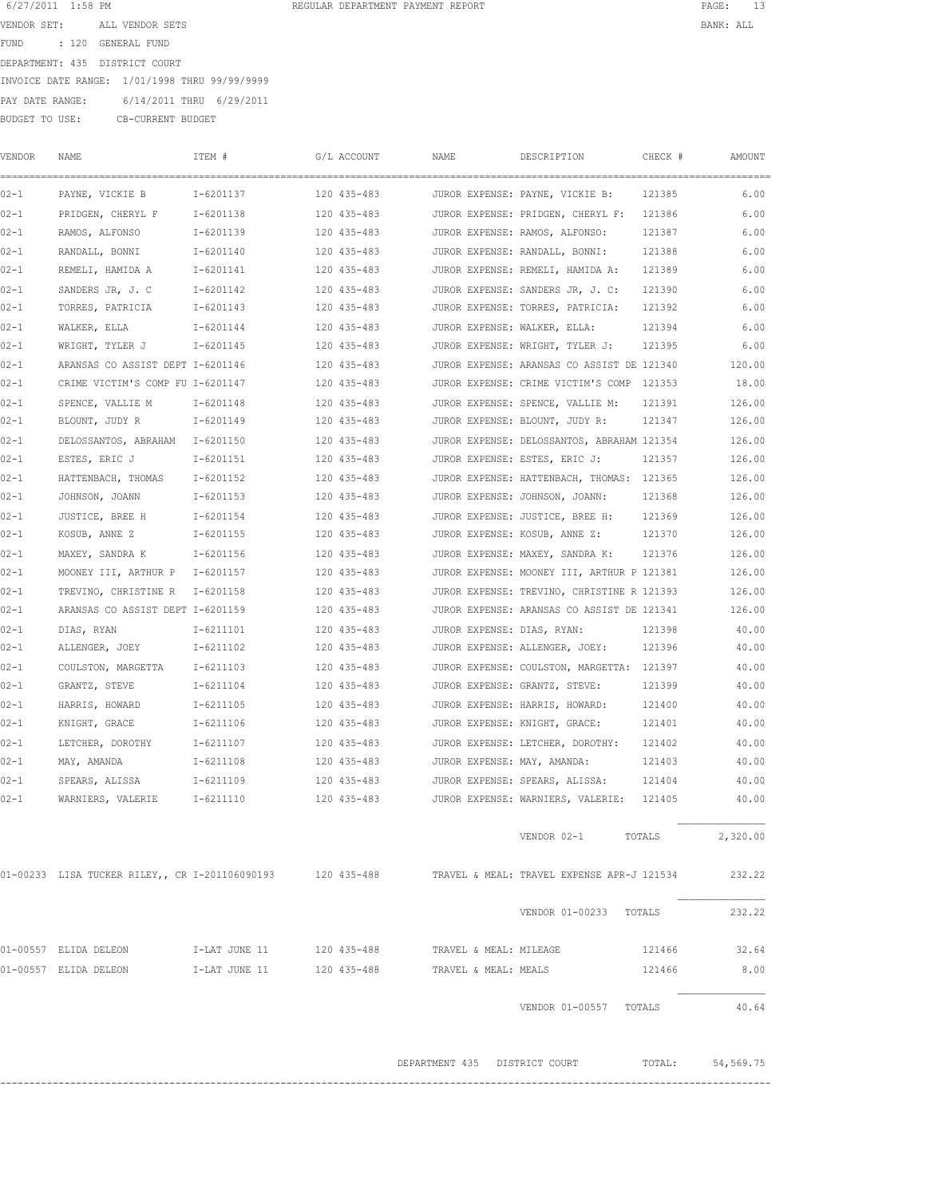6/27/2011 1:58 PM REGULAR DEPARTMENT PAYMENT REPORT

VENDOR SET: ALL VENDOR SETS BANK: ALL

FUND : 120 GENERAL FUND

DEPARTMENT: 435 DISTRICT COURT

INVOICE DATE RANGE: 1/01/1998 THRU 99/99/9999

PAY DATE RANGE: 6/14/2011 THRU 6/29/2011

BUDGET TO USE: CB-CURRENT BUDGET

| VENDOR | NAME | ITEM # | G/L ACCOUNT | NAME | DESCRIPTION | CHECK # | AMOUNT |
|---|---|---|---|---|---|---|---|
| 02-1 | PAYNE, VICKIE B | I-6201137 | 120 435-483 | JUROR EXPENSE: PAYNE, VICKIE B: | | 121385 | 6.00 |
| 02-1 | PRIDGEN, CHERYL F | I-6201138 | 120 435-483 | JUROR EXPENSE: PRIDGEN, CHERYL F: | | 121386 | 6.00 |
| 02-1 | RAMOS, ALFONSO | I-6201139 | 120 435-483 | JUROR EXPENSE: RAMOS, ALFONSO: | | 121387 | 6.00 |
| 02-1 | RANDALL, BONNI | I-6201140 | 120 435-483 | JUROR EXPENSE: RANDALL, BONNI: | | 121388 | 6.00 |
| 02-1 | REMELI, HAMIDA A | I-6201141 | 120 435-483 | JUROR EXPENSE: REMELI, HAMIDA A: | | 121389 | 6.00 |
| 02-1 | SANDERS JR, J. C | I-6201142 | 120 435-483 | JUROR EXPENSE: SANDERS JR, J. C: | | 121390 | 6.00 |
| 02-1 | TORRES, PATRICIA | I-6201143 | 120 435-483 | JUROR EXPENSE: TORRES, PATRICIA: | | 121392 | 6.00 |
| 02-1 | WALKER, ELLA | I-6201144 | 120 435-483 | JUROR EXPENSE: WALKER, ELLA: | | 121394 | 6.00 |
| 02-1 | WRIGHT, TYLER J | I-6201145 | 120 435-483 | JUROR EXPENSE: WRIGHT, TYLER J: | | 121395 | 6.00 |
| 02-1 | ARANSAS CO ASSIST DEPT | I-6201146 | 120 435-483 | JUROR EXPENSE: ARANSAS CO ASSIST DE | | 121340 | 120.00 |
| 02-1 | CRIME VICTIM'S COMP FU | I-6201147 | 120 435-483 | JUROR EXPENSE: CRIME VICTIM'S COMP | | 121353 | 18.00 |
| 02-1 | SPENCE, VALLIE M | I-6201148 | 120 435-483 | JUROR EXPENSE: SPENCE, VALLIE M: | | 121391 | 126.00 |
| 02-1 | BLOUNT, JUDY R | I-6201149 | 120 435-483 | JUROR EXPENSE: BLOUNT, JUDY R: | | 121347 | 126.00 |
| 02-1 | DELOSSANTOS, ABRAHAM | I-6201150 | 120 435-483 | JUROR EXPENSE: DELOSSANTOS, ABRAHAM | | 121354 | 126.00 |
| 02-1 | ESTES, ERIC J | I-6201151 | 120 435-483 | JUROR EXPENSE: ESTES, ERIC J: | | 121357 | 126.00 |
| 02-1 | HATTENBACH, THOMAS | I-6201152 | 120 435-483 | JUROR EXPENSE: HATTENBACH, THOMAS: | | 121365 | 126.00 |
| 02-1 | JOHNSON, JOANN | I-6201153 | 120 435-483 | JUROR EXPENSE: JOHNSON, JOANN: | | 121368 | 126.00 |
| 02-1 | JUSTICE, BREE H | I-6201154 | 120 435-483 | JUROR EXPENSE: JUSTICE, BREE H: | | 121369 | 126.00 |
| 02-1 | KOSUB, ANNE Z | I-6201155 | 120 435-483 | JUROR EXPENSE: KOSUB, ANNE Z: | | 121370 | 126.00 |
| 02-1 | MAXEY, SANDRA K | I-6201156 | 120 435-483 | JUROR EXPENSE: MAXEY, SANDRA K: | | 121376 | 126.00 |
| 02-1 | MOONEY III, ARTHUR P | I-6201157 | 120 435-483 | JUROR EXPENSE: MOONEY III, ARTHUR P | | 121381 | 126.00 |
| 02-1 | TREVINO, CHRISTINE R | I-6201158 | 120 435-483 | JUROR EXPENSE: TREVINO, CHRISTINE R | | 121393 | 126.00 |
| 02-1 | ARANSAS CO ASSIST DEPT | I-6201159 | 120 435-483 | JUROR EXPENSE: ARANSAS CO ASSIST DE | | 121341 | 126.00 |
| 02-1 | DIAS, RYAN | I-6211101 | 120 435-483 | JUROR EXPENSE: DIAS, RYAN: | | 121398 | 40.00 |
| 02-1 | ALLENGER, JOEY | I-6211102 | 120 435-483 | JUROR EXPENSE: ALLENGER, JOEY: | | 121396 | 40.00 |
| 02-1 | COULSTON, MARGETTA | I-6211103 | 120 435-483 | JUROR EXPENSE: COULSTON, MARGETTA: | | 121397 | 40.00 |
| 02-1 | GRANTZ, STEVE | I-6211104 | 120 435-483 | JUROR EXPENSE: GRANTZ, STEVE: | | 121399 | 40.00 |
| 02-1 | HARRIS, HOWARD | I-6211105 | 120 435-483 | JUROR EXPENSE: HARRIS, HOWARD: | | 121400 | 40.00 |
| 02-1 | KNIGHT, GRACE | I-6211106 | 120 435-483 | JUROR EXPENSE: KNIGHT, GRACE: | | 121401 | 40.00 |
| 02-1 | LETCHER, DOROTHY | I-6211107 | 120 435-483 | JUROR EXPENSE: LETCHER, DOROTHY: | | 121402 | 40.00 |
| 02-1 | MAY, AMANDA | I-6211108 | 120 435-483 | JUROR EXPENSE: MAY, AMANDA: | | 121403 | 40.00 |
| 02-1 | SPEARS, ALISSA | I-6211109 | 120 435-483 | JUROR EXPENSE: SPEARS, ALISSA: | | 121404 | 40.00 |
| 02-1 | WARNIERS, VALERIE | I-6211110 | 120 435-483 | JUROR EXPENSE: WARNIERS, VALERIE: | | 121405 | 40.00 |
| | | | | | VENDOR 02-1 | TOTALS | 2,320.00 |
| 01-00233 | LISA TUCKER RILEY,, CR | I-201106090193 | 120 435-488 | TRAVEL & MEAL: TRAVEL EXPENSE APR-J | | 121534 | 232.22 |
| | | | | | VENDOR 01-00233 | TOTALS | 232.22 |
| 01-00557 | ELIDA DELEON | I-LAT JUNE 11 | 120 435-488 | TRAVEL & MEAL: MILEAGE | | 121466 | 32.64 |
| 01-00557 | ELIDA DELEON | I-LAT JUNE 11 | 120 435-488 | TRAVEL & MEAL: MEALS | | 121466 | 8.00 |
| | | | | | VENDOR 01-00557 | TOTALS | 40.64 |

DEPARTMENT 435 DISTRICT COURT TOTAL: 54,569.75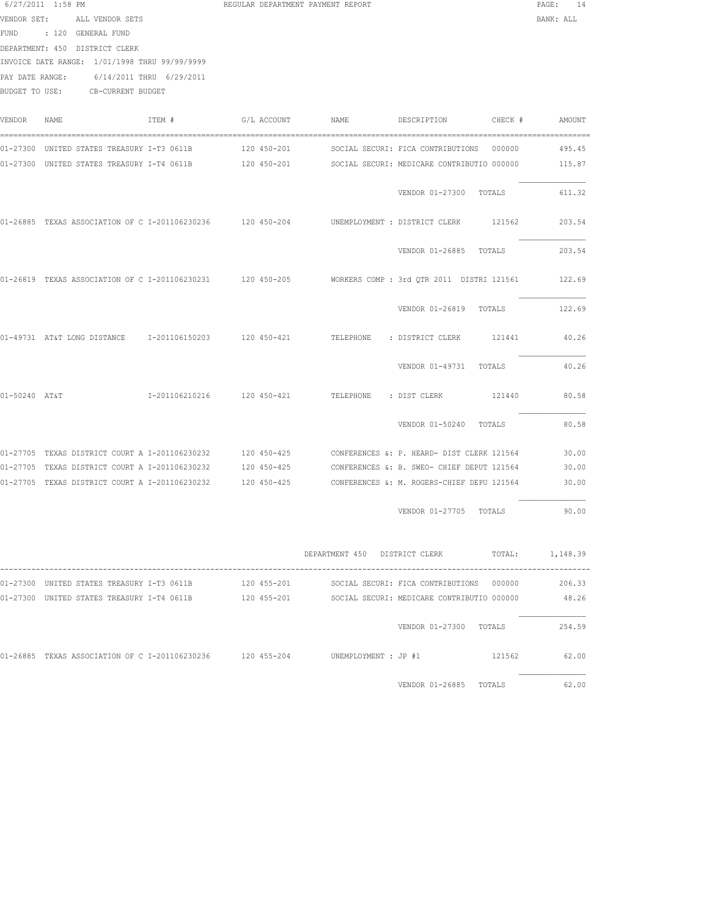6/27/2011 1:58 PM REGULAR DEPARTMENT PAYMENT REPORT PAGE: 14

VENDOR SET: ALL VENDOR SETS BANK: ALL

FUND : 120 GENERAL FUND

DEPARTMENT: 450 DISTRICT CLERK

INVOICE DATE RANGE: 1/01/1998 THRU 99/99/9999

PAY DATE RANGE: 6/14/2011 THRU 6/29/2011

BUDGET TO USE: CB-CURRENT BUDGET

| VENDOR | NAME | ITEM # | G/L ACCOUNT | NAME | DESCRIPTION | CHECK # | AMOUNT |
|---|---|---|---|---|---|---|---|
| 01-27300 | UNITED STATES TREASURY | I-T3 0611B | 120 450-201 | SOCIAL SECURI: | FICA CONTRIBUTIONS | 000000 | 495.45 |
| 01-27300 | UNITED STATES TREASURY | I-T4 0611B | 120 450-201 | SOCIAL SECURI: | MEDICARE CONTRIBUTIO | 000000 | 115.87 |
| | | | | | VENDOR 01-27300 TOTALS | | 611.32 |
| 01-26885 | TEXAS ASSOCIATION OF C | I-201106230236 | 120 450-204 | UNEMPLOYMENT : | DISTRICT CLERK | 121562 | 203.54 |
| | | | | | VENDOR 01-26885 TOTALS | | 203.54 |
| 01-26819 | TEXAS ASSOCIATION OF C | I-201106230231 | 120 450-205 | WORKERS COMP : | 3rd QTR 2011 DISTRI | 121561 | 122.69 |
| | | | | | VENDOR 01-26819 TOTALS | | 122.69 |
| 01-49731 | AT&T LONG DISTANCE | I-201106150203 | 120 450-421 | TELEPHONE : | DISTRICT CLERK | 121441 | 40.26 |
| | | | | | VENDOR 01-49731 TOTALS | | 40.26 |
| 01-50240 | AT&T | I-201106210216 | 120 450-421 | TELEPHONE : | DIST CLERK | 121440 | 80.58 |
| | | | | | VENDOR 01-50240 TOTALS | | 80.58 |
| 01-27705 | TEXAS DISTRICT COURT A | I-201106230232 | 120 450-425 | CONFERENCES &: | P. HEARD- DIST CLERK | 121564 | 30.00 |
| 01-27705 | TEXAS DISTRICT COURT A | I-201106230232 | 120 450-425 | CONFERENCES &: | B. SWEO- CHIEF DEPUT | 121564 | 30.00 |
| 01-27705 | TEXAS DISTRICT COURT A | I-201106230232 | 120 450-425 | CONFERENCES &: | M. ROGERS-CHIEF DEPU | 121564 | 30.00 |
| | | | | | VENDOR 01-27705 TOTALS | | 90.00 |
| | | | | DEPARTMENT 450 | DISTRICT CLERK | TOTAL: | 1,148.39 |
| 01-27300 | UNITED STATES TREASURY | I-T3 0611B | 120 455-201 | SOCIAL SECURI: | FICA CONTRIBUTIONS | 000000 | 206.33 |
| 01-27300 | UNITED STATES TREASURY | I-T4 0611B | 120 455-201 | SOCIAL SECURI: | MEDICARE CONTRIBUTIO | 000000 | 48.26 |
| | | | | | VENDOR 01-27300 TOTALS | | 254.59 |
| 01-26885 | TEXAS ASSOCIATION OF C | I-201106230236 | 120 455-204 | UNEMPLOYMENT : | JP #1 | 121562 | 62.00 |
| | | | | | VENDOR 01-26885 TOTALS | | 62.00 |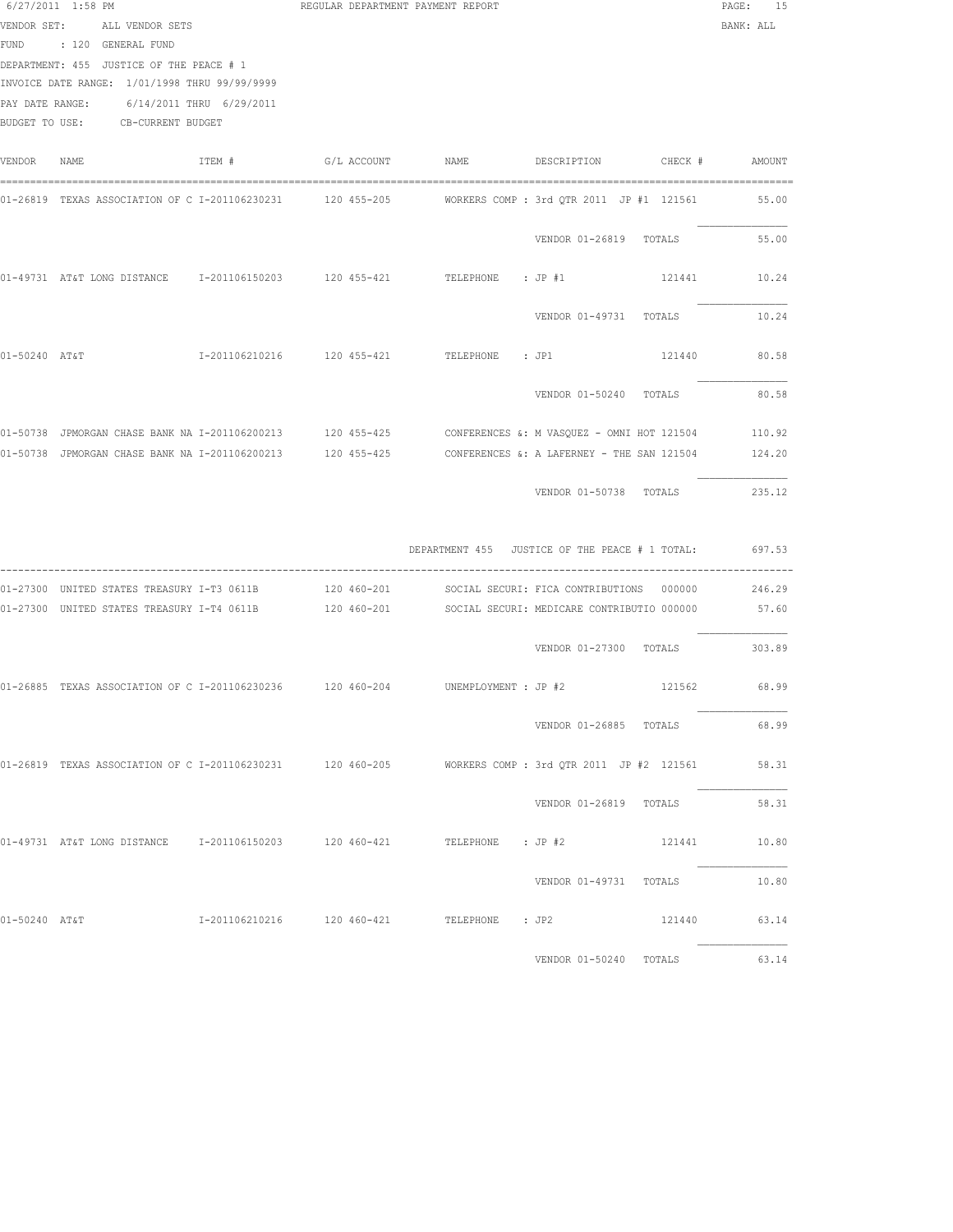6/27/2011 1:58 PM REGULAR DEPARTMENT PAYMENT REPORT

VENDOR SET: ALL VENDOR SETS BANK: ALL

FUND : 120 GENERAL FUND

DEPARTMENT: 455 JUSTICE OF THE PEACE # 1

INVOICE DATE RANGE: 1/01/1998 THRU 99/99/9999

PAY DATE RANGE: 6/14/2011 THRU 6/29/2011

BUDGET TO USE: CB-CURRENT BUDGET

| VENDOR | NAME | ITEM # | G/L ACCOUNT | NAME | DESCRIPTION | CHECK # | AMOUNT |
|---|---|---|---|---|---|---|---|
| 01-26819 | TEXAS ASSOCIATION OF C | I-201106230231 | 120 455-205 | WORKERS COMP | : 3rd QTR 2011 JP #1 | 121561 | 55.00 |
| | | | | | VENDOR 01-26819 TOTALS | | 55.00 |
| 01-49731 | AT&T LONG DISTANCE | I-201106150203 | 120 455-421 | TELEPHONE | : JP #1 | 121441 | 10.24 |
| | | | | | VENDOR 01-49731 TOTALS | | 10.24 |
| 01-50240 | AT&T | I-201106210216 | 120 455-421 | TELEPHONE | : JP1 | 121440 | 80.58 |
| | | | | | VENDOR 01-50240 TOTALS | | 80.58 |
| 01-50738 | JPMORGAN CHASE BANK NA | I-201106200213 | 120 455-425 | CONFERENCES &: | M VASQUEZ - OMNI HOT | 121504 | 110.92 |
| 01-50738 | JPMORGAN CHASE BANK NA | I-201106200213 | 120 455-425 | CONFERENCES &: | A LAFERNEY - THE SAN | 121504 | 124.20 |
| | | | | | VENDOR 01-50738 TOTALS | | 235.12 |
| | | | | DEPARTMENT 455 | JUSTICE OF THE PEACE # 1 TOTAL: | | 697.53 |
| 01-27300 | UNITED STATES TREASURY | I-T3 0611B | 120 460-201 | SOCIAL SECURI: | FICA CONTRIBUTIONS | 000000 | 246.29 |
| 01-27300 | UNITED STATES TREASURY | I-T4 0611B | 120 460-201 | SOCIAL SECURI: | MEDICARE CONTRIBUTIO | 000000 | 57.60 |
| | | | | | VENDOR 01-27300 TOTALS | | 303.89 |
| 01-26885 | TEXAS ASSOCIATION OF C | I-201106230236 | 120 460-204 | UNEMPLOYMENT | : JP #2 | 121562 | 68.99 |
| | | | | | VENDOR 01-26885 TOTALS | | 68.99 |
| 01-26819 | TEXAS ASSOCIATION OF C | I-201106230231 | 120 460-205 | WORKERS COMP | : 3rd QTR 2011 JP #2 | 121561 | 58.31 |
| | | | | | VENDOR 01-26819 TOTALS | | 58.31 |
| 01-49731 | AT&T LONG DISTANCE | I-201106150203 | 120 460-421 | TELEPHONE | : JP #2 | 121441 | 10.80 |
| | | | | | VENDOR 01-49731 TOTALS | | 10.80 |
| 01-50240 | AT&T | I-201106210216 | 120 460-421 | TELEPHONE | : JP2 | 121440 | 63.14 |
| | | | | | VENDOR 01-50240 TOTALS | | 63.14 |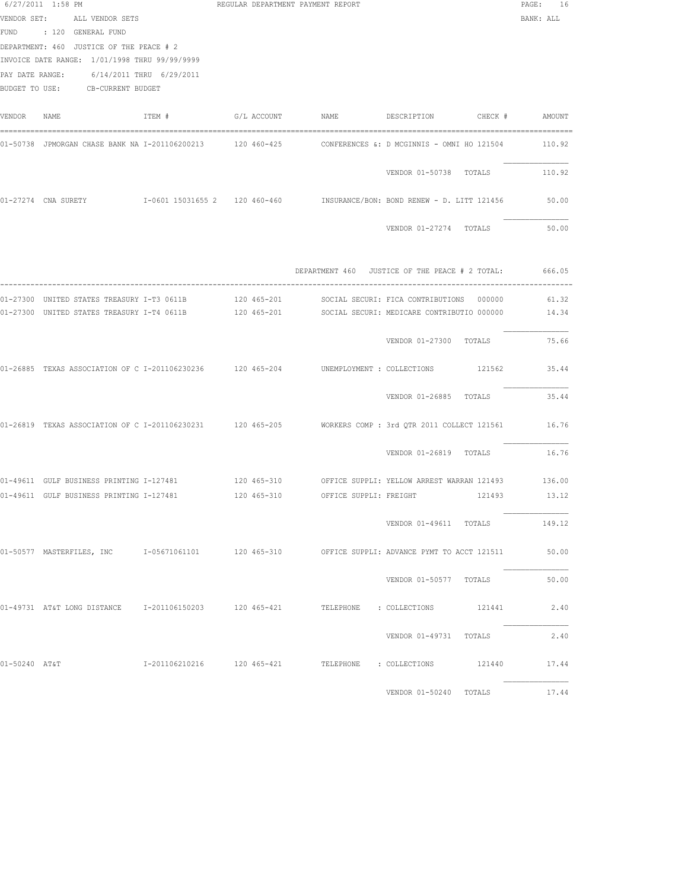6/27/2011 1:58 PM REGULAR DEPARTMENT PAYMENT REPORT

VENDOR SET: ALL VENDOR SETS BANK: ALL

FUND : 120 GENERAL FUND

DEPARTMENT: 460 JUSTICE OF THE PEACE # 2

INVOICE DATE RANGE: 1/01/1998 THRU 99/99/9999

PAY DATE RANGE: 6/14/2011 THRU 6/29/2011

BUDGET TO USE: CB-CURRENT BUDGET

| VENDOR | NAME | ITEM # | G/L ACCOUNT | NAME | DESCRIPTION | CHECK # | AMOUNT |
|---|---|---|---|---|---|---|---|
| 01-50738 | JPMORGAN CHASE BANK NA | I-201106200213 | 120 460-425 | CONFERENCES &: | D MCGINNIS - OMNI HO | 121504 | 110.92 |
| | | | | | VENDOR 01-50738 TOTALS | | 110.92 |
| 01-27274 | CNA SURETY | I-0601 15031655 2 | 120 460-460 | INSURANCE/BON: | BOND RENEW - D. LITT | 121456 | 50.00 |
| | | | | | VENDOR 01-27274 TOTALS | | 50.00 |
| | | | | DEPARTMENT 460 | JUSTICE OF THE PEACE # 2 TOTAL: | | 666.05 |
| 01-27300 | UNITED STATES TREASURY | I-T3 0611B | 120 465-201 | SOCIAL SECURI: | FICA CONTRIBUTIONS | 000000 | 61.32 |
| 01-27300 | UNITED STATES TREASURY | I-T4 0611B | 120 465-201 | SOCIAL SECURI: | MEDICARE CONTRIBUTIO | 000000 | 14.34 |
| | | | | | VENDOR 01-27300 TOTALS | | 75.66 |
| 01-26885 | TEXAS ASSOCIATION OF C | I-201106230236 | 120 465-204 | UNEMPLOYMENT : | COLLECTIONS | 121562 | 35.44 |
| | | | | | VENDOR 01-26885 TOTALS | | 35.44 |
| 01-26819 | TEXAS ASSOCIATION OF C | I-201106230231 | 120 465-205 | WORKERS COMP : | 3rd QTR 2011 COLLECT | 121561 | 16.76 |
| | | | | | VENDOR 01-26819 TOTALS | | 16.76 |
| 01-49611 | GULF BUSINESS PRINTING | I-127481 | 120 465-310 | OFFICE SUPPLI: | YELLOW ARREST WARRAN | 121493 | 136.00 |
| 01-49611 | GULF BUSINESS PRINTING | I-127481 | 120 465-310 | OFFICE SUPPLI: | FREIGHT | 121493 | 13.12 |
| | | | | | VENDOR 01-49611 TOTALS | | 149.12 |
| 01-50577 | MASTERFILES, INC | I-05671061101 | 120 465-310 | OFFICE SUPPLI: | ADVANCE PYMT TO ACCT | 121511 | 50.00 |
| | | | | | VENDOR 01-50577 TOTALS | | 50.00 |
| 01-49731 | AT&T LONG DISTANCE | I-201106150203 | 120 465-421 | TELEPHONE : | COLLECTIONS | 121441 | 2.40 |
| | | | | | VENDOR 01-49731 TOTALS | | 2.40 |
| 01-50240 | AT&T | I-201106210216 | 120 465-421 | TELEPHONE : | COLLECTIONS | 121440 | 17.44 |
| | | | | | VENDOR 01-50240 TOTALS | | 17.44 |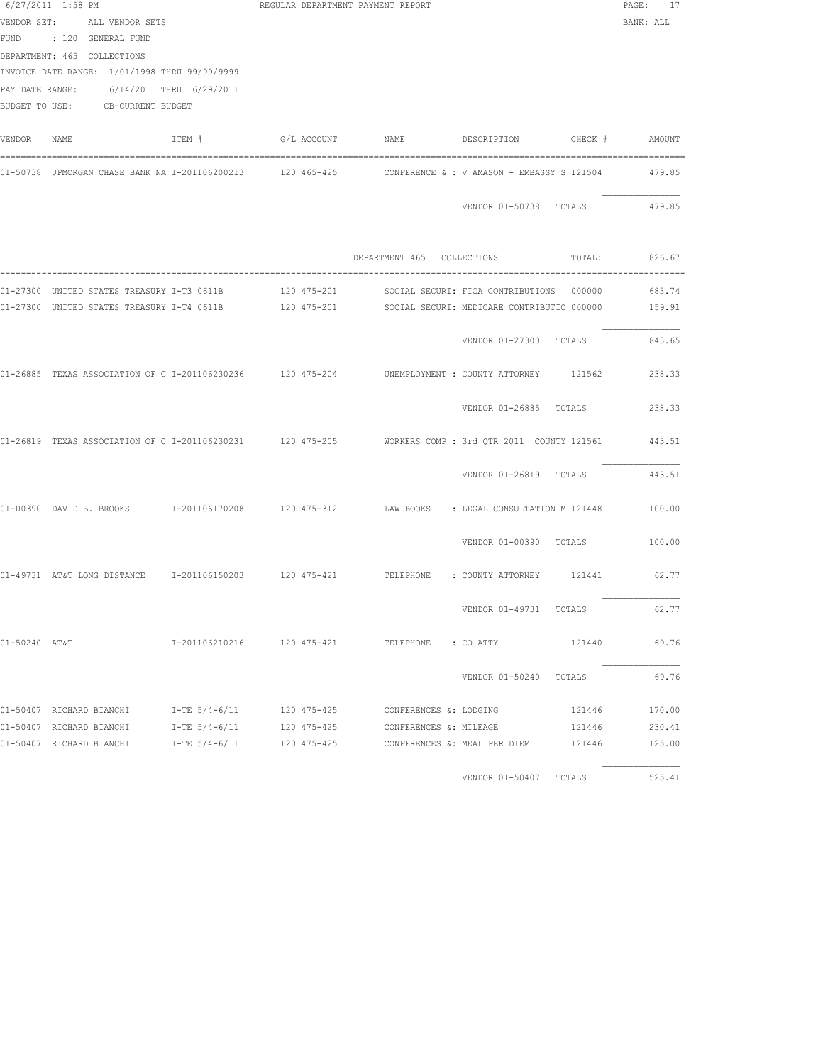6/27/2011 1:58 PM REGULAR DEPARTMENT PAYMENT REPORT

VENDOR SET: ALL VENDOR SETS BANK: ALL

FUND : 120 GENERAL FUND

DEPARTMENT: 465 COLLECTIONS

INVOICE DATE RANGE: 1/01/1998 THRU 99/99/9999

PAY DATE RANGE: 6/14/2011 THRU 6/29/2011

BUDGET TO USE: CB-CURRENT BUDGET

| VENDOR | NAME | ITEM # | G/L ACCOUNT | NAME | DESCRIPTION | CHECK # | AMOUNT |
|---|---|---|---|---|---|---|---|
| 01-50738 | JPMORGAN CHASE BANK NA | I-201106200213 | 120 465-425 | CONFERENCE & | : V AMASON - EMBASSY S | 121504 | 479.85 |
| | | | | | VENDOR 01-50738 TOTALS | | 479.85 |
| | | | | DEPARTMENT 465 | COLLECTIONS | TOTAL: | 826.67 |
| 01-27300 | UNITED STATES TREASURY | I-T3 0611B | 120 475-201 | SOCIAL SECURI | : FICA CONTRIBUTIONS | 000000 | 683.74 |
| 01-27300 | UNITED STATES TREASURY | I-T4 0611B | 120 475-201 | SOCIAL SECURI | : MEDICARE CONTRIBUTIO | 000000 | 159.91 |
| | | | | | VENDOR 01-27300 TOTALS | | 843.65 |
| 01-26885 | TEXAS ASSOCIATION OF C | I-201106230236 | 120 475-204 | UNEMPLOYMENT | : COUNTY ATTORNEY | 121562 | 238.33 |
| | | | | | VENDOR 01-26885 TOTALS | | 238.33 |
| 01-26819 | TEXAS ASSOCIATION OF C | I-201106230231 | 120 475-205 | WORKERS COMP | : 3rd QTR 2011 COUNTY | 121561 | 443.51 |
| | | | | | VENDOR 01-26819 TOTALS | | 443.51 |
| 01-00390 | DAVID B. BROOKS | I-201106170208 | 120 475-312 | LAW BOOKS | : LEGAL CONSULTATION M | 121448 | 100.00 |
| | | | | | VENDOR 01-00390 TOTALS | | 100.00 |
| 01-49731 | AT&T LONG DISTANCE | I-201106150203 | 120 475-421 | TELEPHONE | : COUNTY ATTORNEY | 121441 | 62.77 |
| | | | | | VENDOR 01-49731 TOTALS | | 62.77 |
| 01-50240 | AT&T | I-201106210216 | 120 475-421 | TELEPHONE | : CO ATTY | 121440 | 69.76 |
| | | | | | VENDOR 01-50240 TOTALS | | 69.76 |
| 01-50407 | RICHARD BIANCHI | I-TE 5/4-6/11 | 120 475-425 | CONFERENCES & | : LODGING | 121446 | 170.00 |
| 01-50407 | RICHARD BIANCHI | I-TE 5/4-6/11 | 120 475-425 | CONFERENCES & | : MILEAGE | 121446 | 230.41 |
| 01-50407 | RICHARD BIANCHI | I-TE 5/4-6/11 | 120 475-425 | CONFERENCES & | : MEAL PER DIEM | 121446 | 125.00 |
| | | | | | VENDOR 01-50407 TOTALS | | 525.41 |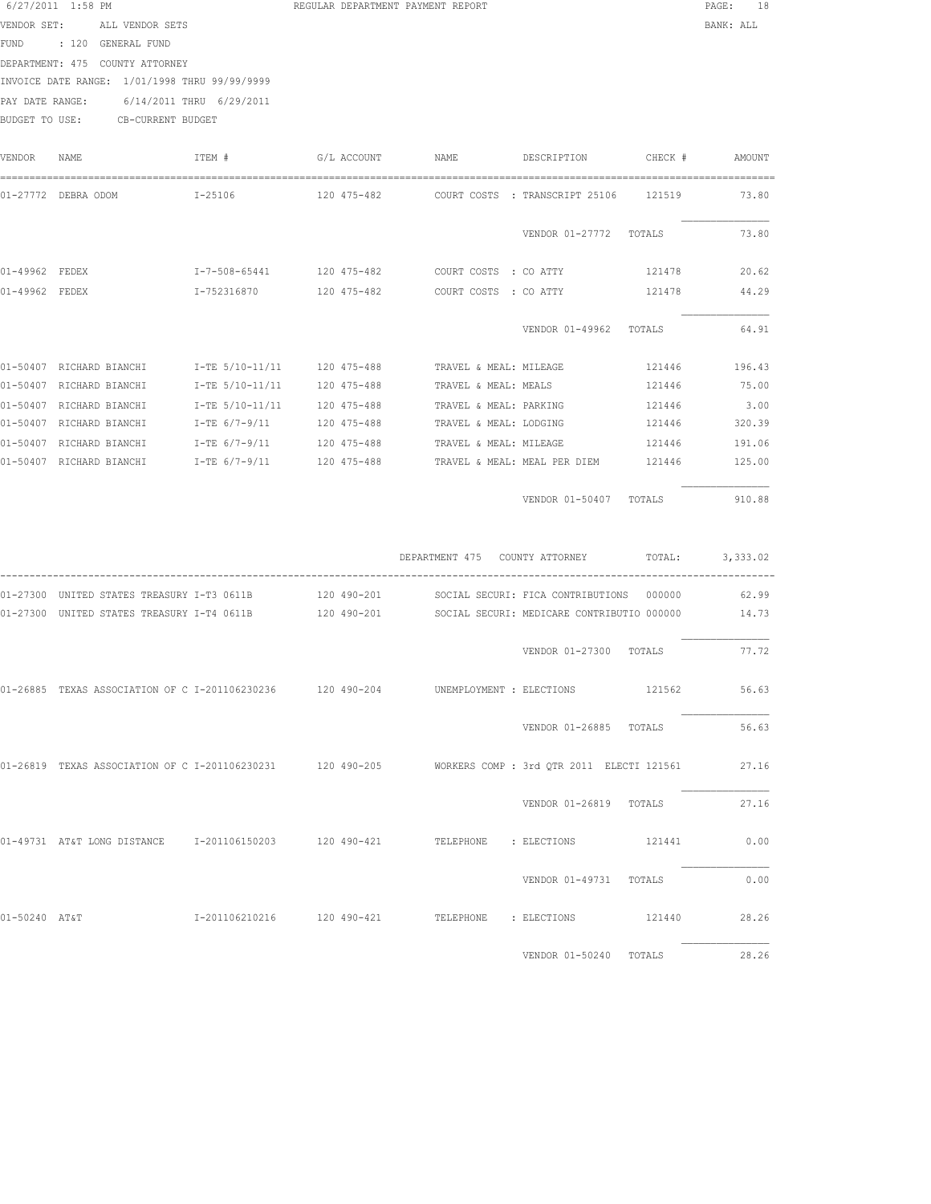6/27/2011 1:58 PM REGULAR DEPARTMENT PAYMENT REPORT

VENDOR SET: ALL VENDOR SETS BANK: ALL

FUND : 120 GENERAL FUND

DEPARTMENT: 475 COUNTY ATTORNEY

INVOICE DATE RANGE: 1/01/1998 THRU 99/99/9999

PAY DATE RANGE: 6/14/2011 THRU 6/29/2011

BUDGET TO USE: CB-CURRENT BUDGET

| VENDOR | NAME | ITEM # | G/L ACCOUNT | NAME | DESCRIPTION | CHECK # | AMOUNT |
|---|---|---|---|---|---|---|---|
| 01-27772 | DEBRA ODOM | I-25106 | 120 475-482 | COURT COSTS | : TRANSCRIPT 25106 | 121519 | 73.80 |
| | | | | | VENDOR 01-27772 TOTALS | | 73.80 |
| 01-49962 | FEDEX | I-7-508-65441 | 120 475-482 | COURT COSTS | : CO ATTY | 121478 | 20.62 |
| 01-49962 | FEDEX | I-752316870 | 120 475-482 | COURT COSTS | : CO ATTY | 121478 | 44.29 |
| | | | | | VENDOR 01-49962 TOTALS | | 64.91 |
| 01-50407 | RICHARD BIANCHI | I-TE 5/10-11/11 | 120 475-488 | TRAVEL & MEAL: | MILEAGE | 121446 | 196.43 |
| 01-50407 | RICHARD BIANCHI | I-TE 5/10-11/11 | 120 475-488 | TRAVEL & MEAL: | MEALS | 121446 | 75.00 |
| 01-50407 | RICHARD BIANCHI | I-TE 5/10-11/11 | 120 475-488 | TRAVEL & MEAL: | PARKING | 121446 | 3.00 |
| 01-50407 | RICHARD BIANCHI | I-TE 6/7-9/11 | 120 475-488 | TRAVEL & MEAL: | LODGING | 121446 | 320.39 |
| 01-50407 | RICHARD BIANCHI | I-TE 6/7-9/11 | 120 475-488 | TRAVEL & MEAL: | MILEAGE | 121446 | 191.06 |
| 01-50407 | RICHARD BIANCHI | I-TE 6/7-9/11 | 120 475-488 | TRAVEL & MEAL: | MEAL PER DIEM | 121446 | 125.00 |
| | | | | | VENDOR 01-50407 TOTALS | | 910.88 |
| | | | | DEPARTMENT 475 | COUNTY ATTORNEY | TOTAL: | 3,333.02 |
| 01-27300 | UNITED STATES TREASURY | I-T3 0611B | 120 490-201 | SOCIAL SECURI: | FICA CONTRIBUTIONS | 000000 | 62.99 |
| 01-27300 | UNITED STATES TREASURY | I-T4 0611B | 120 490-201 | SOCIAL SECURI: | MEDICARE CONTRIBUTIO | 000000 | 14.73 |
| | | | | | VENDOR 01-27300 TOTALS | | 77.72 |
| 01-26885 | TEXAS ASSOCIATION OF C | I-201106230236 | 120 490-204 | UNEMPLOYMENT : | ELECTIONS | 121562 | 56.63 |
| | | | | | VENDOR 01-26885 TOTALS | | 56.63 |
| 01-26819 | TEXAS ASSOCIATION OF C | I-201106230231 | 120 490-205 | WORKERS COMP : | 3rd QTR 2011 ELECTI | 121561 | 27.16 |
| | | | | | VENDOR 01-26819 TOTALS | | 27.16 |
| 01-49731 | AT&T LONG DISTANCE | I-201106150203 | 120 490-421 | TELEPHONE | : ELECTIONS | 121441 | 0.00 |
| | | | | | VENDOR 01-49731 TOTALS | | 0.00 |
| 01-50240 | AT&T | I-201106210216 | 120 490-421 | TELEPHONE | : ELECTIONS | 121440 | 28.26 |
| | | | | | VENDOR 01-50240 TOTALS | | 28.26 |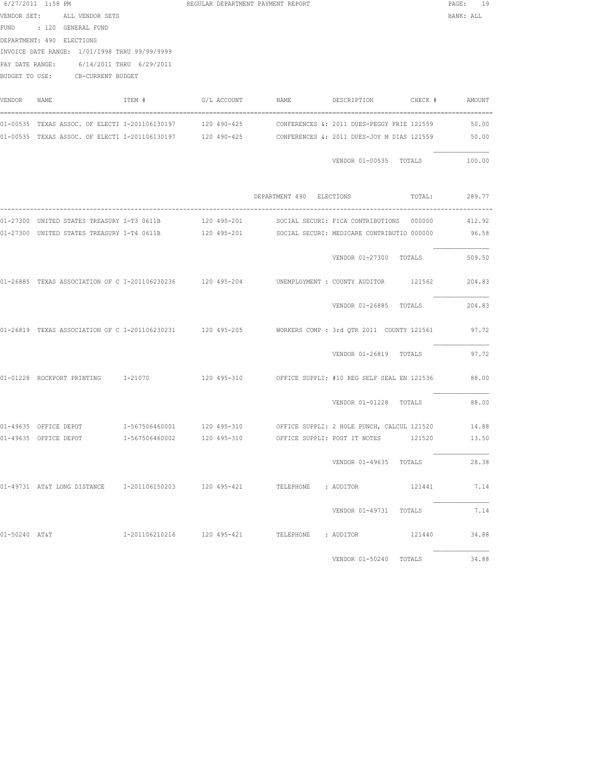6/27/2011 1:58 PM REGULAR DEPARTMENT PAYMENT REPORT

VENDOR SET: ALL VENDOR SETS — BANK: ALL

FUND : 120 GENERAL FUND

DEPARTMENT: 490 ELECTIONS

INVOICE DATE RANGE: 1/01/1998 THRU 99/99/9999

PAY DATE RANGE: 6/14/2011 THRU 6/29/2011

BUDGET TO USE: CB-CURRENT BUDGET

| VENDOR | NAME | ITEM # | G/L ACCOUNT | NAME | DESCRIPTION | CHECK # | AMOUNT |
|---|---|---|---|---|---|---|---|
| 01-00535 | TEXAS ASSOC. OF ELECTI | I-201106130197 | 120 490-425 | CONFERENCES &: | 2011 DUES-PEGGY FRIE | 121559 | 50.00 |
| 01-00535 | TEXAS ASSOC. OF ELECTI | I-201106130197 | 120 490-425 | CONFERENCES &: | 2011 DUES-JOY M DIAS | 121559 | 50.00 |
| | | | | | VENDOR 01-00535 TOTALS | | 100.00 |
| | | | | DEPARTMENT 490 ELECTIONS | | TOTAL: | 289.77 |
| 01-27300 | UNITED STATES TREASURY | I-T3 0611B | 120 495-201 | SOCIAL SECURI: | FICA CONTRIBUTIONS | 000000 | 412.92 |
| 01-27300 | UNITED STATES TREASURY | I-T4 0611B | 120 495-201 | SOCIAL SECURI: | MEDICARE CONTRIBUTIO | 000000 | 96.58 |
| | | | | | VENDOR 01-27300 TOTALS | | 509.50 |
| 01-26885 | TEXAS ASSOCIATION OF C | I-201106230236 | 120 495-204 | UNEMPLOYMENT : | COUNTY AUDITOR | 121562 | 204.83 |
| | | | | | VENDOR 01-26885 TOTALS | | 204.83 |
| 01-26819 | TEXAS ASSOCIATION OF C | I-201106230231 | 120 495-205 | WORKERS COMP : | 3rd QTR 2011 COUNTY | 121561 | 97.72 |
| | | | | | VENDOR 01-26819 TOTALS | | 97.72 |
| 01-01228 | ROCKPORT PRINTING | I-21070 | 120 495-310 | OFFICE SUPPLI: | #10 REG SELF SEAL EN | 121536 | 88.00 |
| | | | | | VENDOR 01-01228 TOTALS | | 88.00 |
| 01-49635 | OFFICE DEPOT | I-567506460001 | 120 495-310 | OFFICE SUPPLI: | 2 HOLE PUNCH, CALCUL | 121520 | 14.88 |
| 01-49635 | OFFICE DEPOT | I-567506460002 | 120 495-310 | OFFICE SUPPLI: | POST IT NOTES | 121520 | 13.50 |
| | | | | | VENDOR 01-49635 TOTALS | | 28.38 |
| 01-49731 | AT&T LONG DISTANCE | I-201106150203 | 120 495-421 | TELEPHONE : | AUDITOR | 121441 | 7.14 |
| | | | | | VENDOR 01-49731 TOTALS | | 7.14 |
| 01-50240 | AT&T | I-201106210216 | 120 495-421 | TELEPHONE : | AUDITOR | 121440 | 34.88 |
| | | | | | VENDOR 01-50240 TOTALS | | 34.88 |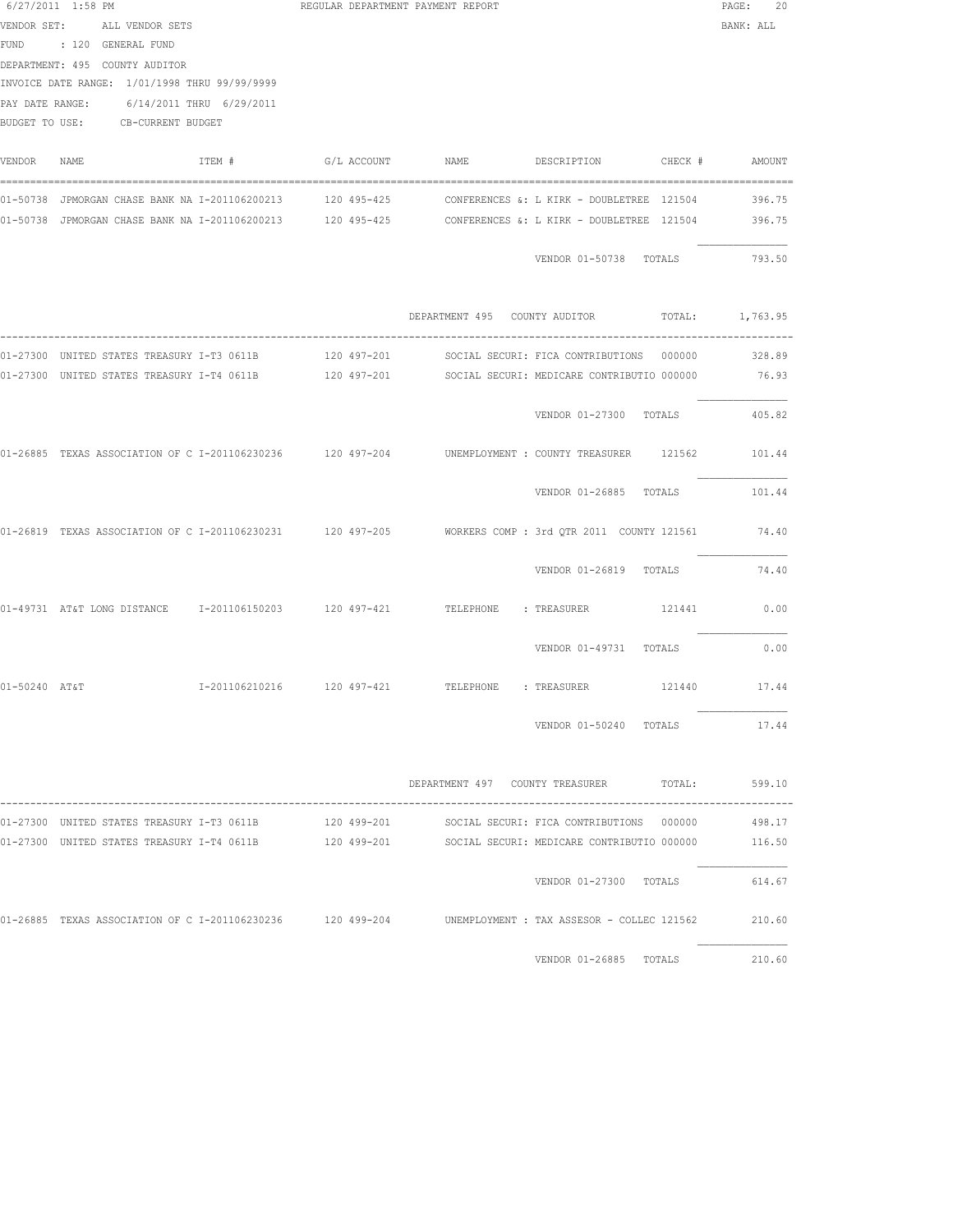6/27/2011 1:58 PM REGULAR DEPARTMENT PAYMENT REPORT

VENDOR SET: ALL VENDOR SETS BANK: ALL

FUND : 120 GENERAL FUND

DEPARTMENT: 495 COUNTY AUDITOR

INVOICE DATE RANGE: 1/01/1998 THRU 99/99/9999

PAY DATE RANGE: 6/14/2011 THRU 6/29/2011

BUDGET TO USE: CB-CURRENT BUDGET

| VENDOR | NAME | ITEM # | G/L ACCOUNT | NAME | DESCRIPTION | CHECK # | AMOUNT |
|---|---|---|---|---|---|---|---|
| 01-50738 | JPMORGAN CHASE BANK NA | I-201106200213 | 120 495-425 | CONFERENCES &: | L KIRK - DOUBLETREE | 121504 | 396.75 |
| 01-50738 | JPMORGAN CHASE BANK NA | I-201106200213 | 120 495-425 | CONFERENCES &: | L KIRK - DOUBLETREE | 121504 | 396.75 |
| | | | | | VENDOR 01-50738 TOTALS | | 793.50 |
| | | | | DEPARTMENT 495 | COUNTY AUDITOR | TOTAL: | 1,763.95 |
| 01-27300 | UNITED STATES TREASURY | I-T3 0611B | 120 497-201 | SOCIAL SECURI: | FICA CONTRIBUTIONS | 000000 | 328.89 |
| 01-27300 | UNITED STATES TREASURY | I-T4 0611B | 120 497-201 | SOCIAL SECURI: | MEDICARE CONTRIBUTIO | 000000 | 76.93 |
| | | | | | VENDOR 01-27300 TOTALS | | 405.82 |
| 01-26885 | TEXAS ASSOCIATION OF C | I-201106230236 | 120 497-204 | UNEMPLOYMENT : | COUNTY TREASURER | 121562 | 101.44 |
| | | | | | VENDOR 01-26885 TOTALS | | 101.44 |
| 01-26819 | TEXAS ASSOCIATION OF C | I-201106230231 | 120 497-205 | WORKERS COMP : | 3rd QTR 2011 COUNTY | 121561 | 74.40 |
| | | | | | VENDOR 01-26819 TOTALS | | 74.40 |
| 01-49731 | AT&T LONG DISTANCE | I-201106150203 | 120 497-421 | TELEPHONE : | TREASURER | 121441 | 0.00 |
| | | | | | VENDOR 01-49731 TOTALS | | 0.00 |
| 01-50240 | AT&T | I-201106210216 | 120 497-421 | TELEPHONE : | TREASURER | 121440 | 17.44 |
| | | | | | VENDOR 01-50240 TOTALS | | 17.44 |
| | | | | DEPARTMENT 497 | COUNTY TREASURER | TOTAL: | 599.10 |
| 01-27300 | UNITED STATES TREASURY | I-T3 0611B | 120 499-201 | SOCIAL SECURI: | FICA CONTRIBUTIONS | 000000 | 498.17 |
| 01-27300 | UNITED STATES TREASURY | I-T4 0611B | 120 499-201 | SOCIAL SECURI: | MEDICARE CONTRIBUTIO | 000000 | 116.50 |
| | | | | | VENDOR 01-27300 TOTALS | | 614.67 |
| 01-26885 | TEXAS ASSOCIATION OF C | I-201106230236 | 120 499-204 | UNEMPLOYMENT : | TAX ASSESOR - COLLEC | 121562 | 210.60 |
| | | | | | VENDOR 01-26885 TOTALS | | 210.60 |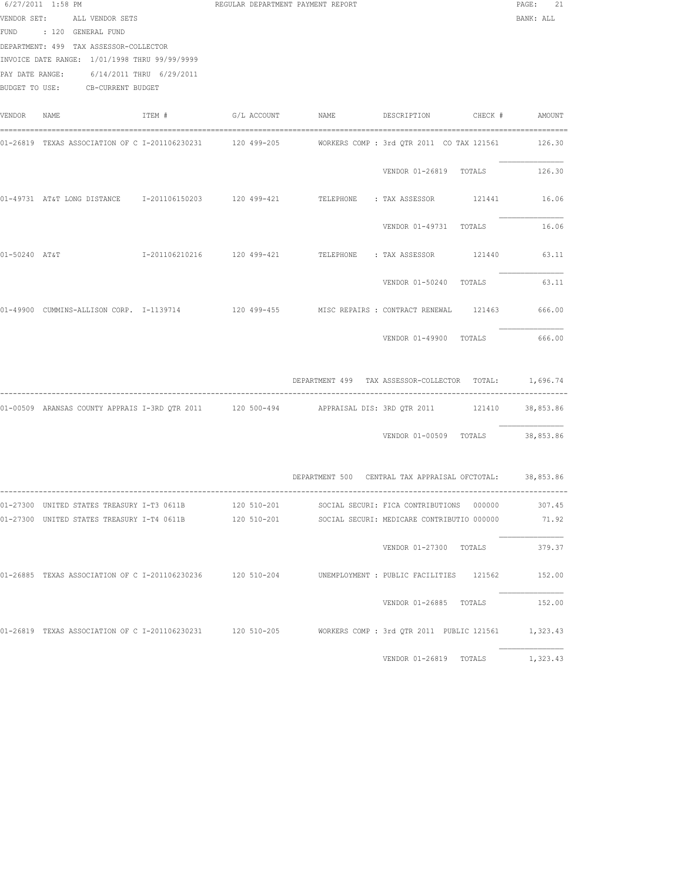6/27/2011 1:58 PM REGULAR DEPARTMENT PAYMENT REPORT

VENDOR SET: ALL VENDOR SETS BANK: ALL

FUND : 120 GENERAL FUND

DEPARTMENT: 499 TAX ASSESSOR-COLLECTOR

INVOICE DATE RANGE: 1/01/1998 THRU 99/99/9999

PAY DATE RANGE: 6/14/2011 THRU 6/29/2011

BUDGET TO USE: CB-CURRENT BUDGET

| VENDOR | NAME | ITEM # | G/L ACCOUNT | NAME | DESCRIPTION | CHECK # | AMOUNT |
|---|---|---|---|---|---|---|---|
| 01-26819 | TEXAS ASSOCIATION OF C | I-201106230231 | 120 499-205 | WORKERS COMP | : 3rd QTR 2011 CO TAX | 121561 | 126.30 |
| | | | | | VENDOR 01-26819 TOTALS | | 126.30 |
| 01-49731 | AT&T LONG DISTANCE | I-201106150203 | 120 499-421 | TELEPHONE | : TAX ASSESSOR | 121441 | 16.06 |
| | | | | | VENDOR 01-49731 TOTALS | | 16.06 |
| 01-50240 | AT&T | I-201106210216 | 120 499-421 | TELEPHONE | : TAX ASSESSOR | 121440 | 63.11 |
| | | | | | VENDOR 01-50240 TOTALS | | 63.11 |
| 01-49900 | CUMMINS-ALLISON CORP. | I-1139714 | 120 499-455 | MISC REPAIRS | : CONTRACT RENEWAL | 121463 | 666.00 |
| | | | | | VENDOR 01-49900 TOTALS | | 666.00 |
| | | | | DEPARTMENT 499 | TAX ASSESSOR-COLLECTOR | TOTAL: | 1,696.74 |
| 01-00509 | ARANSAS COUNTY APPRAIS | I-3RD QTR 2011 | 120 500-494 | APPRAISAL DIS | : 3RD QTR 2011 | 121410 | 38,853.86 |
| | | | | | VENDOR 01-00509 TOTALS | | 38,853.86 |
| | | | | DEPARTMENT 500 | CENTRAL TAX APPRAISAL OF | TOTAL: | 38,853.86 |
| 01-27300 | UNITED STATES TREASURY | I-T3 0611B | 120 510-201 | SOCIAL SECURI | : FICA CONTRIBUTIONS | 000000 | 307.45 |
| 01-27300 | UNITED STATES TREASURY | I-T4 0611B | 120 510-201 | SOCIAL SECURI | : MEDICARE CONTRIBUTIO | 000000 | 71.92 |
| | | | | | VENDOR 01-27300 TOTALS | | 379.37 |
| 01-26885 | TEXAS ASSOCIATION OF C | I-201106230236 | 120 510-204 | UNEMPLOYMENT | : PUBLIC FACILITIES | 121562 | 152.00 |
| | | | | | VENDOR 01-26885 TOTALS | | 152.00 |
| 01-26819 | TEXAS ASSOCIATION OF C | I-201106230231 | 120 510-205 | WORKERS COMP | : 3rd QTR 2011 PUBLIC | 121561 | 1,323.43 |
| | | | | | VENDOR 01-26819 TOTALS | | 1,323.43 |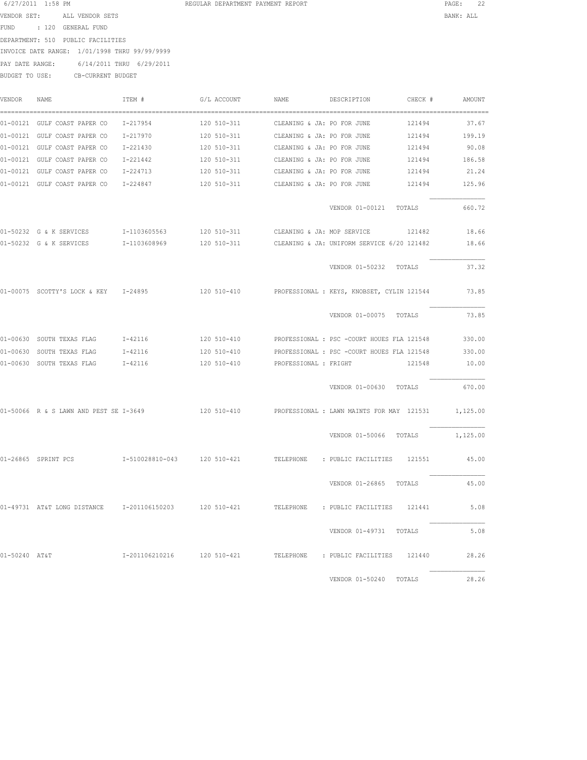6/27/2011 1:58 PM REGULAR DEPARTMENT PAYMENT REPORT

VENDOR SET: ALL VENDOR SETS BANK: ALL

FUND : 120 GENERAL FUND

DEPARTMENT: 510 PUBLIC FACILITIES

INVOICE DATE RANGE: 1/01/1998 THRU 99/99/9999

PAY DATE RANGE: 6/14/2011 THRU 6/29/2011

BUDGET TO USE: CB-CURRENT BUDGET

| VENDOR | NAME | ITEM # | G/L ACCOUNT | NAME | DESCRIPTION | CHECK # | AMOUNT |
|---|---|---|---|---|---|---|---|
| 01-00121 | GULF COAST PAPER CO | I-217954 | 120 510-311 | CLEANING & JA: | PO FOR JUNE | 121494 | 37.67 |
| 01-00121 | GULF COAST PAPER CO | I-217970 | 120 510-311 | CLEANING & JA: | PO FOR JUNE | 121494 | 199.19 |
| 01-00121 | GULF COAST PAPER CO | I-221430 | 120 510-311 | CLEANING & JA: | PO FOR JUNE | 121494 | 90.08 |
| 01-00121 | GULF COAST PAPER CO | I-221442 | 120 510-311 | CLEANING & JA: | PO FOR JUNE | 121494 | 186.58 |
| 01-00121 | GULF COAST PAPER CO | I-224713 | 120 510-311 | CLEANING & JA: | PO FOR JUNE | 121494 | 21.24 |
| 01-00121 | GULF COAST PAPER CO | I-224847 | 120 510-311 | CLEANING & JA: | PO FOR JUNE | 121494 | 125.96 |
| | | | | | VENDOR 01-00121 TOTALS | | 660.72 |
| 01-50232 | G & K SERVICES | I-1103605563 | 120 510-311 | CLEANING & JA: | MOP SERVICE | 121482 | 18.66 |
| 01-50232 | G & K SERVICES | I-1103608969 | 120 510-311 | CLEANING & JA: | UNIFORM SERVICE 6/20 | 121482 | 18.66 |
| | | | | | VENDOR 01-50232 TOTALS | | 37.32 |
| 01-00075 | SCOTTY'S LOCK & KEY | I-24895 | 120 510-410 | PROFESSIONAL : | KEYS, KNOBSET, CYLIN | 121544 | 73.85 |
| | | | | | VENDOR 01-00075 TOTALS | | 73.85 |
| 01-00630 | SOUTH TEXAS FLAG | I-42116 | 120 510-410 | PROFESSIONAL : | PSC -COURT HOUES FLA | 121548 | 330.00 |
| 01-00630 | SOUTH TEXAS FLAG | I-42116 | 120 510-410 | PROFESSIONAL : | PSC -COURT HOUES FLA | 121548 | 330.00 |
| 01-00630 | SOUTH TEXAS FLAG | I-42116 | 120 510-410 | PROFESSIONAL : | FRIGHT | 121548 | 10.00 |
| | | | | | VENDOR 01-00630 TOTALS | | 670.00 |
| 01-50066 | R & S LAWN AND PEST SE | I-3649 | 120 510-410 | PROFESSIONAL : | LAWN MAINTS FOR MAY | 121531 | 1,125.00 |
| | | | | | VENDOR 01-50066 TOTALS | | 1,125.00 |
| 01-26865 | SPRINT PCS | I-510028810-043 | 120 510-421 | TELEPHONE : | PUBLIC FACILITIES | 121551 | 45.00 |
| | | | | | VENDOR 01-26865 TOTALS | | 45.00 |
| 01-49731 | AT&T LONG DISTANCE | I-201106150203 | 120 510-421 | TELEPHONE : | PUBLIC FACILITIES | 121441 | 5.08 |
| | | | | | VENDOR 01-49731 TOTALS | | 5.08 |
| 01-50240 | AT&T | I-201106210216 | 120 510-421 | TELEPHONE : | PUBLIC FACILITIES | 121440 | 28.26 |
| | | | | | VENDOR 01-50240 TOTALS | | 28.26 |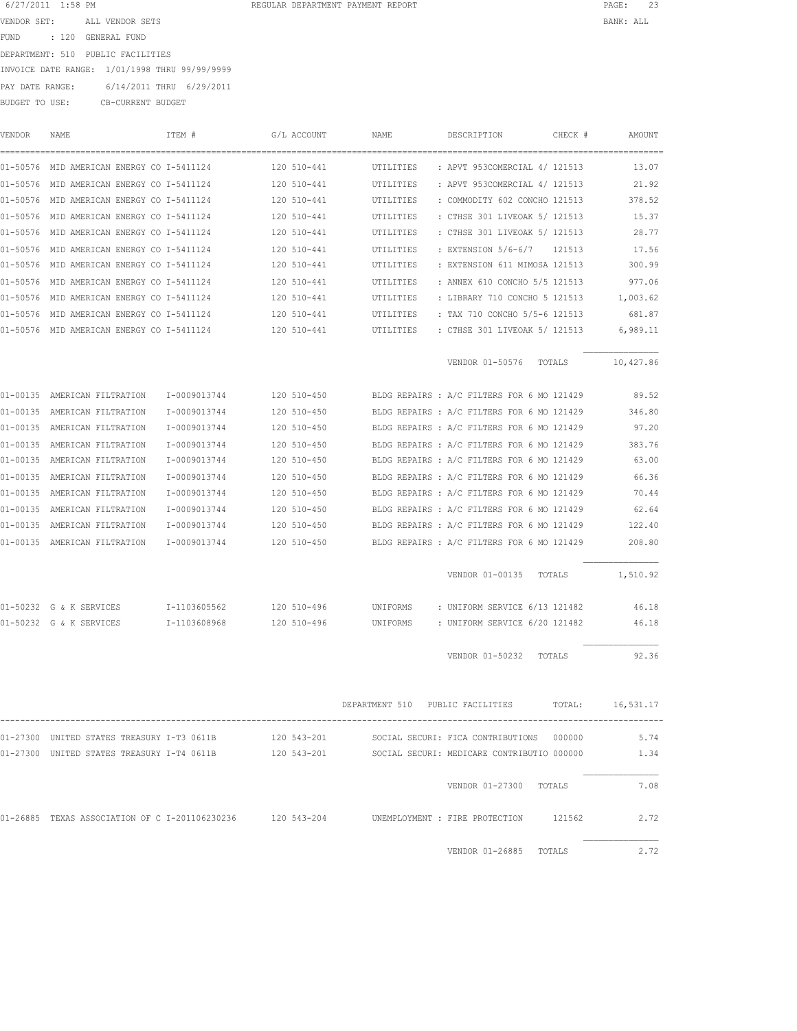6/27/2011 1:58 PM REGULAR DEPARTMENT PAYMENT REPORT

VENDOR SET: ALL VENDOR SETS BANK: ALL

FUND : 120 GENERAL FUND

DEPARTMENT: 510 PUBLIC FACILITIES

INVOICE DATE RANGE: 1/01/1998 THRU 99/99/9999

PAY DATE RANGE: 6/14/2011 THRU 6/29/2011

BUDGET TO USE: CB-CURRENT BUDGET

| VENDOR | NAME | ITEM # | G/L ACCOUNT | NAME | DESCRIPTION | CHECK # | AMOUNT |
|---|---|---|---|---|---|---|---|
| 01-50576 | MID AMERICAN ENERGY CO | I-5411124 | 120 510-441 | UTILITIES | : APVT 953COMERCIAL 4/ | 121513 | 13.07 |
| 01-50576 | MID AMERICAN ENERGY CO | I-5411124 | 120 510-441 | UTILITIES | : APVT 953COMERCIAL 4/ | 121513 | 21.92 |
| 01-50576 | MID AMERICAN ENERGY CO | I-5411124 | 120 510-441 | UTILITIES | : COMMODITY 602 CONCHO | 121513 | 378.52 |
| 01-50576 | MID AMERICAN ENERGY CO | I-5411124 | 120 510-441 | UTILITIES | : CTHSE 301 LIVEOAK 5/ | 121513 | 15.37 |
| 01-50576 | MID AMERICAN ENERGY CO | I-5411124 | 120 510-441 | UTILITIES | : CTHSE 301 LIVEOAK 5/ | 121513 | 28.77 |
| 01-50576 | MID AMERICAN ENERGY CO | I-5411124 | 120 510-441 | UTILITIES | : EXTENSION 5/6-6/7 | 121513 | 17.56 |
| 01-50576 | MID AMERICAN ENERGY CO | I-5411124 | 120 510-441 | UTILITIES | : EXTENSION 611 MIMOSA | 121513 | 300.99 |
| 01-50576 | MID AMERICAN ENERGY CO | I-5411124 | 120 510-441 | UTILITIES | : ANNEX 610 CONCHO 5/5 | 121513 | 977.06 |
| 01-50576 | MID AMERICAN ENERGY CO | I-5411124 | 120 510-441 | UTILITIES | : LIBRARY 710 CONCHO 5 | 121513 | 1,003.62 |
| 01-50576 | MID AMERICAN ENERGY CO | I-5411124 | 120 510-441 | UTILITIES | : TAX 710 CONCHO 5/5-6 | 121513 | 681.87 |
| 01-50576 | MID AMERICAN ENERGY CO | I-5411124 | 120 510-441 | UTILITIES | : CTHSE 301 LIVEOAK 5/ | 121513 | 6,989.11 |
| | | | | | VENDOR 01-50576 | TOTALS | 10,427.86 |
| 01-00135 | AMERICAN FILTRATION | I-0009013744 | 120 510-450 | BLDG REPAIRS | : A/C FILTERS FOR 6 MO | 121429 | 89.52 |
| 01-00135 | AMERICAN FILTRATION | I-0009013744 | 120 510-450 | BLDG REPAIRS | : A/C FILTERS FOR 6 MO | 121429 | 346.80 |
| 01-00135 | AMERICAN FILTRATION | I-0009013744 | 120 510-450 | BLDG REPAIRS | : A/C FILTERS FOR 6 MO | 121429 | 97.20 |
| 01-00135 | AMERICAN FILTRATION | I-0009013744 | 120 510-450 | BLDG REPAIRS | : A/C FILTERS FOR 6 MO | 121429 | 383.76 |
| 01-00135 | AMERICAN FILTRATION | I-0009013744 | 120 510-450 | BLDG REPAIRS | : A/C FILTERS FOR 6 MO | 121429 | 63.00 |
| 01-00135 | AMERICAN FILTRATION | I-0009013744 | 120 510-450 | BLDG REPAIRS | : A/C FILTERS FOR 6 MO | 121429 | 66.36 |
| 01-00135 | AMERICAN FILTRATION | I-0009013744 | 120 510-450 | BLDG REPAIRS | : A/C FILTERS FOR 6 MO | 121429 | 70.44 |
| 01-00135 | AMERICAN FILTRATION | I-0009013744 | 120 510-450 | BLDG REPAIRS | : A/C FILTERS FOR 6 MO | 121429 | 62.64 |
| 01-00135 | AMERICAN FILTRATION | I-0009013744 | 120 510-450 | BLDG REPAIRS | : A/C FILTERS FOR 6 MO | 121429 | 122.40 |
| 01-00135 | AMERICAN FILTRATION | I-0009013744 | 120 510-450 | BLDG REPAIRS | : A/C FILTERS FOR 6 MO | 121429 | 208.80 |
| | | | | | VENDOR 01-00135 | TOTALS | 1,510.92 |
| 01-50232 | G & K SERVICES | I-1103605562 | 120 510-496 | UNIFORMS | : UNIFORM SERVICE 6/13 | 121482 | 46.18 |
| 01-50232 | G & K SERVICES | I-1103608968 | 120 510-496 | UNIFORMS | : UNIFORM SERVICE 6/20 | 121482 | 46.18 |
| | | | | | VENDOR 01-50232 | TOTALS | 92.36 |
| | | | | DEPARTMENT 510 | PUBLIC FACILITIES | TOTAL: | 16,531.17 |
| 01-27300 | UNITED STATES TREASURY | I-T3 0611B | 120 543-201 | SOCIAL SECURI | : FICA CONTRIBUTIONS | 000000 | 5.74 |
| 01-27300 | UNITED STATES TREASURY | I-T4 0611B | 120 543-201 | SOCIAL SECURI | : MEDICARE CONTRIBUTIO | 000000 | 1.34 |
| | | | | | VENDOR 01-27300 | TOTALS | 7.08 |
| 01-26885 | TEXAS ASSOCIATION OF C | I-201106230236 | 120 543-204 | UNEMPLOYMENT | : FIRE PROTECTION | 121562 | 2.72 |
| | | | | | VENDOR 01-26885 | TOTALS | 2.72 |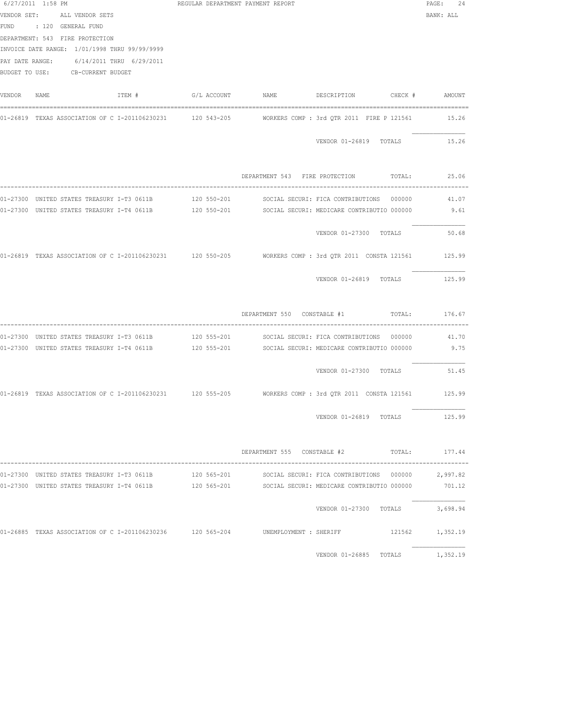6/27/2011 1:58 PM REGULAR DEPARTMENT PAYMENT REPORT

VENDOR SET: ALL VENDOR SETS BANK: ALL

FUND : 120 GENERAL FUND

DEPARTMENT: 543 FIRE PROTECTION

INVOICE DATE RANGE: 1/01/1998 THRU 99/99/9999

PAY DATE RANGE: 6/14/2011 THRU 6/29/2011

BUDGET TO USE: CB-CURRENT BUDGET

| VENDOR | NAME | ITEM # | G/L ACCOUNT | NAME | DESCRIPTION | CHECK # | AMOUNT |
|---|---|---|---|---|---|---|---|
| 01-26819 | TEXAS ASSOCIATION OF C | I-201106230231 | 120 543-205 | WORKERS COMP : | 3rd QTR 2011 FIRE P | 121561 | 15.26 |
| | | | | | VENDOR 01-26819 TOTALS | | 15.26 |
| | | | | DEPARTMENT 543 | FIRE PROTECTION | TOTAL: | 25.06 |
| 01-27300 | UNITED STATES TREASURY | I-T3 0611B | 120 550-201 | SOCIAL SECURI: | FICA CONTRIBUTIONS | 000000 | 41.07 |
| 01-27300 | UNITED STATES TREASURY | I-T4 0611B | 120 550-201 | SOCIAL SECURI: | MEDICARE CONTRIBUTIO | 000000 | 9.61 |
| | | | | | VENDOR 01-27300 TOTALS | | 50.68 |
| 01-26819 | TEXAS ASSOCIATION OF C | I-201106230231 | 120 550-205 | WORKERS COMP : | 3rd QTR 2011 CONSTA | 121561 | 125.99 |
| | | | | | VENDOR 01-26819 TOTALS | | 125.99 |
| | | | | DEPARTMENT 550 | CONSTABLE #1 | TOTAL: | 176.67 |
| 01-27300 | UNITED STATES TREASURY | I-T3 0611B | 120 555-201 | SOCIAL SECURI: | FICA CONTRIBUTIONS | 000000 | 41.70 |
| 01-27300 | UNITED STATES TREASURY | I-T4 0611B | 120 555-201 | SOCIAL SECURI: | MEDICARE CONTRIBUTIO | 000000 | 9.75 |
| | | | | | VENDOR 01-27300 TOTALS | | 51.45 |
| 01-26819 | TEXAS ASSOCIATION OF C | I-201106230231 | 120 555-205 | WORKERS COMP : | 3rd QTR 2011 CONSTA | 121561 | 125.99 |
| | | | | | VENDOR 01-26819 TOTALS | | 125.99 |
| | | | | DEPARTMENT 555 | CONSTABLE #2 | TOTAL: | 177.44 |
| 01-27300 | UNITED STATES TREASURY | I-T3 0611B | 120 565-201 | SOCIAL SECURI: | FICA CONTRIBUTIONS | 000000 | 2,997.82 |
| 01-27300 | UNITED STATES TREASURY | I-T4 0611B | 120 565-201 | SOCIAL SECURI: | MEDICARE CONTRIBUTIO | 000000 | 701.12 |
| | | | | | VENDOR 01-27300 TOTALS | | 3,698.94 |
| 01-26885 | TEXAS ASSOCIATION OF C | I-201106230236 | 120 565-204 | UNEMPLOYMENT : | SHERIFF | 121562 | 1,352.19 |
| | | | | | VENDOR 01-26885 TOTALS | | 1,352.19 |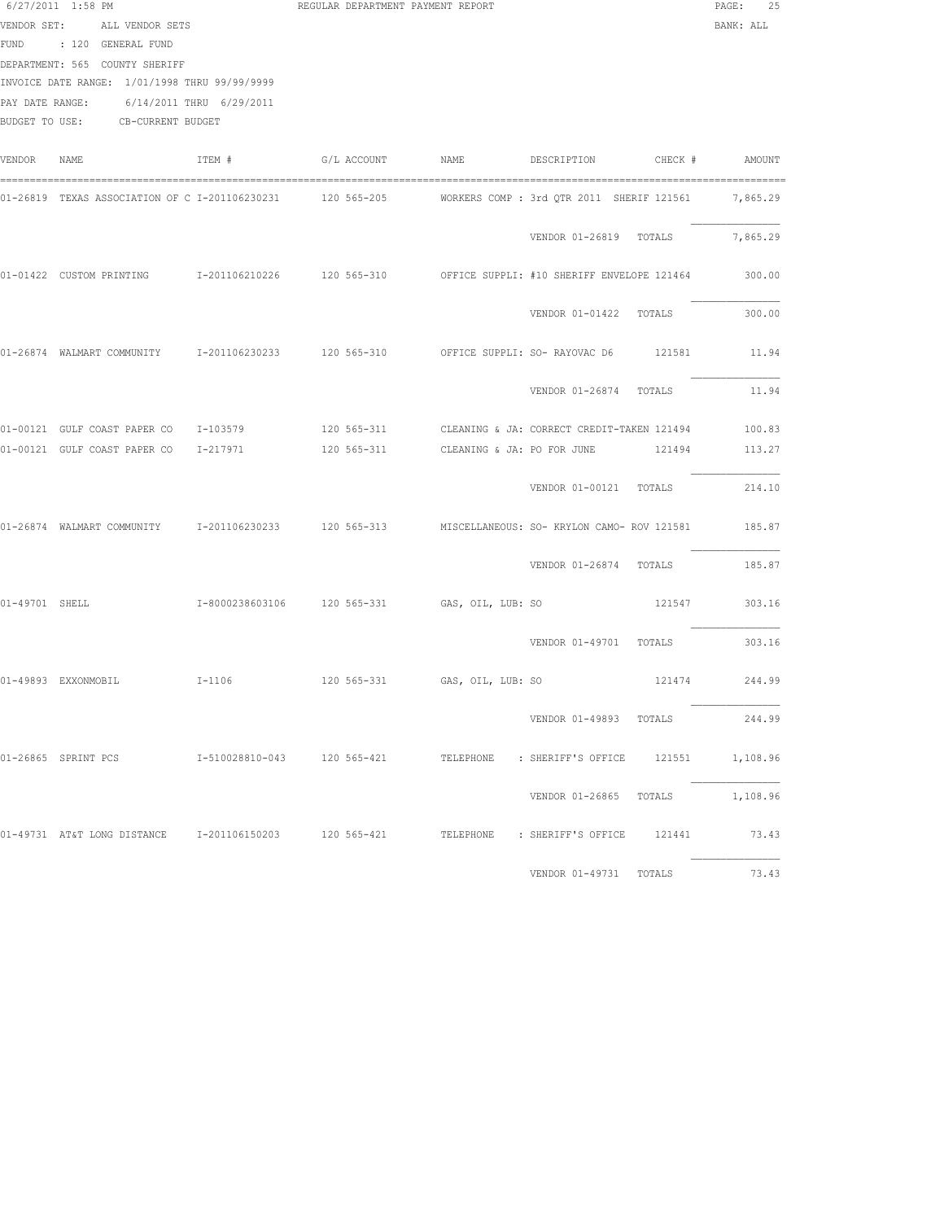6/27/2011 1:58 PM REGULAR DEPARTMENT PAYMENT REPORT PAGE: 25

VENDOR SET: ALL VENDOR SETS BANK: ALL

FUND : 120 GENERAL FUND

DEPARTMENT: 565 COUNTY SHERIFF

INVOICE DATE RANGE: 1/01/1998 THRU 99/99/9999

PAY DATE RANGE: 6/14/2011 THRU 6/29/2011

BUDGET TO USE: CB-CURRENT BUDGET

| VENDOR | NAME | ITEM # | G/L ACCOUNT | NAME | DESCRIPTION | CHECK # | AMOUNT |
|---|---|---|---|---|---|---|---|
| 01-26819 | TEXAS ASSOCIATION OF C | I-201106230231 | 120 565-205 | WORKERS COMP | : 3rd QTR 2011 SHERIF | 121561 | 7,865.29 |
| | | | | | VENDOR 01-26819 TOTALS | | 7,865.29 |
| 01-01422 | CUSTOM PRINTING | I-201106210226 | 120 565-310 | OFFICE SUPPLI | : #10 SHERIFF ENVELOPE | 121464 | 300.00 |
| | | | | | VENDOR 01-01422 TOTALS | | 300.00 |
| 01-26874 | WALMART COMMUNITY | I-201106230233 | 120 565-310 | OFFICE SUPPLI | : SO- RAYOVAC D6 | 121581 | 11.94 |
| | | | | | VENDOR 01-26874 TOTALS | | 11.94 |
| 01-00121 | GULF COAST PAPER CO | I-103579 | 120 565-311 | CLEANING & JA | : CORRECT CREDIT-TAKEN | 121494 | 100.83 |
| 01-00121 | GULF COAST PAPER CO | I-217971 | 120 565-311 | CLEANING & JA | : PO FOR JUNE | 121494 | 113.27 |
| | | | | | VENDOR 01-00121 TOTALS | | 214.10 |
| 01-26874 | WALMART COMMUNITY | I-201106230233 | 120 565-313 | MISCELLANEOUS | : SO- KRYLON CAMO- ROV | 121581 | 185.87 |
| | | | | | VENDOR 01-26874 TOTALS | | 185.87 |
| 01-49701 | SHELL | I-8000238603106 | 120 565-331 | GAS, OIL, LUB | : SO | 121547 | 303.16 |
| | | | | | VENDOR 01-49701 TOTALS | | 303.16 |
| 01-49893 | EXXONMOBIL | I-1106 | 120 565-331 | GAS, OIL, LUB | : SO | 121474 | 244.99 |
| | | | | | VENDOR 01-49893 TOTALS | | 244.99 |
| 01-26865 | SPRINT PCS | I-510028810-043 | 120 565-421 | TELEPHONE | : SHERIFF'S OFFICE | 121551 | 1,108.96 |
| | | | | | VENDOR 01-26865 TOTALS | | 1,108.96 |
| 01-49731 | AT&T LONG DISTANCE | I-201106150203 | 120 565-421 | TELEPHONE | : SHERIFF'S OFFICE | 121441 | 73.43 |
| | | | | | VENDOR 01-49731 TOTALS | | 73.43 |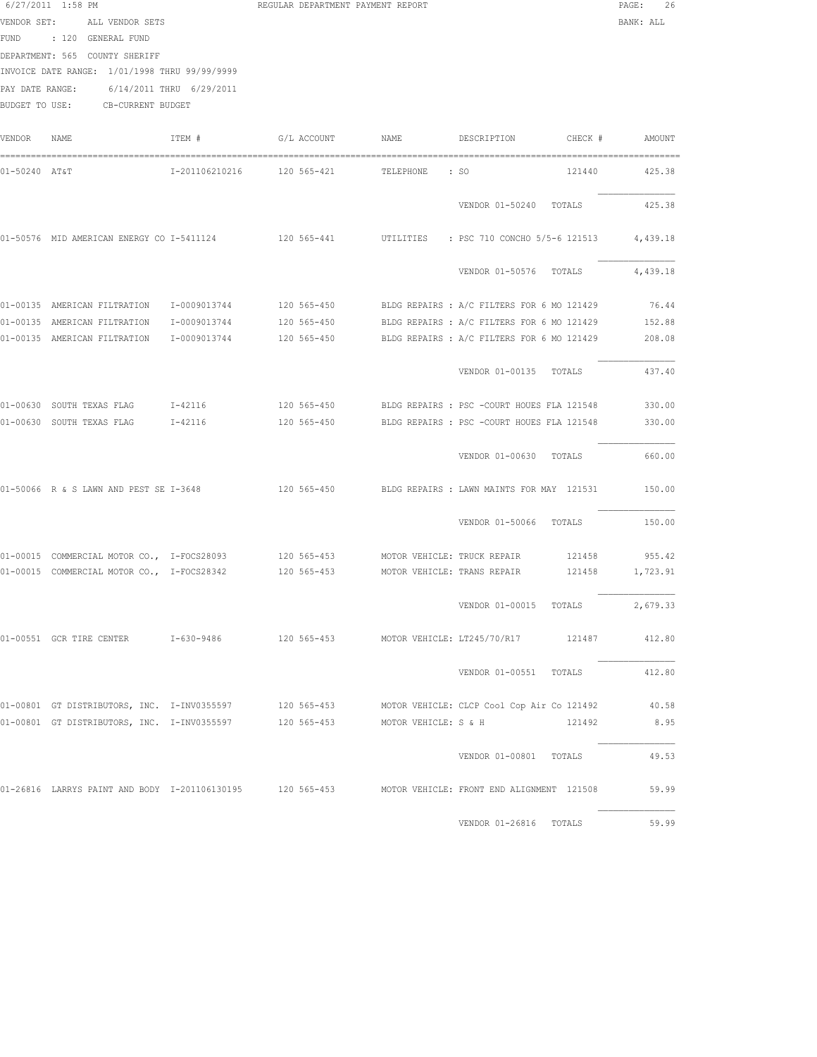6/27/2011 1:58 PM REGULAR DEPARTMENT PAYMENT REPORT

VENDOR SET: ALL VENDOR SETS
BANK: ALL
FUND : 120 GENERAL FUND
DEPARTMENT: 565 COUNTY SHERIFF
INVOICE DATE RANGE: 1/01/1998 THRU 99/99/9999
PAY DATE RANGE: 6/14/2011 THRU 6/29/2011
BUDGET TO USE: CB-CURRENT BUDGET

| VENDOR | NAME | ITEM # | G/L ACCOUNT | NAME | DESCRIPTION | CHECK # | AMOUNT |
|---|---|---|---|---|---|---|---|
| 01-50240 | AT&T | I-201106210216 | 120 565-421 | TELEPHONE | : SO | 121440 | 425.38 |
| | | | | | VENDOR 01-50240 TOTALS | | 425.38 |
| 01-50576 | MID AMERICAN ENERGY CO | I-5411124 | 120 565-441 | UTILITIES | : PSC 710 CONCHO 5/5-6 | 121513 | 4,439.18 |
| | | | | | VENDOR 01-50576 TOTALS | | 4,439.18 |
| 01-00135 | AMERICAN FILTRATION | I-0009013744 | 120 565-450 | BLDG REPAIRS | : A/C FILTERS FOR 6 MO | 121429 | 76.44 |
| 01-00135 | AMERICAN FILTRATION | I-0009013744 | 120 565-450 | BLDG REPAIRS | : A/C FILTERS FOR 6 MO | 121429 | 152.88 |
| 01-00135 | AMERICAN FILTRATION | I-0009013744 | 120 565-450 | BLDG REPAIRS | : A/C FILTERS FOR 6 MO | 121429 | 208.08 |
| | | | | | VENDOR 01-00135 TOTALS | | 437.40 |
| 01-00630 | SOUTH TEXAS FLAG | I-42116 | 120 565-450 | BLDG REPAIRS | : PSC -COURT HOUES FLA | 121548 | 330.00 |
| 01-00630 | SOUTH TEXAS FLAG | I-42116 | 120 565-450 | BLDG REPAIRS | : PSC -COURT HOUES FLA | 121548 | 330.00 |
| | | | | | VENDOR 01-00630 TOTALS | | 660.00 |
| 01-50066 | R & S LAWN AND PEST SE | I-3648 | 120 565-450 | BLDG REPAIRS | : LAWN MAINTS FOR MAY | 121531 | 150.00 |
| | | | | | VENDOR 01-50066 TOTALS | | 150.00 |
| 01-00015 | COMMERCIAL MOTOR CO., | I-FOCS28093 | 120 565-453 | MOTOR VEHICLE: | TRUCK REPAIR | 121458 | 955.42 |
| 01-00015 | COMMERCIAL MOTOR CO., | I-FOCS28342 | 120 565-453 | MOTOR VEHICLE: | TRANS REPAIR | 121458 | 1,723.91 |
| | | | | | VENDOR 01-00015 TOTALS | | 2,679.33 |
| 01-00551 | GCR TIRE CENTER | I-630-9486 | 120 565-453 | MOTOR VEHICLE: | LT245/70/R17 | 121487 | 412.80 |
| | | | | | VENDOR 01-00551 TOTALS | | 412.80 |
| 01-00801 | GT DISTRIBUTORS, INC. | I-INV0355597 | 120 565-453 | MOTOR VEHICLE: | CLCP Cool Cop Air Co | 121492 | 40.58 |
| 01-00801 | GT DISTRIBUTORS, INC. | I-INV0355597 | 120 565-453 | MOTOR VEHICLE: | S & H | 121492 | 8.95 |
| | | | | | VENDOR 01-00801 TOTALS | | 49.53 |
| 01-26816 | LARRYS PAINT AND BODY | I-201106130195 | 120 565-453 | MOTOR VEHICLE: | FRONT END ALIGNMENT | 121508 | 59.99 |
| | | | | | VENDOR 01-26816 TOTALS | | 59.99 |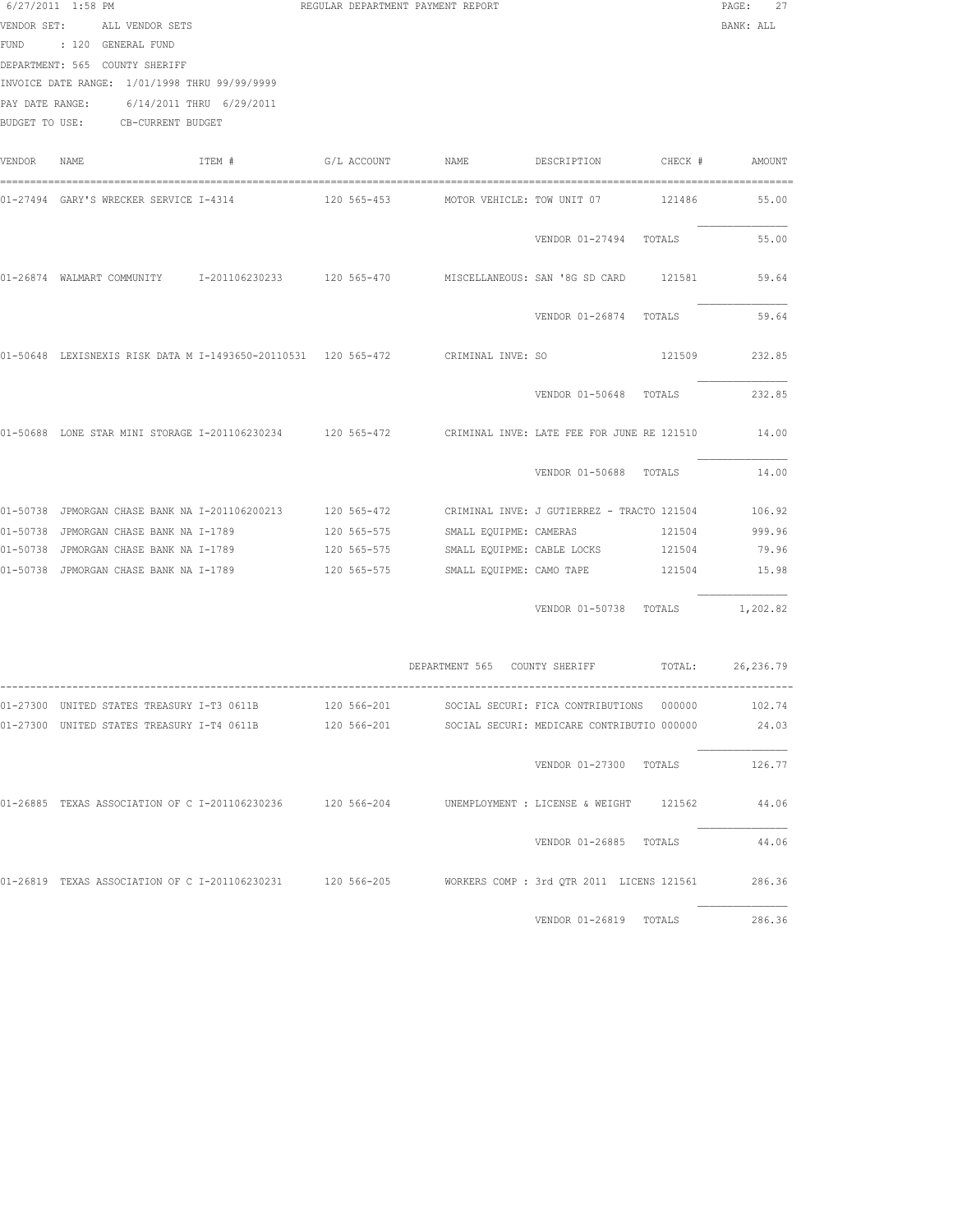6/27/2011 1:58 PM REGULAR DEPARTMENT PAYMENT REPORT

VENDOR SET: ALL VENDOR SETS BANK: ALL

FUND : 120 GENERAL FUND

DEPARTMENT: 565 COUNTY SHERIFF

INVOICE DATE RANGE: 1/01/1998 THRU 99/99/9999

PAY DATE RANGE: 6/14/2011 THRU 6/29/2011

BUDGET TO USE: CB-CURRENT BUDGET

| VENDOR | NAME | ITEM # | G/L ACCOUNT | NAME | DESCRIPTION | CHECK # | AMOUNT |
|---|---|---|---|---|---|---|---|
| 01-27494 | GARY'S WRECKER SERVICE | I-4314 | 120 565-453 | MOTOR VEHICLE: | TOW UNIT 07 | 121486 | 55.00 |
| | | | | | VENDOR 01-27494 TOTALS | | 55.00 |
| 01-26874 | WALMART COMMUNITY | I-201106230233 | 120 565-470 | MISCELLANEOUS: | SAN '8G SD CARD | 121581 | 59.64 |
| | | | | | VENDOR 01-26874 TOTALS | | 59.64 |
| 01-50648 | LEXISNEXIS RISK DATA M | I-1493650-20110531 | 120 565-472 | CRIMINAL INVE: | SO | 121509 | 232.85 |
| | | | | | VENDOR 01-50648 TOTALS | | 232.85 |
| 01-50688 | LONE STAR MINI STORAGE | I-201106230234 | 120 565-472 | CRIMINAL INVE: | LATE FEE FOR JUNE RE | 121510 | 14.00 |
| | | | | | VENDOR 01-50688 TOTALS | | 14.00 |
| 01-50738 | JPMORGAN CHASE BANK NA | I-201106200213 | 120 565-472 | CRIMINAL INVE: | J GUTIERREZ - TRACTO | 121504 | 106.92 |
| 01-50738 | JPMORGAN CHASE BANK NA | I-1789 | 120 565-575 | SMALL EQUIPME: | CAMERAS | 121504 | 999.96 |
| 01-50738 | JPMORGAN CHASE BANK NA | I-1789 | 120 565-575 | SMALL EQUIPME: | CABLE LOCKS | 121504 | 79.96 |
| 01-50738 | JPMORGAN CHASE BANK NA | I-1789 | 120 565-575 | SMALL EQUIPME: | CAMO TAPE | 121504 | 15.98 |
| | | | | | VENDOR 01-50738 TOTALS | | 1,202.82 |

DEPARTMENT 565 COUNTY SHERIFF TOTAL: 26,236.79

| VENDOR | NAME | ITEM # | G/L ACCOUNT | NAME | DESCRIPTION | CHECK # | AMOUNT |
|---|---|---|---|---|---|---|---|
| 01-27300 | UNITED STATES TREASURY | I-T3 0611B | 120 566-201 | SOCIAL SECURI: | FICA CONTRIBUTIONS | 000000 | 102.74 |
| 01-27300 | UNITED STATES TREASURY | I-T4 0611B | 120 566-201 | SOCIAL SECURI: | MEDICARE CONTRIBUTIO | 000000 | 24.03 |
| | | | | | VENDOR 01-27300 TOTALS | | 126.77 |
| 01-26885 | TEXAS ASSOCIATION OF C | I-201106230236 | 120 566-204 | UNEMPLOYMENT : | LICENSE & WEIGHT | 121562 | 44.06 |
| | | | | | VENDOR 01-26885 TOTALS | | 44.06 |
| 01-26819 | TEXAS ASSOCIATION OF C | I-201106230231 | 120 566-205 | WORKERS COMP : | 3rd QTR 2011 LICENS | 121561 | 286.36 |
| | | | | | VENDOR 01-26819 TOTALS | | 286.36 |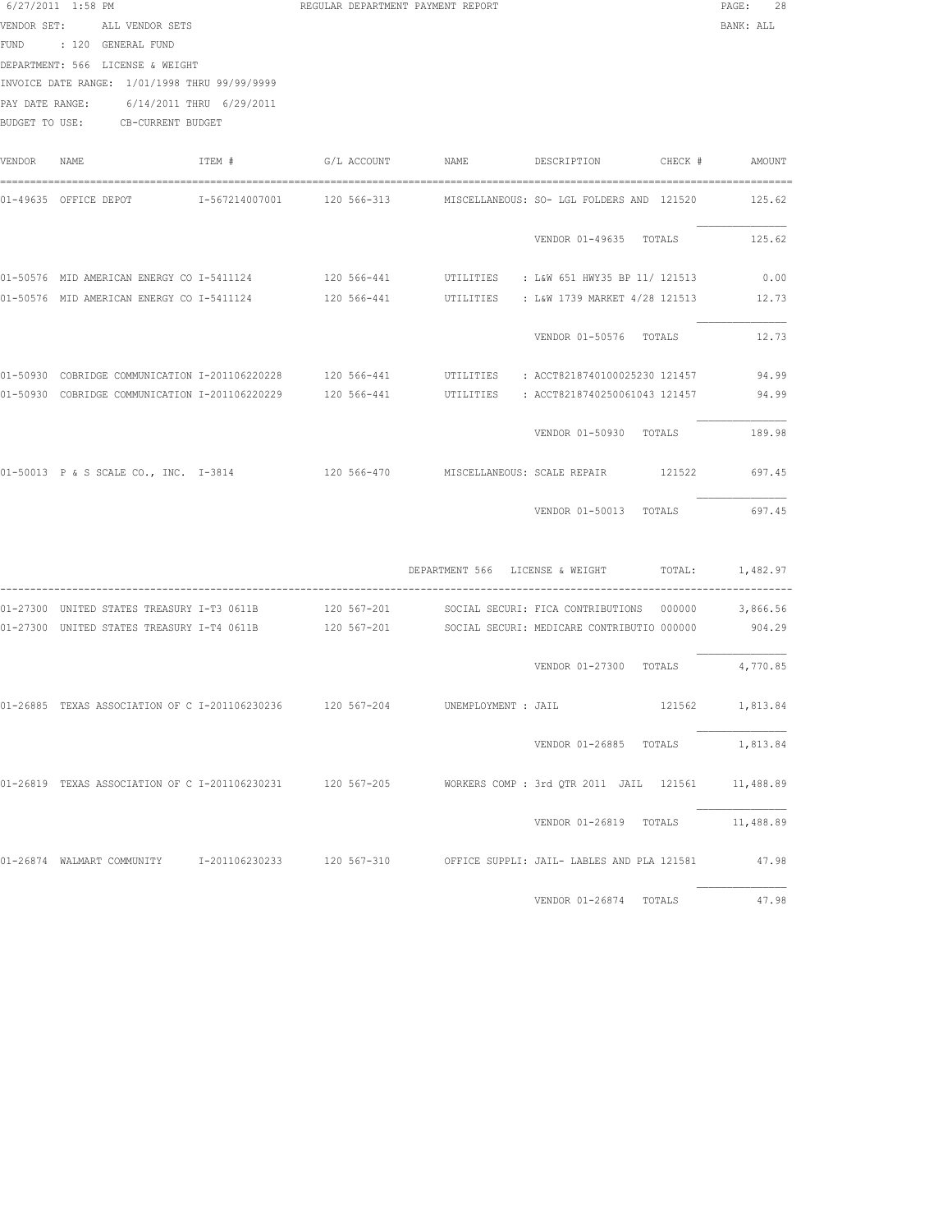6/27/2011 1:58 PM REGULAR DEPARTMENT PAYMENT REPORT

VENDOR SET: ALL VENDOR SETS BANK: ALL

FUND : 120 GENERAL FUND

DEPARTMENT: 566 LICENSE & WEIGHT

INVOICE DATE RANGE: 1/01/1998 THRU 99/99/9999

PAY DATE RANGE: 6/14/2011 THRU 6/29/2011

BUDGET TO USE: CB-CURRENT BUDGET

| VENDOR | NAME | ITEM # | G/L ACCOUNT | NAME | DESCRIPTION | CHECK # | AMOUNT |
|---|---|---|---|---|---|---|---|
| 01-49635 | OFFICE DEPOT | I-567214007001 | 120 566-313 | MISCELLANEOUS: | SO- LGL FOLDERS AND | 121520 | 125.62 |
| | | | | | VENDOR 01-49635 TOTALS | | 125.62 |
| 01-50576 | MID AMERICAN ENERGY CO | I-5411124 | 120 566-441 | UTILITIES | : L&W 651 HWY35 BP 11/ | 121513 | 0.00 |
| 01-50576 | MID AMERICAN ENERGY CO | I-5411124 | 120 566-441 | UTILITIES | : L&W 1739 MARKET 4/28 | 121513 | 12.73 |
| | | | | | VENDOR 01-50576 TOTALS | | 12.73 |
| 01-50930 | COBRIDGE COMMUNICATION | I-201106220228 | 120 566-441 | UTILITIES | : ACCT8218740100025230 | 121457 | 94.99 |
| 01-50930 | COBRIDGE COMMUNICATION | I-201106220229 | 120 566-441 | UTILITIES | : ACCT8218740250061043 | 121457 | 94.99 |
| | | | | | VENDOR 01-50930 TOTALS | | 189.98 |
| 01-50013 | P & S SCALE CO., INC. | I-3814 | 120 566-470 | MISCELLANEOUS: | SCALE REPAIR | 121522 | 697.45 |
| | | | | | VENDOR 01-50013 TOTALS | | 697.45 |
| | | | | DEPARTMENT 566 | LICENSE & WEIGHT | TOTAL: | 1,482.97 |
| 01-27300 | UNITED STATES TREASURY | I-T3 0611B | 120 567-201 | SOCIAL SECURI: | FICA CONTRIBUTIONS | 000000 | 3,866.56 |
| 01-27300 | UNITED STATES TREASURY | I-T4 0611B | 120 567-201 | SOCIAL SECURI: | MEDICARE CONTRIBUTIO | 000000 | 904.29 |
| | | | | | VENDOR 01-27300 TOTALS | | 4,770.85 |
| 01-26885 | TEXAS ASSOCIATION OF C | I-201106230236 | 120 567-204 | UNEMPLOYMENT : | JAIL | 121562 | 1,813.84 |
| | | | | | VENDOR 01-26885 TOTALS | | 1,813.84 |
| 01-26819 | TEXAS ASSOCIATION OF C | I-201106230231 | 120 567-205 | WORKERS COMP : | 3rd QTR 2011 JAIL | 121561 | 11,488.89 |
| | | | | | VENDOR 01-26819 TOTALS | | 11,488.89 |
| 01-26874 | WALMART COMMUNITY | I-201106230233 | 120 567-310 | OFFICE SUPPLI: | JAIL- LABLES AND PLA | 121581 | 47.98 |
| | | | | | VENDOR 01-26874 TOTALS | | 47.98 |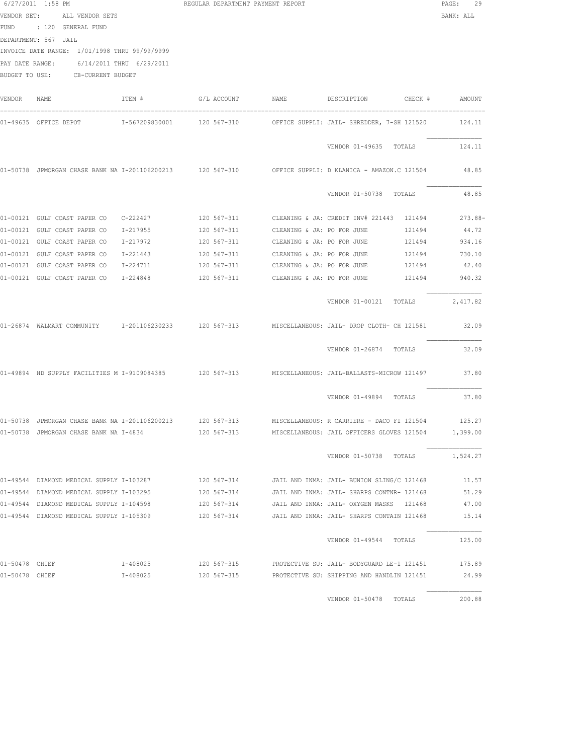6/27/2011 1:58 PM REGULAR DEPARTMENT PAYMENT REPORT PAGE: 29

VENDOR SET: ALL VENDOR SETS BANK: ALL

FUND : 120 GENERAL FUND

DEPARTMENT: 567 JAIL

INVOICE DATE RANGE: 1/01/1998 THRU 99/99/9999

PAY DATE RANGE: 6/14/2011 THRU 6/29/2011

BUDGET TO USE: CB-CURRENT BUDGET

| VENDOR | NAME | ITEM # | G/L ACCOUNT | NAME | DESCRIPTION | CHECK # | AMOUNT |
|---|---|---|---|---|---|---|---|
| 01-49635 | OFFICE DEPOT | I-567209830001 | 120 567-310 | OFFICE SUPPLI: | JAIL- SHREDDER, 7-SH | 121520 | 124.11 |
| | | | | | VENDOR 01-49635 TOTALS | | 124.11 |
| 01-50738 | JPMORGAN CHASE BANK NA | I-201106200213 | 120 567-310 | OFFICE SUPPLI: | D KLANICA - AMAZON.C | 121504 | 48.85 |
| | | | | | VENDOR 01-50738 TOTALS | | 48.85 |
| 01-00121 | GULF COAST PAPER CO | C-222427 | 120 567-311 | CLEANING & JA: | CREDIT INV# 221443 | 121494 | 273.88- |
| 01-00121 | GULF COAST PAPER CO | I-217955 | 120 567-311 | CLEANING & JA: | PO FOR JUNE | 121494 | 44.72 |
| 01-00121 | GULF COAST PAPER CO | I-217972 | 120 567-311 | CLEANING & JA: | PO FOR JUNE | 121494 | 934.16 |
| 01-00121 | GULF COAST PAPER CO | I-221443 | 120 567-311 | CLEANING & JA: | PO FOR JUNE | 121494 | 730.10 |
| 01-00121 | GULF COAST PAPER CO | I-224711 | 120 567-311 | CLEANING & JA: | PO FOR JUNE | 121494 | 42.40 |
| 01-00121 | GULF COAST PAPER CO | I-224848 | 120 567-311 | CLEANING & JA: | PO FOR JUNE | 121494 | 940.32 |
| | | | | | VENDOR 01-00121 TOTALS | | 2,417.82 |
| 01-26874 | WALMART COMMUNITY | I-201106230233 | 120 567-313 | MISCELLANEOUS: | JAIL- DROP CLOTH- CH | 121581 | 32.09 |
| | | | | | VENDOR 01-26874 TOTALS | | 32.09 |
| 01-49894 | HD SUPPLY FACILITIES M | I-9109084385 | 120 567-313 | MISCELLANEOUS: | JAIL-BALLASTS-MICROW | 121497 | 37.80 |
| | | | | | VENDOR 01-49894 TOTALS | | 37.80 |
| 01-50738 | JPMORGAN CHASE BANK NA | I-201106200213 | 120 567-313 | MISCELLANEOUS: | R CARRIERE - DACO FI | 121504 | 125.27 |
| 01-50738 | JPMORGAN CHASE BANK NA | I-4834 | 120 567-313 | MISCELLANEOUS: | JAIL OFFICERS GLOVES | 121504 | 1,399.00 |
| | | | | | VENDOR 01-50738 TOTALS | | 1,524.27 |
| 01-49544 | DIAMOND MEDICAL SUPPLY | I-103287 | 120 567-314 | JAIL AND INMA: | JAIL- BUNION SLING/C | 121468 | 11.57 |
| 01-49544 | DIAMOND MEDICAL SUPPLY | I-103295 | 120 567-314 | JAIL AND INMA: | JAIL- SHARPS CONTNR- | 121468 | 51.29 |
| 01-49544 | DIAMOND MEDICAL SUPPLY | I-104598 | 120 567-314 | JAIL AND INMA: | JAIL- OXYGEN MASKS | 121468 | 47.00 |
| 01-49544 | DIAMOND MEDICAL SUPPLY | I-105309 | 120 567-314 | JAIL AND INMA: | JAIL- SHARPS CONTAIN | 121468 | 15.14 |
| | | | | | VENDOR 01-49544 TOTALS | | 125.00 |
| 01-50478 | CHIEF | I-408025 | 120 567-315 | PROTECTIVE SU: | JAIL- BODYGUARD LE-1 | 121451 | 175.89 |
| 01-50478 | CHIEF | I-408025 | 120 567-315 | PROTECTIVE SU: | SHIPPING AND HANDLIN | 121451 | 24.99 |
| | | | | | VENDOR 01-50478 TOTALS | | 200.88 |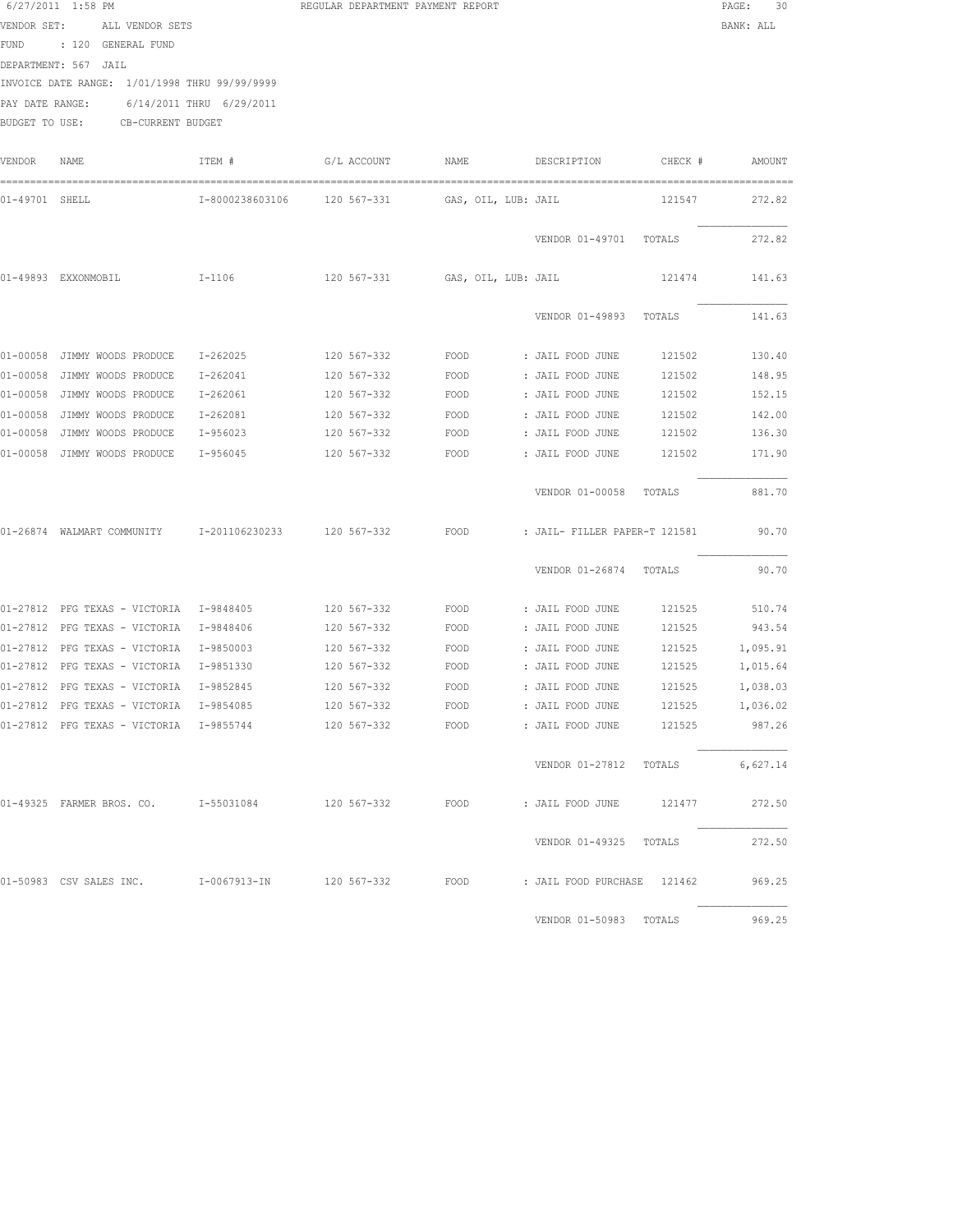6/27/2011 1:58 PM REGULAR DEPARTMENT PAYMENT REPORT

VENDOR SET: ALL VENDOR SETS BANK: ALL

FUND : 120 GENERAL FUND

DEPARTMENT: 567 JAIL

INVOICE DATE RANGE: 1/01/1998 THRU 99/99/9999

PAY DATE RANGE: 6/14/2011 THRU 6/29/2011

BUDGET TO USE: CB-CURRENT BUDGET

| VENDOR | NAME | ITEM # | G/L ACCOUNT | NAME | DESCRIPTION | CHECK # | AMOUNT |
|---|---|---|---|---|---|---|---|
| 01-49701 | SHELL | I-8000238603106 | 120 567-331 | GAS, OIL, LUB: | JAIL | 121547 | 272.82 |
| | | | | | VENDOR 01-49701 TOTALS | | 272.82 |
| 01-49893 | EXXONMOBIL | I-1106 | 120 567-331 | GAS, OIL, LUB: | JAIL | 121474 | 141.63 |
| | | | | | VENDOR 01-49893 TOTALS | | 141.63 |
| 01-00058 | JIMMY WOODS PRODUCE | I-262025 | 120 567-332 | FOOD | : JAIL FOOD JUNE | 121502 | 130.40 |
| 01-00058 | JIMMY WOODS PRODUCE | I-262041 | 120 567-332 | FOOD | : JAIL FOOD JUNE | 121502 | 148.95 |
| 01-00058 | JIMMY WOODS PRODUCE | I-262061 | 120 567-332 | FOOD | : JAIL FOOD JUNE | 121502 | 152.15 |
| 01-00058 | JIMMY WOODS PRODUCE | I-262081 | 120 567-332 | FOOD | : JAIL FOOD JUNE | 121502 | 142.00 |
| 01-00058 | JIMMY WOODS PRODUCE | I-956023 | 120 567-332 | FOOD | : JAIL FOOD JUNE | 121502 | 136.30 |
| 01-00058 | JIMMY WOODS PRODUCE | I-956045 | 120 567-332 | FOOD | : JAIL FOOD JUNE | 121502 | 171.90 |
| | | | | | VENDOR 01-00058 TOTALS | | 881.70 |
| 01-26874 | WALMART COMMUNITY | I-201106230233 | 120 567-332 | FOOD | : JAIL- FILLER PAPER-T | 121581 | 90.70 |
| | | | | | VENDOR 01-26874 TOTALS | | 90.70 |
| 01-27812 | PFG TEXAS - VICTORIA | I-9848405 | 120 567-332 | FOOD | : JAIL FOOD JUNE | 121525 | 510.74 |
| 01-27812 | PFG TEXAS - VICTORIA | I-9848406 | 120 567-332 | FOOD | : JAIL FOOD JUNE | 121525 | 943.54 |
| 01-27812 | PFG TEXAS - VICTORIA | I-9850003 | 120 567-332 | FOOD | : JAIL FOOD JUNE | 121525 | 1,095.91 |
| 01-27812 | PFG TEXAS - VICTORIA | I-9851330 | 120 567-332 | FOOD | : JAIL FOOD JUNE | 121525 | 1,015.64 |
| 01-27812 | PFG TEXAS - VICTORIA | I-9852845 | 120 567-332 | FOOD | : JAIL FOOD JUNE | 121525 | 1,038.03 |
| 01-27812 | PFG TEXAS - VICTORIA | I-9854085 | 120 567-332 | FOOD | : JAIL FOOD JUNE | 121525 | 1,036.02 |
| 01-27812 | PFG TEXAS - VICTORIA | I-9855744 | 120 567-332 | FOOD | : JAIL FOOD JUNE | 121525 | 987.26 |
| | | | | | VENDOR 01-27812 TOTALS | | 6,627.14 |
| 01-49325 | FARMER BROS. CO. | I-55031084 | 120 567-332 | FOOD | : JAIL FOOD JUNE | 121477 | 272.50 |
| | | | | | VENDOR 01-49325 TOTALS | | 272.50 |
| 01-50983 | CSV SALES INC. | I-0067913-IN | 120 567-332 | FOOD | : JAIL FOOD PURCHASE | 121462 | 969.25 |
| | | | | | VENDOR 01-50983 TOTALS | | 969.25 |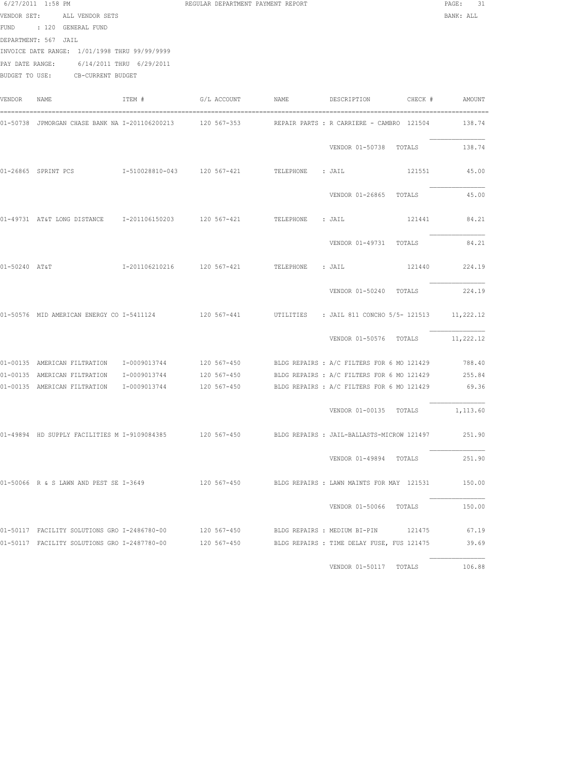6/27/2011 1:58 PM REGULAR DEPARTMENT PAYMENT REPORT

VENDOR SET: ALL VENDOR SETS BANK: ALL

FUND : 120 GENERAL FUND

DEPARTMENT: 567 JAIL

INVOICE DATE RANGE: 1/01/1998 THRU 99/99/9999

PAY DATE RANGE: 6/14/2011 THRU 6/29/2011

BUDGET TO USE: CB-CURRENT BUDGET

| VENDOR | NAME | ITEM # | G/L ACCOUNT | NAME | DESCRIPTION | CHECK # | AMOUNT |
|---|---|---|---|---|---|---|---|
| 01-50738 | JPMORGAN CHASE BANK NA | I-201106200213 | 120 567-353 | REPAIR PARTS | : R CARRIERE - CAMBRO | 121504 | 138.74 |
| | | | | | VENDOR 01-50738 TOTALS | | 138.74 |
| 01-26865 | SPRINT PCS | I-510028810-043 | 120 567-421 | TELEPHONE | : JAIL | 121551 | 45.00 |
| | | | | | VENDOR 01-26865 TOTALS | | 45.00 |
| 01-49731 | AT&T LONG DISTANCE | I-201106150203 | 120 567-421 | TELEPHONE | : JAIL | 121441 | 84.21 |
| | | | | | VENDOR 01-49731 TOTALS | | 84.21 |
| 01-50240 | AT&T | I-201106210216 | 120 567-421 | TELEPHONE | : JAIL | 121440 | 224.19 |
| | | | | | VENDOR 01-50240 TOTALS | | 224.19 |
| 01-50576 | MID AMERICAN ENERGY CO | I-5411124 | 120 567-441 | UTILITIES | : JAIL 811 CONCHO 5/5- | 121513 | 11,222.12 |
| | | | | | VENDOR 01-50576 TOTALS | | 11,222.12 |
| 01-00135 | AMERICAN FILTRATION | I-0009013744 | 120 567-450 | BLDG REPAIRS | : A/C FILTERS FOR 6 MO | 121429 | 788.40 |
| 01-00135 | AMERICAN FILTRATION | I-0009013744 | 120 567-450 | BLDG REPAIRS | : A/C FILTERS FOR 6 MO | 121429 | 255.84 |
| 01-00135 | AMERICAN FILTRATION | I-0009013744 | 120 567-450 | BLDG REPAIRS | : A/C FILTERS FOR 6 MO | 121429 | 69.36 |
| | | | | | VENDOR 01-00135 TOTALS | | 1,113.60 |
| 01-49894 | HD SUPPLY FACILITIES M | I-9109084385 | 120 567-450 | BLDG REPAIRS | : JAIL-BALLASTS-MICROW | 121497 | 251.90 |
| | | | | | VENDOR 01-49894 TOTALS | | 251.90 |
| 01-50066 | R & S LAWN AND PEST SE | I-3649 | 120 567-450 | BLDG REPAIRS | : LAWN MAINTS FOR MAY | 121531 | 150.00 |
| | | | | | VENDOR 01-50066 TOTALS | | 150.00 |
| 01-50117 | FACILITY SOLUTIONS GRO | I-2486780-00 | 120 567-450 | BLDG REPAIRS | : MEDIUM BI-PIN | 121475 | 67.19 |
| 01-50117 | FACILITY SOLUTIONS GRO | I-2487780-00 | 120 567-450 | BLDG REPAIRS | : TIME DELAY FUSE, FUS | 121475 | 39.69 |
| | | | | | VENDOR 01-50117 TOTALS | | 106.88 |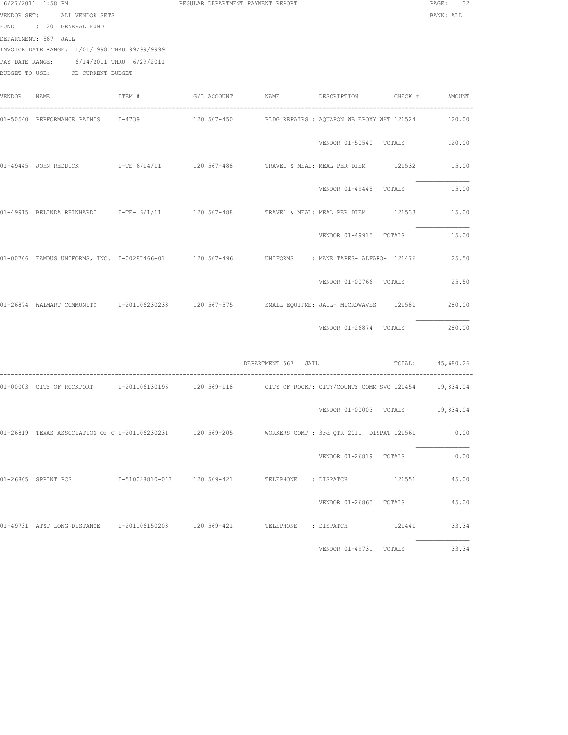6/27/2011 1:58 PM REGULAR DEPARTMENT PAYMENT REPORT

BANK: ALL

VENDOR SET: ALL VENDOR SETS
FUND : 120 GENERAL FUND
DEPARTMENT: 567 JAIL
INVOICE DATE RANGE: 1/01/1998 THRU 99/99/9999
PAY DATE RANGE: 6/14/2011 THRU 6/29/2011
BUDGET TO USE: CB-CURRENT BUDGET

| VENDOR | NAME | ITEM # | G/L ACCOUNT | NAME | DESCRIPTION | CHECK # | AMOUNT |
|---|---|---|---|---|---|---|---|
| 01-50540 | PERFORMANCE PAINTS | I-4739 | 120 567-450 | BLDG REPAIRS | AQUAPON WB EPOXY WHT | 121524 | 120.00 |
| | | | | | VENDOR 01-50540 TOTALS | | 120.00 |
| 01-49445 | JOHN REDDICK | I-TE 6/14/11 | 120 567-488 | TRAVEL & MEAL | MEAL PER DIEM | 121532 | 15.00 |
| | | | | | VENDOR 01-49445 TOTALS | | 15.00 |
| 01-49915 | BELINDA REINHARDT | I-TE- 6/1/11 | 120 567-488 | TRAVEL & MEAL | MEAL PER DIEM | 121533 | 15.00 |
| | | | | | VENDOR 01-49915 TOTALS | | 15.00 |
| 01-00766 | FAMOUS UNIFORMS, INC. | I-00287466-01 | 120 567-496 | UNIFORMS | MANE TAPES- ALFARO- | 121476 | 25.50 |
| | | | | | VENDOR 01-00766 TOTALS | | 25.50 |
| 01-26874 | WALMART COMMUNITY | I-201106230233 | 120 567-575 | SMALL EQUIPME | JAIL- MICROWAVES | 121581 | 280.00 |
| | | | | | VENDOR 01-26874 TOTALS | | 280.00 |
| | | | | DEPARTMENT 567 JAIL | | TOTAL: | 45,680.26 |
| 01-00003 | CITY OF ROCKPORT | I-201106130196 | 120 569-118 | CITY OF ROCKP | CITY/COUNTY COMM SVC | 121454 | 19,834.04 |
| | | | | | VENDOR 01-00003 TOTALS | | 19,834.04 |
| 01-26819 | TEXAS ASSOCIATION OF C | I-201106230231 | 120 569-205 | WORKERS COMP | 3rd QTR 2011 DISPAT | 121561 | 0.00 |
| | | | | | VENDOR 01-26819 TOTALS | | 0.00 |
| 01-26865 | SPRINT PCS | I-510028810-043 | 120 569-421 | TELEPHONE | DISPATCH | 121551 | 45.00 |
| | | | | | VENDOR 01-26865 TOTALS | | 45.00 |
| 01-49731 | AT&T LONG DISTANCE | I-201106150203 | 120 569-421 | TELEPHONE | DISPATCH | 121441 | 33.34 |
| | | | | | VENDOR 01-49731 TOTALS | | 33.34 |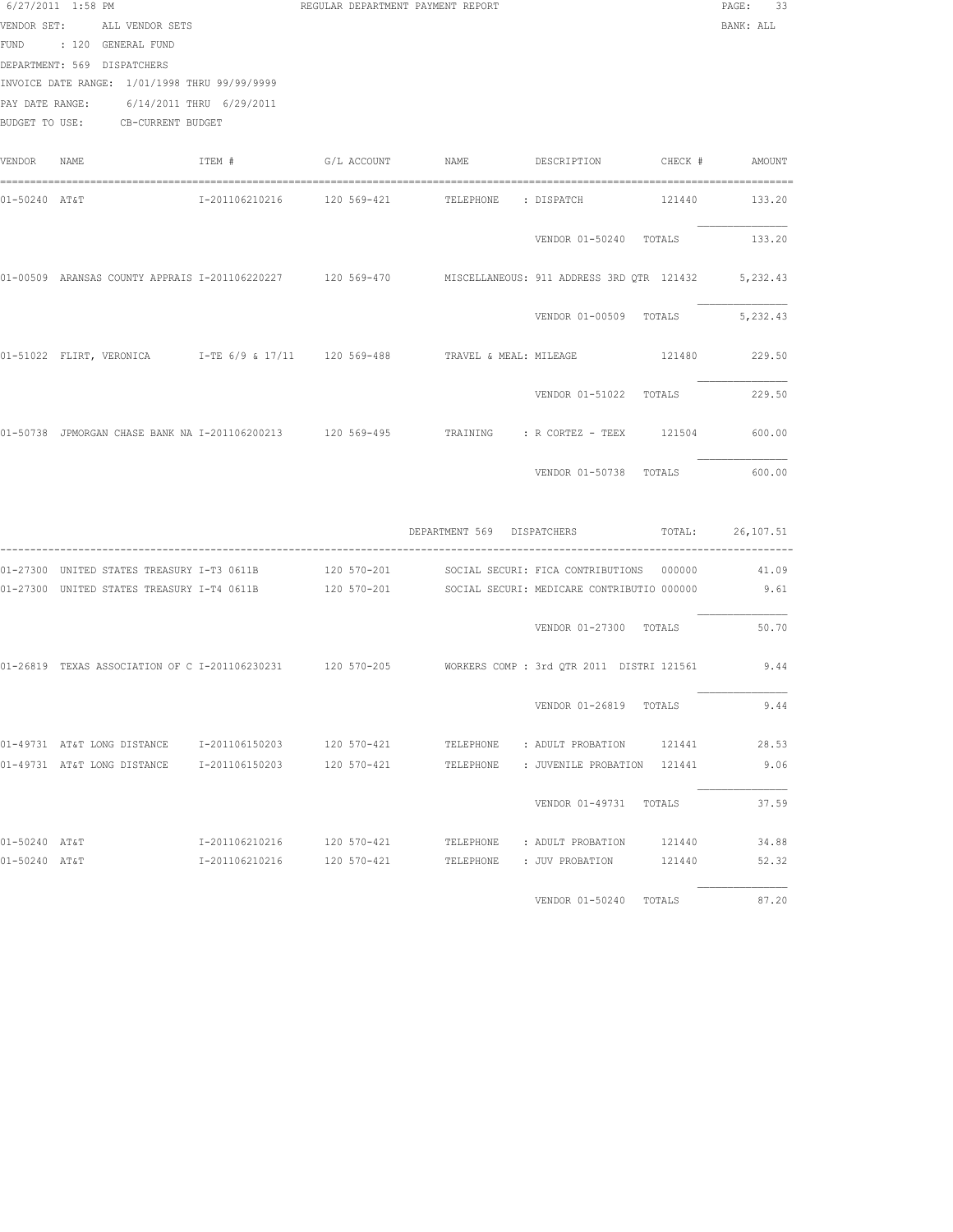6/27/2011 1:58 PM REGULAR DEPARTMENT PAYMENT REPORT

VENDOR SET: ALL VENDOR SETS BANK: ALL

FUND : 120 GENERAL FUND

DEPARTMENT: 569 DISPATCHERS

INVOICE DATE RANGE: 1/01/1998 THRU 99/99/9999

PAY DATE RANGE: 6/14/2011 THRU 6/29/2011

BUDGET TO USE: CB-CURRENT BUDGET

| VENDOR | NAME | ITEM # | G/L ACCOUNT | NAME | DESCRIPTION | CHECK # | AMOUNT |
|---|---|---|---|---|---|---|---|
| 01-50240 | AT&T | I-201106210216 | 120 569-421 | TELEPHONE | : DISPATCH | 121440 | 133.20 |
| | | | | | VENDOR 01-50240 | TOTALS | 133.20 |
| 01-00509 | ARANSAS COUNTY APPRAIS | I-201106220227 | 120 569-470 | MISCELLANEOUS | : 911 ADDRESS 3RD QTR | 121432 | 5,232.43 |
| | | | | | VENDOR 01-00509 | TOTALS | 5,232.43 |
| 01-51022 | FLIRT, VERONICA | I-TE 6/9 & 17/11 | 120 569-488 | TRAVEL & MEAL | : MILEAGE | 121480 | 229.50 |
| | | | | | VENDOR 01-51022 | TOTALS | 229.50 |
| 01-50738 | JPMORGAN CHASE BANK NA | I-201106200213 | 120 569-495 | TRAINING | : R CORTEZ - TEEX | 121504 | 600.00 |
| | | | | | VENDOR 01-50738 | TOTALS | 600.00 |
| | | | | DEPARTMENT 569 | DISPATCHERS | TOTAL: | 26,107.51 |
| 01-27300 | UNITED STATES TREASURY | I-T3 0611B | 120 570-201 | SOCIAL SECURI | : FICA CONTRIBUTIONS | 000000 | 41.09 |
| 01-27300 | UNITED STATES TREASURY | I-T4 0611B | 120 570-201 | SOCIAL SECURI | : MEDICARE CONTRIBUTIO | 000000 | 9.61 |
| | | | | | VENDOR 01-27300 | TOTALS | 50.70 |
| 01-26819 | TEXAS ASSOCIATION OF C | I-201106230231 | 120 570-205 | WORKERS COMP | : 3rd QTR 2011 DISTRI | 121561 | 9.44 |
| | | | | | VENDOR 01-26819 | TOTALS | 9.44 |
| 01-49731 | AT&T LONG DISTANCE | I-201106150203 | 120 570-421 | TELEPHONE | : ADULT PROBATION | 121441 | 28.53 |
| 01-49731 | AT&T LONG DISTANCE | I-201106150203 | 120 570-421 | TELEPHONE | : JUVENILE PROBATION | 121441 | 9.06 |
| | | | | | VENDOR 01-49731 | TOTALS | 37.59 |
| 01-50240 | AT&T | I-201106210216 | 120 570-421 | TELEPHONE | : ADULT PROBATION | 121440 | 34.88 |
| 01-50240 | AT&T | I-201106210216 | 120 570-421 | TELEPHONE | : JUV PROBATION | 121440 | 52.32 |
| | | | | | VENDOR 01-50240 | TOTALS | 87.20 |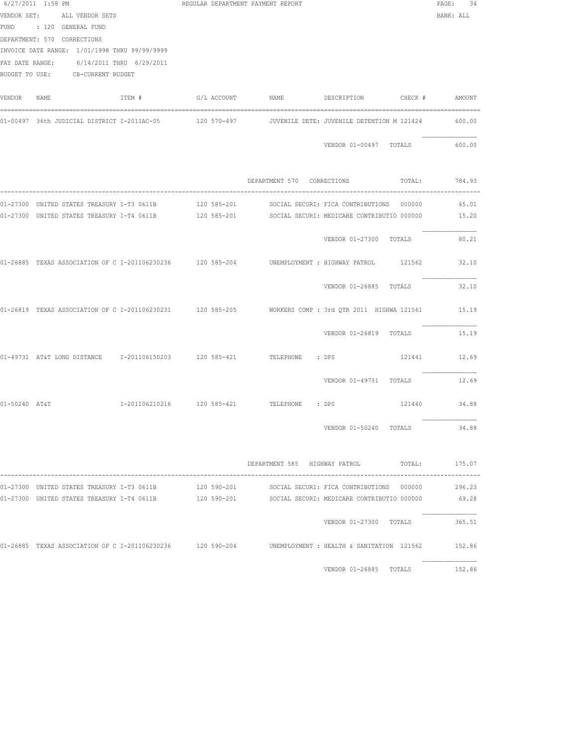6/27/2011 1:58 PM REGULAR DEPARTMENT PAYMENT REPORT

VENDOR SET: ALL VENDOR SETS BANK: ALL

FUND : 120 GENERAL FUND

DEPARTMENT: 570 CORRECTIONS

INVOICE DATE RANGE: 1/01/1998 THRU 99/99/9999

PAY DATE RANGE: 6/14/2011 THRU 6/29/2011

BUDGET TO USE: CB-CURRENT BUDGET

| VENDOR | NAME | ITEM # | G/L ACCOUNT | NAME | DESCRIPTION | CHECK # | AMOUNT |
|---|---|---|---|---|---|---|---|
| 01-00497 | 36th JUDICIAL DISTRICT | I-2011AC-05 | 120 570-497 | JUVENILE DETE: | JUVENILE DETENTION M | 121424 | 600.00 |
| | | | | | VENDOR 01-00497 TOTALS | | 600.00 |
| | | | | DEPARTMENT 570 CORRECTIONS | | TOTAL: | 784.93 |
| 01-27300 | UNITED STATES TREASURY | I-T3 0611B | 120 585-201 | SOCIAL SECURI: | FICA CONTRIBUTIONS | 000000 | 65.01 |
| 01-27300 | UNITED STATES TREASURY | I-T4 0611B | 120 585-201 | SOCIAL SECURI: | MEDICARE CONTRIBUTIO | 000000 | 15.20 |
| | | | | | VENDOR 01-27300 TOTALS | | 80.21 |
| 01-26885 | TEXAS ASSOCIATION OF C | I-201106230236 | 120 585-204 | UNEMPLOYMENT : | HIGHWAY PATROL | 121562 | 32.10 |
| | | | | | VENDOR 01-26885 TOTALS | | 32.10 |
| 01-26819 | TEXAS ASSOCIATION OF C | I-201106230231 | 120 585-205 | WORKERS COMP : | 3rd QTR 2011 HIGHWA | 121561 | 15.19 |
| | | | | | VENDOR 01-26819 TOTALS | | 15.19 |
| 01-49731 | AT&T LONG DISTANCE | I-201106150203 | 120 585-421 | TELEPHONE : | DPS | 121441 | 12.69 |
| | | | | | VENDOR 01-49731 TOTALS | | 12.69 |
| 01-50240 | AT&T | I-201106210216 | 120 585-421 | TELEPHONE : | DPS | 121440 | 34.88 |
| | | | | | VENDOR 01-50240 TOTALS | | 34.88 |
| | | | | DEPARTMENT 585 HIGHWAY PATROL | | TOTAL: | 175.07 |
| 01-27300 | UNITED STATES TREASURY | I-T3 0611B | 120 590-201 | SOCIAL SECURI: | FICA CONTRIBUTIONS | 000000 | 296.23 |
| 01-27300 | UNITED STATES TREASURY | I-T4 0611B | 120 590-201 | SOCIAL SECURI: | MEDICARE CONTRIBUTIO | 000000 | 69.28 |
| | | | | | VENDOR 01-27300 TOTALS | | 365.51 |
| 01-26885 | TEXAS ASSOCIATION OF C | I-201106230236 | 120 590-204 | UNEMPLOYMENT : | HEALTH & SANITATION | 121562 | 152.86 |
| | | | | | VENDOR 01-26885 TOTALS | | 152.86 |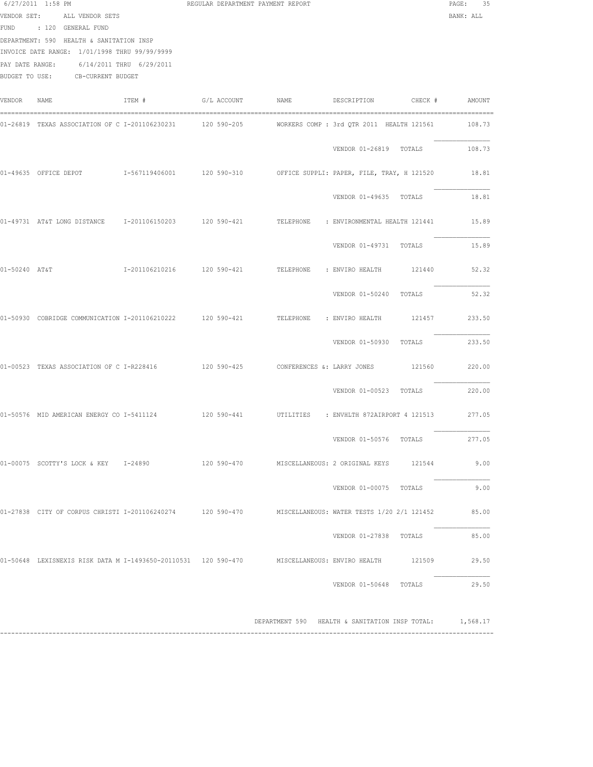6/27/2011 1:58 PM — REGULAR DEPARTMENT PAYMENT REPORT — BANK: ALL

VENDOR SET: ALL VENDOR SETS
FUND : 120 GENERAL FUND
DEPARTMENT: 590 HEALTH & SANITATION INSP
INVOICE DATE RANGE: 1/01/1998 THRU 99/99/9999
PAY DATE RANGE: 6/14/2011 THRU 6/29/2011
BUDGET TO USE: CB-CURRENT BUDGET

| VENDOR | NAME | ITEM # | G/L ACCOUNT | NAME | DESCRIPTION | CHECK # | AMOUNT |
|---|---|---|---|---|---|---|---|
| 01-26819 | TEXAS ASSOCIATION OF C | I-201106230231 | 120 590-205 | WORKERS COMP | : 3rd QTR 2011 HEALTH | 121561 | 108.73 |
| | | | | | VENDOR 01-26819 TOTALS | | 108.73 |
| 01-49635 | OFFICE DEPOT | I-567119406001 | 120 590-310 | OFFICE SUPPLI | : PAPER, FILE, TRAY, H | 121520 | 18.81 |
| | | | | | VENDOR 01-49635 TOTALS | | 18.81 |
| 01-49731 | AT&T LONG DISTANCE | I-201106150203 | 120 590-421 | TELEPHONE | : ENVIRONMENTAL HEALTH | 121441 | 15.89 |
| | | | | | VENDOR 01-49731 TOTALS | | 15.89 |
| 01-50240 | AT&T | I-201106210216 | 120 590-421 | TELEPHONE | : ENVIRO HEALTH | 121440 | 52.32 |
| | | | | | VENDOR 01-50240 TOTALS | | 52.32 |
| 01-50930 | COBRIDGE COMMUNICATION | I-201106210222 | 120 590-421 | TELEPHONE | : ENVIRO HEALTH | 121457 | 233.50 |
| | | | | | VENDOR 01-50930 TOTALS | | 233.50 |
| 01-00523 | TEXAS ASSOCIATION OF C | I-R228416 | 120 590-425 | CONFERENCES & | : LARRY JONES | 121560 | 220.00 |
| | | | | | VENDOR 01-00523 TOTALS | | 220.00 |
| 01-50576 | MID AMERICAN ENERGY CO | I-5411124 | 120 590-441 | UTILITIES | : ENVHLTH 872AIRPORT 4 | 121513 | 277.05 |
| | | | | | VENDOR 01-50576 TOTALS | | 277.05 |
| 01-00075 | SCOTTY'S LOCK & KEY | I-24890 | 120 590-470 | MISCELLANEOUS | : 2 ORIGINAL KEYS | 121544 | 9.00 |
| | | | | | VENDOR 01-00075 TOTALS | | 9.00 |
| 01-27838 | CITY OF CORPUS CHRISTI | I-201106240274 | 120 590-470 | MISCELLANEOUS | : WATER TESTS 1/20 2/1 | 121452 | 85.00 |
| | | | | | VENDOR 01-27838 TOTALS | | 85.00 |
| 01-50648 | LEXISNEXIS RISK DATA M | I-1493650-20110531 | 120 590-470 | MISCELLANEOUS | : ENVIRO HEALTH | 121509 | 29.50 |
| | | | | | VENDOR 01-50648 TOTALS | | 29.50 |

DEPARTMENT 590 HEALTH & SANITATION INSP TOTAL: 1,568.17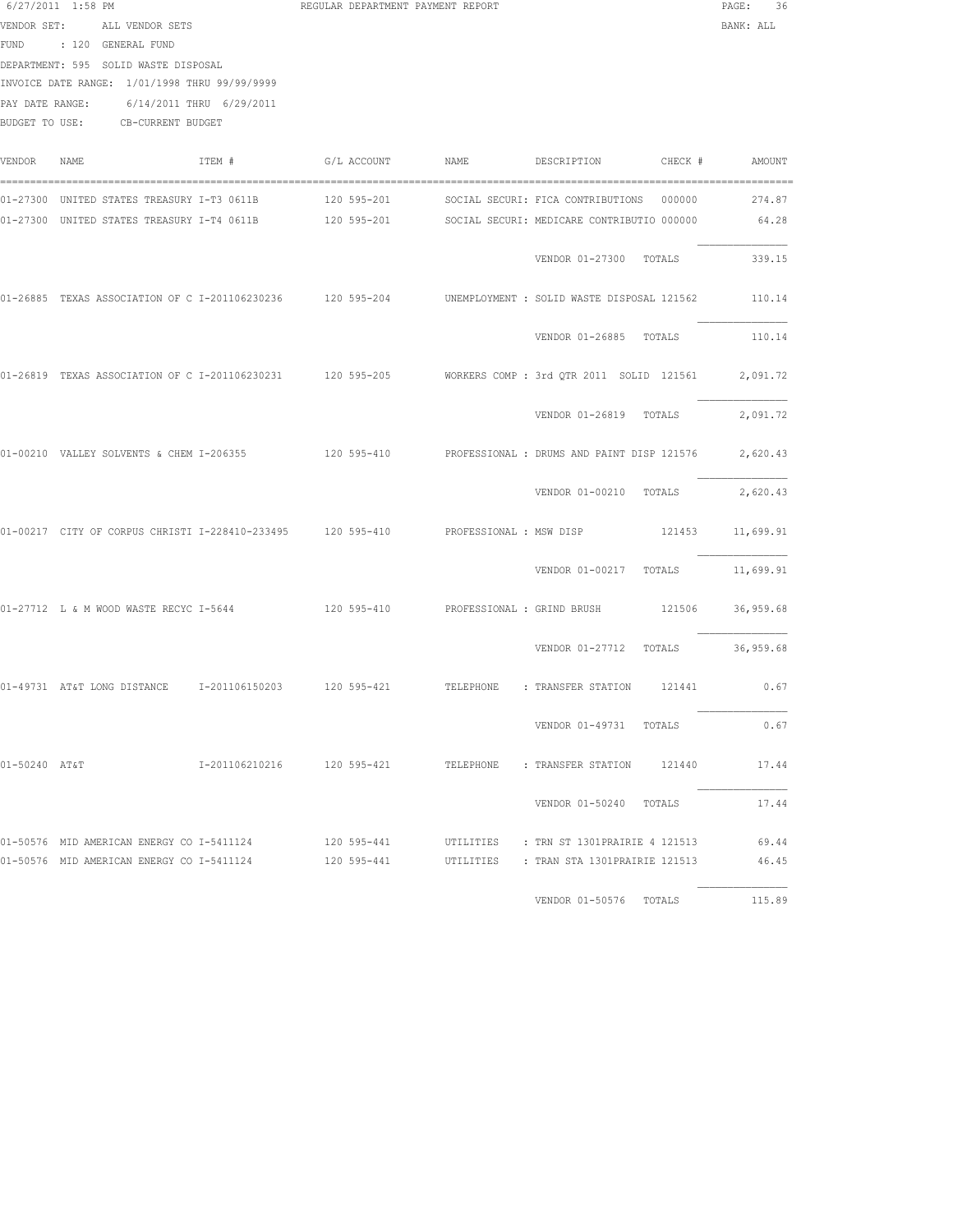6/27/2011 1:58 PM REGULAR DEPARTMENT PAYMENT REPORT

VENDOR SET: ALL VENDOR SETS BANK: ALL

FUND : 120 GENERAL FUND

DEPARTMENT: 595 SOLID WASTE DISPOSAL

INVOICE DATE RANGE: 1/01/1998 THRU 99/99/9999

PAY DATE RANGE: 6/14/2011 THRU 6/29/2011

BUDGET TO USE: CB-CURRENT BUDGET

| VENDOR | NAME | ITEM # | G/L ACCOUNT | NAME | DESCRIPTION | CHECK # | AMOUNT |
|---|---|---|---|---|---|---|---|
| 01-27300 | UNITED STATES TREASURY | I-T3 0611B | 120 595-201 | SOCIAL SECURI: | FICA CONTRIBUTIONS | 000000 | 274.87 |
| 01-27300 | UNITED STATES TREASURY | I-T4 0611B | 120 595-201 | SOCIAL SECURI: | MEDICARE CONTRIBUTIO | 000000 | 64.28 |
| | | | | | VENDOR 01-27300 TOTALS | | 339.15 |
| 01-26885 | TEXAS ASSOCIATION OF C | I-201106230236 | 120 595-204 | UNEMPLOYMENT : | SOLID WASTE DISPOSAL | 121562 | 110.14 |
| | | | | | VENDOR 01-26885 TOTALS | | 110.14 |
| 01-26819 | TEXAS ASSOCIATION OF C | I-201106230231 | 120 595-205 | WORKERS COMP : | 3rd QTR 2011 SOLID | 121561 | 2,091.72 |
| | | | | | VENDOR 01-26819 TOTALS | | 2,091.72 |
| 01-00210 | VALLEY SOLVENTS & CHEM | I-206355 | 120 595-410 | PROFESSIONAL : | DRUMS AND PAINT DISP | 121576 | 2,620.43 |
| | | | | | VENDOR 01-00210 TOTALS | | 2,620.43 |
| 01-00217 | CITY OF CORPUS CHRISTI | I-228410-233495 | 120 595-410 | PROFESSIONAL : | MSW DISP | 121453 | 11,699.91 |
| | | | | | VENDOR 01-00217 TOTALS | | 11,699.91 |
| 01-27712 | L & M WOOD WASTE RECYC | I-5644 | 120 595-410 | PROFESSIONAL : | GRIND BRUSH | 121506 | 36,959.68 |
| | | | | | VENDOR 01-27712 TOTALS | | 36,959.68 |
| 01-49731 | AT&T LONG DISTANCE | I-201106150203 | 120 595-421 | TELEPHONE : | TRANSFER STATION | 121441 | 0.67 |
| | | | | | VENDOR 01-49731 TOTALS | | 0.67 |
| 01-50240 | AT&T | I-201106210216 | 120 595-421 | TELEPHONE : | TRANSFER STATION | 121440 | 17.44 |
| | | | | | VENDOR 01-50240 TOTALS | | 17.44 |
| 01-50576 | MID AMERICAN ENERGY CO | I-5411124 | 120 595-441 | UTILITIES : | TRN ST 1301PRAIRIE 4 | 121513 | 69.44 |
| 01-50576 | MID AMERICAN ENERGY CO | I-5411124 | 120 595-441 | UTILITIES : | TRAN STA 1301PRAIRIE | 121513 | 46.45 |
| | | | | | VENDOR 01-50576 TOTALS | | 115.89 |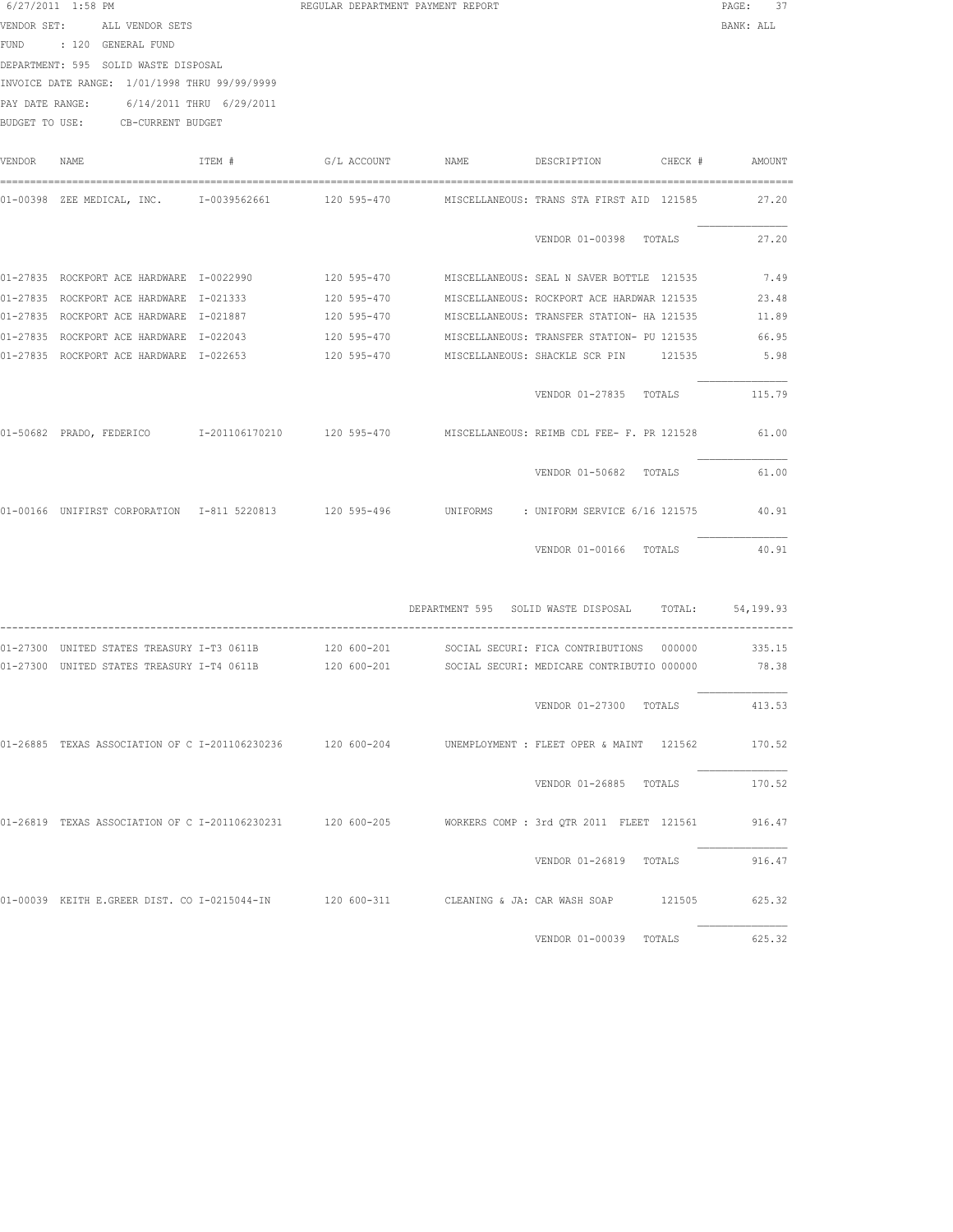6/27/2011 1:58 PM REGULAR DEPARTMENT PAYMENT REPORT

VENDOR SET: ALL VENDOR SETS BANK: ALL

FUND : 120 GENERAL FUND

DEPARTMENT: 595 SOLID WASTE DISPOSAL

INVOICE DATE RANGE: 1/01/1998 THRU 99/99/9999

PAY DATE RANGE: 6/14/2011 THRU 6/29/2011

BUDGET TO USE: CB-CURRENT BUDGET

| VENDOR | NAME | ITEM # | G/L ACCOUNT | NAME | DESCRIPTION | CHECK # | AMOUNT |
|---|---|---|---|---|---|---|---|
| 01-00398 | ZEE MEDICAL, INC. | I-0039562661 | 120 595-470 | MISCELLANEOUS: | TRANS STA FIRST AID | 121585 | 27.20 |
| | | | | | VENDOR 01-00398 TOTALS | | 27.20 |
| 01-27835 | ROCKPORT ACE HARDWARE | I-0022990 | 120 595-470 | MISCELLANEOUS: | SEAL N SAVER BOTTLE | 121535 | 7.49 |
| 01-27835 | ROCKPORT ACE HARDWARE | I-021333 | 120 595-470 | MISCELLANEOUS: | ROCKPORT ACE HARDWAR | 121535 | 23.48 |
| 01-27835 | ROCKPORT ACE HARDWARE | I-021887 | 120 595-470 | MISCELLANEOUS: | TRANSFER STATION- HA | 121535 | 11.89 |
| 01-27835 | ROCKPORT ACE HARDWARE | I-022043 | 120 595-470 | MISCELLANEOUS: | TRANSFER STATION- PU | 121535 | 66.95 |
| 01-27835 | ROCKPORT ACE HARDWARE | I-022653 | 120 595-470 | MISCELLANEOUS: | SHACKLE SCR PIN | 121535 | 5.98 |
| | | | | | VENDOR 01-27835 TOTALS | | 115.79 |
| 01-50682 | PRADO, FEDERICO | I-201106170210 | 120 595-470 | MISCELLANEOUS: | REIMB CDL FEE- F. PR | 121528 | 61.00 |
| | | | | | VENDOR 01-50682 TOTALS | | 61.00 |
| 01-00166 | UNIFIRST CORPORATION | I-811 5220813 | 120 595-496 | UNIFORMS : | UNIFORM SERVICE 6/16 | 121575 | 40.91 |
| | | | | | VENDOR 01-00166 TOTALS | | 40.91 |
| | | | | DEPARTMENT 595 | SOLID WASTE DISPOSAL | TOTAL: | 54,199.93 |
| 01-27300 | UNITED STATES TREASURY | I-T3 0611B | 120 600-201 | SOCIAL SECURI: | FICA CONTRIBUTIONS | 000000 | 335.15 |
| 01-27300 | UNITED STATES TREASURY | I-T4 0611B | 120 600-201 | SOCIAL SECURI: | MEDICARE CONTRIBUTIO | 000000 | 78.38 |
| | | | | | VENDOR 01-27300 TOTALS | | 413.53 |
| 01-26885 | TEXAS ASSOCIATION OF C | I-201106230236 | 120 600-204 | UNEMPLOYMENT : | FLEET OPER & MAINT | 121562 | 170.52 |
| | | | | | VENDOR 01-26885 TOTALS | | 170.52 |
| 01-26819 | TEXAS ASSOCIATION OF C | I-201106230231 | 120 600-205 | WORKERS COMP : | 3rd QTR 2011 FLEET | 121561 | 916.47 |
| | | | | | VENDOR 01-26819 TOTALS | | 916.47 |
| 01-00039 | KEITH E.GREER DIST. CO | I-0215044-IN | 120 600-311 | CLEANING & JA: | CAR WASH SOAP | 121505 | 625.32 |
| | | | | | VENDOR 01-00039 TOTALS | | 625.32 |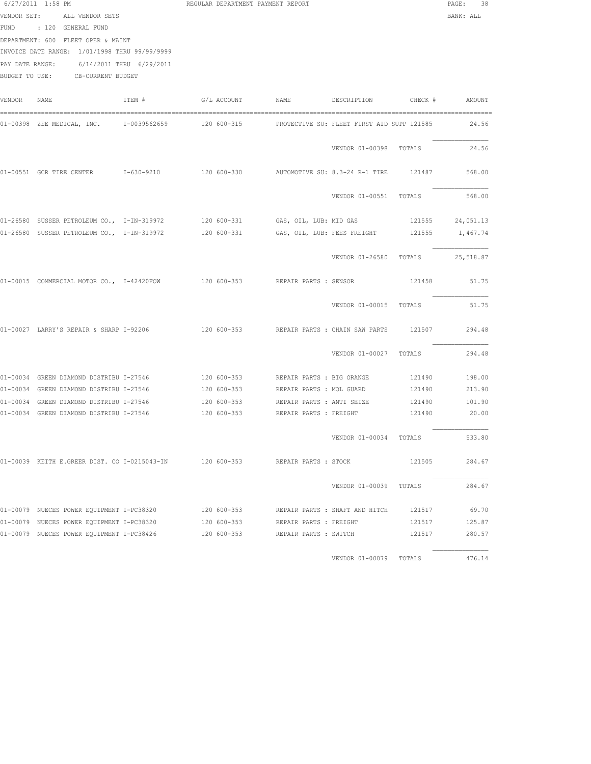6/27/2011 1:58 PM REGULAR DEPARTMENT PAYMENT REPORT

VENDOR SET: ALL VENDOR SETS BANK: ALL

FUND : 120 GENERAL FUND

DEPARTMENT: 600 FLEET OPER & MAINT

INVOICE DATE RANGE: 1/01/1998 THRU 99/99/9999

PAY DATE RANGE: 6/14/2011 THRU 6/29/2011

BUDGET TO USE: CB-CURRENT BUDGET

| VENDOR | NAME | ITEM # | G/L ACCOUNT | NAME | DESCRIPTION | CHECK # | AMOUNT |
|---|---|---|---|---|---|---|---|
| 01-00398 | ZEE MEDICAL, INC. | I-0039562659 | 120 600-315 | PROTECTIVE SU: | FLEET FIRST AID SUPP | 121585 | 24.56 |
| | | | | | VENDOR 01-00398 | TOTALS | 24.56 |
| 01-00551 | GCR TIRE CENTER | I-630-9210 | 120 600-330 | AUTOMOTIVE SU: | 8.3-24 R-1 TIRE | 121487 | 568.00 |
| | | | | | VENDOR 01-00551 | TOTALS | 568.00 |
| 01-26580 | SUSSER PETROLEUM CO., | I-IN-319972 | 120 600-331 | GAS, OIL, LUB: | MID GAS | 121555 | 24,051.13 |
| 01-26580 | SUSSER PETROLEUM CO., | I-IN-319972 | 120 600-331 | GAS, OIL, LUB: | FEES FREIGHT | 121555 | 1,467.74 |
| | | | | | VENDOR 01-26580 | TOTALS | 25,518.87 |
| 01-00015 | COMMERCIAL MOTOR CO., | I-42420FOW | 120 600-353 | REPAIR PARTS : | SENSOR | 121458 | 51.75 |
| | | | | | VENDOR 01-00015 | TOTALS | 51.75 |
| 01-00027 | LARRY'S REPAIR & SHARP | I-92206 | 120 600-353 | REPAIR PARTS : | CHAIN SAW PARTS | 121507 | 294.48 |
| | | | | | VENDOR 01-00027 | TOTALS | 294.48 |
| 01-00034 | GREEN DIAMOND DISTRIBU | I-27546 | 120 600-353 | REPAIR PARTS : | BIG ORANGE | 121490 | 198.00 |
| 01-00034 | GREEN DIAMOND DISTRIBU | I-27546 | 120 600-353 | REPAIR PARTS : | MOL GUARD | 121490 | 213.90 |
| 01-00034 | GREEN DIAMOND DISTRIBU | I-27546 | 120 600-353 | REPAIR PARTS : | ANTI SEIZE | 121490 | 101.90 |
| 01-00034 | GREEN DIAMOND DISTRIBU | I-27546 | 120 600-353 | REPAIR PARTS : | FREIGHT | 121490 | 20.00 |
| | | | | | VENDOR 01-00034 | TOTALS | 533.80 |
| 01-00039 | KEITH E.GREER DIST. CO | I-0215043-IN | 120 600-353 | REPAIR PARTS : | STOCK | 121505 | 284.67 |
| | | | | | VENDOR 01-00039 | TOTALS | 284.67 |
| 01-00079 | NUECES POWER EQUIPMENT | I-PC38320 | 120 600-353 | REPAIR PARTS : | SHAFT AND HITCH | 121517 | 69.70 |
| 01-00079 | NUECES POWER EQUIPMENT | I-PC38320 | 120 600-353 | REPAIR PARTS : | FREIGHT | 121517 | 125.87 |
| 01-00079 | NUECES POWER EQUIPMENT | I-PC38426 | 120 600-353 | REPAIR PARTS : | SWITCH | 121517 | 280.57 |
| | | | | | VENDOR 01-00079 | TOTALS | 476.14 |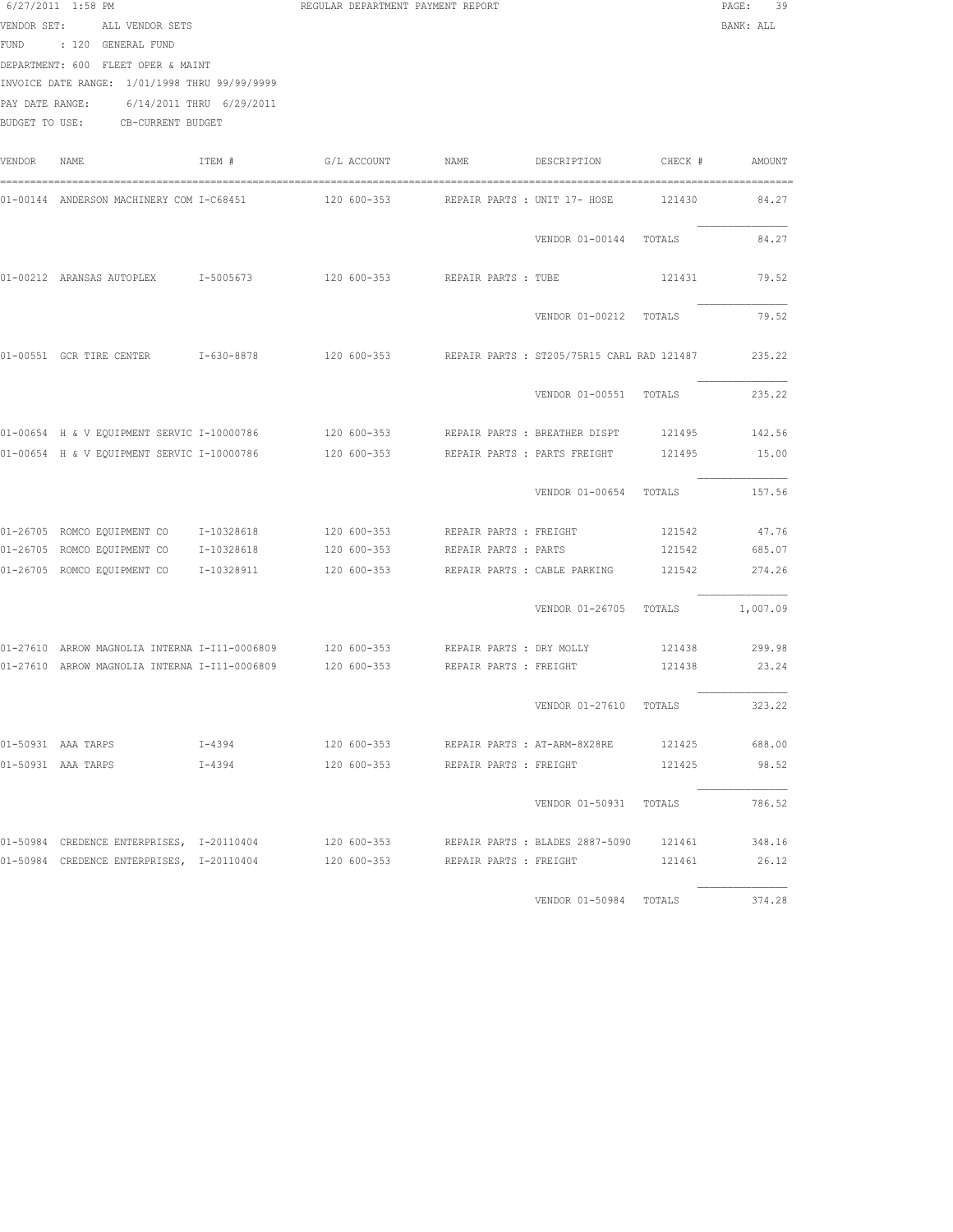6/27/2011 1:58 PM REGULAR DEPARTMENT PAYMENT REPORT

VENDOR SET: ALL VENDOR SETS BANK: ALL

FUND : 120 GENERAL FUND

DEPARTMENT: 600 FLEET OPER & MAINT

INVOICE DATE RANGE: 1/01/1998 THRU 99/99/9999

PAY DATE RANGE: 6/14/2011 THRU 6/29/2011

BUDGET TO USE: CB-CURRENT BUDGET

| VENDOR | NAME | ITEM # | G/L ACCOUNT | NAME | DESCRIPTION | CHECK # | AMOUNT |
|---|---|---|---|---|---|---|---|
| 01-00144 | ANDERSON MACHINERY COM | I-C68451 | 120 600-353 | REPAIR PARTS | UNIT 17- HOSE | 121430 | 84.27 |
| | | | | | VENDOR 01-00144 | TOTALS | 84.27 |
| 01-00212 | ARANSAS AUTOPLEX | I-5005673 | 120 600-353 | REPAIR PARTS | TUBE | 121431 | 79.52 |
| | | | | | VENDOR 01-00212 | TOTALS | 79.52 |
| 01-00551 | GCR TIRE CENTER | I-630-8878 | 120 600-353 | REPAIR PARTS | ST205/75R15 CARL RAD | 121487 | 235.22 |
| | | | | | VENDOR 01-00551 | TOTALS | 235.22 |
| 01-00654 | H & V EQUIPMENT SERVIC | I-10000786 | 120 600-353 | REPAIR PARTS | BREATHER DISPT | 121495 | 142.56 |
| 01-00654 | H & V EQUIPMENT SERVIC | I-10000786 | 120 600-353 | REPAIR PARTS | PARTS FREIGHT | 121495 | 15.00 |
| | | | | | VENDOR 01-00654 | TOTALS | 157.56 |
| 01-26705 | ROMCO EQUIPMENT CO | I-10328618 | 120 600-353 | REPAIR PARTS | FREIGHT | 121542 | 47.76 |
| 01-26705 | ROMCO EQUIPMENT CO | I-10328618 | 120 600-353 | REPAIR PARTS | PARTS | 121542 | 685.07 |
| 01-26705 | ROMCO EQUIPMENT CO | I-10328911 | 120 600-353 | REPAIR PARTS | CABLE PARKING | 121542 | 274.26 |
| | | | | | VENDOR 01-26705 | TOTALS | 1,007.09 |
| 01-27610 | ARROW MAGNOLIA INTERNA | I-I11-0006809 | 120 600-353 | REPAIR PARTS | DRY MOLLY | 121438 | 299.98 |
| 01-27610 | ARROW MAGNOLIA INTERNA | I-I11-0006809 | 120 600-353 | REPAIR PARTS | FREIGHT | 121438 | 23.24 |
| | | | | | VENDOR 01-27610 | TOTALS | 323.22 |
| 01-50931 | AAA TARPS | I-4394 | 120 600-353 | REPAIR PARTS | AT-ARM-8X28RE | 121425 | 688.00 |
| 01-50931 | AAA TARPS | I-4394 | 120 600-353 | REPAIR PARTS | FREIGHT | 121425 | 98.52 |
| | | | | | VENDOR 01-50931 | TOTALS | 786.52 |
| 01-50984 | CREDENCE ENTERPRISES, | I-20110404 | 120 600-353 | REPAIR PARTS | BLADES 2887-5090 | 121461 | 348.16 |
| 01-50984 | CREDENCE ENTERPRISES, | I-20110404 | 120 600-353 | REPAIR PARTS | FREIGHT | 121461 | 26.12 |
| | | | | | VENDOR 01-50984 | TOTALS | 374.28 |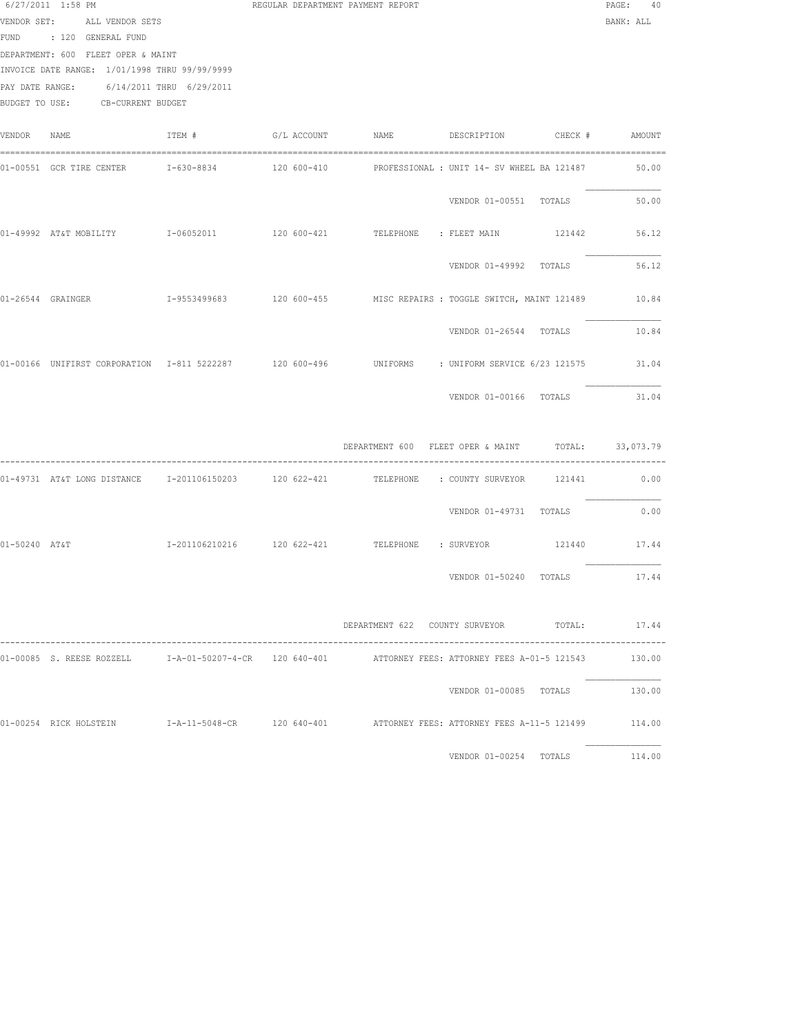6/27/2011 1:58 PM REGULAR DEPARTMENT PAYMENT REPORT

VENDOR SET: ALL VENDOR SETS BANK: ALL

FUND : 120 GENERAL FUND

DEPARTMENT: 600 FLEET OPER & MAINT

INVOICE DATE RANGE: 1/01/1998 THRU 99/99/9999

PAY DATE RANGE: 6/14/2011 THRU 6/29/2011

BUDGET TO USE: CB-CURRENT BUDGET

| VENDOR | NAME | ITEM # | G/L ACCOUNT | NAME | DESCRIPTION | CHECK # | AMOUNT |
|---|---|---|---|---|---|---|---|
| 01-00551 | GCR TIRE CENTER | I-630-8834 | 120 600-410 | PROFESSIONAL | : UNIT 14- SV WHEEL BA | 121487 | 50.00 |
| | | | | | VENDOR 01-00551 TOTALS | | 50.00 |
| 01-49992 | AT&T MOBILITY | I-06052011 | 120 600-421 | TELEPHONE | : FLEET MAIN | 121442 | 56.12 |
| | | | | | VENDOR 01-49992 TOTALS | | 56.12 |
| 01-26544 | GRAINGER | I-9553499683 | 120 600-455 | MISC REPAIRS | : TOGGLE SWITCH, MAINT | 121489 | 10.84 |
| | | | | | VENDOR 01-26544 TOTALS | | 10.84 |
| 01-00166 | UNIFIRST CORPORATION | I-811 5222287 | 120 600-496 | UNIFORMS | : UNIFORM SERVICE 6/23 | 121575 | 31.04 |
| | | | | | VENDOR 01-00166 TOTALS | | 31.04 |
| | | | | DEPARTMENT 600 | FLEET OPER & MAINT | TOTAL: | 33,073.79 |
| 01-49731 | AT&T LONG DISTANCE | I-201106150203 | 120 622-421 | TELEPHONE | : COUNTY SURVEYOR | 121441 | 0.00 |
| | | | | | VENDOR 01-49731 TOTALS | | 0.00 |
| 01-50240 | AT&T | I-201106210216 | 120 622-421 | TELEPHONE | : SURVEYOR | 121440 | 17.44 |
| | | | | | VENDOR 01-50240 TOTALS | | 17.44 |
| | | | | DEPARTMENT 622 | COUNTY SURVEYOR | TOTAL: | 17.44 |
| 01-00085 | S. REESE ROZZELL | I-A-01-50207-4-CR | 120 640-401 | ATTORNEY FEES | : ATTORNEY FEES A-01-5 | 121543 | 130.00 |
| | | | | | VENDOR 01-00085 TOTALS | | 130.00 |
| 01-00254 | RICK HOLSTEIN | I-A-11-5048-CR | 120 640-401 | ATTORNEY FEES | : ATTORNEY FEES A-11-5 | 121499 | 114.00 |
| | | | | | VENDOR 01-00254 TOTALS | | 114.00 |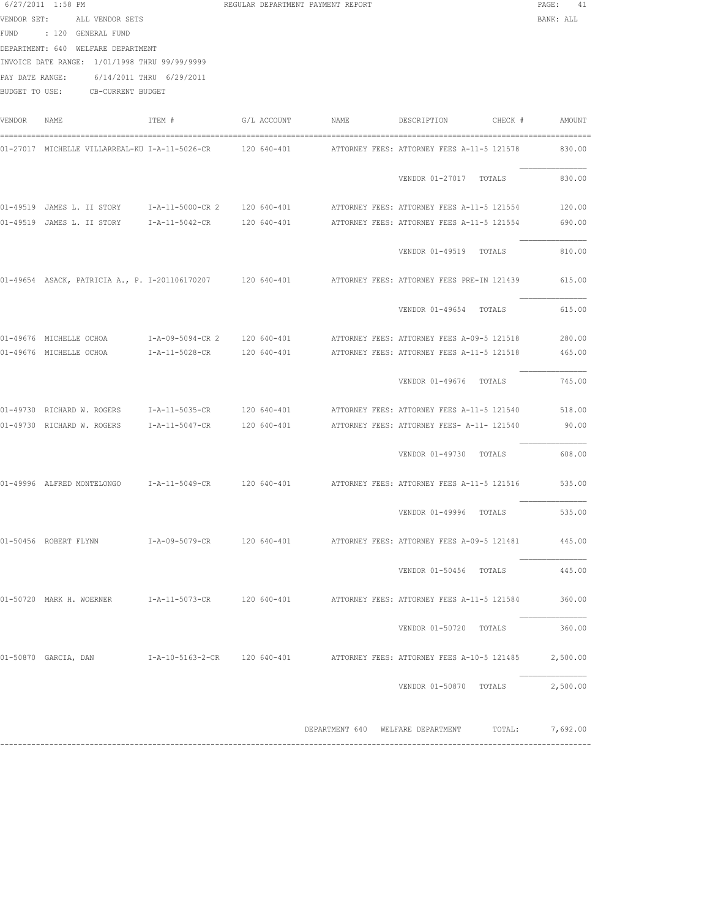6/27/2011 1:58 PM REGULAR DEPARTMENT PAYMENT REPORT PAGE: 41

VENDOR SET: ALL VENDOR SETS BANK: ALL

FUND : 120 GENERAL FUND

DEPARTMENT: 640 WELFARE DEPARTMENT

INVOICE DATE RANGE: 1/01/1998 THRU 99/99/9999

PAY DATE RANGE: 6/14/2011 THRU 6/29/2011

BUDGET TO USE: CB-CURRENT BUDGET

| VENDOR | NAME | ITEM # | G/L ACCOUNT | NAME | DESCRIPTION | CHECK # | AMOUNT |
|---|---|---|---|---|---|---|---|
| 01-27017 | MICHELLE VILLARREAL-KU | I-A-11-5026-CR | 120 640-401 | ATTORNEY FEES: | ATTORNEY FEES A-11-5 | 121578 | 830.00 |
| | | | | | VENDOR 01-27017 TOTALS | | 830.00 |
| 01-49519 | JAMES L. II STORY | I-A-11-5000-CR 2 | 120 640-401 | ATTORNEY FEES: | ATTORNEY FEES A-11-5 | 121554 | 120.00 |
| 01-49519 | JAMES L. II STORY | I-A-11-5042-CR | 120 640-401 | ATTORNEY FEES: | ATTORNEY FEES A-11-5 | 121554 | 690.00 |
| | | | | | VENDOR 01-49519 TOTALS | | 810.00 |
| 01-49654 | ASACK, PATRICIA A., P. | I-201106170207 | 120 640-401 | ATTORNEY FEES: | ATTORNEY FEES PRE-IN | 121439 | 615.00 |
| | | | | | VENDOR 01-49654 TOTALS | | 615.00 |
| 01-49676 | MICHELLE OCHOA | I-A-09-5094-CR 2 | 120 640-401 | ATTORNEY FEES: | ATTORNEY FEES A-09-5 | 121518 | 280.00 |
| 01-49676 | MICHELLE OCHOA | I-A-11-5028-CR | 120 640-401 | ATTORNEY FEES: | ATTORNEY FEES A-11-5 | 121518 | 465.00 |
| | | | | | VENDOR 01-49676 TOTALS | | 745.00 |
| 01-49730 | RICHARD W. ROGERS | I-A-11-5035-CR | 120 640-401 | ATTORNEY FEES: | ATTORNEY FEES A-11-5 | 121540 | 518.00 |
| 01-49730 | RICHARD W. ROGERS | I-A-11-5047-CR | 120 640-401 | ATTORNEY FEES: | ATTORNEY FEES- A-11- | 121540 | 90.00 |
| | | | | | VENDOR 01-49730 TOTALS | | 608.00 |
| 01-49996 | ALFRED MONTELONGO | I-A-11-5049-CR | 120 640-401 | ATTORNEY FEES: | ATTORNEY FEES A-11-5 | 121516 | 535.00 |
| | | | | | VENDOR 01-49996 TOTALS | | 535.00 |
| 01-50456 | ROBERT FLYNN | I-A-09-5079-CR | 120 640-401 | ATTORNEY FEES: | ATTORNEY FEES A-09-5 | 121481 | 445.00 |
| | | | | | VENDOR 01-50456 TOTALS | | 445.00 |
| 01-50720 | MARK H. WOERNER | I-A-11-5073-CR | 120 640-401 | ATTORNEY FEES: | ATTORNEY FEES A-11-5 | 121584 | 360.00 |
| | | | | | VENDOR 01-50720 TOTALS | | 360.00 |
| 01-50870 | GARCIA, DAN | I-A-10-5163-2-CR | 120 640-401 | ATTORNEY FEES: | ATTORNEY FEES A-10-5 | 121485 | 2,500.00 |
| | | | | | VENDOR 01-50870 TOTALS | | 2,500.00 |

DEPARTMENT 640 WELFARE DEPARTMENT TOTAL: 7,692.00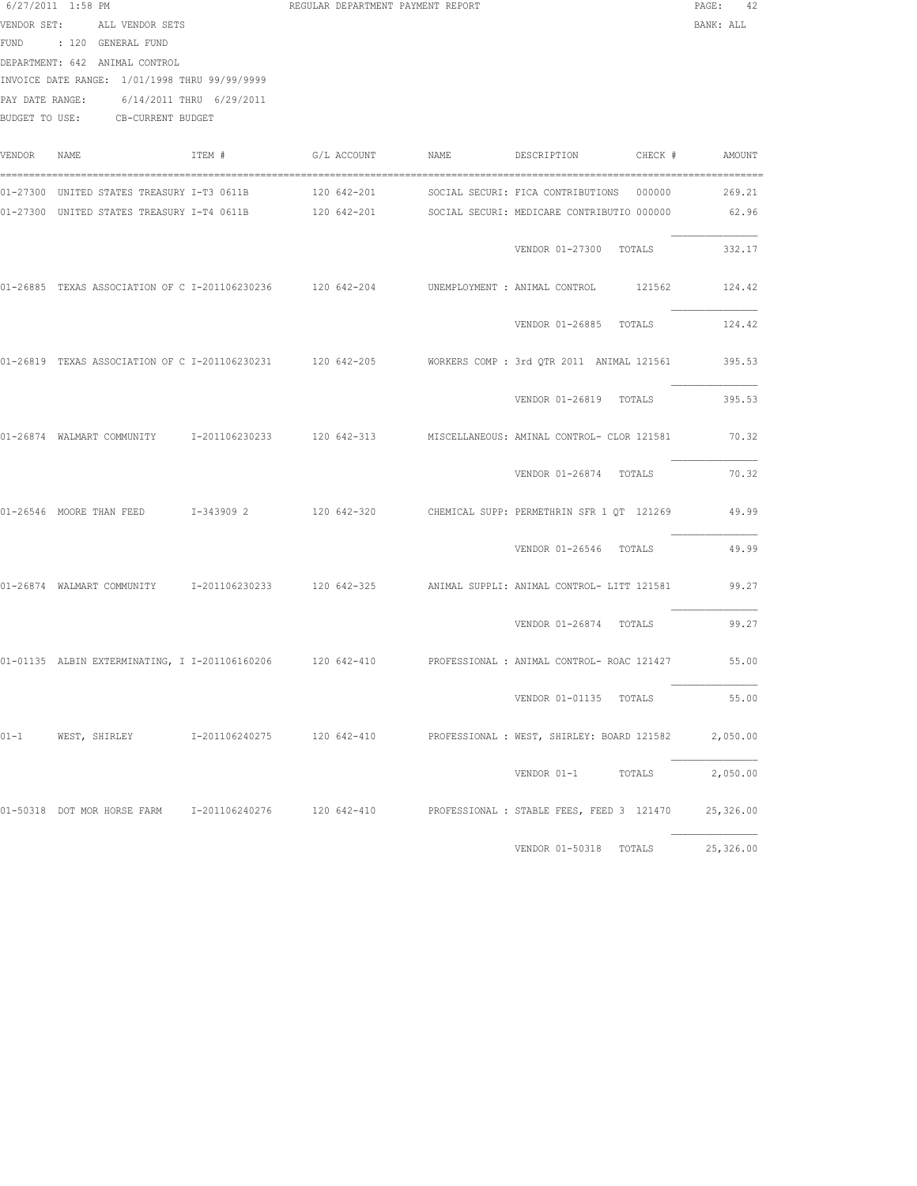6/27/2011 1:58 PM REGULAR DEPARTMENT PAYMENT REPORT

VENDOR SET: ALL VENDOR SETS BANK: ALL

FUND : 120 GENERAL FUND

DEPARTMENT: 642 ANIMAL CONTROL

INVOICE DATE RANGE: 1/01/1998 THRU 99/99/9999

PAY DATE RANGE: 6/14/2011 THRU 6/29/2011

BUDGET TO USE: CB-CURRENT BUDGET

| VENDOR | NAME | ITEM # | G/L ACCOUNT | NAME | DESCRIPTION | CHECK # | AMOUNT |
|---|---|---|---|---|---|---|---|
| 01-27300 | UNITED STATES TREASURY | I-T3 0611B | 120 642-201 | SOCIAL SECURI: | FICA CONTRIBUTIONS | 000000 | 269.21 |
| 01-27300 | UNITED STATES TREASURY | I-T4 0611B | 120 642-201 | SOCIAL SECURI: | MEDICARE CONTRIBUTIO | 000000 | 62.96 |
| | | | | | VENDOR 01-27300 TOTALS | | 332.17 |
| 01-26885 | TEXAS ASSOCIATION OF C | I-201106230236 | 120 642-204 | UNEMPLOYMENT : | ANIMAL CONTROL | 121562 | 124.42 |
| | | | | | VENDOR 01-26885 TOTALS | | 124.42 |
| 01-26819 | TEXAS ASSOCIATION OF C | I-201106230231 | 120 642-205 | WORKERS COMP : | 3rd QTR 2011 ANIMAL | 121561 | 395.53 |
| | | | | | VENDOR 01-26819 TOTALS | | 395.53 |
| 01-26874 | WALMART COMMUNITY | I-201106230233 | 120 642-313 | MISCELLANEOUS: | AMINAL CONTROL- CLOR | 121581 | 70.32 |
| | | | | | VENDOR 01-26874 TOTALS | | 70.32 |
| 01-26546 | MOORE THAN FEED | I-343909 2 | 120 642-320 | CHEMICAL SUPP: | PERMETHRIN SFR 1 QT | 121269 | 49.99 |
| | | | | | VENDOR 01-26546 TOTALS | | 49.99 |
| 01-26874 | WALMART COMMUNITY | I-201106230233 | 120 642-325 | ANIMAL SUPPLI: | ANIMAL CONTROL- LITT | 121581 | 99.27 |
| | | | | | VENDOR 01-26874 TOTALS | | 99.27 |
| 01-01135 | ALBIN EXTERMINATING, I | I-201106160206 | 120 642-410 | PROFESSIONAL : | ANIMAL CONTROL- ROAC | 121427 | 55.00 |
| | | | | | VENDOR 01-01135 TOTALS | | 55.00 |
| 01-1 | WEST, SHIRLEY | I-201106240275 | 120 642-410 | PROFESSIONAL : | WEST, SHIRLEY: BOARD | 121582 | 2,050.00 |
| | | | | | VENDOR 01-1 TOTALS | | 2,050.00 |
| 01-50318 | DOT MOR HORSE FARM | I-201106240276 | 120 642-410 | PROFESSIONAL : | STABLE FEES, FEED 3 | 121470 | 25,326.00 |
| | | | | | VENDOR 01-50318 TOTALS | | 25,326.00 |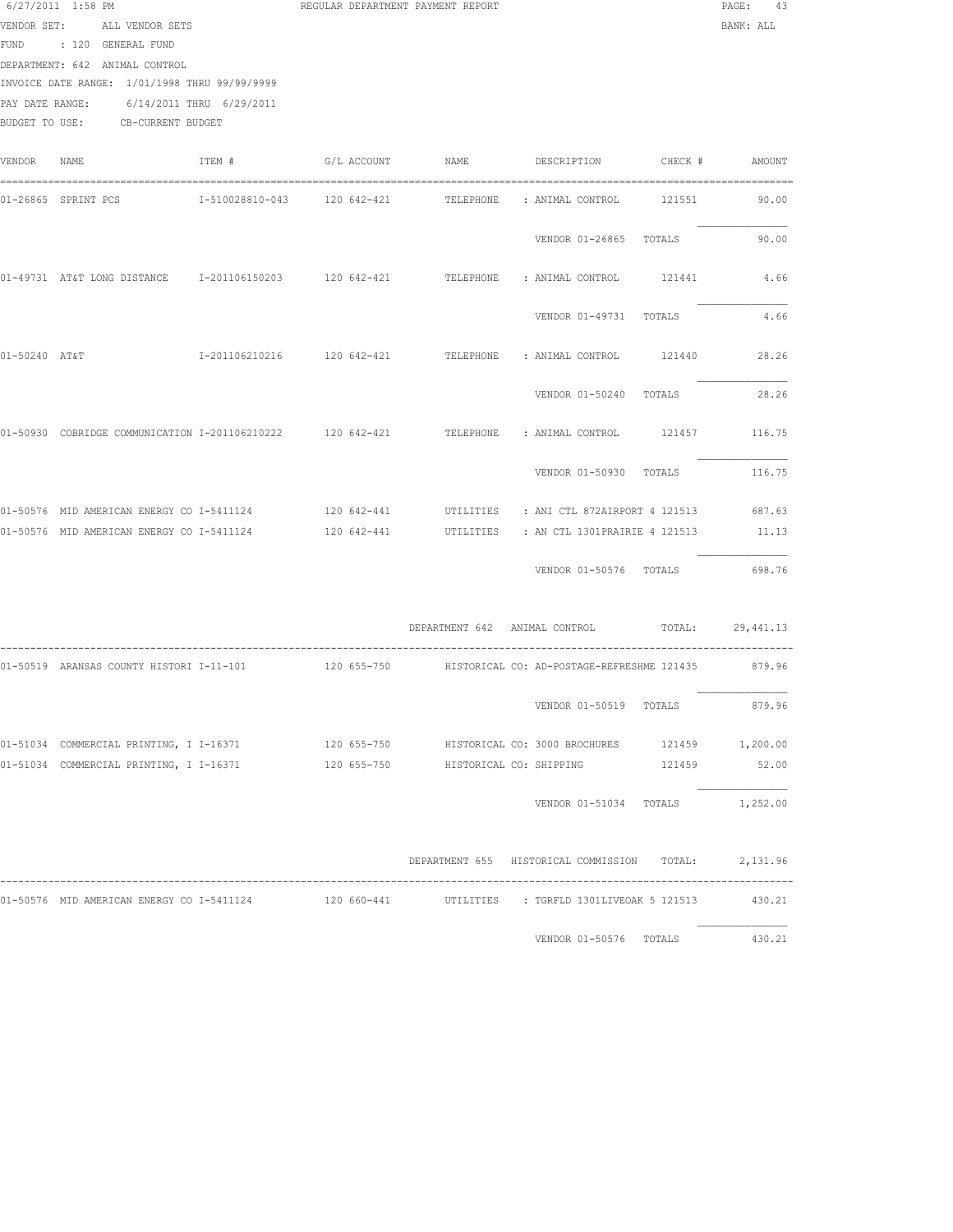6/27/2011 1:58 PM REGULAR DEPARTMENT PAYMENT REPORT

VENDOR SET: ALL VENDOR SETS BANK: ALL
FUND : 120 GENERAL FUND
DEPARTMENT: 642 ANIMAL CONTROL
INVOICE DATE RANGE: 1/01/1998 THRU 99/99/9999
PAY DATE RANGE: 6/14/2011 THRU 6/29/2011
BUDGET TO USE: CB-CURRENT BUDGET

| VENDOR | NAME | ITEM # | G/L ACCOUNT | NAME | DESCRIPTION | CHECK # | AMOUNT |
|---|---|---|---|---|---|---|---|
| 01-26865 | SPRINT PCS | I-510028810-043 | 120 642-421 | TELEPHONE | : ANIMAL CONTROL | 121551 | 90.00 |
| | | | | | VENDOR 01-26865 | TOTALS | 90.00 |
| 01-49731 | AT&T LONG DISTANCE | I-201106150203 | 120 642-421 | TELEPHONE | : ANIMAL CONTROL | 121441 | 4.66 |
| | | | | | VENDOR 01-49731 | TOTALS | 4.66 |
| 01-50240 | AT&T | I-201106210216 | 120 642-421 | TELEPHONE | : ANIMAL CONTROL | 121440 | 28.26 |
| | | | | | VENDOR 01-50240 | TOTALS | 28.26 |
| 01-50930 | COBRIDGE COMMUNICATION | I-201106210222 | 120 642-421 | TELEPHONE | : ANIMAL CONTROL | 121457 | 116.75 |
| | | | | | VENDOR 01-50930 | TOTALS | 116.75 |
| 01-50576 | MID AMERICAN ENERGY CO | I-5411124 | 120 642-441 | UTILITIES | : ANI CTL 872AIRPORT 4 | 121513 | 687.63 |
| 01-50576 | MID AMERICAN ENERGY CO | I-5411124 | 120 642-441 | UTILITIES | : AN CTL 1301PRAIRIE 4 | 121513 | 11.13 |
| | | | | | VENDOR 01-50576 | TOTALS | 698.76 |
| | | | | DEPARTMENT 642 | ANIMAL CONTROL | TOTAL: | 29,441.13 |
| 01-50519 | ARANSAS COUNTY HISTORI | I-11-101 | 120 655-750 | HISTORICAL CO: | AD-POSTAGE-REFRESHME | 121435 | 879.96 |
| | | | | | VENDOR 01-50519 | TOTALS | 879.96 |
| 01-51034 | COMMERCIAL PRINTING, I | I-16371 | 120 655-750 | HISTORICAL CO: | 3000 BROCHURES | 121459 | 1,200.00 |
| 01-51034 | COMMERCIAL PRINTING, I | I-16371 | 120 655-750 | HISTORICAL CO: | SHIPPING | 121459 | 52.00 |
| | | | | | VENDOR 01-51034 | TOTALS | 1,252.00 |
| | | | | DEPARTMENT 655 | HISTORICAL COMMISSION | TOTAL: | 2,131.96 |
| 01-50576 | MID AMERICAN ENERGY CO | I-5411124 | 120 660-441 | UTILITIES | : TGRFLD 1301LIVEOAK 5 | 121513 | 430.21 |
| | | | | | VENDOR 01-50576 | TOTALS | 430.21 |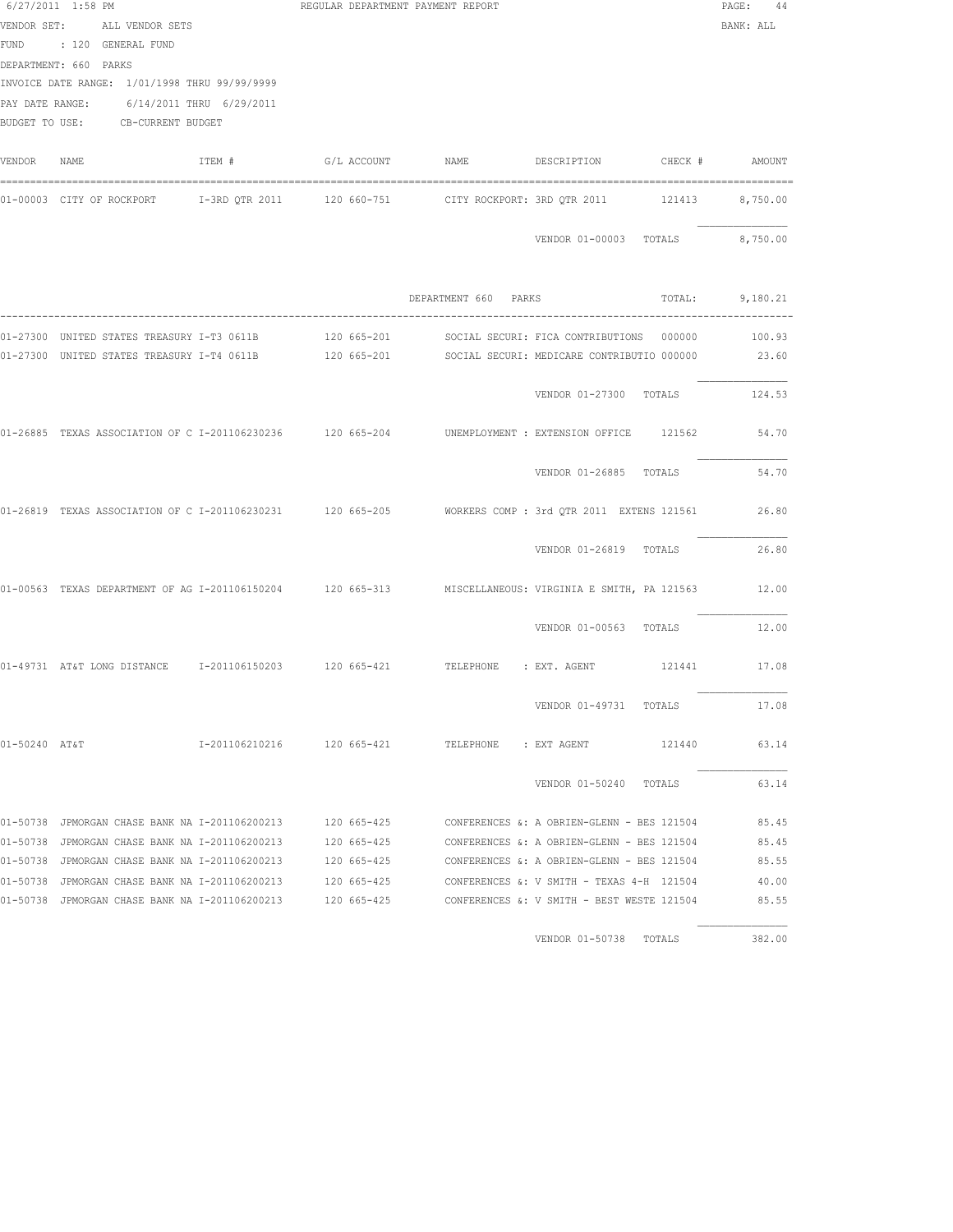6/27/2011 1:58 PM REGULAR DEPARTMENT PAYMENT REPORT

VENDOR SET: ALL VENDOR SETS BANK: ALL

FUND : 120 GENERAL FUND

DEPARTMENT: 660 PARKS

INVOICE DATE RANGE: 1/01/1998 THRU 99/99/9999

PAY DATE RANGE: 6/14/2011 THRU 6/29/2011

BUDGET TO USE: CB-CURRENT BUDGET

| VENDOR | NAME | ITEM # | G/L ACCOUNT | NAME | DESCRIPTION | CHECK # | AMOUNT |
|---|---|---|---|---|---|---|---|
| 01-00003 | CITY OF ROCKPORT | I-3RD QTR 2011 | 120 660-751 | CITY ROCKPORT: | 3RD QTR 2011 | 121413 | 8,750.00 |
| | | | | | VENDOR 01-00003 TOTALS | | 8,750.00 |
| | | | | DEPARTMENT 660 PARKS | | TOTAL: | 9,180.21 |
| 01-27300 | UNITED STATES TREASURY | I-T3 0611B | 120 665-201 | SOCIAL SECURI: | FICA CONTRIBUTIONS | 000000 | 100.93 |
| 01-27300 | UNITED STATES TREASURY | I-T4 0611B | 120 665-201 | SOCIAL SECURI: | MEDICARE CONTRIBUTIO | 000000 | 23.60 |
| | | | | | VENDOR 01-27300 TOTALS | | 124.53 |
| 01-26885 | TEXAS ASSOCIATION OF C | I-201106230236 | 120 665-204 | UNEMPLOYMENT : | EXTENSION OFFICE | 121562 | 54.70 |
| | | | | | VENDOR 01-26885 TOTALS | | 54.70 |
| 01-26819 | TEXAS ASSOCIATION OF C | I-201106230231 | 120 665-205 | WORKERS COMP : | 3rd QTR 2011 EXTENS | 121561 | 26.80 |
| | | | | | VENDOR 01-26819 TOTALS | | 26.80 |
| 01-00563 | TEXAS DEPARTMENT OF AG | I-201106150204 | 120 665-313 | MISCELLANEOUS: | VIRGINIA E SMITH, PA | 121563 | 12.00 |
| | | | | | VENDOR 01-00563 TOTALS | | 12.00 |
| 01-49731 | AT&T LONG DISTANCE | I-201106150203 | 120 665-421 | TELEPHONE : | EXT. AGENT | 121441 | 17.08 |
| | | | | | VENDOR 01-49731 TOTALS | | 17.08 |
| 01-50240 | AT&T | I-201106210216 | 120 665-421 | TELEPHONE : | EXT AGENT | 121440 | 63.14 |
| | | | | | VENDOR 01-50240 TOTALS | | 63.14 |
| 01-50738 | JPMORGAN CHASE BANK NA | I-201106200213 | 120 665-425 | CONFERENCES &: | A OBRIEN-GLENN - BES | 121504 | 85.45 |
| 01-50738 | JPMORGAN CHASE BANK NA | I-201106200213 | 120 665-425 | CONFERENCES &: | A OBRIEN-GLENN - BES | 121504 | 85.45 |
| 01-50738 | JPMORGAN CHASE BANK NA | I-201106200213 | 120 665-425 | CONFERENCES &: | A OBRIEN-GLENN - BES | 121504 | 85.55 |
| 01-50738 | JPMORGAN CHASE BANK NA | I-201106200213 | 120 665-425 | CONFERENCES &: | V SMITH - TEXAS 4-H | 121504 | 40.00 |
| 01-50738 | JPMORGAN CHASE BANK NA | I-201106200213 | 120 665-425 | CONFERENCES &: | V SMITH - BEST WESTE | 121504 | 85.55 |
| | | | | | VENDOR 01-50738 TOTALS | | 382.00 |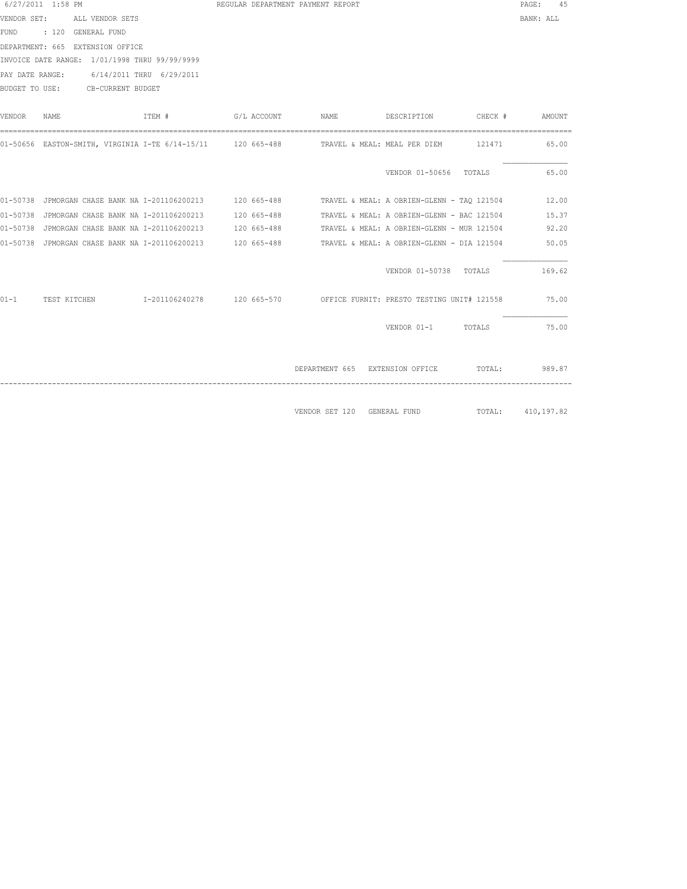6/27/2011 1:58 PM REGULAR DEPARTMENT PAYMENT REPORT

VENDOR SET: ALL VENDOR SETS BANK: ALL

FUND : 120 GENERAL FUND

DEPARTMENT: 665 EXTENSION OFFICE

INVOICE DATE RANGE: 1/01/1998 THRU 99/99/9999

PAY DATE RANGE: 6/14/2011 THRU 6/29/2011

BUDGET TO USE: CB-CURRENT BUDGET

| VENDOR | NAME | ITEM # | G/L ACCOUNT | NAME | DESCRIPTION | CHECK # | AMOUNT |
|---|---|---|---|---|---|---|---|
| 01-50656 | EASTON-SMITH, VIRGINIA | I-TE 6/14-15/11 | 120 665-488 | TRAVEL & MEAL: | MEAL PER DIEM | 121471 | 65.00 |
| | | | | | VENDOR 01-50656 | TOTALS | 65.00 |
| 01-50738 | JPMORGAN CHASE BANK NA | I-201106200213 | 120 665-488 | TRAVEL & MEAL: | A OBRIEN-GLENN - TAQ | 121504 | 12.00 |
| 01-50738 | JPMORGAN CHASE BANK NA | I-201106200213 | 120 665-488 | TRAVEL & MEAL: | A OBRIEN-GLENN - BAC | 121504 | 15.37 |
| 01-50738 | JPMORGAN CHASE BANK NA | I-201106200213 | 120 665-488 | TRAVEL & MEAL: | A OBRIEN-GLENN - MUR | 121504 | 92.20 |
| 01-50738 | JPMORGAN CHASE BANK NA | I-201106200213 | 120 665-488 | TRAVEL & MEAL: | A OBRIEN-GLENN - DIA | 121504 | 50.05 |
| | | | | | VENDOR 01-50738 | TOTALS | 169.62 |
| 01-1 | TEST KITCHEN | I-201106240278 | 120 665-570 | OFFICE FURNIT: | PRESTO TESTING UNIT# | 121558 | 75.00 |
| | | | | | VENDOR 01-1 | TOTALS | 75.00 |
| | | | | DEPARTMENT 665 | EXTENSION OFFICE | TOTAL: | 989.87 |
| | | | | VENDOR SET 120 | GENERAL FUND | TOTAL: | 410,197.82 |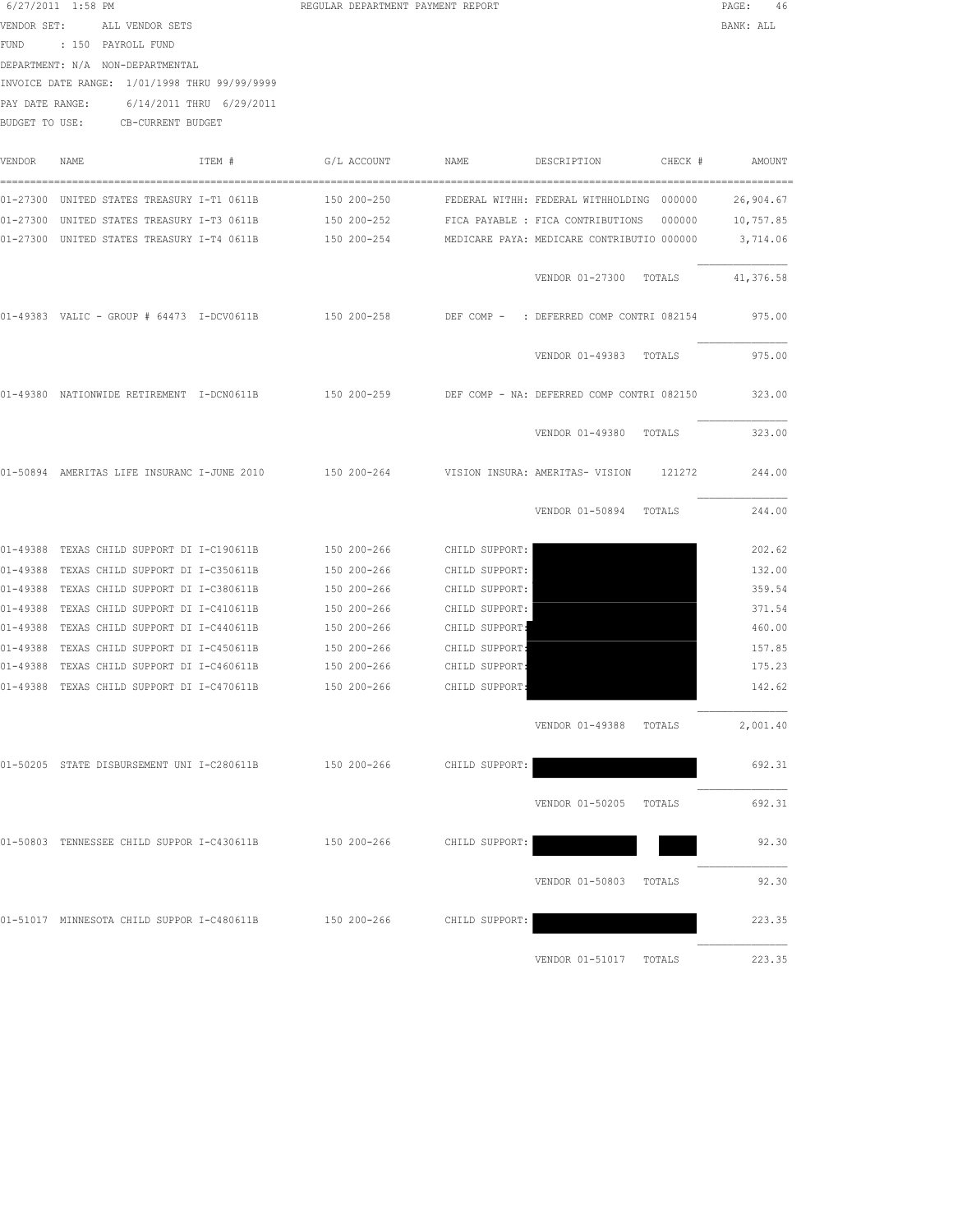6/27/2011 1:58 PM REGULAR DEPARTMENT PAYMENT REPORT

VENDOR SET: ALL VENDOR SETS BANK: ALL

FUND : 150 PAYROLL FUND

DEPARTMENT: N/A NON-DEPARTMENTAL

INVOICE DATE RANGE: 1/01/1998 THRU 99/99/9999

PAY DATE RANGE: 6/14/2011 THRU 6/29/2011

BUDGET TO USE: CB-CURRENT BUDGET

| VENDOR | NAME | ITEM # | G/L ACCOUNT | NAME | DESCRIPTION | CHECK # | AMOUNT |
|---|---|---|---|---|---|---|---|
| 01-27300 | UNITED STATES TREASURY | I-T1 0611B | 150 200-250 | FEDERAL WITHH: | FEDERAL WITHHOLDING | 000000 | 26,904.67 |
| 01-27300 | UNITED STATES TREASURY | I-T3 0611B | 150 200-252 | FICA PAYABLE : | FICA CONTRIBUTIONS | 000000 | 10,757.85 |
| 01-27300 | UNITED STATES TREASURY | I-T4 0611B | 150 200-254 | MEDICARE PAYA: | MEDICARE CONTRIBUTIO | 000000 | 3,714.06 |
| | | | | | VENDOR 01-27300 | TOTALS | 41,376.58 |
| 01-49383 | VALIC - GROUP # 64473 | I-DCV0611B | 150 200-258 | DEF COMP - : | DEFERRED COMP CONTRI | 082154 | 975.00 |
| | | | | | VENDOR 01-49383 | TOTALS | 975.00 |
| 01-49380 | NATIONWIDE RETIREMENT | I-DCN0611B | 150 200-259 | DEF COMP - NA: | DEFERRED COMP CONTRI | 082150 | 323.00 |
| | | | | | VENDOR 01-49380 | TOTALS | 323.00 |
| 01-50894 | AMERITAS LIFE INSURANC | I-JUNE 2010 | 150 200-264 | VISION INSURA: | AMERITAS- VISION | 121272 | 244.00 |
| | | | | | VENDOR 01-50894 | TOTALS | 244.00 |
| 01-49388 | TEXAS CHILD SUPPORT DI | I-C190611B | 150 200-266 | CHILD SUPPORT: | | | 202.62 |
| 01-49388 | TEXAS CHILD SUPPORT DI | I-C350611B | 150 200-266 | CHILD SUPPORT: | | | 132.00 |
| 01-49388 | TEXAS CHILD SUPPORT DI | I-C380611B | 150 200-266 | CHILD SUPPORT: | | | 359.54 |
| 01-49388 | TEXAS CHILD SUPPORT DI | I-C410611B | 150 200-266 | CHILD SUPPORT: | | | 371.54 |
| 01-49388 | TEXAS CHILD SUPPORT DI | I-C440611B | 150 200-266 | CHILD SUPPORT: | | | 460.00 |
| 01-49388 | TEXAS CHILD SUPPORT DI | I-C450611B | 150 200-266 | CHILD SUPPORT: | | | 157.85 |
| 01-49388 | TEXAS CHILD SUPPORT DI | I-C460611B | 150 200-266 | CHILD SUPPORT: | | | 175.23 |
| 01-49388 | TEXAS CHILD SUPPORT DI | I-C470611B | 150 200-266 | CHILD SUPPORT: | | | 142.62 |
| | | | | | VENDOR 01-49388 | TOTALS | 2,001.40 |
| 01-50205 | STATE DISBURSEMENT UNI | I-C280611B | 150 200-266 | CHILD SUPPORT: | | | 692.31 |
| | | | | | VENDOR 01-50205 | TOTALS | 692.31 |
| 01-50803 | TENNESSEE CHILD SUPPOR | I-C430611B | 150 200-266 | CHILD SUPPORT: | | | 92.30 |
| | | | | | VENDOR 01-50803 | TOTALS | 92.30 |
| 01-51017 | MINNESOTA CHILD SUPPOR | I-C480611B | 150 200-266 | CHILD SUPPORT: | | | 223.35 |
| | | | | | VENDOR 01-51017 | TOTALS | 223.35 |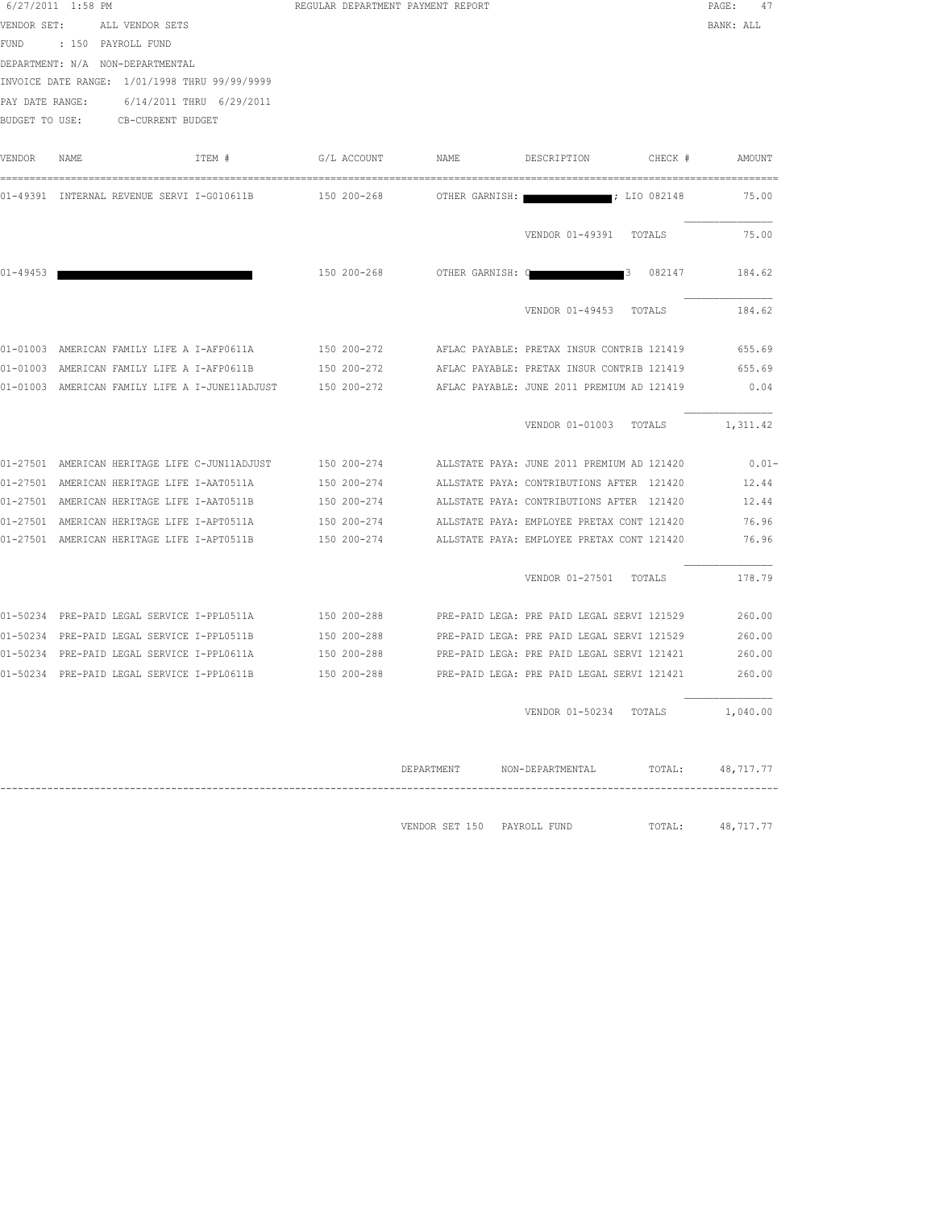6/27/2011 1:58 PM REGULAR DEPARTMENT PAYMENT REPORT

VENDOR SET: ALL VENDOR SETS BANK: ALL

FUND : 150 PAYROLL FUND

DEPARTMENT: N/A NON-DEPARTMENTAL

INVOICE DATE RANGE: 1/01/1998 THRU 99/99/9999

PAY DATE RANGE: 6/14/2011 THRU 6/29/2011

BUDGET TO USE: CB-CURRENT BUDGET

| VENDOR | NAME | ITEM # | G/L ACCOUNT | NAME | DESCRIPTION | CHECK # | AMOUNT |
|---|---|---|---|---|---|---|---|
| 01-49391 | INTERNAL REVENUE SERVI | I-G010611B | 150 200-268 | OTHER GARNISH: | ; LIO | 082148 | 75.00 |
| | | | | | VENDOR 01-49391 TOTALS | | 75.00 |
| 01-49453 | | | 150 200-268 | OTHER GARNISH: 0 | 3 | 082147 | 184.62 |
| | | | | | VENDOR 01-49453 TOTALS | | 184.62 |
| 01-01003 | AMERICAN FAMILY LIFE A | I-AFP0611A | 150 200-272 | AFLAC PAYABLE: | PRETAX INSUR CONTRIB | 121419 | 655.69 |
| 01-01003 | AMERICAN FAMILY LIFE A | I-AFP0611B | 150 200-272 | AFLAC PAYABLE: | PRETAX INSUR CONTRIB | 121419 | 655.69 |
| 01-01003 | AMERICAN FAMILY LIFE A | I-JUNE11ADJUST | 150 200-272 | AFLAC PAYABLE: | JUNE 2011 PREMIUM AD | 121419 | 0.04 |
| | | | | | VENDOR 01-01003 TOTALS | | 1,311.42 |
| 01-27501 | AMERICAN HERITAGE LIFE | C-JUN11ADJUST | 150 200-274 | ALLSTATE PAYA: | JUNE 2011 PREMIUM AD | 121420 | 0.01- |
| 01-27501 | AMERICAN HERITAGE LIFE | I-AAT0511A | 150 200-274 | ALLSTATE PAYA: | CONTRIBUTIONS AFTER | 121420 | 12.44 |
| 01-27501 | AMERICAN HERITAGE LIFE | I-AAT0511B | 150 200-274 | ALLSTATE PAYA: | CONTRIBUTIONS AFTER | 121420 | 12.44 |
| 01-27501 | AMERICAN HERITAGE LIFE | I-APT0511A | 150 200-274 | ALLSTATE PAYA: | EMPLOYEE PRETAX CONT | 121420 | 76.96 |
| 01-27501 | AMERICAN HERITAGE LIFE | I-APT0511B | 150 200-274 | ALLSTATE PAYA: | EMPLOYEE PRETAX CONT | 121420 | 76.96 |
| | | | | | VENDOR 01-27501 TOTALS | | 178.79 |
| 01-50234 | PRE-PAID LEGAL SERVICE | I-PPL0511A | 150 200-288 | PRE-PAID LEGA: | PRE PAID LEGAL SERVI | 121529 | 260.00 |
| 01-50234 | PRE-PAID LEGAL SERVICE | I-PPL0511B | 150 200-288 | PRE-PAID LEGA: | PRE PAID LEGAL SERVI | 121529 | 260.00 |
| 01-50234 | PRE-PAID LEGAL SERVICE | I-PPL0611A | 150 200-288 | PRE-PAID LEGA: | PRE PAID LEGAL SERVI | 121421 | 260.00 |
| 01-50234 | PRE-PAID LEGAL SERVICE | I-PPL0611B | 150 200-288 | PRE-PAID LEGA: | PRE PAID LEGAL SERVI | 121421 | 260.00 |
| | | | | | VENDOR 01-50234 TOTALS | | 1,040.00 |

DEPARTMENT NON-DEPARTMENTAL TOTAL: 48,717.77

VENDOR SET 150 PAYROLL FUND TOTAL: 48,717.77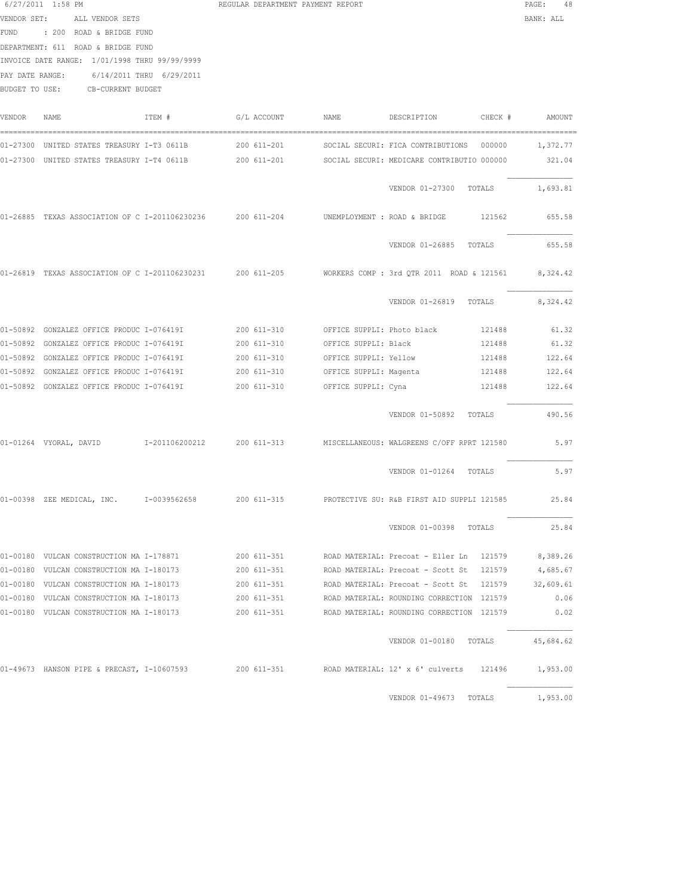REGULAR DEPARTMENT PAYMENT REPORT

6/27/2011 1:58 PM

VENDOR SET: ALL VENDOR SETS

BANK: ALL

FUND : 200 ROAD & BRIDGE FUND

DEPARTMENT: 611 ROAD & BRIDGE FUND

INVOICE DATE RANGE: 1/01/1998 THRU 99/99/9999

PAY DATE RANGE: 6/14/2011 THRU 6/29/2011

BUDGET TO USE: CB-CURRENT BUDGET

| VENDOR | NAME | ITEM # | G/L ACCOUNT | NAME | DESCRIPTION | CHECK # | AMOUNT |
|---|---|---|---|---|---|---|---|
| 01-27300 | UNITED STATES TREASURY | I-T3 0611B | 200 611-201 | SOCIAL SECURI: | FICA CONTRIBUTIONS | 000000 | 1,372.77 |
| 01-27300 | UNITED STATES TREASURY | I-T4 0611B | 200 611-201 | SOCIAL SECURI: | MEDICARE CONTRIBUTIO | 000000 | 321.04 |
| | | | | | VENDOR 01-27300 TOTALS | | 1,693.81 |
| 01-26885 | TEXAS ASSOCIATION OF C | I-201106230236 | 200 611-204 | UNEMPLOYMENT : | ROAD & BRIDGE | 121562 | 655.58 |
| | | | | | VENDOR 01-26885 TOTALS | | 655.58 |
| 01-26819 | TEXAS ASSOCIATION OF C | I-201106230231 | 200 611-205 | WORKERS COMP : | 3rd QTR 2011 ROAD & | 121561 | 8,324.42 |
| | | | | | VENDOR 01-26819 TOTALS | | 8,324.42 |
| 01-50892 | GONZALEZ OFFICE PRODUC | I-076419I | 200 611-310 | OFFICE SUPPLI: | Photo black | 121488 | 61.32 |
| 01-50892 | GONZALEZ OFFICE PRODUC | I-076419I | 200 611-310 | OFFICE SUPPLI: | Black | 121488 | 61.32 |
| 01-50892 | GONZALEZ OFFICE PRODUC | I-076419I | 200 611-310 | OFFICE SUPPLI: | Yellow | 121488 | 122.64 |
| 01-50892 | GONZALEZ OFFICE PRODUC | I-076419I | 200 611-310 | OFFICE SUPPLI: | Magenta | 121488 | 122.64 |
| 01-50892 | GONZALEZ OFFICE PRODUC | I-076419I | 200 611-310 | OFFICE SUPPLI: | Cyna | 121488 | 122.64 |
| | | | | | VENDOR 01-50892 TOTALS | | 490.56 |
| 01-01264 | VYORAL, DAVID | I-201106200212 | 200 611-313 | MISCELLANEOUS: | WALGREENS C/OFF RPRT | 121580 | 5.97 |
| | | | | | VENDOR 01-01264 TOTALS | | 5.97 |
| 01-00398 | ZEE MEDICAL, INC. | I-0039562658 | 200 611-315 | PROTECTIVE SU: | R&B FIRST AID SUPPLI | 121585 | 25.84 |
| | | | | | VENDOR 01-00398 TOTALS | | 25.84 |
| 01-00180 | VULCAN CONSTRUCTION MA | I-178871 | 200 611-351 | ROAD MATERIAL: | Precoat - Eller Ln | 121579 | 8,389.26 |
| 01-00180 | VULCAN CONSTRUCTION MA | I-180173 | 200 611-351 | ROAD MATERIAL: | Precoat - Scott St | 121579 | 4,685.67 |
| 01-00180 | VULCAN CONSTRUCTION MA | I-180173 | 200 611-351 | ROAD MATERIAL: | Precoat - Scott St | 121579 | 32,609.61 |
| 01-00180 | VULCAN CONSTRUCTION MA | I-180173 | 200 611-351 | ROAD MATERIAL: | ROUNDING CORRECTION | 121579 | 0.06 |
| 01-00180 | VULCAN CONSTRUCTION MA | I-180173 | 200 611-351 | ROAD MATERIAL: | ROUNDING CORRECTION | 121579 | 0.02 |
| | | | | | VENDOR 01-00180 TOTALS | | 45,684.62 |
| 01-49673 | HANSON PIPE & PRECAST, | I-10607593 | 200 611-351 | ROAD MATERIAL: | 12' x 6' culverts | 121496 | 1,953.00 |
| | | | | | VENDOR 01-49673 TOTALS | | 1,953.00 |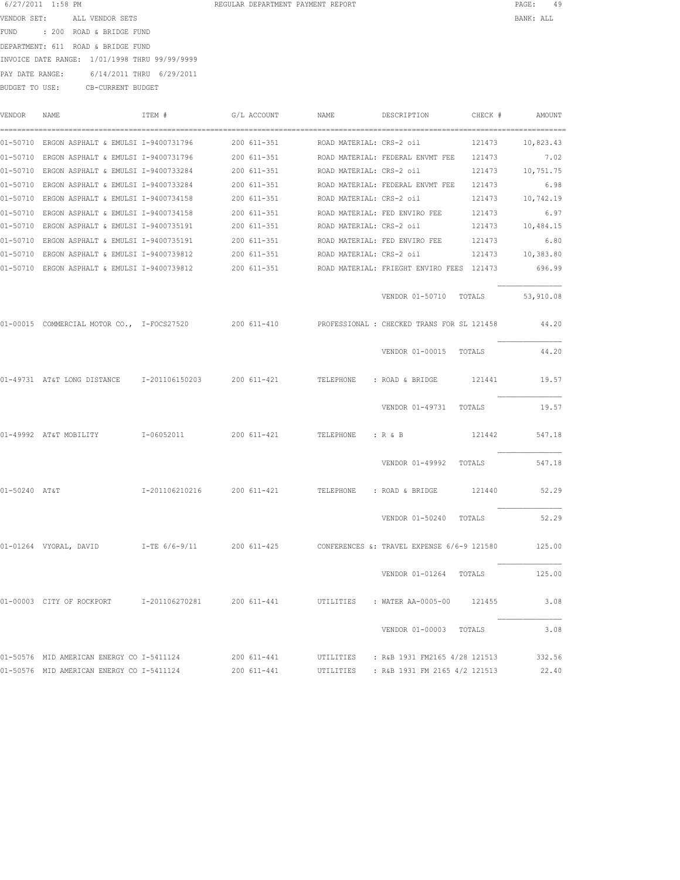6/27/2011 1:58 PM REGULAR DEPARTMENT PAYMENT REPORT PAGE: 49

VENDOR SET: ALL VENDOR SETS BANK: ALL

FUND : 200 ROAD & BRIDGE FUND

DEPARTMENT: 611 ROAD & BRIDGE FUND

INVOICE DATE RANGE: 1/01/1998 THRU 99/99/9999

PAY DATE RANGE: 6/14/2011 THRU 6/29/2011

BUDGET TO USE: CB-CURRENT BUDGET

| VENDOR | NAME | ITEM # | G/L ACCOUNT | NAME | DESCRIPTION | CHECK # | AMOUNT |
|---|---|---|---|---|---|---|---|
| 01-50710 | ERGON ASPHALT & EMULSI | I-9400731796 | 200 611-351 | ROAD MATERIAL: | CRS-2 oil | 121473 | 10,823.43 |
| 01-50710 | ERGON ASPHALT & EMULSI | I-9400731796 | 200 611-351 | ROAD MATERIAL: | FEDERAL ENVMT FEE | 121473 | 7.02 |
| 01-50710 | ERGON ASPHALT & EMULSI | I-9400733284 | 200 611-351 | ROAD MATERIAL: | CRS-2 oil | 121473 | 10,751.75 |
| 01-50710 | ERGON ASPHALT & EMULSI | I-9400733284 | 200 611-351 | ROAD MATERIAL: | FEDERAL ENVMT FEE | 121473 | 6.98 |
| 01-50710 | ERGON ASPHALT & EMULSI | I-9400734158 | 200 611-351 | ROAD MATERIAL: | CRS-2 oil | 121473 | 10,742.19 |
| 01-50710 | ERGON ASPHALT & EMULSI | I-9400734158 | 200 611-351 | ROAD MATERIAL: | FED ENVIRO FEE | 121473 | 6.97 |
| 01-50710 | ERGON ASPHALT & EMULSI | I-9400735191 | 200 611-351 | ROAD MATERIAL: | CRS-2 oil | 121473 | 10,484.15 |
| 01-50710 | ERGON ASPHALT & EMULSI | I-9400735191 | 200 611-351 | ROAD MATERIAL: | FED ENVIRO FEE | 121473 | 6.80 |
| 01-50710 | ERGON ASPHALT & EMULSI | I-9400739812 | 200 611-351 | ROAD MATERIAL: | CRS-2 oil | 121473 | 10,383.80 |
| 01-50710 | ERGON ASPHALT & EMULSI | I-9400739812 | 200 611-351 | ROAD MATERIAL: | FRIEGHT ENVIRO FEES | 121473 | 696.99 |
| | | | | | VENDOR 01-50710 | TOTALS | 53,910.08 |
| 01-00015 | COMMERCIAL MOTOR CO., | I-FOCS27520 | 200 611-410 | PROFESSIONAL : | CHECKED TRANS FOR SL | 121458 | 44.20 |
| | | | | | VENDOR 01-00015 | TOTALS | 44.20 |
| 01-49731 | AT&T LONG DISTANCE | I-201106150203 | 200 611-421 | TELEPHONE : | ROAD & BRIDGE | 121441 | 19.57 |
| | | | | | VENDOR 01-49731 | TOTALS | 19.57 |
| 01-49992 | AT&T MOBILITY | I-06052011 | 200 611-421 | TELEPHONE : | R & B | 121442 | 547.18 |
| | | | | | VENDOR 01-49992 | TOTALS | 547.18 |
| 01-50240 | AT&T | I-201106210216 | 200 611-421 | TELEPHONE : | ROAD & BRIDGE | 121440 | 52.29 |
| | | | | | VENDOR 01-50240 | TOTALS | 52.29 |
| 01-01264 | VYORAL, DAVID | I-TE 6/6-9/11 | 200 611-425 | CONFERENCES &: | TRAVEL EXPENSE 6/6-9 | 121580 | 125.00 |
| | | | | | VENDOR 01-01264 | TOTALS | 125.00 |
| 01-00003 | CITY OF ROCKPORT | I-201106270281 | 200 611-441 | UTILITIES : | WATER AA-0005-00 | 121455 | 3.08 |
| | | | | | VENDOR 01-00003 | TOTALS | 3.08 |
| 01-50576 | MID AMERICAN ENERGY CO | I-5411124 | 200 611-441 | UTILITIES : | R&B 1931 FM2165 4/28 | 121513 | 332.56 |
| 01-50576 | MID AMERICAN ENERGY CO | I-5411124 | 200 611-441 | UTILITIES : | R&B 1931 FM 2165 4/2 | 121513 | 22.40 |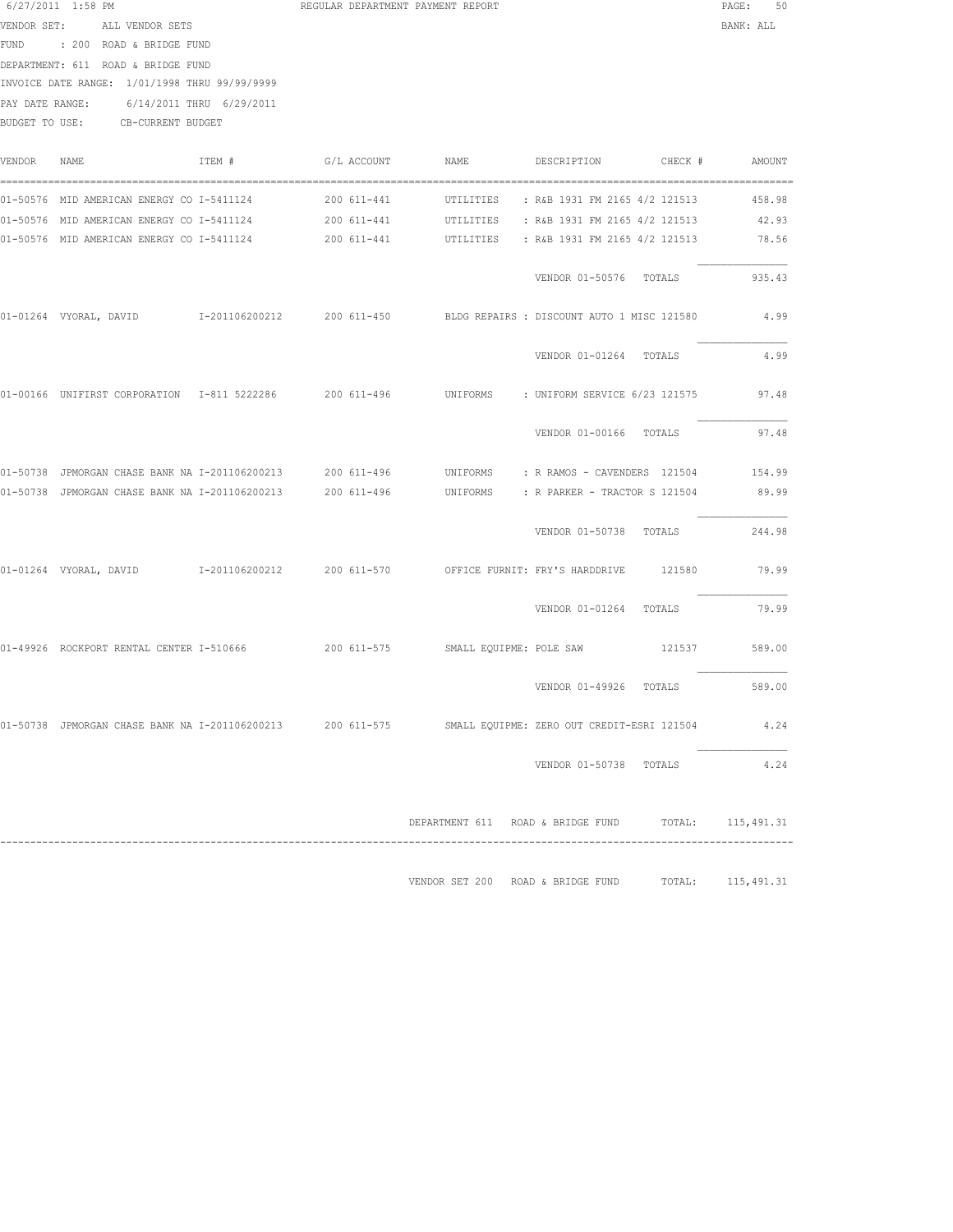6/27/2011 1:58 PM REGULAR DEPARTMENT PAYMENT REPORT

BANK: ALL

VENDOR SET: ALL VENDOR SETS
FUND : 200 ROAD & BRIDGE FUND
DEPARTMENT: 611 ROAD & BRIDGE FUND
INVOICE DATE RANGE: 1/01/1998 THRU 99/99/9999
PAY DATE RANGE: 6/14/2011 THRU 6/29/2011
BUDGET TO USE: CB-CURRENT BUDGET

| VENDOR | NAME | ITEM # | G/L ACCOUNT | NAME | DESCRIPTION | CHECK # | AMOUNT |
|---|---|---|---|---|---|---|---|
| 01-50576 | MID AMERICAN ENERGY CO | I-5411124 | 200 611-441 | UTILITIES | : R&B 1931 FM 2165 4/2 | 121513 | 458.98 |
| 01-50576 | MID AMERICAN ENERGY CO | I-5411124 | 200 611-441 | UTILITIES | : R&B 1931 FM 2165 4/2 | 121513 | 42.93 |
| 01-50576 | MID AMERICAN ENERGY CO | I-5411124 | 200 611-441 | UTILITIES | : R&B 1931 FM 2165 4/2 | 121513 | 78.56 |
| | | | | | VENDOR 01-50576 TOTALS | | 935.43 |
| 01-01264 | VYORAL, DAVID | I-201106200212 | 200 611-450 | BLDG REPAIRS | : DISCOUNT AUTO 1 MISC | 121580 | 4.99 |
| | | | | | VENDOR 01-01264 TOTALS | | 4.99 |
| 01-00166 | UNIFIRST CORPORATION | I-811 5222286 | 200 611-496 | UNIFORMS | : UNIFORM SERVICE 6/23 | 121575 | 97.48 |
| | | | | | VENDOR 01-00166 TOTALS | | 97.48 |
| 01-50738 | JPMORGAN CHASE BANK NA | I-201106200213 | 200 611-496 | UNIFORMS | : R RAMOS - CAVENDERS | 121504 | 154.99 |
| 01-50738 | JPMORGAN CHASE BANK NA | I-201106200213 | 200 611-496 | UNIFORMS | : R PARKER - TRACTOR S | 121504 | 89.99 |
| | | | | | VENDOR 01-50738 TOTALS | | 244.98 |
| 01-01264 | VYORAL, DAVID | I-201106200212 | 200 611-570 | OFFICE FURNIT | : FRY'S HARDDRIVE | 121580 | 79.99 |
| | | | | | VENDOR 01-01264 TOTALS | | 79.99 |
| 01-49926 | ROCKPORT RENTAL CENTER | I-510666 | 200 611-575 | SMALL EQUIPME | : POLE SAW | 121537 | 589.00 |
| | | | | | VENDOR 01-49926 TOTALS | | 589.00 |
| 01-50738 | JPMORGAN CHASE BANK NA | I-201106200213 | 200 611-575 | SMALL EQUIPME | : ZERO OUT CREDIT-ESRI | 121504 | 4.24 |
| | | | | | VENDOR 01-50738 TOTALS | | 4.24 |

DEPARTMENT 611 ROAD & BRIDGE FUND TOTAL: 115,491.31

VENDOR SET 200 ROAD & BRIDGE FUND TOTAL: 115,491.31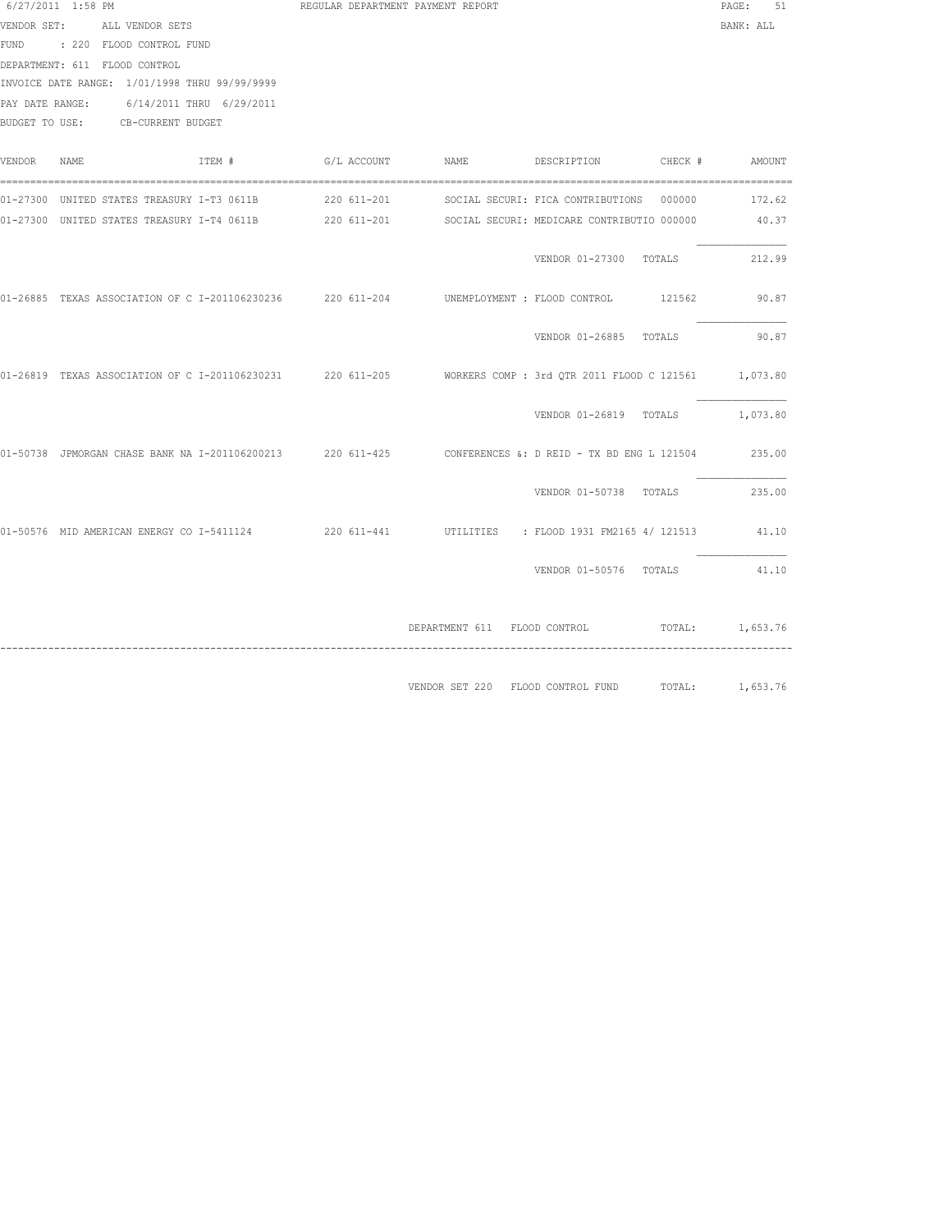6/27/2011 1:58 PM REGULAR DEPARTMENT PAYMENT REPORT

VENDOR SET: ALL VENDOR SETS BANK: ALL

FUND : 220 FLOOD CONTROL FUND

DEPARTMENT: 611 FLOOD CONTROL

INVOICE DATE RANGE: 1/01/1998 THRU 99/99/9999

PAY DATE RANGE: 6/14/2011 THRU 6/29/2011

BUDGET TO USE: CB-CURRENT BUDGET

| VENDOR | NAME | ITEM # | G/L ACCOUNT | NAME | DESCRIPTION | CHECK # | AMOUNT |
|---|---|---|---|---|---|---|---|
| 01-27300 | UNITED STATES TREASURY | I-T3 0611B | 220 611-201 | SOCIAL SECURI: | FICA CONTRIBUTIONS | 000000 | 172.62 |
| 01-27300 | UNITED STATES TREASURY | I-T4 0611B | 220 611-201 | SOCIAL SECURI: | MEDICARE CONTRIBUTIO | 000000 | 40.37 |
| | | | | | VENDOR 01-27300 TOTALS | | 212.99 |
| 01-26885 | TEXAS ASSOCIATION OF C | I-201106230236 | 220 611-204 | UNEMPLOYMENT : | FLOOD CONTROL | 121562 | 90.87 |
| | | | | | VENDOR 01-26885 TOTALS | | 90.87 |
| 01-26819 | TEXAS ASSOCIATION OF C | I-201106230231 | 220 611-205 | WORKERS COMP : | 3rd QTR 2011 FLOOD C | 121561 | 1,073.80 |
| | | | | | VENDOR 01-26819 TOTALS | | 1,073.80 |
| 01-50738 | JPMORGAN CHASE BANK NA | I-201106200213 | 220 611-425 | CONFERENCES &: | D REID - TX BD ENG L | 121504 | 235.00 |
| | | | | | VENDOR 01-50738 TOTALS | | 235.00 |
| 01-50576 | MID AMERICAN ENERGY CO | I-5411124 | 220 611-441 | UTILITIES : | FLOOD 1931 FM2165 4/ | 121513 | 41.10 |
| | | | | | VENDOR 01-50576 TOTALS | | 41.10 |

DEPARTMENT 611 FLOOD CONTROL TOTAL: 1,653.76

VENDOR SET 220 FLOOD CONTROL FUND TOTAL: 1,653.76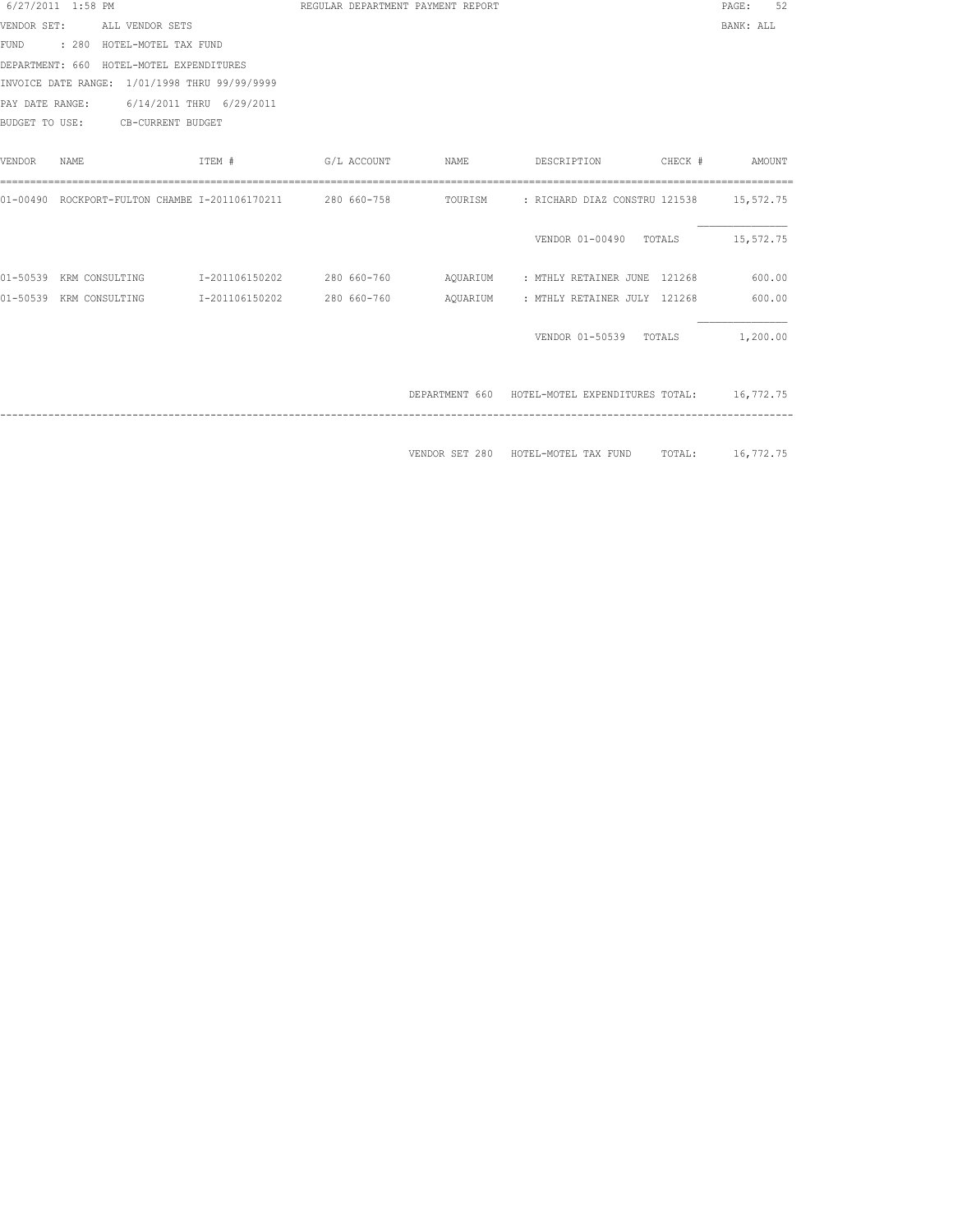6/27/2011 1:58 PM REGULAR DEPARTMENT PAYMENT REPORT

VENDOR SET: ALL VENDOR SETS BANK: ALL

FUND : 280 HOTEL-MOTEL TAX FUND

DEPARTMENT: 660 HOTEL-MOTEL EXPENDITURES

INVOICE DATE RANGE: 1/01/1998 THRU 99/99/9999

PAY DATE RANGE: 6/14/2011 THRU 6/29/2011

BUDGET TO USE: CB-CURRENT BUDGET

| VENDOR | NAME | ITEM # | G/L ACCOUNT | NAME | DESCRIPTION | CHECK # | AMOUNT |
|---|---|---|---|---|---|---|---|
| 01-00490 | ROCKPORT-FULTON CHAMBE | I-201106170211 | 280 660-758 | TOURISM | : RICHARD DIAZ CONSTRU | 121538 | 15,572.75 |
| | | | | | VENDOR 01-00490 | TOTALS | 15,572.75 |
| 01-50539 | KRM CONSULTING | I-201106150202 | 280 660-760 | AQUARIUM | : MTHLY RETAINER JUNE | 121268 | 600.00 |
| 01-50539 | KRM CONSULTING | I-201106150202 | 280 660-760 | AQUARIUM | : MTHLY RETAINER JULY | 121268 | 600.00 |
| | | | | | VENDOR 01-50539 | TOTALS | 1,200.00 |
| | | | | DEPARTMENT 660 | HOTEL-MOTEL EXPENDITURES TOTAL: | | 16,772.75 |
| | | | | VENDOR SET 280 | HOTEL-MOTEL TAX FUND | TOTAL: | 16,772.75 |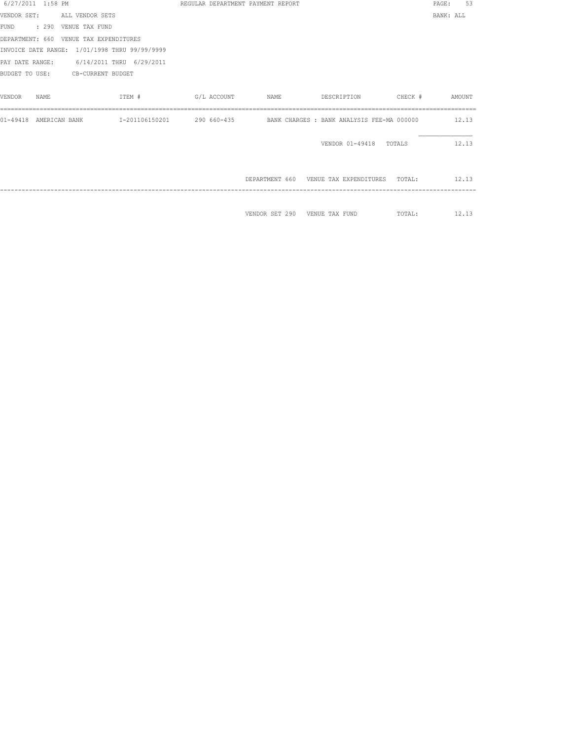6/27/2011 1:58 PM REGULAR DEPARTMENT PAYMENT REPORT

BANK: ALL

VENDOR SET: ALL VENDOR SETS
FUND : 290 VENUE TAX FUND
DEPARTMENT: 660 VENUE TAX EXPENDITURES
INVOICE DATE RANGE: 1/01/1998 THRU 99/99/9999
PAY DATE RANGE: 6/14/2011 THRU 6/29/2011
BUDGET TO USE: CB-CURRENT BUDGET

| VENDOR | NAME | ITEM # | G/L ACCOUNT | NAME | DESCRIPTION | CHECK # | AMOUNT |
|---|---|---|---|---|---|---|---|
| 01-49418 | AMERICAN BANK | I-201106150201 | 290 660-435 | BANK CHARGES | : BANK ANALYSIS FEE-MA | 000000 | 12.13 |
| | | | | | VENDOR 01-49418 | TOTALS | 12.13 |
| | | | | DEPARTMENT 660 | VENUE TAX EXPENDITURES | TOTAL: | 12.13 |
| | | | | VENDOR SET 290 | VENUE TAX FUND | TOTAL: | 12.13 |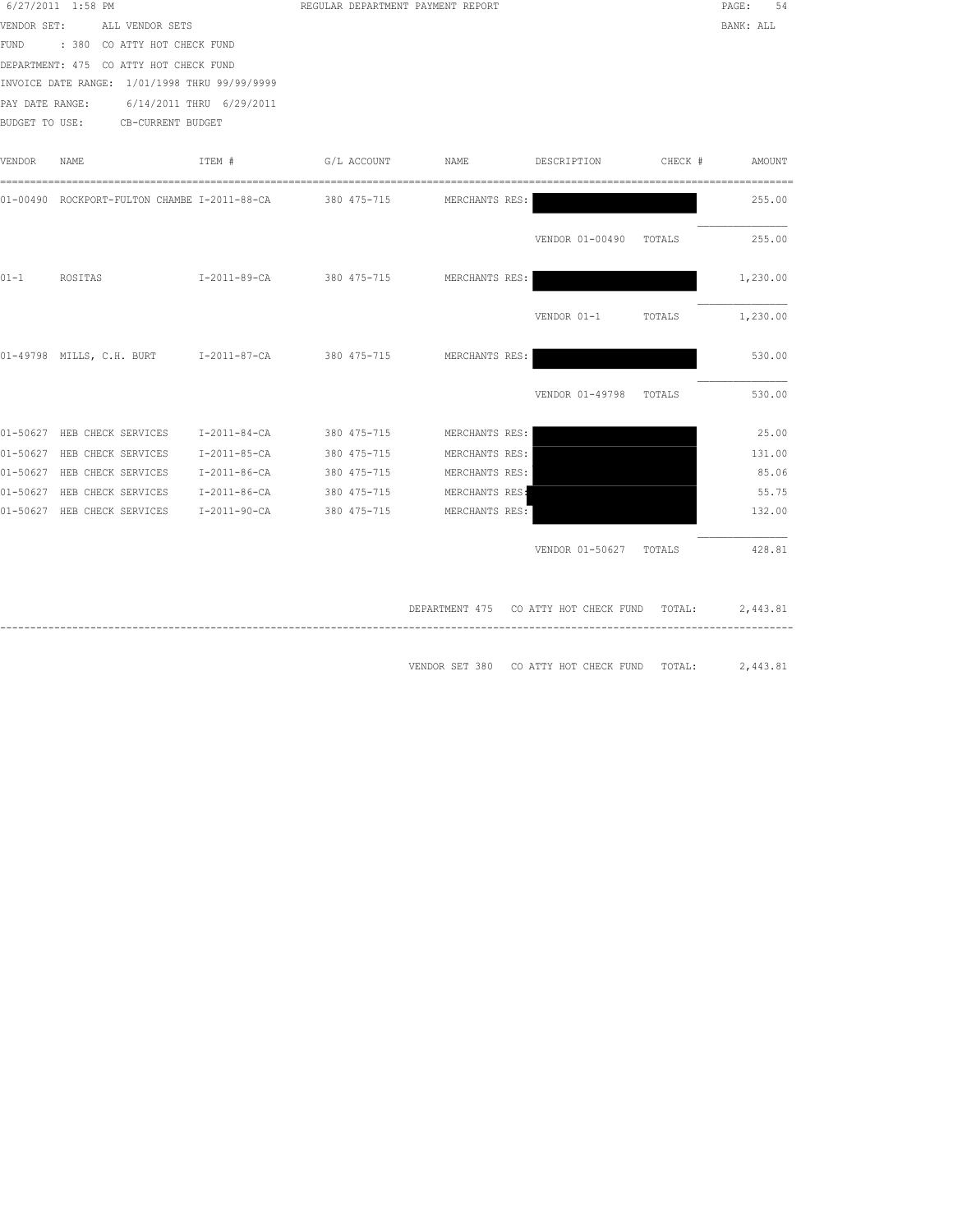6/27/2011 1:58 PM REGULAR DEPARTMENT PAYMENT REPORT

VENDOR SET: ALL VENDOR SETS BANK: ALL

FUND : 380 CO ATTY HOT CHECK FUND

DEPARTMENT: 475 CO ATTY HOT CHECK FUND

INVOICE DATE RANGE: 1/01/1998 THRU 99/99/9999

PAY DATE RANGE: 6/14/2011 THRU 6/29/2011

BUDGET TO USE: CB-CURRENT BUDGET

| VENDOR | NAME | ITEM # | G/L ACCOUNT | NAME | DESCRIPTION | CHECK # | AMOUNT |
|---|---|---|---|---|---|---|---|
| 01-00490 | ROCKPORT-FULTON CHAMBE | I-2011-88-CA | 380 475-715 | MERCHANTS RES: | | | 255.00 |
| | | | | | VENDOR 01-00490 | TOTALS | 255.00 |
| 01-1 | ROSITAS | I-2011-89-CA | 380 475-715 | MERCHANTS RES: | | | 1,230.00 |
| | | | | | VENDOR 01-1 | TOTALS | 1,230.00 |
| 01-49798 | MILLS, C.H. BURT | I-2011-87-CA | 380 475-715 | MERCHANTS RES: | | | 530.00 |
| | | | | | VENDOR 01-49798 | TOTALS | 530.00 |
| 01-50627 | HEB CHECK SERVICES | I-2011-84-CA | 380 475-715 | MERCHANTS RES: | | | 25.00 |
| 01-50627 | HEB CHECK SERVICES | I-2011-85-CA | 380 475-715 | MERCHANTS RES: | | | 131.00 |
| 01-50627 | HEB CHECK SERVICES | I-2011-86-CA | 380 475-715 | MERCHANTS RES: | | | 85.06 |
| 01-50627 | HEB CHECK SERVICES | I-2011-86-CA | 380 475-715 | MERCHANTS RES: | | | 55.75 |
| 01-50627 | HEB CHECK SERVICES | I-2011-90-CA | 380 475-715 | MERCHANTS RES: | | | 132.00 |
| | | | | | VENDOR 01-50627 | TOTALS | 428.81 |

DEPARTMENT 475 CO ATTY HOT CHECK FUND TOTAL: 2,443.81

VENDOR SET 380 CO ATTY HOT CHECK FUND TOTAL: 2,443.81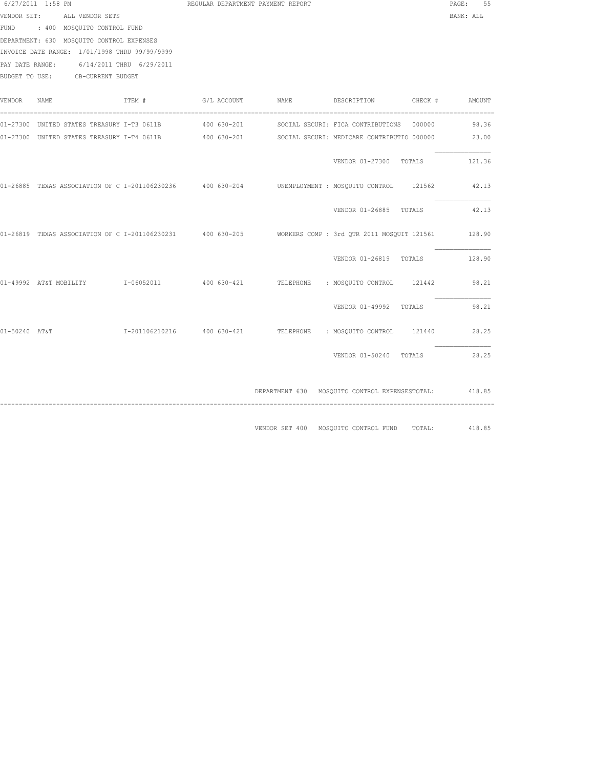6/27/2011 1:58 PM REGULAR DEPARTMENT PAYMENT REPORT PAGE: 55

VENDOR SET: ALL VENDOR SETS BANK: ALL
FUND : 400 MOSQUITO CONTROL FUND
DEPARTMENT: 630 MOSQUITO CONTROL EXPENSES
INVOICE DATE RANGE: 1/01/1998 THRU 99/99/9999
PAY DATE RANGE: 6/14/2011 THRU 6/29/2011
BUDGET TO USE: CB-CURRENT BUDGET

| VENDOR | NAME | ITEM # | G/L ACCOUNT | NAME | DESCRIPTION | CHECK # | AMOUNT |
|---|---|---|---|---|---|---|---|
| 01-27300 | UNITED STATES TREASURY | I-T3 0611B | 400 630-201 | SOCIAL SECURI: | FICA CONTRIBUTIONS | 000000 | 98.36 |
| 01-27300 | UNITED STATES TREASURY | I-T4 0611B | 400 630-201 | SOCIAL SECURI: | MEDICARE CONTRIBUTIO | 000000 | 23.00 |
| | | | | | VENDOR 01-27300 | TOTALS | 121.36 |
| 01-26885 | TEXAS ASSOCIATION OF C | I-201106230236 | 400 630-204 | UNEMPLOYMENT : | MOSQUITO CONTROL | 121562 | 42.13 |
| | | | | | VENDOR 01-26885 | TOTALS | 42.13 |
| 01-26819 | TEXAS ASSOCIATION OF C | I-201106230231 | 400 630-205 | WORKERS COMP : | 3rd QTR 2011 MOSQUIT | 121561 | 128.90 |
| | | | | | VENDOR 01-26819 | TOTALS | 128.90 |
| 01-49992 | AT&T MOBILITY | I-06052011 | 400 630-421 | TELEPHONE : | MOSQUITO CONTROL | 121442 | 98.21 |
| | | | | | VENDOR 01-49992 | TOTALS | 98.21 |
| 01-50240 | AT&T | I-201106210216 | 400 630-421 | TELEPHONE : | MOSQUITO CONTROL | 121440 | 28.25 |
| | | | | | VENDOR 01-50240 | TOTALS | 28.25 |

DEPARTMENT 630 MOSQUITO CONTROL EXPENSESTOTAL: 418.85

VENDOR SET 400 MOSQUITO CONTROL FUND TOTAL: 418.85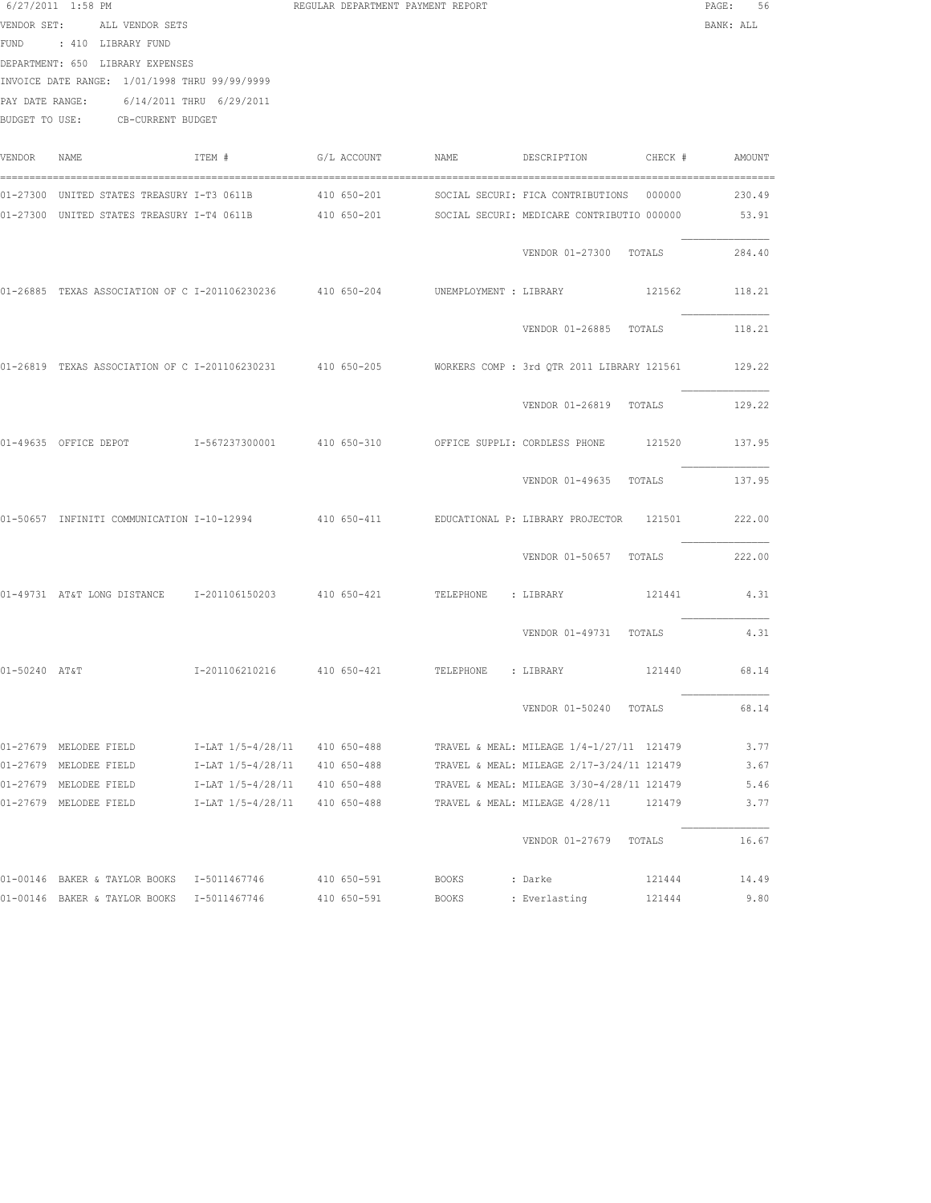6/27/2011 1:58 PM REGULAR DEPARTMENT PAYMENT REPORT

VENDOR SET: ALL VENDOR SETS BANK: ALL

FUND : 410 LIBRARY FUND

DEPARTMENT: 650 LIBRARY EXPENSES

INVOICE DATE RANGE: 1/01/1998 THRU 99/99/9999

PAY DATE RANGE: 6/14/2011 THRU 6/29/2011

BUDGET TO USE: CB-CURRENT BUDGET

| VENDOR | NAME | ITEM # | G/L ACCOUNT | NAME | DESCRIPTION | CHECK # | AMOUNT |
|---|---|---|---|---|---|---|---|
| 01-27300 | UNITED STATES TREASURY | I-T3 0611B | 410 650-201 | SOCIAL SECURI: | FICA CONTRIBUTIONS | 000000 | 230.49 |
| 01-27300 | UNITED STATES TREASURY | I-T4 0611B | 410 650-201 | SOCIAL SECURI: | MEDICARE CONTRIBUTIO | 000000 | 53.91 |
| | | | | | VENDOR 01-27300 TOTALS | | 284.40 |
| 01-26885 | TEXAS ASSOCIATION OF C | I-201106230236 | 410 650-204 | UNEMPLOYMENT : | LIBRARY | 121562 | 118.21 |
| | | | | | VENDOR 01-26885 TOTALS | | 118.21 |
| 01-26819 | TEXAS ASSOCIATION OF C | I-201106230231 | 410 650-205 | WORKERS COMP : | 3rd QTR 2011 LIBRARY | 121561 | 129.22 |
| | | | | | VENDOR 01-26819 TOTALS | | 129.22 |
| 01-49635 | OFFICE DEPOT | I-567237300001 | 410 650-310 | OFFICE SUPPLI: | CORDLESS PHONE | 121520 | 137.95 |
| | | | | | VENDOR 01-49635 TOTALS | | 137.95 |
| 01-50657 | INFINITI COMMUNICATION | I-10-12994 | 410 650-411 | EDUCATIONAL P: | LIBRARY PROJECTOR | 121501 | 222.00 |
| | | | | | VENDOR 01-50657 TOTALS | | 222.00 |
| 01-49731 | AT&T LONG DISTANCE | I-201106150203 | 410 650-421 | TELEPHONE : | LIBRARY | 121441 | 4.31 |
| | | | | | VENDOR 01-49731 TOTALS | | 4.31 |
| 01-50240 | AT&T | I-201106210216 | 410 650-421 | TELEPHONE : | LIBRARY | 121440 | 68.14 |
| | | | | | VENDOR 01-50240 TOTALS | | 68.14 |
| 01-27679 | MELODEE FIELD | I-LAT 1/5-4/28/11 | 410 650-488 | TRAVEL & MEAL: | MILEAGE 1/4-1/27/11 | 121479 | 3.77 |
| 01-27679 | MELODEE FIELD | I-LAT 1/5-4/28/11 | 410 650-488 | TRAVEL & MEAL: | MILEAGE 2/17-3/24/11 | 121479 | 3.67 |
| 01-27679 | MELODEE FIELD | I-LAT 1/5-4/28/11 | 410 650-488 | TRAVEL & MEAL: | MILEAGE 3/30-4/28/11 | 121479 | 5.46 |
| 01-27679 | MELODEE FIELD | I-LAT 1/5-4/28/11 | 410 650-488 | TRAVEL & MEAL: | MILEAGE 4/28/11 | 121479 | 3.77 |
| | | | | | VENDOR 01-27679 TOTALS | | 16.67 |
| 01-00146 | BAKER & TAYLOR BOOKS | I-5011467746 | 410 650-591 | BOOKS : | Darke | 121444 | 14.49 |
| 01-00146 | BAKER & TAYLOR BOOKS | I-5011467746 | 410 650-591 | BOOKS : | Everlasting | 121444 | 9.80 |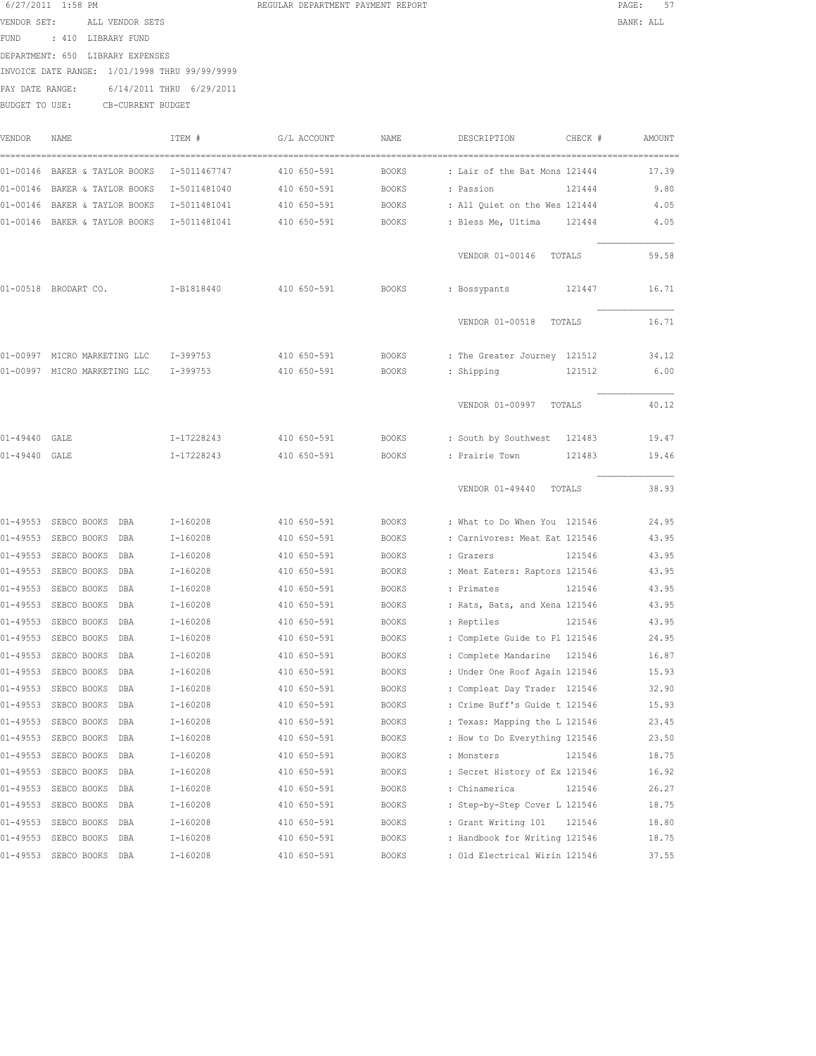6/27/2011 1:58 PM REGULAR DEPARTMENT PAYMENT REPORT

VENDOR SET: ALL VENDOR SETS BANK: ALL

FUND : 410 LIBRARY FUND

DEPARTMENT: 650 LIBRARY EXPENSES

INVOICE DATE RANGE: 1/01/1998 THRU 99/99/9999

PAY DATE RANGE: 6/14/2011 THRU 6/29/2011

BUDGET TO USE: CB-CURRENT BUDGET

| VENDOR | NAME | ITEM # | G/L ACCOUNT | NAME | DESCRIPTION | CHECK # | AMOUNT |
|---|---|---|---|---|---|---|---|
| 01-00146 | BAKER & TAYLOR BOOKS | I-5011467747 | 410 650-591 | BOOKS | : Lair of the Bat Mons | 121444 | 17.39 |
| 01-00146 | BAKER & TAYLOR BOOKS | I-5011481040 | 410 650-591 | BOOKS | : Passion | 121444 | 9.80 |
| 01-00146 | BAKER & TAYLOR BOOKS | I-5011481041 | 410 650-591 | BOOKS | : All Quiet on the Wes | 121444 | 4.05 |
| 01-00146 | BAKER & TAYLOR BOOKS | I-5011481041 | 410 650-591 | BOOKS | : Bless Me, Ultima | 121444 | 4.05 |
| | | | | | VENDOR 01-00146 | TOTALS | 59.58 |
| 01-00518 | BRODART CO. | I-B1818440 | 410 650-591 | BOOKS | : Bossypants | 121447 | 16.71 |
| | | | | | VENDOR 01-00518 | TOTALS | 16.71 |
| 01-00997 | MICRO MARKETING LLC | I-399753 | 410 650-591 | BOOKS | : The Greater Journey | 121512 | 34.12 |
| 01-00997 | MICRO MARKETING LLC | I-399753 | 410 650-591 | BOOKS | : Shipping | 121512 | 6.00 |
| | | | | | VENDOR 01-00997 | TOTALS | 40.12 |
| 01-49440 | GALE | I-17228243 | 410 650-591 | BOOKS | : South by Southwest | 121483 | 19.47 |
| 01-49440 | GALE | I-17228243 | 410 650-591 | BOOKS | : Prairie Town | 121483 | 19.46 |
| | | | | | VENDOR 01-49440 | TOTALS | 38.93 |
| 01-49553 | SEBCO BOOKS DBA | I-160208 | 410 650-591 | BOOKS | : What to Do When You | 121546 | 24.95 |
| 01-49553 | SEBCO BOOKS DBA | I-160208 | 410 650-591 | BOOKS | : Carnivores: Meat Eat | 121546 | 43.95 |
| 01-49553 | SEBCO BOOKS DBA | I-160208 | 410 650-591 | BOOKS | : Grazers | 121546 | 43.95 |
| 01-49553 | SEBCO BOOKS DBA | I-160208 | 410 650-591 | BOOKS | : Meat Eaters: Raptors | 121546 | 43.95 |
| 01-49553 | SEBCO BOOKS DBA | I-160208 | 410 650-591 | BOOKS | : Primates | 121546 | 43.95 |
| 01-49553 | SEBCO BOOKS DBA | I-160208 | 410 650-591 | BOOKS | : Rats, Bats, and Xena | 121546 | 43.95 |
| 01-49553 | SEBCO BOOKS DBA | I-160208 | 410 650-591 | BOOKS | : Reptiles | 121546 | 43.95 |
| 01-49553 | SEBCO BOOKS DBA | I-160208 | 410 650-591 | BOOKS | : Complete Guide to Pl | 121546 | 24.95 |
| 01-49553 | SEBCO BOOKS DBA | I-160208 | 410 650-591 | BOOKS | : Complete Mandarine | 121546 | 16.87 |
| 01-49553 | SEBCO BOOKS DBA | I-160208 | 410 650-591 | BOOKS | : Under One Roof Again | 121546 | 15.93 |
| 01-49553 | SEBCO BOOKS DBA | I-160208 | 410 650-591 | BOOKS | : Compleat Day Trader | 121546 | 32.90 |
| 01-49553 | SEBCO BOOKS DBA | I-160208 | 410 650-591 | BOOKS | : Crime Buff's Guide t | 121546 | 15.93 |
| 01-49553 | SEBCO BOOKS DBA | I-160208 | 410 650-591 | BOOKS | : Texas: Mapping the L | 121546 | 23.45 |
| 01-49553 | SEBCO BOOKS DBA | I-160208 | 410 650-591 | BOOKS | : How to Do Everything | 121546 | 23.50 |
| 01-49553 | SEBCO BOOKS DBA | I-160208 | 410 650-591 | BOOKS | : Monsters | 121546 | 18.75 |
| 01-49553 | SEBCO BOOKS DBA | I-160208 | 410 650-591 | BOOKS | : Secret History of Ex | 121546 | 16.92 |
| 01-49553 | SEBCO BOOKS DBA | I-160208 | 410 650-591 | BOOKS | : Chinamerica | 121546 | 26.27 |
| 01-49553 | SEBCO BOOKS DBA | I-160208 | 410 650-591 | BOOKS | : Step-by-Step Cover L | 121546 | 18.75 |
| 01-49553 | SEBCO BOOKS DBA | I-160208 | 410 650-591 | BOOKS | : Grant Writing 101 | 121546 | 18.80 |
| 01-49553 | SEBCO BOOKS DBA | I-160208 | 410 650-591 | BOOKS | : Handbook for Writing | 121546 | 18.75 |
| 01-49553 | SEBCO BOOKS DBA | I-160208 | 410 650-591 | BOOKS | : Old Electrical Wirin | 121546 | 37.55 |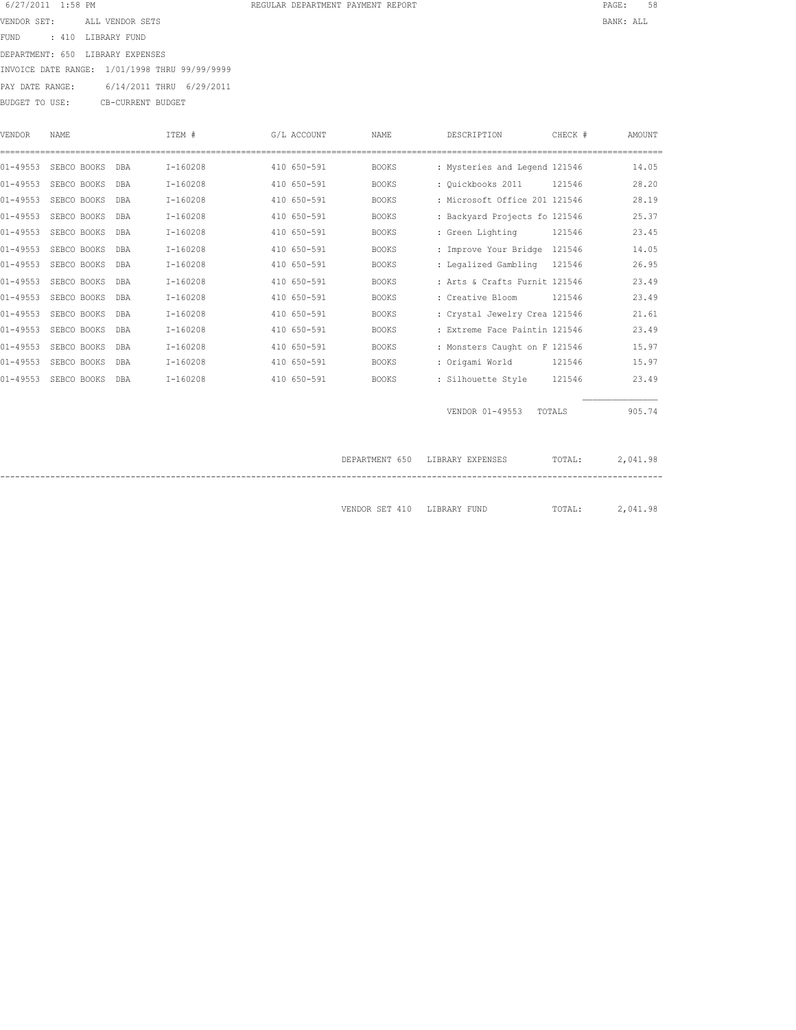6/27/2011 1:58 PM REGULAR DEPARTMENT PAYMENT REPORT

VENDOR SET: ALL VENDOR SETS BANK: ALL

FUND : 410 LIBRARY FUND

DEPARTMENT: 650 LIBRARY EXPENSES

INVOICE DATE RANGE: 1/01/1998 THRU 99/99/9999

PAY DATE RANGE: 6/14/2011 THRU 6/29/2011

BUDGET TO USE: CB-CURRENT BUDGET

| VENDOR | NAME | ITEM # | G/L ACCOUNT | NAME | DESCRIPTION | CHECK # | AMOUNT |
|---|---|---|---|---|---|---|---|
| 01-49553 | SEBCO BOOKS DBA | I-160208 | 410 650-591 | BOOKS | : Mysteries and Legend | 121546 | 14.05 |
| 01-49553 | SEBCO BOOKS DBA | I-160208 | 410 650-591 | BOOKS | : Quickbooks 2011 | 121546 | 28.20 |
| 01-49553 | SEBCO BOOKS DBA | I-160208 | 410 650-591 | BOOKS | : Microsoft Office 201 | 121546 | 28.19 |
| 01-49553 | SEBCO BOOKS DBA | I-160208 | 410 650-591 | BOOKS | : Backyard Projects fo | 121546 | 25.37 |
| 01-49553 | SEBCO BOOKS DBA | I-160208 | 410 650-591 | BOOKS | : Green Lighting | 121546 | 23.45 |
| 01-49553 | SEBCO BOOKS DBA | I-160208 | 410 650-591 | BOOKS | : Improve Your Bridge | 121546 | 14.05 |
| 01-49553 | SEBCO BOOKS DBA | I-160208 | 410 650-591 | BOOKS | : Legalized Gambling | 121546 | 26.95 |
| 01-49553 | SEBCO BOOKS DBA | I-160208 | 410 650-591 | BOOKS | : Arts & Crafts Furnit | 121546 | 23.49 |
| 01-49553 | SEBCO BOOKS DBA | I-160208 | 410 650-591 | BOOKS | : Creative Bloom | 121546 | 23.49 |
| 01-49553 | SEBCO BOOKS DBA | I-160208 | 410 650-591 | BOOKS | : Crystal Jewelry Crea | 121546 | 21.61 |
| 01-49553 | SEBCO BOOKS DBA | I-160208 | 410 650-591 | BOOKS | : Extreme Face Paintin | 121546 | 23.49 |
| 01-49553 | SEBCO BOOKS DBA | I-160208 | 410 650-591 | BOOKS | : Monsters Caught on F | 121546 | 15.97 |
| 01-49553 | SEBCO BOOKS DBA | I-160208 | 410 650-591 | BOOKS | : Origami World | 121546 | 15.97 |
| 01-49553 | SEBCO BOOKS DBA | I-160208 | 410 650-591 | BOOKS | : Silhouette Style | 121546 | 23.49 |
| | | | | | VENDOR 01-49553 | TOTALS | 905.74 |

DEPARTMENT 650 LIBRARY EXPENSES TOTAL: 2,041.98

VENDOR SET 410 LIBRARY FUND TOTAL: 2,041.98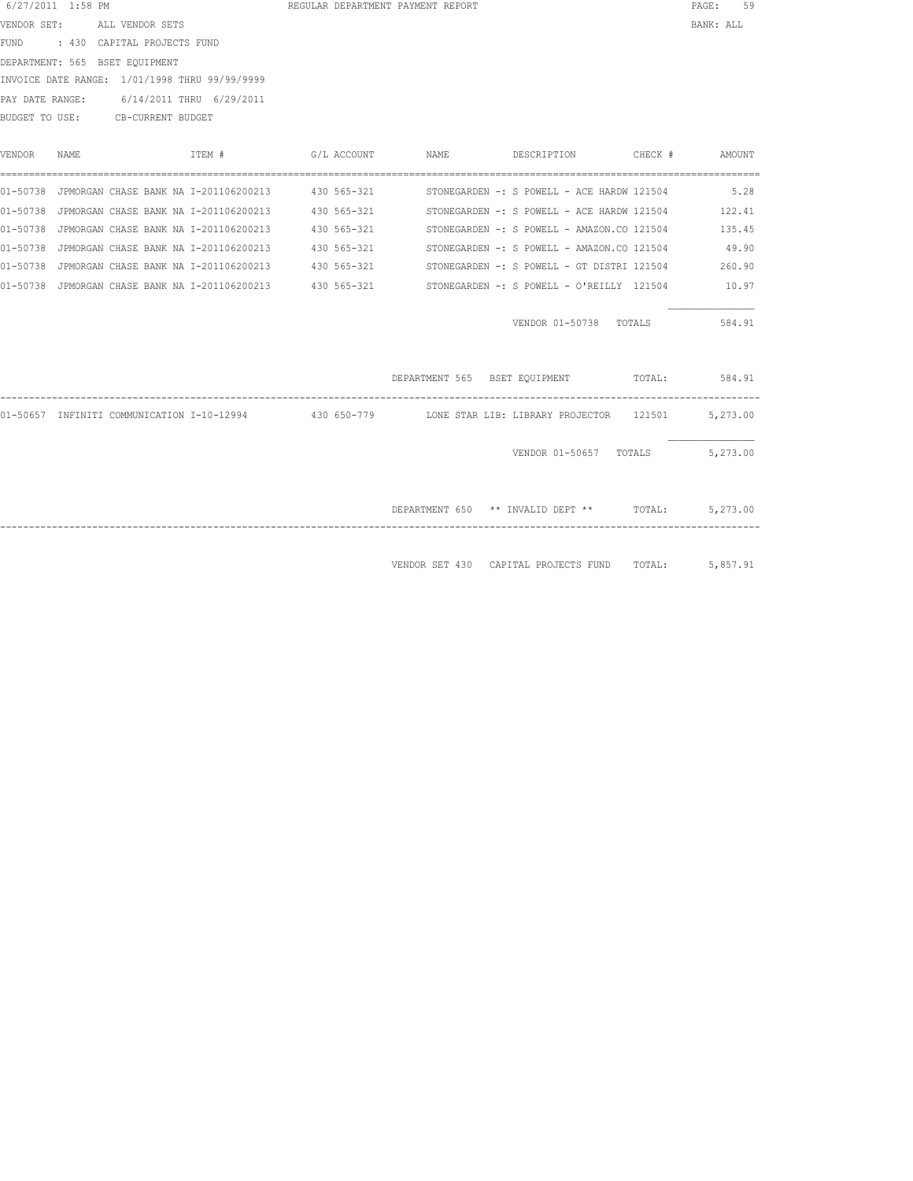6/27/2011 1:58 PM REGULAR DEPARTMENT PAYMENT REPORT

VENDOR SET: ALL VENDOR SETS BANK: ALL

FUND : 430 CAPITAL PROJECTS FUND

DEPARTMENT: 565 BSET EQUIPMENT

INVOICE DATE RANGE: 1/01/1998 THRU 99/99/9999

PAY DATE RANGE: 6/14/2011 THRU 6/29/2011

BUDGET TO USE: CB-CURRENT BUDGET

| VENDOR | NAME | ITEM # | G/L ACCOUNT | NAME | DESCRIPTION | CHECK # | AMOUNT |
|---|---|---|---|---|---|---|---|
| 01-50738 | JPMORGAN CHASE BANK NA | I-201106200213 | 430 565-321 | STONEGARDEN -: | S POWELL - ACE HARDW | 121504 | 5.28 |
| 01-50738 | JPMORGAN CHASE BANK NA | I-201106200213 | 430 565-321 | STONEGARDEN -: | S POWELL - ACE HARDW | 121504 | 122.41 |
| 01-50738 | JPMORGAN CHASE BANK NA | I-201106200213 | 430 565-321 | STONEGARDEN -: | S POWELL - AMAZON.CO | 121504 | 135.45 |
| 01-50738 | JPMORGAN CHASE BANK NA | I-201106200213 | 430 565-321 | STONEGARDEN -: | S POWELL - AMAZON.CO | 121504 | 49.90 |
| 01-50738 | JPMORGAN CHASE BANK NA | I-201106200213 | 430 565-321 | STONEGARDEN -: | S POWELL - GT DISTRI | 121504 | 260.90 |
| 01-50738 | JPMORGAN CHASE BANK NA | I-201106200213 | 430 565-321 | STONEGARDEN -: | S POWELL - O'REILLY | 121504 | 10.97 |
| | | | | | VENDOR 01-50738 | TOTALS | 584.91 |
| | | | | DEPARTMENT 565 | BSET EQUIPMENT | TOTAL: | 584.91 |
| 01-50657 | INFINITI COMMUNICATION | I-10-12994 | 430 650-779 | LONE STAR LIB: | LIBRARY PROJECTOR | 121501 | 5,273.00 |
| | | | | | VENDOR 01-50657 | TOTALS | 5,273.00 |
| | | | | DEPARTMENT 650 | ** INVALID DEPT ** | TOTAL: | 5,273.00 |
| | | | | VENDOR SET 430 | CAPITAL PROJECTS FUND | TOTAL: | 5,857.91 |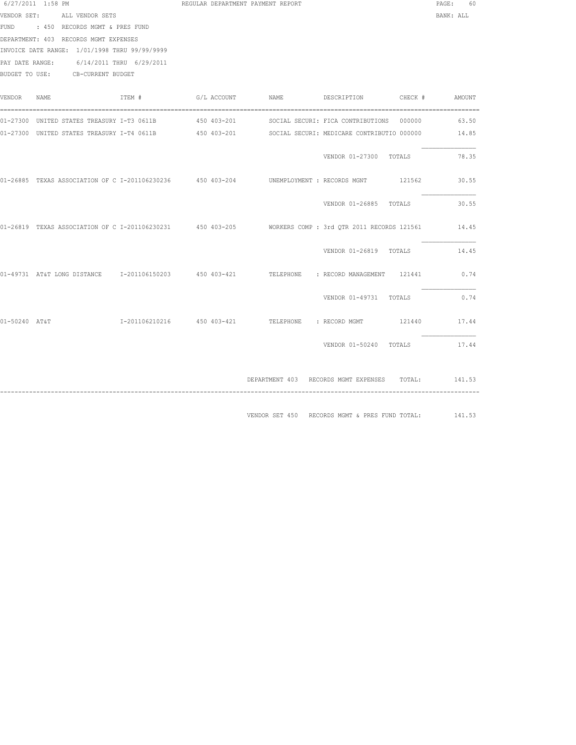6/27/2011 1:58 PM REGULAR DEPARTMENT PAYMENT REPORT

VENDOR SET: ALL VENDOR SETS BANK: ALL

FUND : 450 RECORDS MGMT & PRES FUND

DEPARTMENT: 403 RECORDS MGMT EXPENSES

INVOICE DATE RANGE: 1/01/1998 THRU 99/99/9999

PAY DATE RANGE: 6/14/2011 THRU 6/29/2011

BUDGET TO USE: CB-CURRENT BUDGET

| VENDOR | NAME | ITEM # | G/L ACCOUNT | NAME | DESCRIPTION | CHECK # | AMOUNT |
|---|---|---|---|---|---|---|---|
| 01-27300 | UNITED STATES TREASURY | I-T3 0611B | 450 403-201 | SOCIAL SECURI: | FICA CONTRIBUTIONS | 000000 | 63.50 |
| 01-27300 | UNITED STATES TREASURY | I-T4 0611B | 450 403-201 | SOCIAL SECURI: | MEDICARE CONTRIBUTIO | 000000 | 14.85 |
| | | | | | VENDOR 01-27300 TOTALS | | 78.35 |
| 01-26885 | TEXAS ASSOCIATION OF C | I-201106230236 | 450 403-204 | UNEMPLOYMENT : | RECORDS MGNT | 121562 | 30.55 |
| | | | | | VENDOR 01-26885 TOTALS | | 30.55 |
| 01-26819 | TEXAS ASSOCIATION OF C | I-201106230231 | 450 403-205 | WORKERS COMP : | 3rd QTR 2011 RECORDS | 121561 | 14.45 |
| | | | | | VENDOR 01-26819 TOTALS | | 14.45 |
| 01-49731 | AT&T LONG DISTANCE | I-201106150203 | 450 403-421 | TELEPHONE : | RECORD MANAGEMENT | 121441 | 0.74 |
| | | | | | VENDOR 01-49731 TOTALS | | 0.74 |
| 01-50240 | AT&T | I-201106210216 | 450 403-421 | TELEPHONE : | RECORD MGMT | 121440 | 17.44 |
| | | | | | VENDOR 01-50240 TOTALS | | 17.44 |

DEPARTMENT 403 RECORDS MGMT EXPENSES TOTAL: 141.53

VENDOR SET 450 RECORDS MGMT & PRES FUND TOTAL: 141.53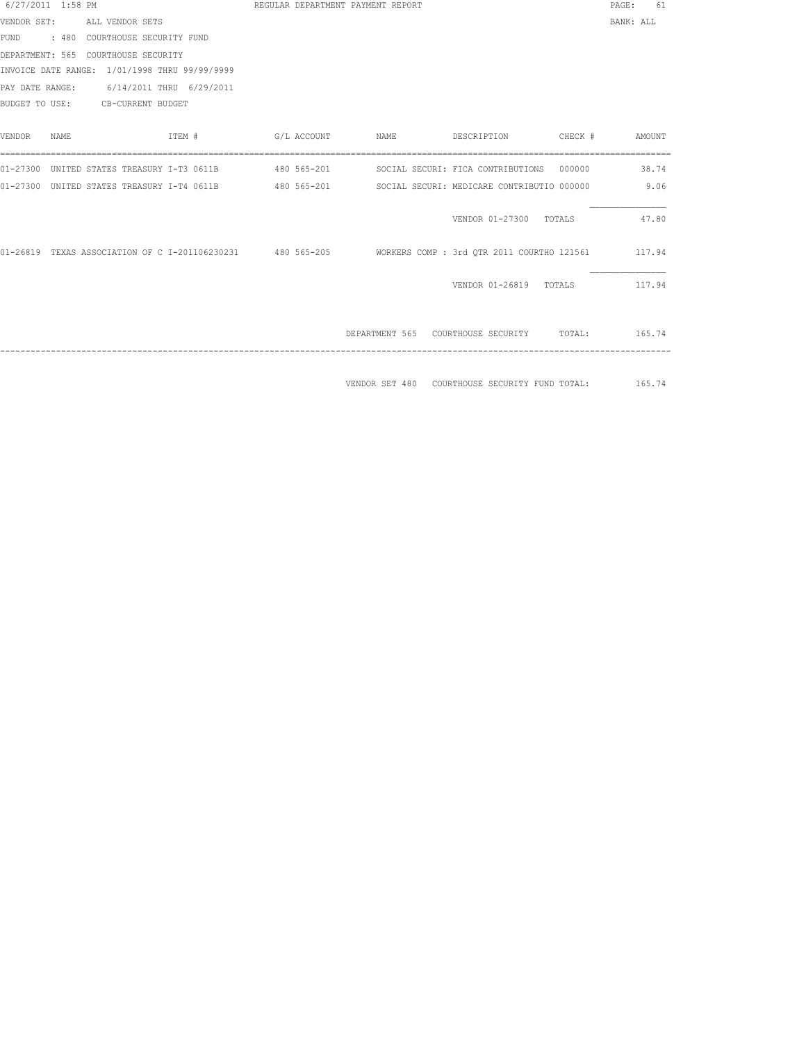6/27/2011 1:58 PM REGULAR DEPARTMENT PAYMENT REPORT

VENDOR SET: ALL VENDOR SETS BANK: ALL

FUND : 480 COURTHOUSE SECURITY FUND

DEPARTMENT: 565 COURTHOUSE SECURITY

INVOICE DATE RANGE: 1/01/1998 THRU 99/99/9999

PAY DATE RANGE: 6/14/2011 THRU 6/29/2011

BUDGET TO USE: CB-CURRENT BUDGET

| VENDOR | NAME | ITEM # | G/L ACCOUNT | NAME | DESCRIPTION | CHECK # | AMOUNT |
|---|---|---|---|---|---|---|---|
| 01-27300 | UNITED STATES TREASURY | I-T3 0611B | 480 565-201 | SOCIAL SECURI: | FICA CONTRIBUTIONS | 000000 | 38.74 |
| 01-27300 | UNITED STATES TREASURY | I-T4 0611B | 480 565-201 | SOCIAL SECURI: | MEDICARE CONTRIBUTIO | 000000 | 9.06 |
| | | | | | VENDOR 01-27300 TOTALS | | 47.80 |
| 01-26819 | TEXAS ASSOCIATION OF C | I-201106230231 | 480 565-205 | WORKERS COMP : | 3rd QTR 2011 COURTHO | 121561 | 117.94 |
| | | | | | VENDOR 01-26819 TOTALS | | 117.94 |

DEPARTMENT 565 COURTHOUSE SECURITY TOTAL: 165.74

VENDOR SET 480 COURTHOUSE SECURITY FUND TOTAL: 165.74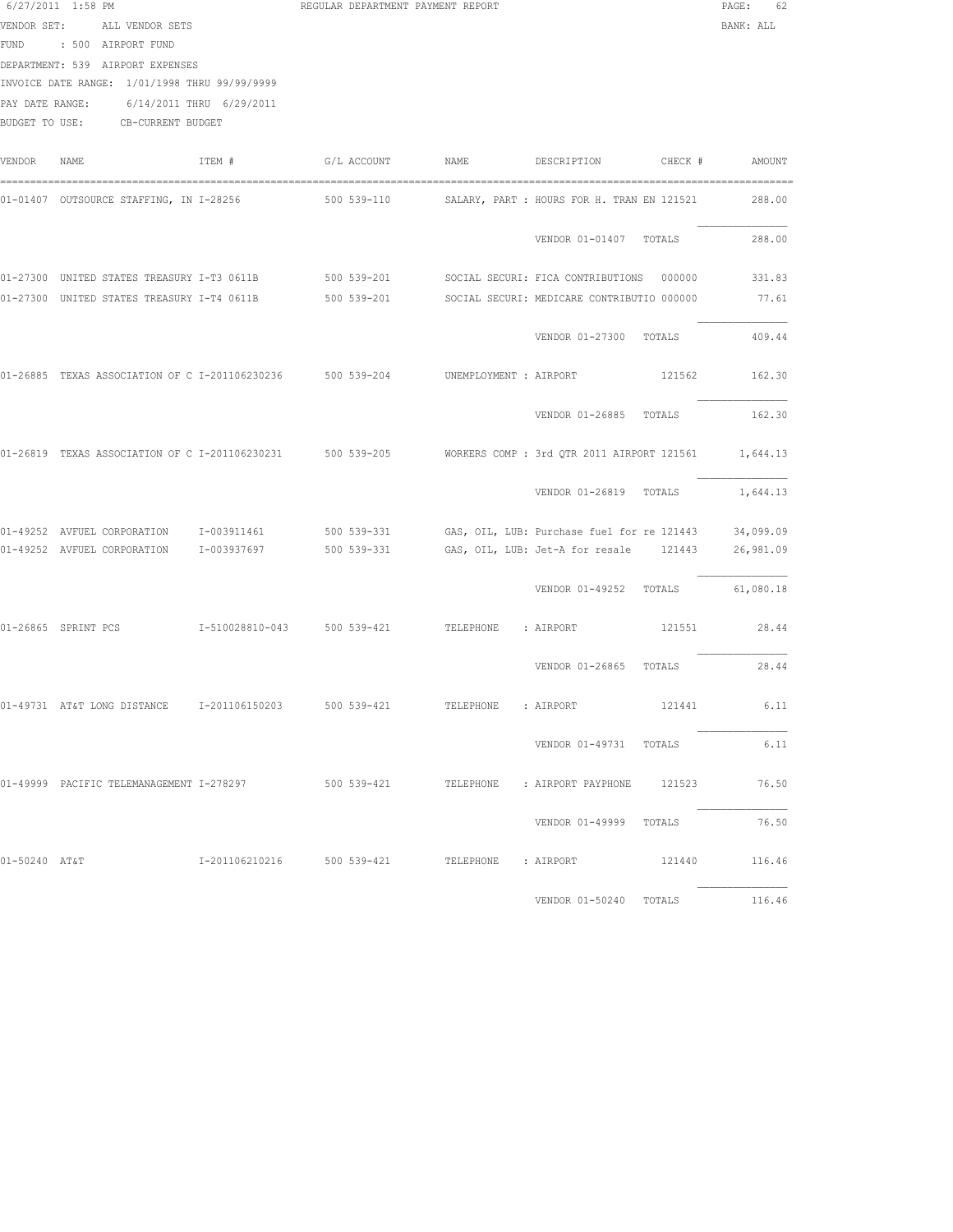6/27/2011 1:58 PM REGULAR DEPARTMENT PAYMENT REPORT

VENDOR SET: ALL VENDOR SETS BANK: ALL

FUND : 500 AIRPORT FUND

DEPARTMENT: 539 AIRPORT EXPENSES

INVOICE DATE RANGE: 1/01/1998 THRU 99/99/9999

PAY DATE RANGE: 6/14/2011 THRU 6/29/2011

BUDGET TO USE: CB-CURRENT BUDGET

| VENDOR | NAME | ITEM # | G/L ACCOUNT | NAME | DESCRIPTION | CHECK # | AMOUNT |
|---|---|---|---|---|---|---|---|
| 01-01407 | OUTSOURCE STAFFING, IN | I-28256 | 500 539-110 | SALARY, PART | : HOURS FOR H. TRAN EN | 121521 | 288.00 |
| | | | | | VENDOR 01-01407 TOTALS | | 288.00 |
| 01-27300 | UNITED STATES TREASURY | I-T3 0611B | 500 539-201 | SOCIAL SECURI | : FICA CONTRIBUTIONS | 000000 | 331.83 |
| 01-27300 | UNITED STATES TREASURY | I-T4 0611B | 500 539-201 | SOCIAL SECURI | : MEDICARE CONTRIBUTIO | 000000 | 77.61 |
| | | | | | VENDOR 01-27300 TOTALS | | 409.44 |
| 01-26885 | TEXAS ASSOCIATION OF C | I-201106230236 | 500 539-204 | UNEMPLOYMENT | : AIRPORT | 121562 | 162.30 |
| | | | | | VENDOR 01-26885 TOTALS | | 162.30 |
| 01-26819 | TEXAS ASSOCIATION OF C | I-201106230231 | 500 539-205 | WORKERS COMP | : 3rd QTR 2011 AIRPORT | 121561 | 1,644.13 |
| | | | | | VENDOR 01-26819 TOTALS | | 1,644.13 |
| 01-49252 | AVFUEL CORPORATION | I-003911461 | 500 539-331 | GAS, OIL, LUB | : Purchase fuel for re | 121443 | 34,099.09 |
| 01-49252 | AVFUEL CORPORATION | I-003937697 | 500 539-331 | GAS, OIL, LUB | : Jet-A for resale | 121443 | 26,981.09 |
| | | | | | VENDOR 01-49252 TOTALS | | 61,080.18 |
| 01-26865 | SPRINT PCS | I-510028810-043 | 500 539-421 | TELEPHONE | : AIRPORT | 121551 | 28.44 |
| | | | | | VENDOR 01-26865 TOTALS | | 28.44 |
| 01-49731 | AT&T LONG DISTANCE | I-201106150203 | 500 539-421 | TELEPHONE | : AIRPORT | 121441 | 6.11 |
| | | | | | VENDOR 01-49731 TOTALS | | 6.11 |
| 01-49999 | PACIFIC TELEMANAGEMENT | I-278297 | 500 539-421 | TELEPHONE | : AIRPORT PAYPHONE | 121523 | 76.50 |
| | | | | | VENDOR 01-49999 TOTALS | | 76.50 |
| 01-50240 | AT&T | I-201106210216 | 500 539-421 | TELEPHONE | : AIRPORT | 121440 | 116.46 |
| | | | | | VENDOR 01-50240 TOTALS | | 116.46 |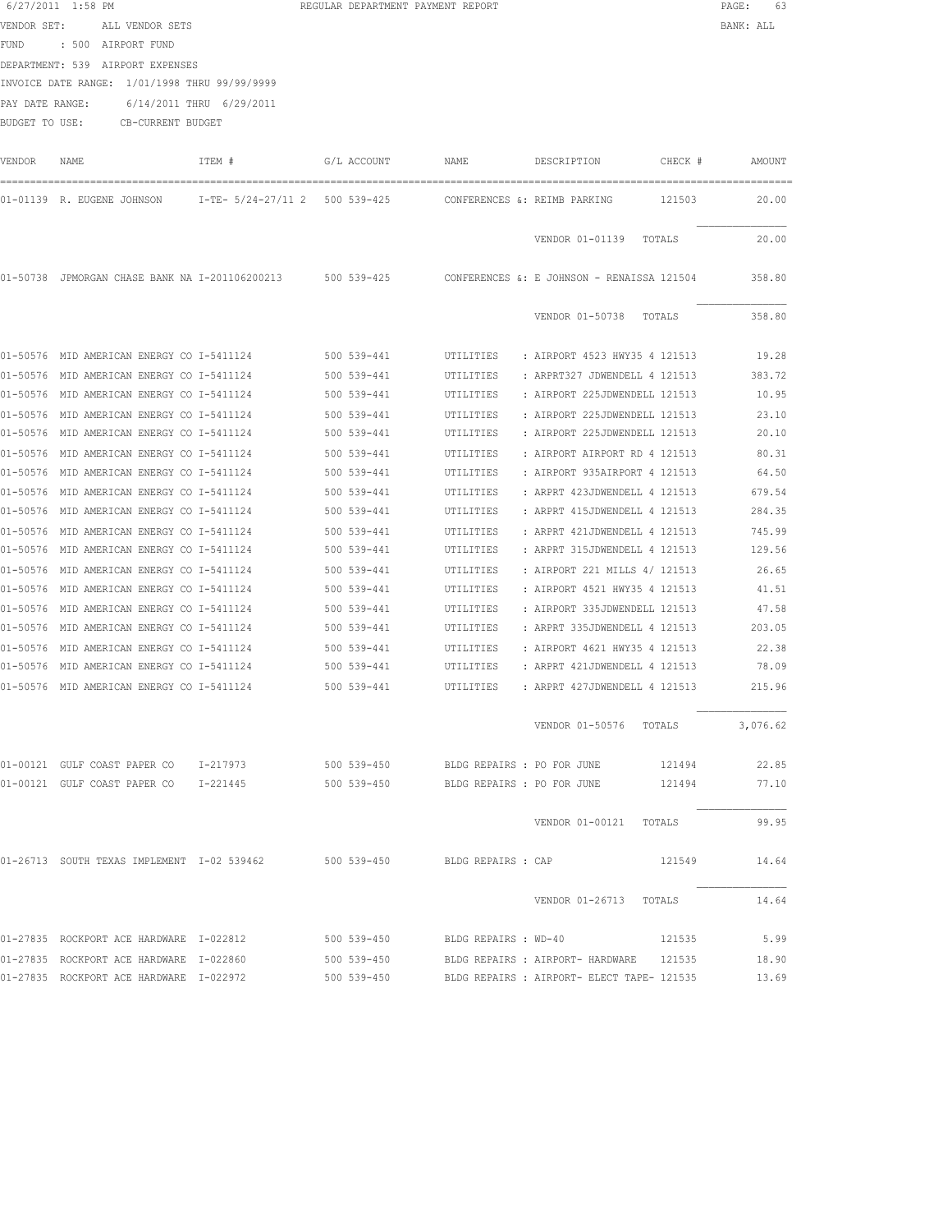6/27/2011 1:58 PM REGULAR DEPARTMENT PAYMENT REPORT PAGE: 63

VENDOR SET: ALL VENDOR SETS BANK: ALL

FUND : 500 AIRPORT FUND

DEPARTMENT: 539 AIRPORT EXPENSES

INVOICE DATE RANGE: 1/01/1998 THRU 99/99/9999

PAY DATE RANGE: 6/14/2011 THRU 6/29/2011

BUDGET TO USE: CB-CURRENT BUDGET

| VENDOR | NAME | ITEM # | G/L ACCOUNT | NAME | DESCRIPTION | CHECK # | AMOUNT |
|---|---|---|---|---|---|---|---|
| 01-01139 | R. EUGENE JOHNSON | I-TE- 5/24-27/11 2 | 500 539-425 | CONFERENCES &: | REIMB PARKING | 121503 | 20.00 |
| | | | | | VENDOR 01-01139 TOTALS | | 20.00 |
| 01-50738 | JPMORGAN CHASE BANK NA | I-201106200213 | 500 539-425 | CONFERENCES &: | E JOHNSON - RENAISSA | 121504 | 358.80 |
| | | | | | VENDOR 01-50738 TOTALS | | 358.80 |
| 01-50576 | MID AMERICAN ENERGY CO | I-5411124 | 500 539-441 | UTILITIES | : AIRPORT 4523 HWY35 4 | 121513 | 19.28 |
| 01-50576 | MID AMERICAN ENERGY CO | I-5411124 | 500 539-441 | UTILITIES | : ARPRT327 JDWENDELL 4 | 121513 | 383.72 |
| 01-50576 | MID AMERICAN ENERGY CO | I-5411124 | 500 539-441 | UTILITIES | : AIRPORT 225JDWENDELL | 121513 | 10.95 |
| 01-50576 | MID AMERICAN ENERGY CO | I-5411124 | 500 539-441 | UTILITIES | : AIRPORT 225JDWENDELL | 121513 | 23.10 |
| 01-50576 | MID AMERICAN ENERGY CO | I-5411124 | 500 539-441 | UTILITIES | : AIRPORT 225JDWENDELL | 121513 | 20.10 |
| 01-50576 | MID AMERICAN ENERGY CO | I-5411124 | 500 539-441 | UTILITIES | : AIRPORT AIRPORT RD 4 | 121513 | 80.31 |
| 01-50576 | MID AMERICAN ENERGY CO | I-5411124 | 500 539-441 | UTILITIES | : AIRPORT 935AIRPORT 4 | 121513 | 64.50 |
| 01-50576 | MID AMERICAN ENERGY CO | I-5411124 | 500 539-441 | UTILITIES | : ARPRT 423JDWENDELL 4 | 121513 | 679.54 |
| 01-50576 | MID AMERICAN ENERGY CO | I-5411124 | 500 539-441 | UTILITIES | : ARPRT 415JDWENDELL 4 | 121513 | 284.35 |
| 01-50576 | MID AMERICAN ENERGY CO | I-5411124 | 500 539-441 | UTILITIES | : ARPRT 421JDWENDELL 4 | 121513 | 745.99 |
| 01-50576 | MID AMERICAN ENERGY CO | I-5411124 | 500 539-441 | UTILITIES | : ARPRT 315JDWENDELL 4 | 121513 | 129.56 |
| 01-50576 | MID AMERICAN ENERGY CO | I-5411124 | 500 539-441 | UTILITIES | : AIRPORT 221 MILLS 4/ | 121513 | 26.65 |
| 01-50576 | MID AMERICAN ENERGY CO | I-5411124 | 500 539-441 | UTILITIES | : AIRPORT 4521 HWY35 4 | 121513 | 41.51 |
| 01-50576 | MID AMERICAN ENERGY CO | I-5411124 | 500 539-441 | UTILITIES | : AIRPORT 335JDWENDELL | 121513 | 47.58 |
| 01-50576 | MID AMERICAN ENERGY CO | I-5411124 | 500 539-441 | UTILITIES | : ARPRT 335JDWENDELL 4 | 121513 | 203.05 |
| 01-50576 | MID AMERICAN ENERGY CO | I-5411124 | 500 539-441 | UTILITIES | : AIRPORT 4621 HWY35 4 | 121513 | 22.38 |
| 01-50576 | MID AMERICAN ENERGY CO | I-5411124 | 500 539-441 | UTILITIES | : ARPRT 421JDWENDELL 4 | 121513 | 78.09 |
| 01-50576 | MID AMERICAN ENERGY CO | I-5411124 | 500 539-441 | UTILITIES | : ARPRT 427JDWENDELL 4 | 121513 | 215.96 |
| | | | | | VENDOR 01-50576 TOTALS | | 3,076.62 |
| 01-00121 | GULF COAST PAPER CO | I-217973 | 500 539-450 | BLDG REPAIRS | : PO FOR JUNE | 121494 | 22.85 |
| 01-00121 | GULF COAST PAPER CO | I-221445 | 500 539-450 | BLDG REPAIRS | : PO FOR JUNE | 121494 | 77.10 |
| | | | | | VENDOR 01-00121 TOTALS | | 99.95 |
| 01-26713 | SOUTH TEXAS IMPLEMENT | I-02 539462 | 500 539-450 | BLDG REPAIRS | : CAP | 121549 | 14.64 |
| | | | | | VENDOR 01-26713 TOTALS | | 14.64 |
| 01-27835 | ROCKPORT ACE HARDWARE | I-022812 | 500 539-450 | BLDG REPAIRS | : WD-40 | 121535 | 5.99 |
| 01-27835 | ROCKPORT ACE HARDWARE | I-022860 | 500 539-450 | BLDG REPAIRS | : AIRPORT- HARDWARE | 121535 | 18.90 |
| 01-27835 | ROCKPORT ACE HARDWARE | I-022972 | 500 539-450 | BLDG REPAIRS | : AIRPORT- ELECT TAPE- | 121535 | 13.69 |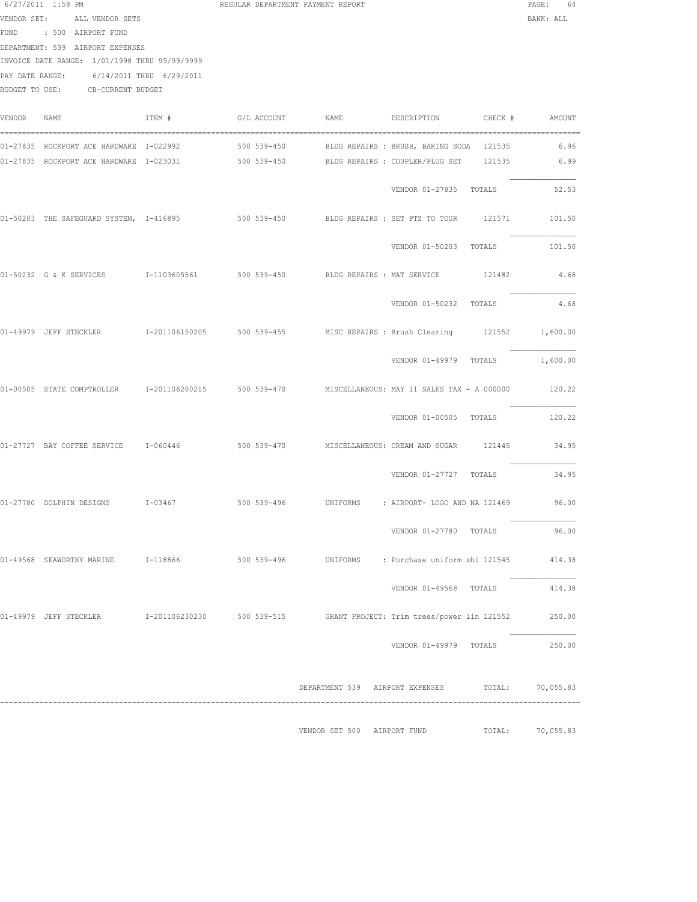6/27/2011 1:58 PM REGULAR DEPARTMENT PAYMENT REPORT

VENDOR SET: ALL VENDOR SETS BANK: ALL

FUND : 500 AIRPORT FUND

DEPARTMENT: 539 AIRPORT EXPENSES

INVOICE DATE RANGE: 1/01/1998 THRU 99/99/9999

PAY DATE RANGE: 6/14/2011 THRU 6/29/2011

BUDGET TO USE: CB-CURRENT BUDGET

| VENDOR | NAME | ITEM # | G/L ACCOUNT | NAME | DESCRIPTION | CHECK # | AMOUNT |
|---|---|---|---|---|---|---|---|
| 01-27835 | ROCKPORT ACE HARDWARE | I-022992 | 500 539-450 | BLDG REPAIRS | : BRUSH, BAKING SODA | 121535 | 6.96 |
| 01-27835 | ROCKPORT ACE HARDWARE | I-023031 | 500 539-450 | BLDG REPAIRS | : COUPLER/PLUG SET | 121535 | 6.99 |
| | | | | | VENDOR 01-27835 | TOTALS | 52.53 |
| 01-50203 | THE SAFEGUARD SYSTEM, | I-416895 | 500 539-450 | BLDG REPAIRS | : SET PTZ TO TOUR | 121571 | 101.50 |
| | | | | | VENDOR 01-50203 | TOTALS | 101.50 |
| 01-50232 | G & K SERVICES | I-1103605561 | 500 539-450 | BLDG REPAIRS | : MAT SERVICE | 121482 | 4.68 |
| | | | | | VENDOR 01-50232 | TOTALS | 4.68 |
| 01-49979 | JEFF STECKLER | I-201106150205 | 500 539-455 | MISC REPAIRS | : Brush Clearing | 121552 | 1,600.00 |
| | | | | | VENDOR 01-49979 | TOTALS | 1,600.00 |
| 01-00505 | STATE COMPTROLLER | I-201106200215 | 500 539-470 | MISCELLANEOUS | : MAY 11 SALES TAX - A | 000000 | 120.22 |
| | | | | | VENDOR 01-00505 | TOTALS | 120.22 |
| 01-27727 | BAY COFFEE SERVICE | I-060446 | 500 539-470 | MISCELLANEOUS | : CREAM AND SUGAR | 121445 | 34.95 |
| | | | | | VENDOR 01-27727 | TOTALS | 34.95 |
| 01-27780 | DOLPHIN DESIGNS | I-03467 | 500 539-496 | UNIFORMS | : AIRPORT- LOGO AND NA | 121469 | 96.00 |
| | | | | | VENDOR 01-27780 | TOTALS | 96.00 |
| 01-49568 | SEAWORTHY MARINE | I-118866 | 500 539-496 | UNIFORMS | : Purchase uniform shi | 121545 | 414.38 |
| | | | | | VENDOR 01-49568 | TOTALS | 414.38 |
| 01-49979 | JEFF STECKLER | I-201106230230 | 500 539-515 | GRANT PROJECT | : Trim trees/power lin | 121552 | 250.00 |
| | | | | | VENDOR 01-49979 | TOTALS | 250.00 |

DEPARTMENT 539 AIRPORT EXPENSES TOTAL: 70,055.83

VENDOR SET 500 AIRPORT FUND TOTAL: 70,055.83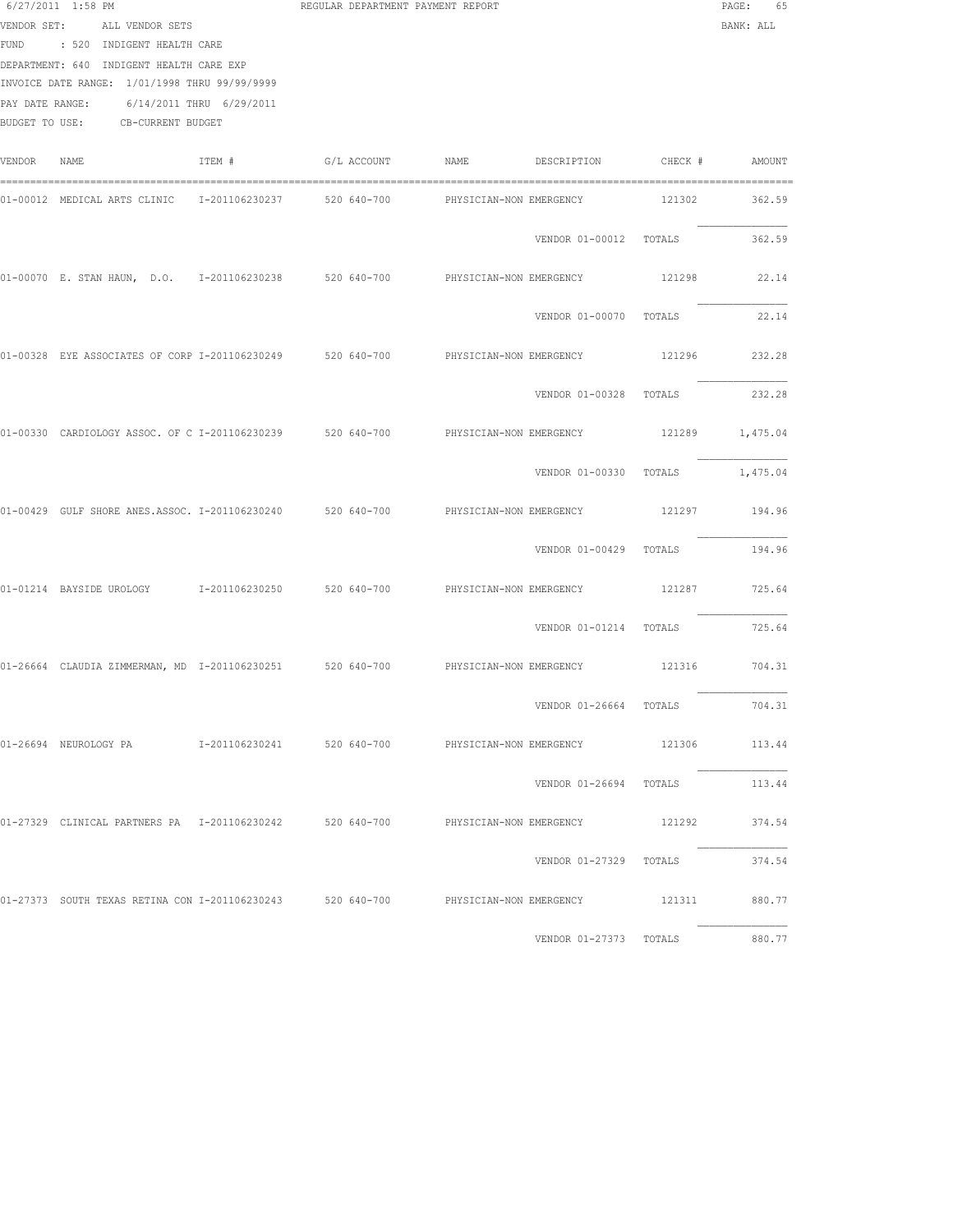6/27/2011 1:58 PM REGULAR DEPARTMENT PAYMENT REPORT

VENDOR SET: ALL VENDOR SETS BANK: ALL

FUND : 520 INDIGENT HEALTH CARE

DEPARTMENT: 640 INDIGENT HEALTH CARE EXP

INVOICE DATE RANGE: 1/01/1998 THRU 99/99/9999

PAY DATE RANGE: 6/14/2011 THRU 6/29/2011

BUDGET TO USE: CB-CURRENT BUDGET

| VENDOR | NAME | ITEM # | G/L ACCOUNT | NAME | DESCRIPTION | CHECK # | AMOUNT |
|---|---|---|---|---|---|---|---|
| 01-00012 | MEDICAL ARTS CLINIC | I-201106230237 | 520 640-700 | PHYSICIAN-NON EMERGENCY | | 121302 | 362.59 |
| | | | | | VENDOR 01-00012 | TOTALS | 362.59 |
| 01-00070 | E. STAN HAUN, D.O. | I-201106230238 | 520 640-700 | PHYSICIAN-NON EMERGENCY | | 121298 | 22.14 |
| | | | | | VENDOR 01-00070 | TOTALS | 22.14 |
| 01-00328 | EYE ASSOCIATES OF CORP | I-201106230249 | 520 640-700 | PHYSICIAN-NON EMERGENCY | | 121296 | 232.28 |
| | | | | | VENDOR 01-00328 | TOTALS | 232.28 |
| 01-00330 | CARDIOLOGY ASSOC. OF C | I-201106230239 | 520 640-700 | PHYSICIAN-NON EMERGENCY | | 121289 | 1,475.04 |
| | | | | | VENDOR 01-00330 | TOTALS | 1,475.04 |
| 01-00429 | GULF SHORE ANES.ASSOC. | I-201106230240 | 520 640-700 | PHYSICIAN-NON EMERGENCY | | 121297 | 194.96 |
| | | | | | VENDOR 01-00429 | TOTALS | 194.96 |
| 01-01214 | BAYSIDE UROLOGY | I-201106230250 | 520 640-700 | PHYSICIAN-NON EMERGENCY | | 121287 | 725.64 |
| | | | | | VENDOR 01-01214 | TOTALS | 725.64 |
| 01-26664 | CLAUDIA ZIMMERMAN, MD | I-201106230251 | 520 640-700 | PHYSICIAN-NON EMERGENCY | | 121316 | 704.31 |
| | | | | | VENDOR 01-26664 | TOTALS | 704.31 |
| 01-26694 | NEUROLOGY PA | I-201106230241 | 520 640-700 | PHYSICIAN-NON EMERGENCY | | 121306 | 113.44 |
| | | | | | VENDOR 01-26694 | TOTALS | 113.44 |
| 01-27329 | CLINICAL PARTNERS PA | I-201106230242 | 520 640-700 | PHYSICIAN-NON EMERGENCY | | 121292 | 374.54 |
| | | | | | VENDOR 01-27329 | TOTALS | 374.54 |
| 01-27373 | SOUTH TEXAS RETINA CON | I-201106230243 | 520 640-700 | PHYSICIAN-NON EMERGENCY | | 121311 | 880.77 |
| | | | | | VENDOR 01-27373 | TOTALS | 880.77 |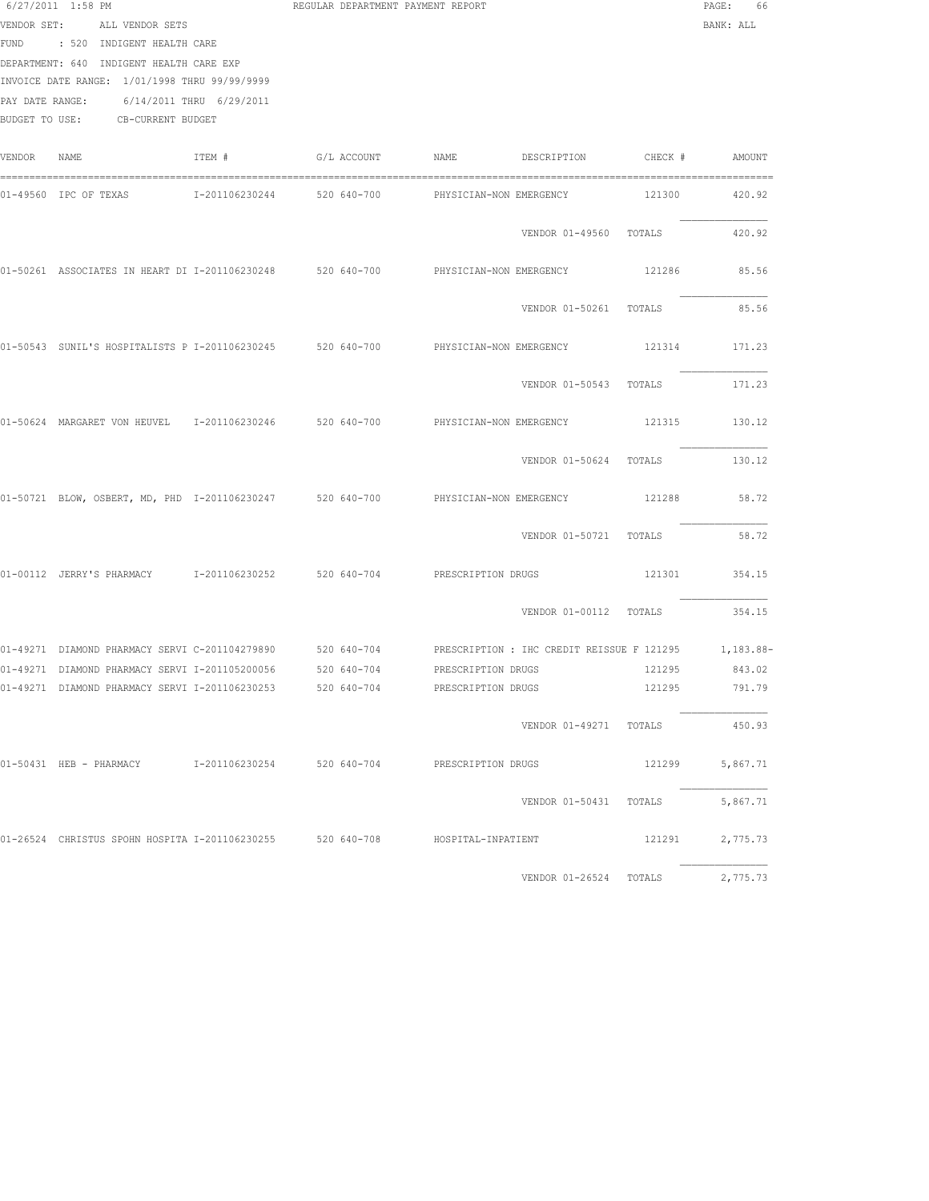6/27/2011 1:58 PM REGULAR DEPARTMENT PAYMENT REPORT PAGE: 66

VENDOR SET: ALL VENDOR SETS BANK: ALL

FUND : 520 INDIGENT HEALTH CARE

DEPARTMENT: 640 INDIGENT HEALTH CARE EXP

INVOICE DATE RANGE: 1/01/1998 THRU 99/99/9999

PAY DATE RANGE: 6/14/2011 THRU 6/29/2011

BUDGET TO USE: CB-CURRENT BUDGET

| VENDOR | NAME | ITEM # | G/L ACCOUNT | NAME | DESCRIPTION | CHECK # | AMOUNT |
|---|---|---|---|---|---|---|---|
| 01-49560 | IPC OF TEXAS | I-201106230244 | 520 640-700 | PHYSICIAN-NON EMERGENCY | | 121300 | 420.92 |
| | | | | | VENDOR 01-49560 | TOTALS | 420.92 |
| 01-50261 | ASSOCIATES IN HEART DI | I-201106230248 | 520 640-700 | PHYSICIAN-NON EMERGENCY | | 121286 | 85.56 |
| | | | | | VENDOR 01-50261 | TOTALS | 85.56 |
| 01-50543 | SUNIL'S HOSPITALISTS P | I-201106230245 | 520 640-700 | PHYSICIAN-NON EMERGENCY | | 121314 | 171.23 |
| | | | | | VENDOR 01-50543 | TOTALS | 171.23 |
| 01-50624 | MARGARET VON HEUVEL | I-201106230246 | 520 640-700 | PHYSICIAN-NON EMERGENCY | | 121315 | 130.12 |
| | | | | | VENDOR 01-50624 | TOTALS | 130.12 |
| 01-50721 | BLOW, OSBERT, MD, PHD | I-201106230247 | 520 640-700 | PHYSICIAN-NON EMERGENCY | | 121288 | 58.72 |
| | | | | | VENDOR 01-50721 | TOTALS | 58.72 |
| 01-00112 | JERRY'S PHARMACY | I-201106230252 | 520 640-704 | PRESCRIPTION DRUGS | | 121301 | 354.15 |
| | | | | | VENDOR 01-00112 | TOTALS | 354.15 |
| 01-49271 | DIAMOND PHARMACY SERVI | C-201104279890 | 520 640-704 | PRESCRIPTION : IHC CREDIT REISSUE F | | 121295 | 1,183.88- |
| 01-49271 | DIAMOND PHARMACY SERVI | I-201105200056 | 520 640-704 | PRESCRIPTION DRUGS | | 121295 | 843.02 |
| 01-49271 | DIAMOND PHARMACY SERVI | I-201106230253 | 520 640-704 | PRESCRIPTION DRUGS | | 121295 | 791.79 |
| | | | | | VENDOR 01-49271 | TOTALS | 450.93 |
| 01-50431 | HEB - PHARMACY | I-201106230254 | 520 640-704 | PRESCRIPTION DRUGS | | 121299 | 5,867.71 |
| | | | | | VENDOR 01-50431 | TOTALS | 5,867.71 |
| 01-26524 | CHRISTUS SPOHN HOSPITA | I-201106230255 | 520 640-708 | HOSPITAL-INPATIENT | | 121291 | 2,775.73 |
| | | | | | VENDOR 01-26524 | TOTALS | 2,775.73 |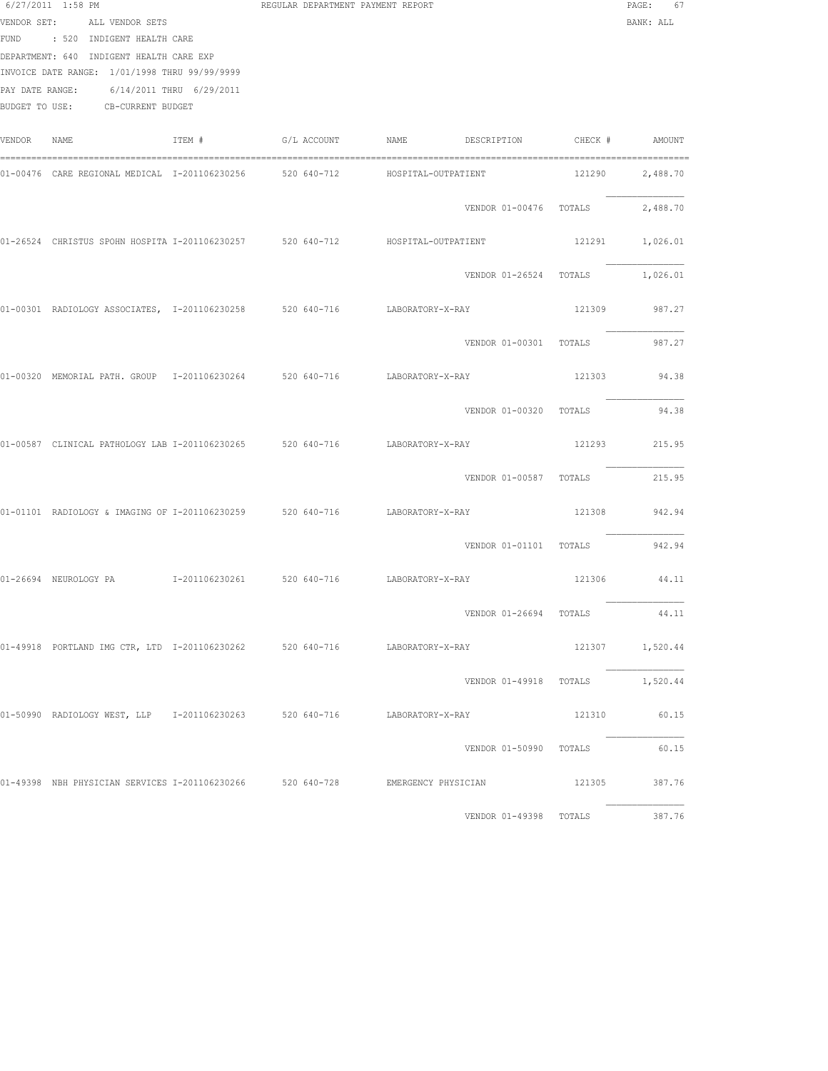6/27/2011 1:58 PM REGULAR DEPARTMENT PAYMENT REPORT

BANK: ALL

VENDOR SET: ALL VENDOR SETS
FUND : 520 INDIGENT HEALTH CARE
DEPARTMENT: 640 INDIGENT HEALTH CARE EXP
INVOICE DATE RANGE: 1/01/1998 THRU 99/99/9999
PAY DATE RANGE: 6/14/2011 THRU 6/29/2011
BUDGET TO USE: CB-CURRENT BUDGET

| VENDOR | NAME | ITEM # | G/L ACCOUNT | NAME | DESCRIPTION | CHECK # | AMOUNT |
|---|---|---|---|---|---|---|---|
| 01-00476 | CARE REGIONAL MEDICAL | I-201106230256 | 520 640-712 | HOSPITAL-OUTPATIENT | | 121290 | 2,488.70 |
| | | | | | VENDOR 01-00476 | TOTALS | 2,488.70 |
| 01-26524 | CHRISTUS SPOHN HOSPITA | I-201106230257 | 520 640-712 | HOSPITAL-OUTPATIENT | | 121291 | 1,026.01 |
| | | | | | VENDOR 01-26524 | TOTALS | 1,026.01 |
| 01-00301 | RADIOLOGY ASSOCIATES, | I-201106230258 | 520 640-716 | LABORATORY-X-RAY | | 121309 | 987.27 |
| | | | | | VENDOR 01-00301 | TOTALS | 987.27 |
| 01-00320 | MEMORIAL PATH. GROUP | I-201106230264 | 520 640-716 | LABORATORY-X-RAY | | 121303 | 94.38 |
| | | | | | VENDOR 01-00320 | TOTALS | 94.38 |
| 01-00587 | CLINICAL PATHOLOGY LAB | I-201106230265 | 520 640-716 | LABORATORY-X-RAY | | 121293 | 215.95 |
| | | | | | VENDOR 01-00587 | TOTALS | 215.95 |
| 01-01101 | RADIOLOGY & IMAGING OF | I-201106230259 | 520 640-716 | LABORATORY-X-RAY | | 121308 | 942.94 |
| | | | | | VENDOR 01-01101 | TOTALS | 942.94 |
| 01-26694 | NEUROLOGY PA | I-201106230261 | 520 640-716 | LABORATORY-X-RAY | | 121306 | 44.11 |
| | | | | | VENDOR 01-26694 | TOTALS | 44.11 |
| 01-49918 | PORTLAND IMG CTR, LTD | I-201106230262 | 520 640-716 | LABORATORY-X-RAY | | 121307 | 1,520.44 |
| | | | | | VENDOR 01-49918 | TOTALS | 1,520.44 |
| 01-50990 | RADIOLOGY WEST, LLP | I-201106230263 | 520 640-716 | LABORATORY-X-RAY | | 121310 | 60.15 |
| | | | | | VENDOR 01-50990 | TOTALS | 60.15 |
| 01-49398 | NBH PHYSICIAN SERVICES | I-201106230266 | 520 640-728 | EMERGENCY PHYSICIAN | | 121305 | 387.76 |
| | | | | | VENDOR 01-49398 | TOTALS | 387.76 |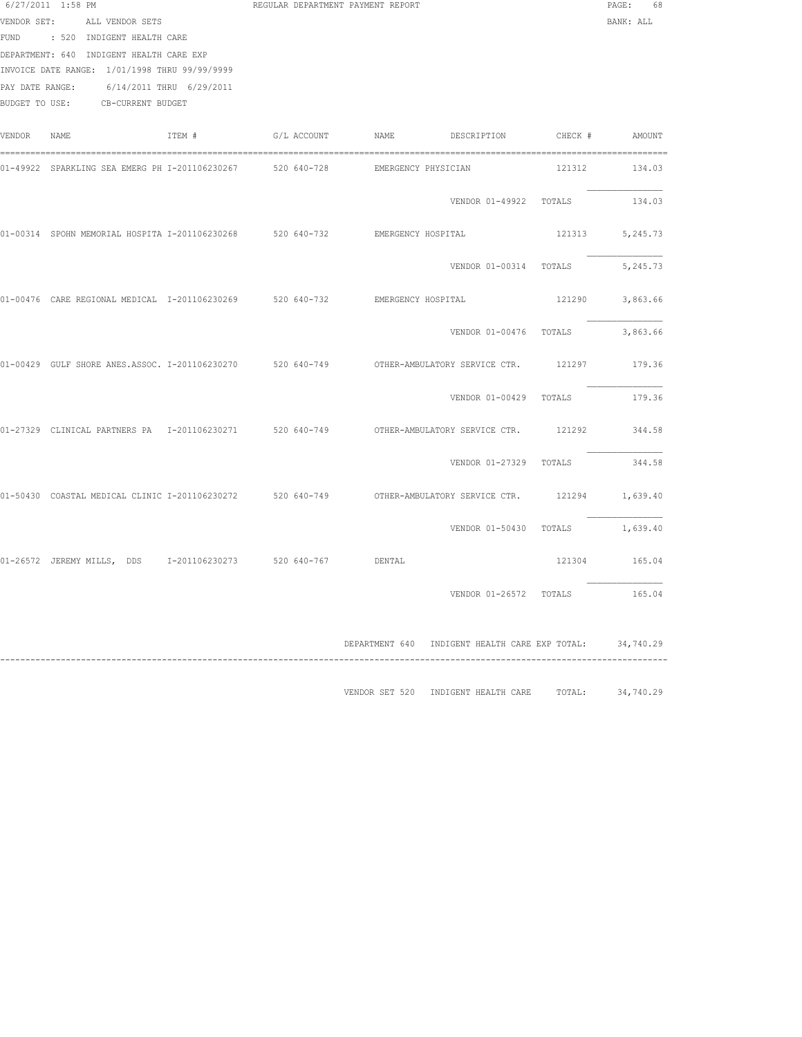6/27/2011 1:58 PM REGULAR DEPARTMENT PAYMENT REPORT

VENDOR SET: ALL VENDOR SETS BANK: ALL

FUND : 520 INDIGENT HEALTH CARE

DEPARTMENT: 640 INDIGENT HEALTH CARE EXP

INVOICE DATE RANGE: 1/01/1998 THRU 99/99/9999

PAY DATE RANGE: 6/14/2011 THRU 6/29/2011

BUDGET TO USE: CB-CURRENT BUDGET

| VENDOR | NAME | ITEM # | G/L ACCOUNT | NAME | DESCRIPTION | CHECK # | AMOUNT |
|---|---|---|---|---|---|---|---|
| 01-49922 | SPARKLING SEA EMERG PH | I-201106230267 | 520 640-728 | EMERGENCY PHYSICIAN | | 121312 | 134.03 |
| | | | | | VENDOR 01-49922 TOTALS | | 134.03 |
| 01-00314 | SPOHN MEMORIAL HOSPITA | I-201106230268 | 520 640-732 | EMERGENCY HOSPITAL | | 121313 | 5,245.73 |
| | | | | | VENDOR 01-00314 TOTALS | | 5,245.73 |
| 01-00476 | CARE REGIONAL MEDICAL | I-201106230269 | 520 640-732 | EMERGENCY HOSPITAL | | 121290 | 3,863.66 |
| | | | | | VENDOR 01-00476 TOTALS | | 3,863.66 |
| 01-00429 | GULF SHORE ANES.ASSOC. | I-201106230270 | 520 640-749 | OTHER-AMBULATORY SERVICE CTR. | | 121297 | 179.36 |
| | | | | | VENDOR 01-00429 TOTALS | | 179.36 |
| 01-27329 | CLINICAL PARTNERS PA | I-201106230271 | 520 640-749 | OTHER-AMBULATORY SERVICE CTR. | | 121292 | 344.58 |
| | | | | | VENDOR 01-27329 TOTALS | | 344.58 |
| 01-50430 | COASTAL MEDICAL CLINIC | I-201106230272 | 520 640-749 | OTHER-AMBULATORY SERVICE CTR. | | 121294 | 1,639.40 |
| | | | | | VENDOR 01-50430 TOTALS | | 1,639.40 |
| 01-26572 | JEREMY MILLS, DDS | I-201106230273 | 520 640-767 | DENTAL | | 121304 | 165.04 |
| | | | | | VENDOR 01-26572 TOTALS | | 165.04 |

DEPARTMENT 640 INDIGENT HEALTH CARE EXP TOTAL: 34,740.29

VENDOR SET 520 INDIGENT HEALTH CARE TOTAL: 34,740.29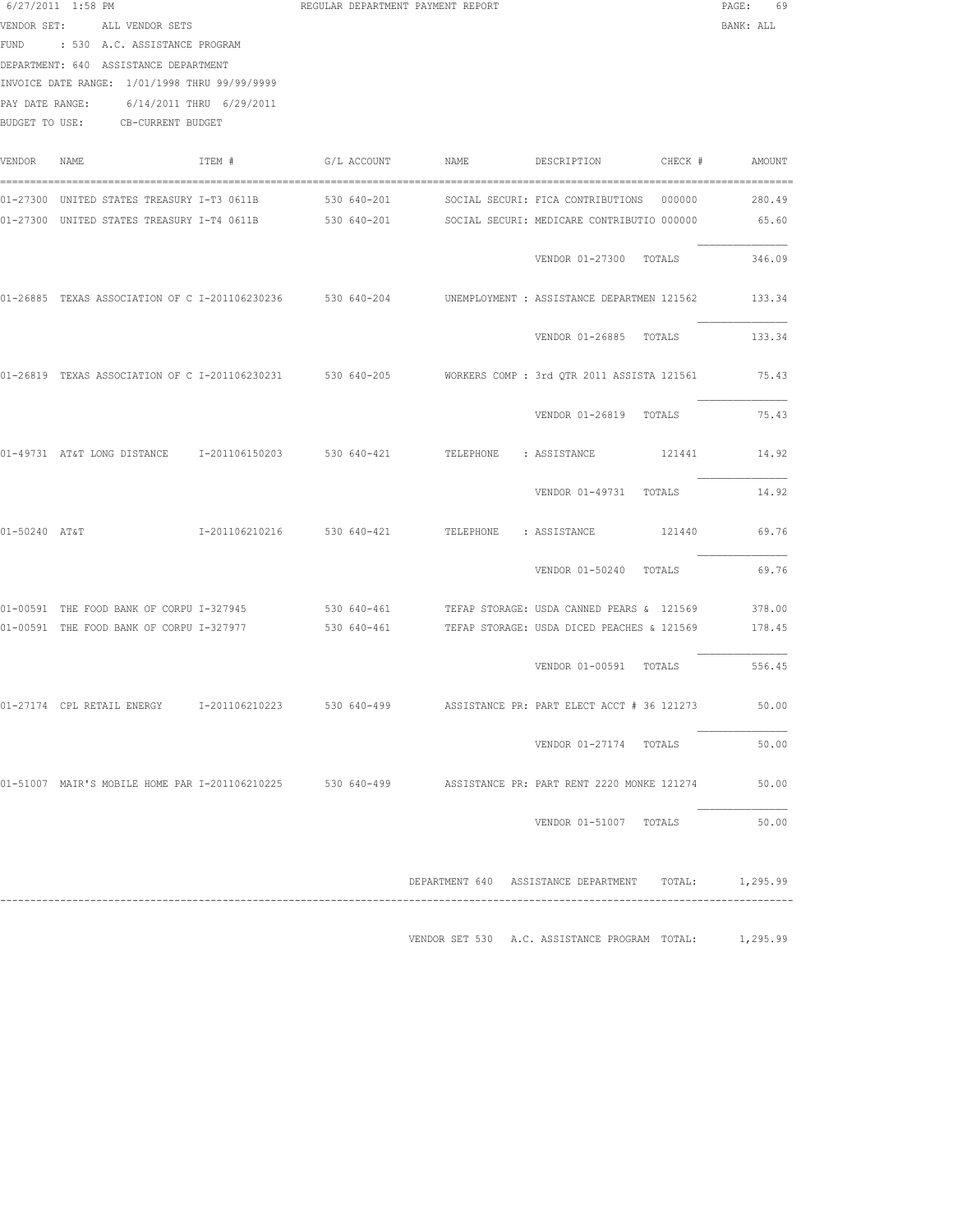6/27/2011 1:58 PM REGULAR DEPARTMENT PAYMENT REPORT

VENDOR SET: ALL VENDOR SETS BANK: ALL

FUND : 530 A.C. ASSISTANCE PROGRAM

DEPARTMENT: 640 ASSISTANCE DEPARTMENT

INVOICE DATE RANGE: 1/01/1998 THRU 99/99/9999

PAY DATE RANGE: 6/14/2011 THRU 6/29/2011

BUDGET TO USE: CB-CURRENT BUDGET

| VENDOR | NAME | ITEM # | G/L ACCOUNT | NAME | DESCRIPTION | CHECK # | AMOUNT |
|---|---|---|---|---|---|---|---|
| 01-27300 | UNITED STATES TREASURY | I-T3 0611B | 530 640-201 | SOCIAL SECURI: | FICA CONTRIBUTIONS | 000000 | 280.49 |
| 01-27300 | UNITED STATES TREASURY | I-T4 0611B | 530 640-201 | SOCIAL SECURI: | MEDICARE CONTRIBUTIO | 000000 | 65.60 |
| | | | | | VENDOR 01-27300 TOTALS | | 346.09 |
| 01-26885 | TEXAS ASSOCIATION OF C | I-201106230236 | 530 640-204 | UNEMPLOYMENT : | ASSISTANCE DEPARTMEN | 121562 | 133.34 |
| | | | | | VENDOR 01-26885 TOTALS | | 133.34 |
| 01-26819 | TEXAS ASSOCIATION OF C | I-201106230231 | 530 640-205 | WORKERS COMP : | 3rd QTR 2011 ASSISTA | 121561 | 75.43 |
| | | | | | VENDOR 01-26819 TOTALS | | 75.43 |
| 01-49731 | AT&T LONG DISTANCE | I-201106150203 | 530 640-421 | TELEPHONE : | ASSISTANCE | 121441 | 14.92 |
| | | | | | VENDOR 01-49731 TOTALS | | 14.92 |
| 01-50240 | AT&T | I-201106210216 | 530 640-421 | TELEPHONE : | ASSISTANCE | 121440 | 69.76 |
| | | | | | VENDOR 01-50240 TOTALS | | 69.76 |
| 01-00591 | THE FOOD BANK OF CORPU | I-327945 | 530 640-461 | TEFAP STORAGE: | USDA CANNED PEARS & | 121569 | 378.00 |
| 01-00591 | THE FOOD BANK OF CORPU | I-327977 | 530 640-461 | TEFAP STORAGE: | USDA DICED PEACHES & | 121569 | 178.45 |
| | | | | | VENDOR 01-00591 TOTALS | | 556.45 |
| 01-27174 | CPL RETAIL ENERGY | I-201106210223 | 530 640-499 | ASSISTANCE PR: | PART ELECT ACCT # 36 | 121273 | 50.00 |
| | | | | | VENDOR 01-27174 TOTALS | | 50.00 |
| 01-51007 | MAIR'S MOBILE HOME PAR | I-201106210225 | 530 640-499 | ASSISTANCE PR: | PART RENT 2220 MONKE | 121274 | 50.00 |
| | | | | | VENDOR 01-51007 TOTALS | | 50.00 |

DEPARTMENT 640 ASSISTANCE DEPARTMENT TOTAL: 1,295.99

VENDOR SET 530 A.C. ASSISTANCE PROGRAM TOTAL: 1,295.99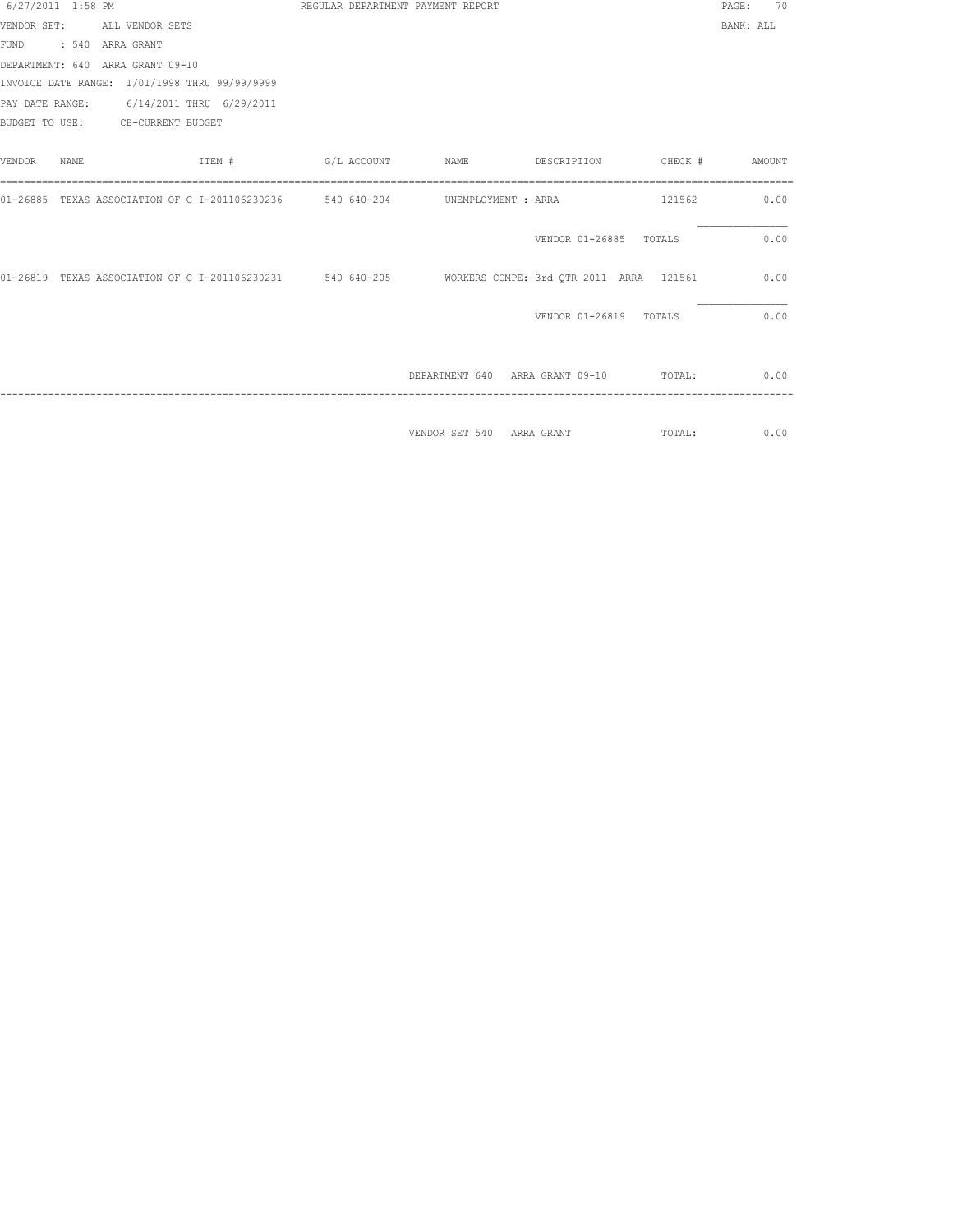6/27/2011 1:58 PM REGULAR DEPARTMENT PAYMENT REPORT

VENDOR SET: ALL VENDOR SETS BANK: ALL

FUND : 540 ARRA GRANT

DEPARTMENT: 640 ARRA GRANT 09-10

INVOICE DATE RANGE: 1/01/1998 THRU 99/99/9999

PAY DATE RANGE: 6/14/2011 THRU 6/29/2011

BUDGET TO USE: CB-CURRENT BUDGET

| VENDOR | NAME | ITEM # | G/L ACCOUNT | NAME | DESCRIPTION | CHECK # | AMOUNT |
|---|---|---|---|---|---|---|---|
| 01-26885 | TEXAS ASSOCIATION OF C | I-201106230236 | 540 640-204 | UNEMPLOYMENT : | ARRA | 121562 | 0.00 |
| | | | | | VENDOR 01-26885 | TOTALS | 0.00 |
| 01-26819 | TEXAS ASSOCIATION OF C | I-201106230231 | 540 640-205 | WORKERS COMPE: | 3rd QTR 2011 ARRA | 121561 | 0.00 |
| | | | | | VENDOR 01-26819 | TOTALS | 0.00 |
| | | | | DEPARTMENT 640 | ARRA GRANT 09-10 | TOTAL: | 0.00 |
| | | | | VENDOR SET 540 | ARRA GRANT | TOTAL: | 0.00 |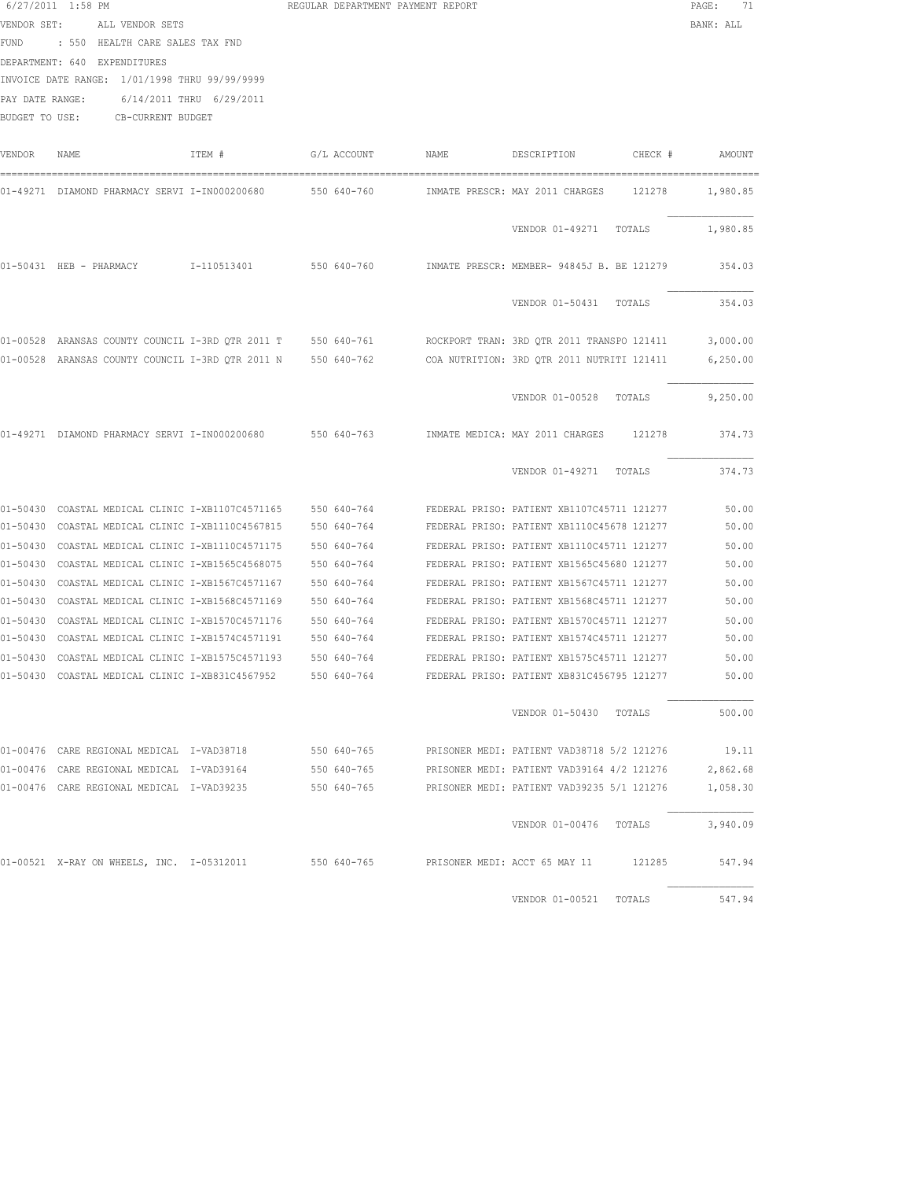6/27/2011 1:58 PM REGULAR DEPARTMENT PAYMENT REPORT

VENDOR SET: ALL VENDOR SETS BANK: ALL

FUND : 550 HEALTH CARE SALES TAX FND

DEPARTMENT: 640 EXPENDITURES

INVOICE DATE RANGE: 1/01/1998 THRU 99/99/9999

PAY DATE RANGE: 6/14/2011 THRU 6/29/2011

BUDGET TO USE: CB-CURRENT BUDGET

| VENDOR | NAME | ITEM # | G/L ACCOUNT | NAME | DESCRIPTION | CHECK # | AMOUNT |
|---|---|---|---|---|---|---|---|
| 01-49271 | DIAMOND PHARMACY SERVI | I-IN000200680 | 550 640-760 | INMATE PRESCR: | MAY 2011 CHARGES | 121278 | 1,980.85 |
| | | | | | VENDOR 01-49271 TOTALS | | 1,980.85 |
| 01-50431 | HEB - PHARMACY | I-110513401 | 550 640-760 | INMATE PRESCR: | MEMBER- 94845J B. BE | 121279 | 354.03 |
| | | | | | VENDOR 01-50431 TOTALS | | 354.03 |
| 01-00528 | ARANSAS COUNTY COUNCIL | I-3RD QTR 2011 T | 550 640-761 | ROCKPORT TRAN: | 3RD QTR 2011 TRANSPO | 121411 | 3,000.00 |
| 01-00528 | ARANSAS COUNTY COUNCIL | I-3RD QTR 2011 N | 550 640-762 | COA NUTRITION: | 3RD QTR 2011 NUTRITI | 121411 | 6,250.00 |
| | | | | | VENDOR 01-00528 TOTALS | | 9,250.00 |
| 01-49271 | DIAMOND PHARMACY SERVI | I-IN000200680 | 550 640-763 | INMATE MEDICA: | MAY 2011 CHARGES | 121278 | 374.73 |
| | | | | | VENDOR 01-49271 TOTALS | | 374.73 |
| 01-50430 | COASTAL MEDICAL CLINIC | I-XB1107C4571165 | 550 640-764 | FEDERAL PRISO: | PATIENT XB1107C45711 | 121277 | 50.00 |
| 01-50430 | COASTAL MEDICAL CLINIC | I-XB1110C4567815 | 550 640-764 | FEDERAL PRISO: | PATIENT XB1110C45678 | 121277 | 50.00 |
| 01-50430 | COASTAL MEDICAL CLINIC | I-XB1110C4571175 | 550 640-764 | FEDERAL PRISO: | PATIENT XB1110C45711 | 121277 | 50.00 |
| 01-50430 | COASTAL MEDICAL CLINIC | I-XB1565C4568075 | 550 640-764 | FEDERAL PRISO: | PATIENT XB1565C45680 | 121277 | 50.00 |
| 01-50430 | COASTAL MEDICAL CLINIC | I-XB1567C4571167 | 550 640-764 | FEDERAL PRISO: | PATIENT XB1567C45711 | 121277 | 50.00 |
| 01-50430 | COASTAL MEDICAL CLINIC | I-XB1568C4571169 | 550 640-764 | FEDERAL PRISO: | PATIENT XB1568C45711 | 121277 | 50.00 |
| 01-50430 | COASTAL MEDICAL CLINIC | I-XB1570C4571176 | 550 640-764 | FEDERAL PRISO: | PATIENT XB1570C45711 | 121277 | 50.00 |
| 01-50430 | COASTAL MEDICAL CLINIC | I-XB1574C4571191 | 550 640-764 | FEDERAL PRISO: | PATIENT XB1574C45711 | 121277 | 50.00 |
| 01-50430 | COASTAL MEDICAL CLINIC | I-XB1575C4571193 | 550 640-764 | FEDERAL PRISO: | PATIENT XB1575C45711 | 121277 | 50.00 |
| 01-50430 | COASTAL MEDICAL CLINIC | I-XB831C4567952 | 550 640-764 | FEDERAL PRISO: | PATIENT XB831C456795 | 121277 | 50.00 |
| | | | | | VENDOR 01-50430 TOTALS | | 500.00 |
| 01-00476 | CARE REGIONAL MEDICAL | I-VAD38718 | 550 640-765 | PRISONER MEDI: | PATIENT VAD38718 5/2 | 121276 | 19.11 |
| 01-00476 | CARE REGIONAL MEDICAL | I-VAD39164 | 550 640-765 | PRISONER MEDI: | PATIENT VAD39164 4/2 | 121276 | 2,862.68 |
| 01-00476 | CARE REGIONAL MEDICAL | I-VAD39235 | 550 640-765 | PRISONER MEDI: | PATIENT VAD39235 5/1 | 121276 | 1,058.30 |
| | | | | | VENDOR 01-00476 TOTALS | | 3,940.09 |
| 01-00521 | X-RAY ON WHEELS, INC. | I-05312011 | 550 640-765 | PRISONER MEDI: | ACCT 65 MAY 11 | 121285 | 547.94 |
| | | | | | VENDOR 01-00521 TOTALS | | 547.94 |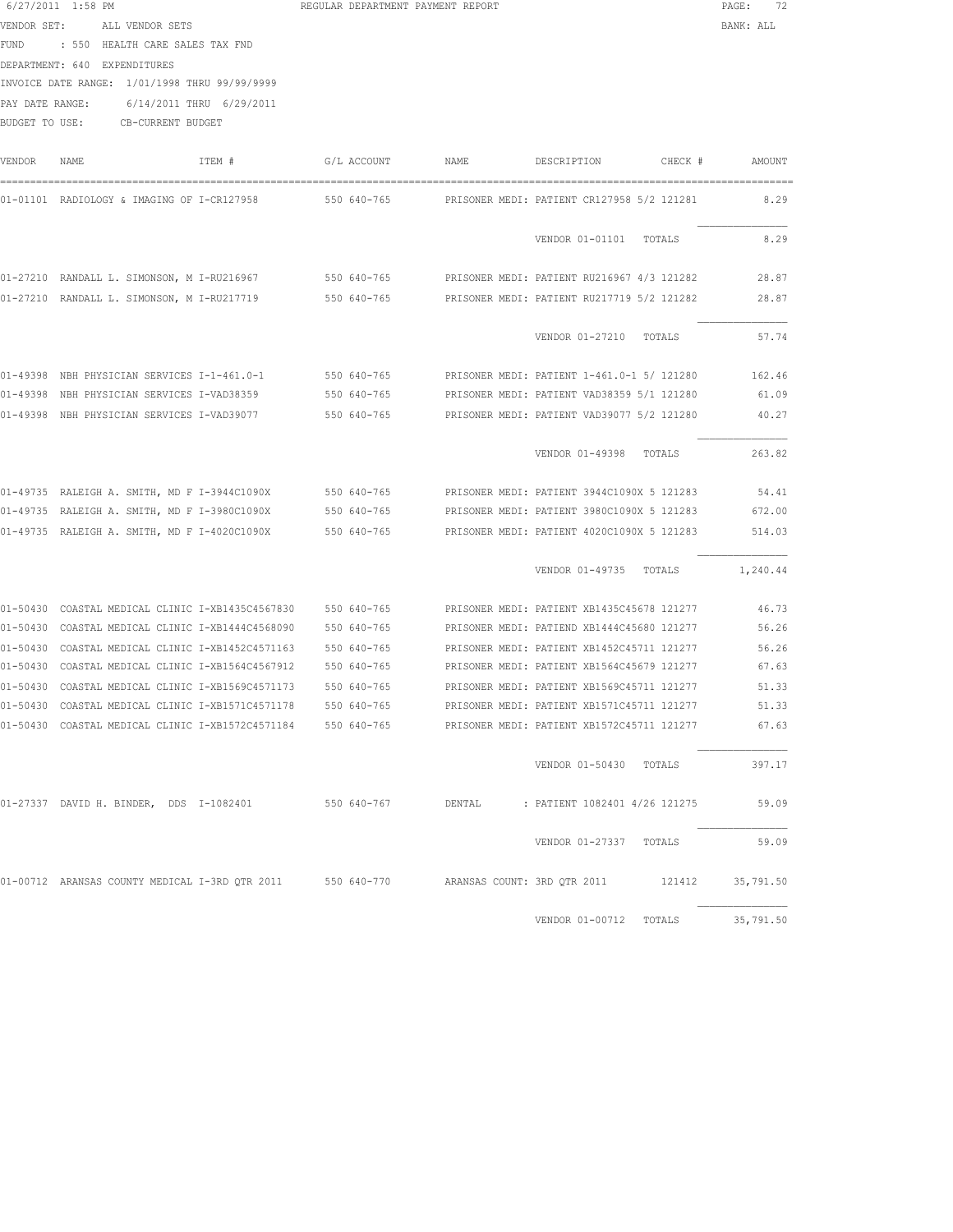6/27/2011 1:58 PM REGULAR DEPARTMENT PAYMENT REPORT

VENDOR SET: ALL VENDOR SETS BANK: ALL

FUND : 550 HEALTH CARE SALES TAX FND

DEPARTMENT: 640 EXPENDITURES

INVOICE DATE RANGE: 1/01/1998 THRU 99/99/9999

PAY DATE RANGE: 6/14/2011 THRU 6/29/2011

BUDGET TO USE: CB-CURRENT BUDGET

| VENDOR | NAME | ITEM # | G/L ACCOUNT | NAME | DESCRIPTION | CHECK # | AMOUNT |
|---|---|---|---|---|---|---|---|
| 01-01101 | RADIOLOGY & IMAGING OF | I-CR127958 | 550 640-765 | PRISONER MEDI: | PATIENT CR127958 5/2 | 121281 | 8.29 |
| | | | | | VENDOR 01-01101 TOTALS | | 8.29 |
| 01-27210 | RANDALL L. SIMONSON, M | I-RU216967 | 550 640-765 | PRISONER MEDI: | PATIENT RU216967 4/3 | 121282 | 28.87 |
| 01-27210 | RANDALL L. SIMONSON, M | I-RU217719 | 550 640-765 | PRISONER MEDI: | PATIENT RU217719 5/2 | 121282 | 28.87 |
| | | | | | VENDOR 01-27210 TOTALS | | 57.74 |
| 01-49398 | NBH PHYSICIAN SERVICES | I-1-461.0-1 | 550 640-765 | PRISONER MEDI: | PATIENT 1-461.0-1 5/ | 121280 | 162.46 |
| 01-49398 | NBH PHYSICIAN SERVICES | I-VAD38359 | 550 640-765 | PRISONER MEDI: | PATIENT VAD38359 5/1 | 121280 | 61.09 |
| 01-49398 | NBH PHYSICIAN SERVICES | I-VAD39077 | 550 640-765 | PRISONER MEDI: | PATIENT VAD39077 5/2 | 121280 | 40.27 |
| | | | | | VENDOR 01-49398 TOTALS | | 263.82 |
| 01-49735 | RALEIGH A. SMITH, MD F | I-3944C1090X | 550 640-765 | PRISONER MEDI: | PATIENT 3944C1090X 5 | 121283 | 54.41 |
| 01-49735 | RALEIGH A. SMITH, MD F | I-3980C1090X | 550 640-765 | PRISONER MEDI: | PATIENT 3980C1090X 5 | 121283 | 672.00 |
| 01-49735 | RALEIGH A. SMITH, MD F | I-4020C1090X | 550 640-765 | PRISONER MEDI: | PATIENT 4020C1090X 5 | 121283 | 514.03 |
| | | | | | VENDOR 01-49735 TOTALS | | 1,240.44 |
| 01-50430 | COASTAL MEDICAL CLINIC | I-XB1435C4567830 | 550 640-765 | PRISONER MEDI: | PATIENT XB1435C45678 | 121277 | 46.73 |
| 01-50430 | COASTAL MEDICAL CLINIC | I-XB1444C4568090 | 550 640-765 | PRISONER MEDI: | PATIEND XB1444C45680 | 121277 | 56.26 |
| 01-50430 | COASTAL MEDICAL CLINIC | I-XB1452C4571163 | 550 640-765 | PRISONER MEDI: | PATIENT XB1452C45711 | 121277 | 56.26 |
| 01-50430 | COASTAL MEDICAL CLINIC | I-XB1564C4567912 | 550 640-765 | PRISONER MEDI: | PATIENT XB1564C45679 | 121277 | 67.63 |
| 01-50430 | COASTAL MEDICAL CLINIC | I-XB1569C4571173 | 550 640-765 | PRISONER MEDI: | PATIENT XB1569C45711 | 121277 | 51.33 |
| 01-50430 | COASTAL MEDICAL CLINIC | I-XB1571C4571178 | 550 640-765 | PRISONER MEDI: | PATIENT XB1571C45711 | 121277 | 51.33 |
| 01-50430 | COASTAL MEDICAL CLINIC | I-XB1572C4571184 | 550 640-765 | PRISONER MEDI: | PATIENT XB1572C45711 | 121277 | 67.63 |
| | | | | | VENDOR 01-50430 TOTALS | | 397.17 |
| 01-27337 | DAVID H. BINDER, DDS | I-1082401 | 550 640-767 | DENTAL : | PATIENT 1082401 4/26 | 121275 | 59.09 |
| | | | | | VENDOR 01-27337 TOTALS | | 59.09 |
| 01-00712 | ARANSAS COUNTY MEDICAL | I-3RD QTR 2011 | 550 640-770 | ARANSAS COUNT: | 3RD QTR 2011 | 121412 | 35,791.50 |
| | | | | | VENDOR 01-00712 TOTALS | | 35,791.50 |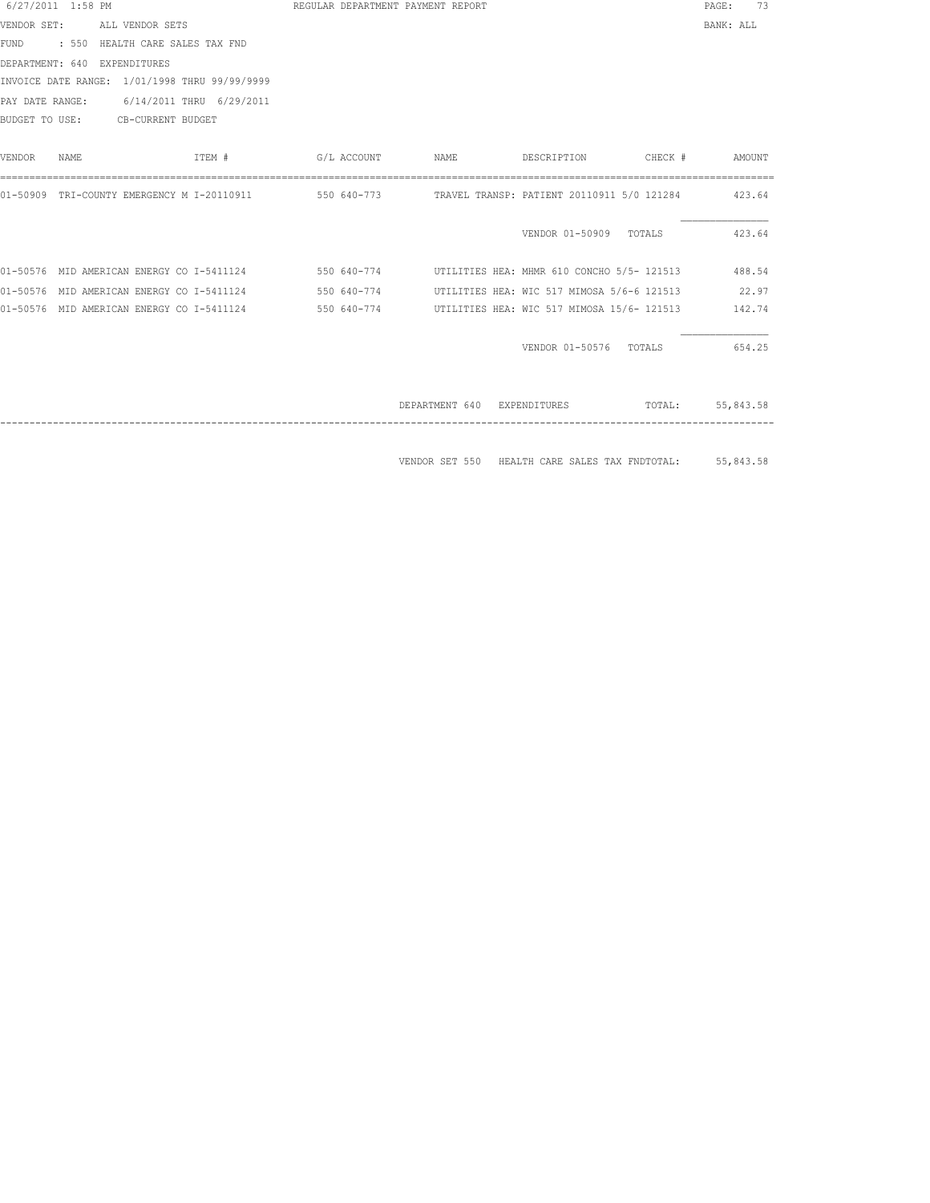6/27/2011 1:58 PM REGULAR DEPARTMENT PAYMENT REPORT

VENDOR SET: ALL VENDOR SETS BANK: ALL

FUND : 550 HEALTH CARE SALES TAX FND

DEPARTMENT: 640 EXPENDITURES

INVOICE DATE RANGE: 1/01/1998 THRU 99/99/9999

PAY DATE RANGE: 6/14/2011 THRU 6/29/2011

BUDGET TO USE: CB-CURRENT BUDGET

| VENDOR | NAME | ITEM # | G/L ACCOUNT | NAME | DESCRIPTION | CHECK # | AMOUNT |
|---|---|---|---|---|---|---|---|
| 01-50909 | TRI-COUNTY EMERGENCY M | I-20110911 | 550 640-773 | TRAVEL TRANSP: | PATIENT 20110911 5/0 | 121284 | 423.64 |
| | | | | | VENDOR 01-50909 | TOTALS | 423.64 |
| 01-50576 | MID AMERICAN ENERGY CO | I-5411124 | 550 640-774 | UTILITIES HEA: | MHMR 610 CONCHO 5/5- | 121513 | 488.54 |
| 01-50576 | MID AMERICAN ENERGY CO | I-5411124 | 550 640-774 | UTILITIES HEA: | WIC 517 MIMOSA 5/6-6 | 121513 | 22.97 |
| 01-50576 | MID AMERICAN ENERGY CO | I-5411124 | 550 640-774 | UTILITIES HEA: | WIC 517 MIMOSA 15/6- | 121513 | 142.74 |
| | | | | | VENDOR 01-50576 | TOTALS | 654.25 |
| | | | | DEPARTMENT 640 | EXPENDITURES | TOTAL: | 55,843.58 |

VENDOR SET 550 HEALTH CARE SALES TAX FNDTOTAL: 55,843.58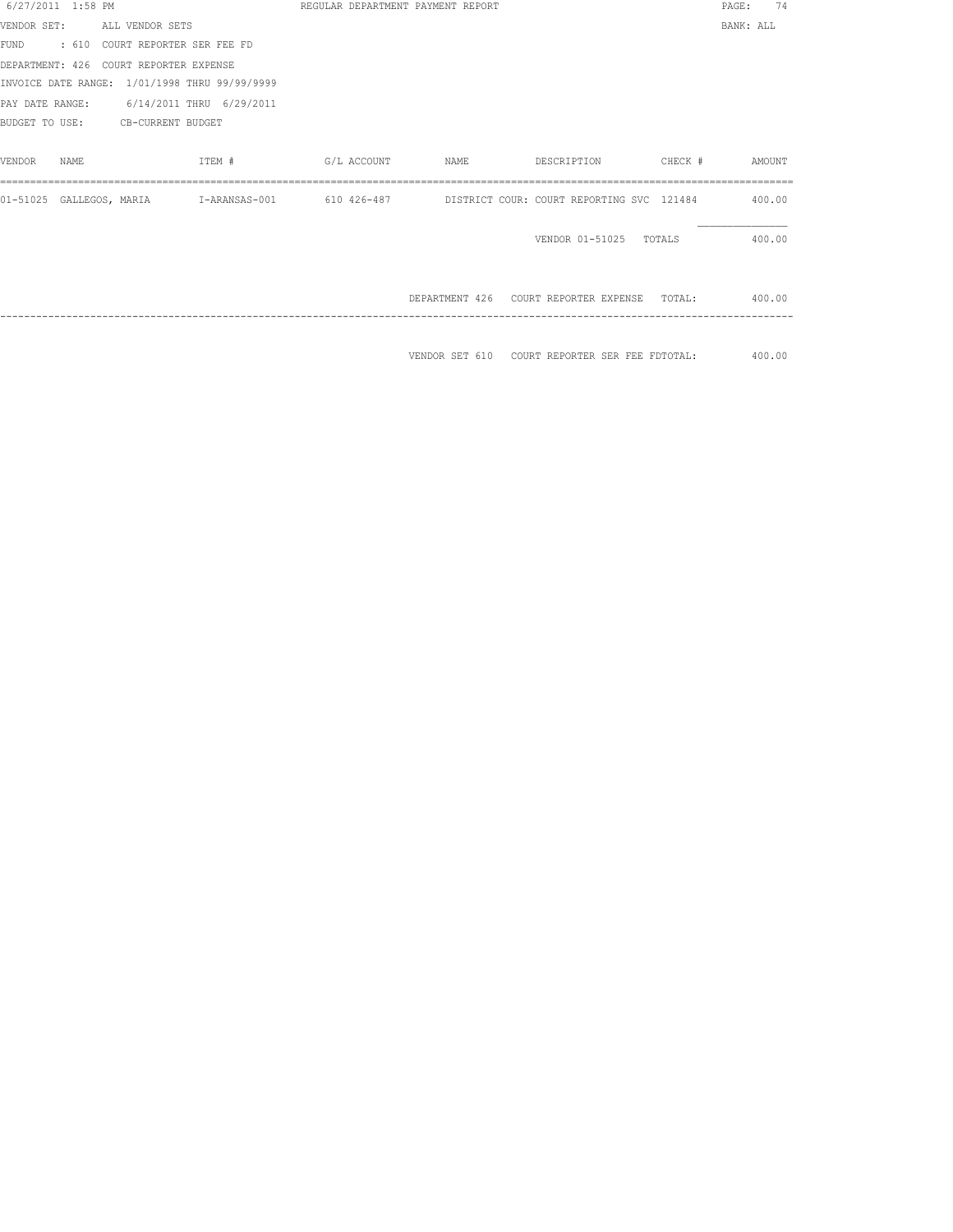REGULAR DEPARTMENT PAYMENT REPORT

VENDOR SET: ALL VENDOR SETS

BANK: ALL

FUND : 610 COURT REPORTER SER FEE FD

DEPARTMENT: 426 COURT REPORTER EXPENSE

INVOICE DATE RANGE: 1/01/1998 THRU 99/99/9999

PAY DATE RANGE: 6/14/2011 THRU 6/29/2011

BUDGET TO USE: CB-CURRENT BUDGET

| VENDOR | NAME | ITEM # | G/L ACCOUNT | NAME | DESCRIPTION | CHECK # | AMOUNT |
|---|---|---|---|---|---|---|---|
| 01-51025 | GALLEGOS, MARIA | I-ARANSAS-001 | 610 426-487 | DISTRICT COUR: | COURT REPORTING SVC | 121484 | 400.00 |
| | | | | | VENDOR 01-51025 | TOTALS | 400.00 |
| | | | | DEPARTMENT 426 | COURT REPORTER EXPENSE | TOTAL: | 400.00 |
| | | | | VENDOR SET 610 | COURT REPORTER SER FEE FD | TOTAL: | 400.00 |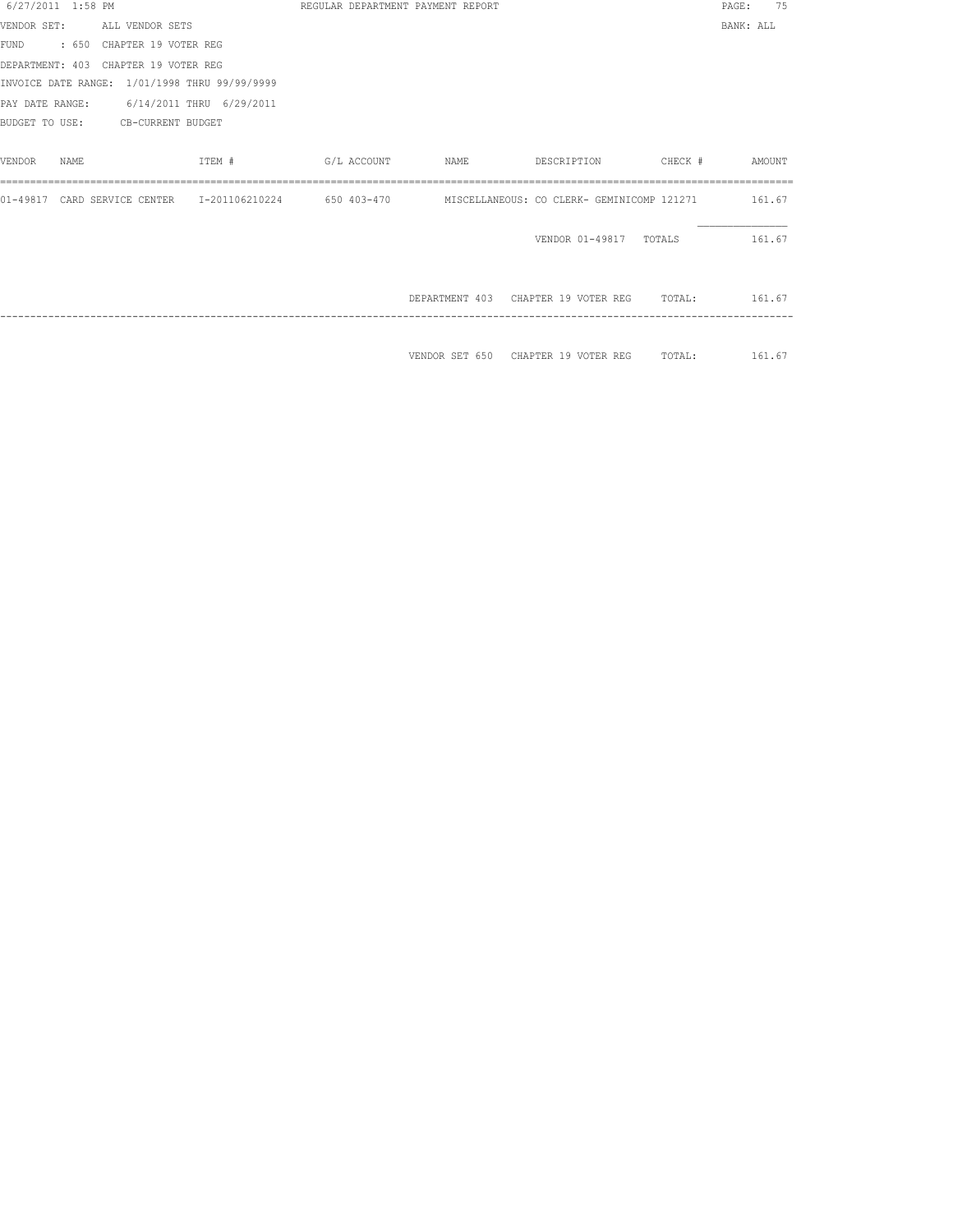6/27/2011 1:58 PM REGULAR DEPARTMENT PAYMENT REPORT

VENDOR SET: ALL VENDOR SETS BANK: ALL

FUND : 650 CHAPTER 19 VOTER REG

DEPARTMENT: 403 CHAPTER 19 VOTER REG

INVOICE DATE RANGE: 1/01/1998 THRU 99/99/9999

PAY DATE RANGE: 6/14/2011 THRU 6/29/2011

BUDGET TO USE: CB-CURRENT BUDGET

| VENDOR | NAME | ITEM # | G/L ACCOUNT | NAME | DESCRIPTION | CHECK # | AMOUNT |
|---|---|---|---|---|---|---|---|
| 01-49817 | CARD SERVICE CENTER | I-201106210224 | 650 403-470 | MISCELLANEOUS: | CO CLERK- GEMINICOMP | 121271 | 161.67 |
| | | | | | VENDOR 01-49817 | TOTALS | 161.67 |
| | | | | DEPARTMENT 403 | CHAPTER 19 VOTER REG | TOTAL: | 161.67 |
| | | | | VENDOR SET 650 | CHAPTER 19 VOTER REG | TOTAL: | 161.67 |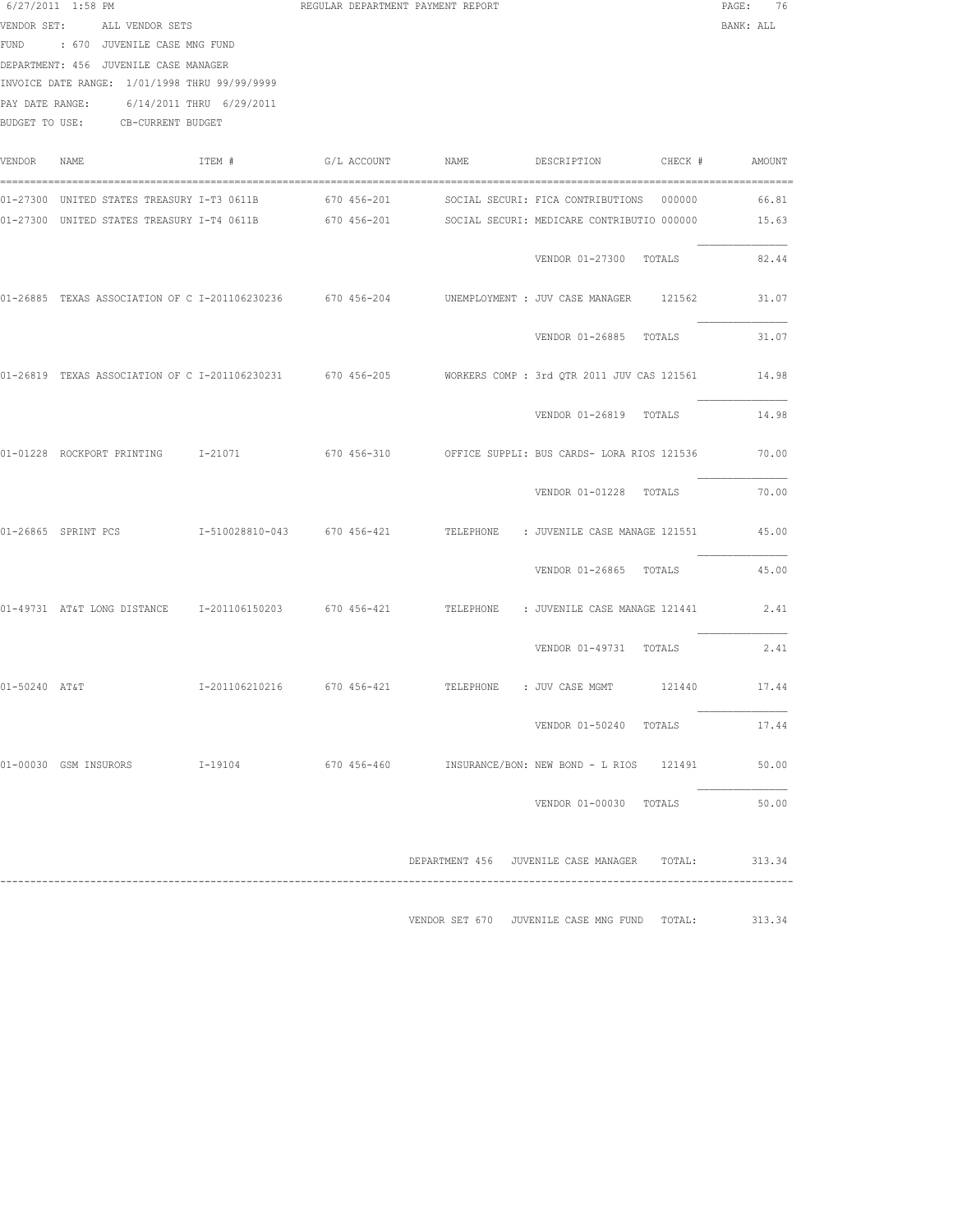6/27/2011 1:58 PM — REGULAR DEPARTMENT PAYMENT REPORT — PAGE: 76

VENDOR SET: ALL VENDOR SETS — BANK: ALL

FUND : 670 JUVENILE CASE MNG FUND

DEPARTMENT: 456 JUVENILE CASE MANAGER

INVOICE DATE RANGE: 1/01/1998 THRU 99/99/9999

PAY DATE RANGE: 6/14/2011 THRU 6/29/2011

BUDGET TO USE: CB-CURRENT BUDGET

| VENDOR | NAME | ITEM # | G/L ACCOUNT | NAME | DESCRIPTION | CHECK # | AMOUNT |
|---|---|---|---|---|---|---|---|
| 01-27300 | UNITED STATES TREASURY | I-T3 0611B | 670 456-201 | SOCIAL SECURI: | FICA CONTRIBUTIONS | 000000 | 66.81 |
| 01-27300 | UNITED STATES TREASURY | I-T4 0611B | 670 456-201 | SOCIAL SECURI: | MEDICARE CONTRIBUTIO | 000000 | 15.63 |
| | | | | | VENDOR 01-27300 TOTALS | | 82.44 |
| 01-26885 | TEXAS ASSOCIATION OF C | I-201106230236 | 670 456-204 | UNEMPLOYMENT : | JUV CASE MANAGER | 121562 | 31.07 |
| | | | | | VENDOR 01-26885 TOTALS | | 31.07 |
| 01-26819 | TEXAS ASSOCIATION OF C | I-201106230231 | 670 456-205 | WORKERS COMP : | 3rd QTR 2011 JUV CAS | 121561 | 14.98 |
| | | | | | VENDOR 01-26819 TOTALS | | 14.98 |
| 01-01228 | ROCKPORT PRINTING | I-21071 | 670 456-310 | OFFICE SUPPLI: | BUS CARDS- LORA RIOS | 121536 | 70.00 |
| | | | | | VENDOR 01-01228 TOTALS | | 70.00 |
| 01-26865 | SPRINT PCS | I-510028810-043 | 670 456-421 | TELEPHONE : | JUVENILE CASE MANAGE | 121551 | 45.00 |
| | | | | | VENDOR 01-26865 TOTALS | | 45.00 |
| 01-49731 | AT&T LONG DISTANCE | I-201106150203 | 670 456-421 | TELEPHONE : | JUVENILE CASE MANAGE | 121441 | 2.41 |
| | | | | | VENDOR 01-49731 TOTALS | | 2.41 |
| 01-50240 | AT&T | I-201106210216 | 670 456-421 | TELEPHONE : | JUV CASE MGMT | 121440 | 17.44 |
| | | | | | VENDOR 01-50240 TOTALS | | 17.44 |
| 01-00030 | GSM INSURORS | I-19104 | 670 456-460 | INSURANCE/BON: | NEW BOND - L RIOS | 121491 | 50.00 |
| | | | | | VENDOR 01-00030 TOTALS | | 50.00 |

DEPARTMENT 456 JUVENILE CASE MANAGER TOTAL: 313.34

VENDOR SET 670 JUVENILE CASE MNG FUND TOTAL: 313.34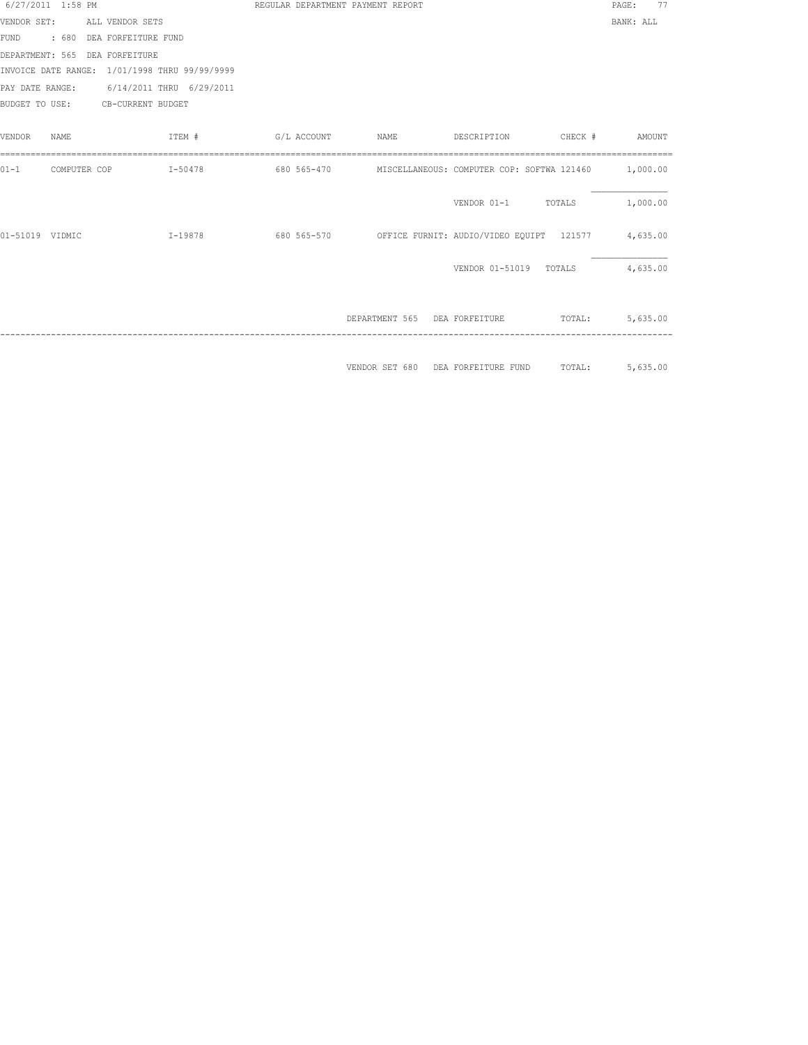6/27/2011 1:58 PM REGULAR DEPARTMENT PAYMENT REPORT

VENDOR SET: ALL VENDOR SETS BANK: ALL

FUND : 680 DEA FORFEITURE FUND

DEPARTMENT: 565 DEA FORFEITURE

INVOICE DATE RANGE: 1/01/1998 THRU 99/99/9999

PAY DATE RANGE: 6/14/2011 THRU 6/29/2011

BUDGET TO USE: CB-CURRENT BUDGET

| VENDOR | NAME | ITEM # | G/L ACCOUNT | NAME | DESCRIPTION | CHECK # | AMOUNT |
|---|---|---|---|---|---|---|---|
| 01-1 | COMPUTER COP | I-50478 | 680 565-470 | MISCELLANEOUS: | COMPUTER COP: SOFTWA | 121460 | 1,000.00 |
| | | | | | VENDOR 01-1 | TOTALS | 1,000.00 |
| 01-51019 | VIDMIC | I-19878 | 680 565-570 | OFFICE FURNIT: | AUDIO/VIDEO EQUIPT | 121577 | 4,635.00 |
| | | | | | VENDOR 01-51019 | TOTALS | 4,635.00 |
| | | | | DEPARTMENT 565 | DEA FORFEITURE | TOTAL: | 5,635.00 |
| | | | | VENDOR SET 680 | DEA FORFEITURE FUND | TOTAL: | 5,635.00 |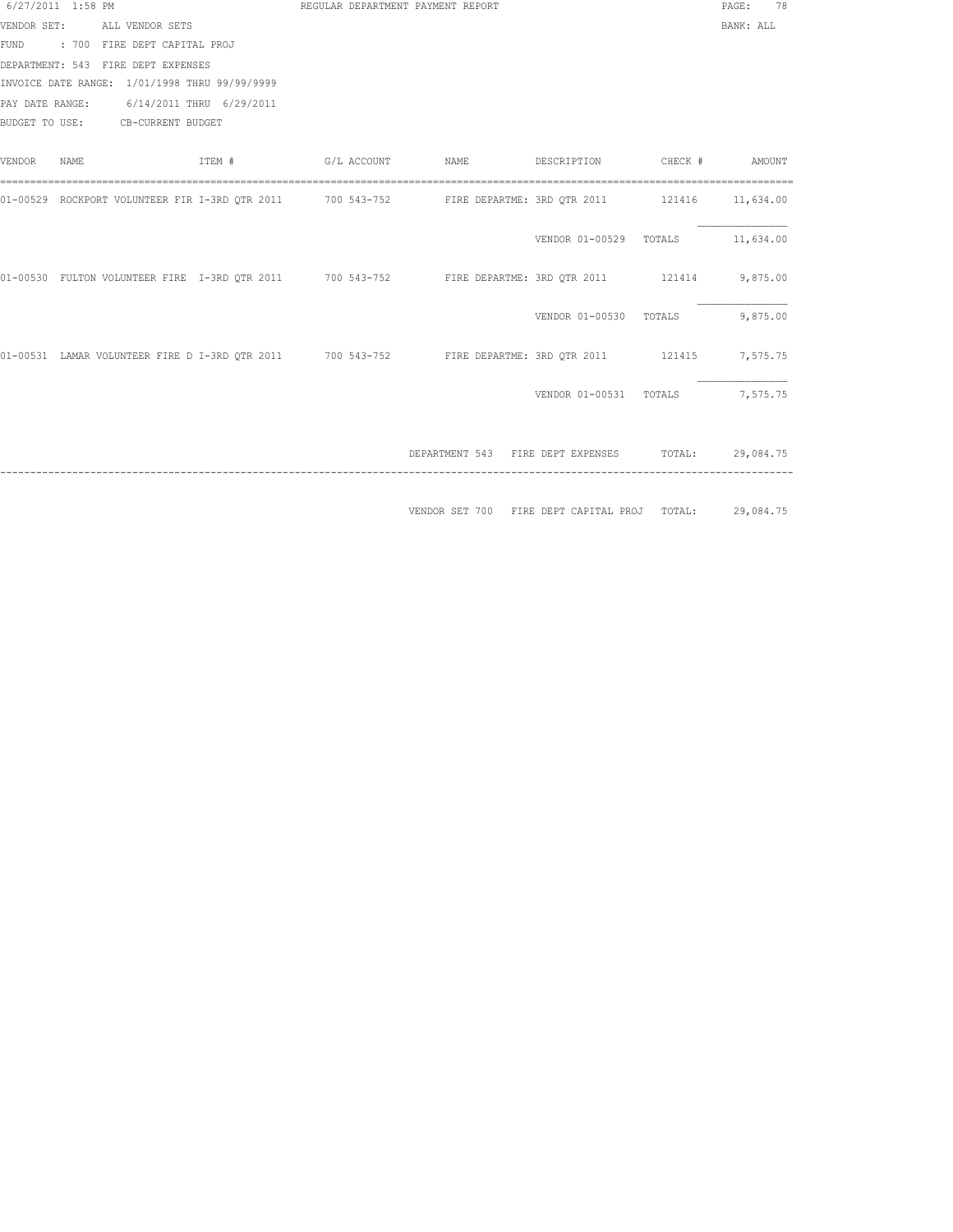6/27/2011 1:58 PM REGULAR DEPARTMENT PAYMENT REPORT PAGE: 78

VENDOR SET: ALL VENDOR SETS BANK: ALL

FUND : 700 FIRE DEPT CAPITAL PROJ

DEPARTMENT: 543 FIRE DEPT EXPENSES

INVOICE DATE RANGE: 1/01/1998 THRU 99/99/9999

PAY DATE RANGE: 6/14/2011 THRU 6/29/2011

BUDGET TO USE: CB-CURRENT BUDGET

| VENDOR | NAME | ITEM # | G/L ACCOUNT | NAME | DESCRIPTION | CHECK # | AMOUNT |
|---|---|---|---|---|---|---|---|
| 01-00529 | ROCKPORT VOLUNTEER FIR | I-3RD QTR 2011 | 700 543-752 | FIRE DEPARTME: | 3RD QTR 2011 | 121416 | 11,634.00 |
| | | | | | VENDOR 01-00529 | TOTALS | 11,634.00 |
| 01-00530 | FULTON VOLUNTEER FIRE | I-3RD QTR 2011 | 700 543-752 | FIRE DEPARTME: | 3RD QTR 2011 | 121414 | 9,875.00 |
| | | | | | VENDOR 01-00530 | TOTALS | 9,875.00 |
| 01-00531 | LAMAR VOLUNTEER FIRE D | I-3RD QTR 2011 | 700 543-752 | FIRE DEPARTME: | 3RD QTR 2011 | 121415 | 7,575.75 |
| | | | | | VENDOR 01-00531 | TOTALS | 7,575.75 |

DEPARTMENT 543 FIRE DEPT EXPENSES TOTAL: 29,084.75

VENDOR SET 700 FIRE DEPT CAPITAL PROJ TOTAL: 29,084.75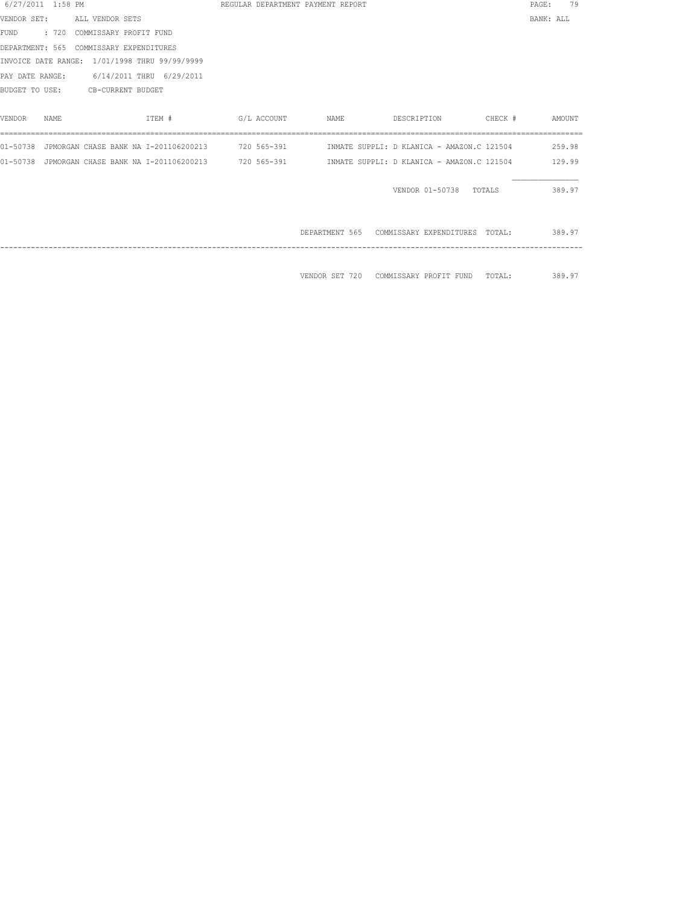6/27/2011 1:58 PM REGULAR DEPARTMENT PAYMENT REPORT PAGE: 79

VENDOR SET: ALL VENDOR SETS BANK: ALL

FUND : 720 COMMISSARY PROFIT FUND

DEPARTMENT: 565 COMMISSARY EXPENDITURES

INVOICE DATE RANGE: 1/01/1998 THRU 99/99/9999

PAY DATE RANGE: 6/14/2011 THRU 6/29/2011

BUDGET TO USE: CB-CURRENT BUDGET

| VENDOR | NAME | ITEM # | G/L ACCOUNT | NAME | DESCRIPTION | CHECK # | AMOUNT |
|---|---|---|---|---|---|---|---|
| 01-50738 | JPMORGAN CHASE BANK NA | I-201106200213 | 720 565-391 | INMATE SUPPLI: | D KLANICA - AMAZON.C | 121504 | 259.98 |
| 01-50738 | JPMORGAN CHASE BANK NA | I-201106200213 | 720 565-391 | INMATE SUPPLI: | D KLANICA - AMAZON.C | 121504 | 129.99 |
| | | | | | VENDOR 01-50738 | TOTALS | 389.97 |

DEPARTMENT 565 COMMISSARY EXPENDITURES TOTAL: 389.97

VENDOR SET 720 COMMISSARY PROFIT FUND TOTAL: 389.97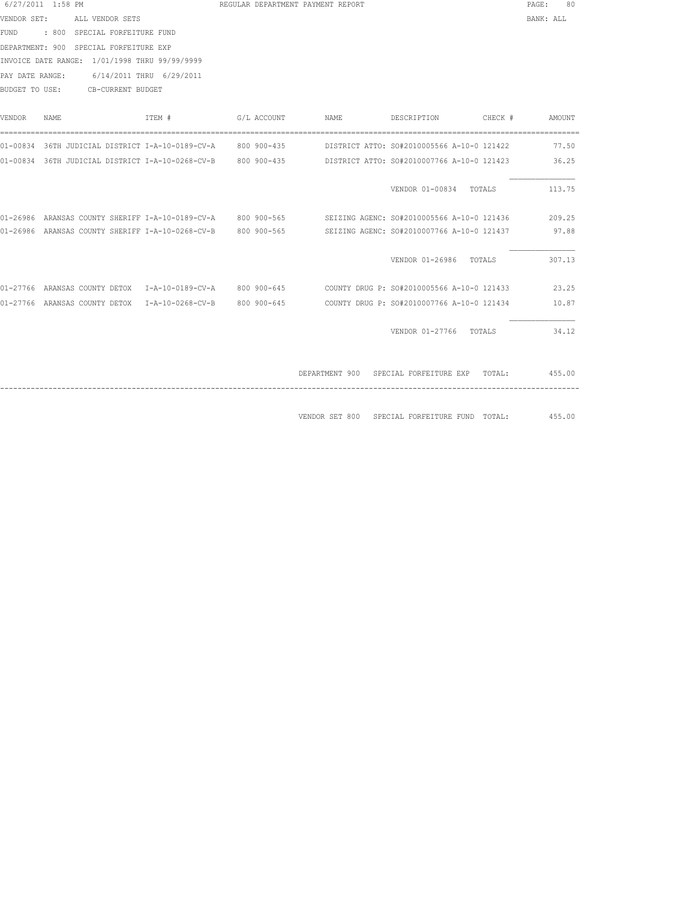6/27/2011 1:58 PM REGULAR DEPARTMENT PAYMENT REPORT

VENDOR SET: ALL VENDOR SETS BANK: ALL

FUND : 800 SPECIAL FORFEITURE FUND

DEPARTMENT: 900 SPECIAL FORFEITURE EXP

INVOICE DATE RANGE: 1/01/1998 THRU 99/99/9999

PAY DATE RANGE: 6/14/2011 THRU 6/29/2011

BUDGET TO USE: CB-CURRENT BUDGET

| VENDOR | NAME | ITEM # | G/L ACCOUNT | NAME | DESCRIPTION | CHECK # | AMOUNT |
|---|---|---|---|---|---|---|---|
| 01-00834 | 36TH JUDICIAL DISTRICT | I-A-10-0189-CV-A | 800 900-435 | DISTRICT ATTO: | SO#2010005566 A-10-0 | 121422 | 77.50 |
| 01-00834 | 36TH JUDICIAL DISTRICT | I-A-10-0268-CV-B | 800 900-435 | DISTRICT ATTO: | SO#2010007766 A-10-0 | 121423 | 36.25 |
| | | | | | VENDOR 01-00834 TOTALS | | 113.75 |
| 01-26986 | ARANSAS COUNTY SHERIFF | I-A-10-0189-CV-A | 800 900-565 | SEIZING AGENC: | SO#2010005566 A-10-0 | 121436 | 209.25 |
| 01-26986 | ARANSAS COUNTY SHERIFF | I-A-10-0268-CV-B | 800 900-565 | SEIZING AGENC: | SO#2010007766 A-10-0 | 121437 | 97.88 |
| | | | | | VENDOR 01-26986 TOTALS | | 307.13 |
| 01-27766 | ARANSAS COUNTY DETOX | I-A-10-0189-CV-A | 800 900-645 | COUNTY DRUG P: | SO#2010005566 A-10-0 | 121433 | 23.25 |
| 01-27766 | ARANSAS COUNTY DETOX | I-A-10-0268-CV-B | 800 900-645 | COUNTY DRUG P: | SO#2010007766 A-10-0 | 121434 | 10.87 |
| | | | | | VENDOR 01-27766 TOTALS | | 34.12 |

DEPARTMENT 900 SPECIAL FORFEITURE EXP TOTAL: 455.00

VENDOR SET 800 SPECIAL FORFEITURE FUND TOTAL: 455.00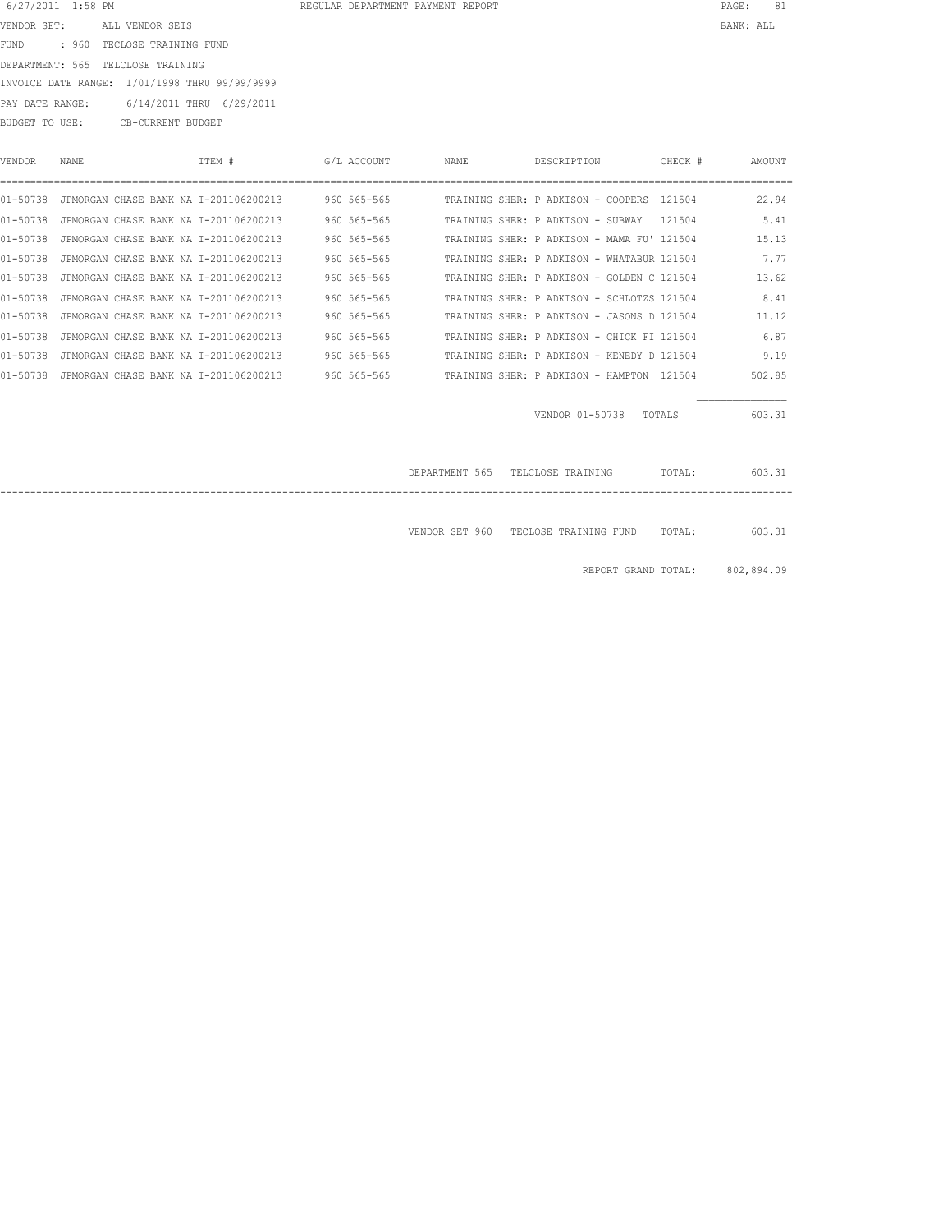6/27/2011 1:58 PM REGULAR DEPARTMENT PAYMENT REPORT PAGE: 81

VENDOR SET: ALL VENDOR SETS BANK: ALL

FUND : 960 TECLOSE TRAINING FUND

DEPARTMENT: 565 TELCLOSE TRAINING

INVOICE DATE RANGE: 1/01/1998 THRU 99/99/9999

PAY DATE RANGE: 6/14/2011 THRU 6/29/2011

BUDGET TO USE: CB-CURRENT BUDGET

| VENDOR | NAME | ITEM # | G/L ACCOUNT | NAME | DESCRIPTION | CHECK # | AMOUNT |
|---|---|---|---|---|---|---|---|
| 01-50738 | JPMORGAN CHASE BANK NA | I-201106200213 | 960 565-565 | TRAINING | SHER: P ADKISON - COOPERS | 121504 | 22.94 |
| 01-50738 | JPMORGAN CHASE BANK NA | I-201106200213 | 960 565-565 | TRAINING | SHER: P ADKISON - SUBWAY | 121504 | 5.41 |
| 01-50738 | JPMORGAN CHASE BANK NA | I-201106200213 | 960 565-565 | TRAINING | SHER: P ADKISON - MAMA FU' | 121504 | 15.13 |
| 01-50738 | JPMORGAN CHASE BANK NA | I-201106200213 | 960 565-565 | TRAINING | SHER: P ADKISON - WHATABUR | 121504 | 7.77 |
| 01-50738 | JPMORGAN CHASE BANK NA | I-201106200213 | 960 565-565 | TRAINING | SHER: P ADKISON - GOLDEN C | 121504 | 13.62 |
| 01-50738 | JPMORGAN CHASE BANK NA | I-201106200213 | 960 565-565 | TRAINING | SHER: P ADKISON - SCHLOTZS | 121504 | 8.41 |
| 01-50738 | JPMORGAN CHASE BANK NA | I-201106200213 | 960 565-565 | TRAINING | SHER: P ADKISON - JASONS D | 121504 | 11.12 |
| 01-50738 | JPMORGAN CHASE BANK NA | I-201106200213 | 960 565-565 | TRAINING | SHER: P ADKISON - CHICK FI | 121504 | 6.87 |
| 01-50738 | JPMORGAN CHASE BANK NA | I-201106200213 | 960 565-565 | TRAINING | SHER: P ADKISON - KENEDY D | 121504 | 9.19 |
| 01-50738 | JPMORGAN CHASE BANK NA | I-201106200213 | 960 565-565 | TRAINING | SHER: P ADKISON - HAMPTON | 121504 | 502.85 |

VENDOR 01-50738 TOTALS 603.31

DEPARTMENT 565 TELCLOSE TRAINING TOTAL: 603.31

VENDOR SET 960 TECLOSE TRAINING FUND TOTAL: 603.31

REPORT GRAND TOTAL: 802,894.09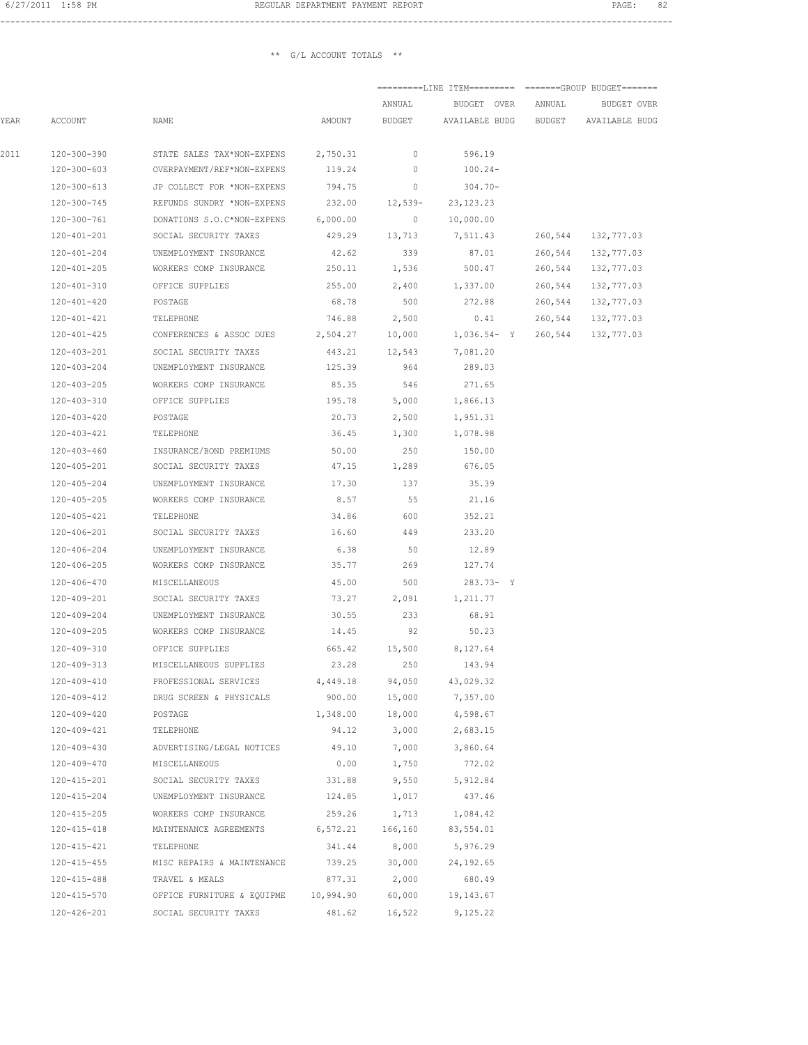** G/L ACCOUNT TOTALS **

| YEAR | ACCOUNT | NAME | AMOUNT | LINE ITEM ANNUAL BUDGET | LINE ITEM BUDGET OVER AVAILABLE BUDG | | GROUP BUDGET ANNUAL BUDGET | GROUP BUDGET BUDGET OVER AVAILABLE BUDG |
|---|---|---|---|---|---|---|---|---|
| 2011 | 120-300-390 | STATE SALES TAX*NON-EXPENS | 2,750.31 | 0 | 596.19 | | | |
| | 120-300-603 | OVERPAYMENT/REF*NON-EXPENS | 119.24 | 0 | 100.24- | | | |
| | 120-300-613 | JP COLLECT FOR *NON-EXPENS | 794.75 | 0 | 304.70- | | | |
| | 120-300-745 | REFUNDS SUNDRY *NON-EXPENS | 232.00 | 12,539- | 23,123.23 | | | |
| | 120-300-761 | DONATIONS S.O.C*NON-EXPENS | 6,000.00 | 0 | 10,000.00 | | | |
| | 120-401-201 | SOCIAL SECURITY TAXES | 429.29 | 13,713 | 7,511.43 | | 260,544 | 132,777.03 |
| | 120-401-204 | UNEMPLOYMENT INSURANCE | 42.62 | 339 | 87.01 | | 260,544 | 132,777.03 |
| | 120-401-205 | WORKERS COMP INSURANCE | 250.11 | 1,536 | 500.47 | | 260,544 | 132,777.03 |
| | 120-401-310 | OFFICE SUPPLIES | 255.00 | 2,400 | 1,337.00 | | 260,544 | 132,777.03 |
| | 120-401-420 | POSTAGE | 68.78 | 500 | 272.88 | | 260,544 | 132,777.03 |
| | 120-401-421 | TELEPHONE | 746.88 | 2,500 | 0.41 | | 260,544 | 132,777.03 |
| | 120-401-425 | CONFERENCES & ASSOC DUES | 2,504.27 | 10,000 | 1,036.54- | Y | 260,544 | 132,777.03 |
| | 120-403-201 | SOCIAL SECURITY TAXES | 443.21 | 12,543 | 7,081.20 | | | |
| | 120-403-204 | UNEMPLOYMENT INSURANCE | 125.39 | 964 | 289.03 | | | |
| | 120-403-205 | WORKERS COMP INSURANCE | 85.35 | 546 | 271.65 | | | |
| | 120-403-310 | OFFICE SUPPLIES | 195.78 | 5,000 | 1,866.13 | | | |
| | 120-403-420 | POSTAGE | 20.73 | 2,500 | 1,951.31 | | | |
| | 120-403-421 | TELEPHONE | 36.45 | 1,300 | 1,078.98 | | | |
| | 120-403-460 | INSURANCE/BOND PREMIUMS | 50.00 | 250 | 150.00 | | | |
| | 120-405-201 | SOCIAL SECURITY TAXES | 47.15 | 1,289 | 676.05 | | | |
| | 120-405-204 | UNEMPLOYMENT INSURANCE | 17.30 | 137 | 35.39 | | | |
| | 120-405-205 | WORKERS COMP INSURANCE | 8.57 | 55 | 21.16 | | | |
| | 120-405-421 | TELEPHONE | 34.86 | 600 | 352.21 | | | |
| | 120-406-201 | SOCIAL SECURITY TAXES | 16.60 | 449 | 233.20 | | | |
| | 120-406-204 | UNEMPLOYMENT INSURANCE | 6.38 | 50 | 12.89 | | | |
| | 120-406-205 | WORKERS COMP INSURANCE | 35.77 | 269 | 127.74 | | | |
| | 120-406-470 | MISCELLANEOUS | 45.00 | 500 | 283.73- | Y | | |
| | 120-409-201 | SOCIAL SECURITY TAXES | 73.27 | 2,091 | 1,211.77 | | | |
| | 120-409-204 | UNEMPLOYMENT INSURANCE | 30.55 | 233 | 68.91 | | | |
| | 120-409-205 | WORKERS COMP INSURANCE | 14.45 | 92 | 50.23 | | | |
| | 120-409-310 | OFFICE SUPPLIES | 665.42 | 15,500 | 8,127.64 | | | |
| | 120-409-313 | MISCELLANEOUS SUPPLIES | 23.28 | 250 | 143.94 | | | |
| | 120-409-410 | PROFESSIONAL SERVICES | 4,449.18 | 94,050 | 43,029.32 | | | |
| | 120-409-412 | DRUG SCREEN & PHYSICALS | 900.00 | 15,000 | 7,357.00 | | | |
| | 120-409-420 | POSTAGE | 1,348.00 | 18,000 | 4,598.67 | | | |
| | 120-409-421 | TELEPHONE | 94.12 | 3,000 | 2,683.15 | | | |
| | 120-409-430 | ADVERTISING/LEGAL NOTICES | 49.10 | 7,000 | 3,860.64 | | | |
| | 120-409-470 | MISCELLANEOUS | 0.00 | 1,750 | 772.02 | | | |
| | 120-415-201 | SOCIAL SECURITY TAXES | 331.88 | 9,550 | 5,912.84 | | | |
| | 120-415-204 | UNEMPLOYMENT INSURANCE | 124.85 | 1,017 | 437.46 | | | |
| | 120-415-205 | WORKERS COMP INSURANCE | 259.26 | 1,713 | 1,084.42 | | | |
| | 120-415-418 | MAINTENANCE AGREEMENTS | 6,572.21 | 166,160 | 83,554.01 | | | |
| | 120-415-421 | TELEPHONE | 341.44 | 8,000 | 5,976.29 | | | |
| | 120-415-455 | MISC REPAIRS & MAINTENANCE | 739.25 | 30,000 | 24,192.65 | | | |
| | 120-415-488 | TRAVEL & MEALS | 877.31 | 2,000 | 680.49 | | | |
| | 120-415-570 | OFFICE FURNITURE & EQUIPME | 10,994.90 | 60,000 | 19,143.67 | | | |
| | 120-426-201 | SOCIAL SECURITY TAXES | 481.62 | 16,522 | 9,125.22 | | | |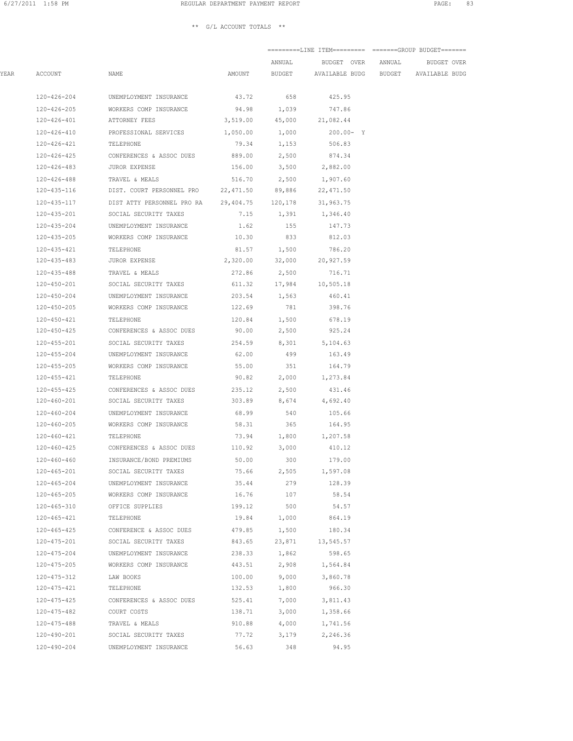** G/L ACCOUNT TOTALS **

| YEAR | ACCOUNT | NAME | AMOUNT | ANNUAL BUDGET | BUDGET OVER AVAILABLE BUDG | ANNUAL BUDGET | BUDGET OVER AVAILABLE BUDG |
|---|---|---|---|---|---|---|---|
| | | | | =========LINE ITEM========= | | =======GROUP BUDGET======= | |
| | 120-426-204 | UNEMPLOYMENT INSURANCE | 43.72 | 658 | 425.95 | | |
| | 120-426-205 | WORKERS COMP INSURANCE | 94.98 | 1,039 | 747.86 | | |
| | 120-426-401 | ATTORNEY FEES | 3,519.00 | 45,000 | 21,082.44 | | |
| | 120-426-410 | PROFESSIONAL SERVICES | 1,050.00 | 1,000 | 200.00- Y | | |
| | 120-426-421 | TELEPHONE | 79.34 | 1,153 | 506.83 | | |
| | 120-426-425 | CONFERENCES & ASSOC DUES | 889.00 | 2,500 | 874.34 | | |
| | 120-426-483 | JUROR EXPENSE | 156.00 | 3,500 | 2,882.00 | | |
| | 120-426-488 | TRAVEL & MEALS | 516.70 | 2,500 | 1,907.60 | | |
| | 120-435-116 | DIST. COURT PERSONNEL PRO | 22,471.50 | 89,886 | 22,471.50 | | |
| | 120-435-117 | DIST ATTY PERSONNEL PRO RA | 29,404.75 | 120,178 | 31,963.75 | | |
| | 120-435-201 | SOCIAL SECURITY TAXES | 7.15 | 1,391 | 1,346.40 | | |
| | 120-435-204 | UNEMPLOYMENT INSURANCE | 1.62 | 155 | 147.73 | | |
| | 120-435-205 | WORKERS COMP INSURANCE | 10.30 | 833 | 812.03 | | |
| | 120-435-421 | TELEPHONE | 81.57 | 1,500 | 786.20 | | |
| | 120-435-483 | JUROR EXPENSE | 2,320.00 | 32,000 | 20,927.59 | | |
| | 120-435-488 | TRAVEL & MEALS | 272.86 | 2,500 | 716.71 | | |
| | 120-450-201 | SOCIAL SECURITY TAXES | 611.32 | 17,984 | 10,505.18 | | |
| | 120-450-204 | UNEMPLOYMENT INSURANCE | 203.54 | 1,563 | 460.41 | | |
| | 120-450-205 | WORKERS COMP INSURANCE | 122.69 | 781 | 398.76 | | |
| | 120-450-421 | TELEPHONE | 120.84 | 1,500 | 678.19 | | |
| | 120-450-425 | CONFERENCES & ASSOC DUES | 90.00 | 2,500 | 925.24 | | |
| | 120-455-201 | SOCIAL SECURITY TAXES | 254.59 | 8,301 | 5,104.63 | | |
| | 120-455-204 | UNEMPLOYMENT INSURANCE | 62.00 | 499 | 163.49 | | |
| | 120-455-205 | WORKERS COMP INSURANCE | 55.00 | 351 | 164.79 | | |
| | 120-455-421 | TELEPHONE | 90.82 | 2,000 | 1,273.84 | | |
| | 120-455-425 | CONFERENCES & ASSOC DUES | 235.12 | 2,500 | 431.46 | | |
| | 120-460-201 | SOCIAL SECURITY TAXES | 303.89 | 8,674 | 4,692.40 | | |
| | 120-460-204 | UNEMPLOYMENT INSURANCE | 68.99 | 540 | 105.66 | | |
| | 120-460-205 | WORKERS COMP INSURANCE | 58.31 | 365 | 164.95 | | |
| | 120-460-421 | TELEPHONE | 73.94 | 1,800 | 1,207.58 | | |
| | 120-460-425 | CONFERENCES & ASSOC DUES | 110.92 | 3,000 | 410.12 | | |
| | 120-460-460 | INSURANCE/BOND PREMIUMS | 50.00 | 300 | 179.00 | | |
| | 120-465-201 | SOCIAL SECURITY TAXES | 75.66 | 2,505 | 1,597.08 | | |
| | 120-465-204 | UNEMPLOYMENT INSURANCE | 35.44 | 279 | 128.39 | | |
| | 120-465-205 | WORKERS COMP INSURANCE | 16.76 | 107 | 58.54 | | |
| | 120-465-310 | OFFICE SUPPLIES | 199.12 | 500 | 54.57 | | |
| | 120-465-421 | TELEPHONE | 19.84 | 1,000 | 864.19 | | |
| | 120-465-425 | CONFERENCE & ASSOC DUES | 479.85 | 1,500 | 180.34 | | |
| | 120-475-201 | SOCIAL SECURITY TAXES | 843.65 | 23,871 | 13,545.57 | | |
| | 120-475-204 | UNEMPLOYMENT INSURANCE | 238.33 | 1,862 | 598.65 | | |
| | 120-475-205 | WORKERS COMP INSURANCE | 443.51 | 2,908 | 1,564.84 | | |
| | 120-475-312 | LAW BOOKS | 100.00 | 9,000 | 3,860.78 | | |
| | 120-475-421 | TELEPHONE | 132.53 | 1,800 | 966.30 | | |
| | 120-475-425 | CONFERENCES & ASSOC DUES | 525.41 | 7,000 | 3,811.43 | | |
| | 120-475-482 | COURT COSTS | 138.71 | 3,000 | 1,358.66 | | |
| | 120-475-488 | TRAVEL & MEALS | 910.88 | 4,000 | 1,741.56 | | |
| | 120-490-201 | SOCIAL SECURITY TAXES | 77.72 | 3,179 | 2,246.36 | | |
| | 120-490-204 | UNEMPLOYMENT INSURANCE | 56.63 | 348 | 94.95 | | |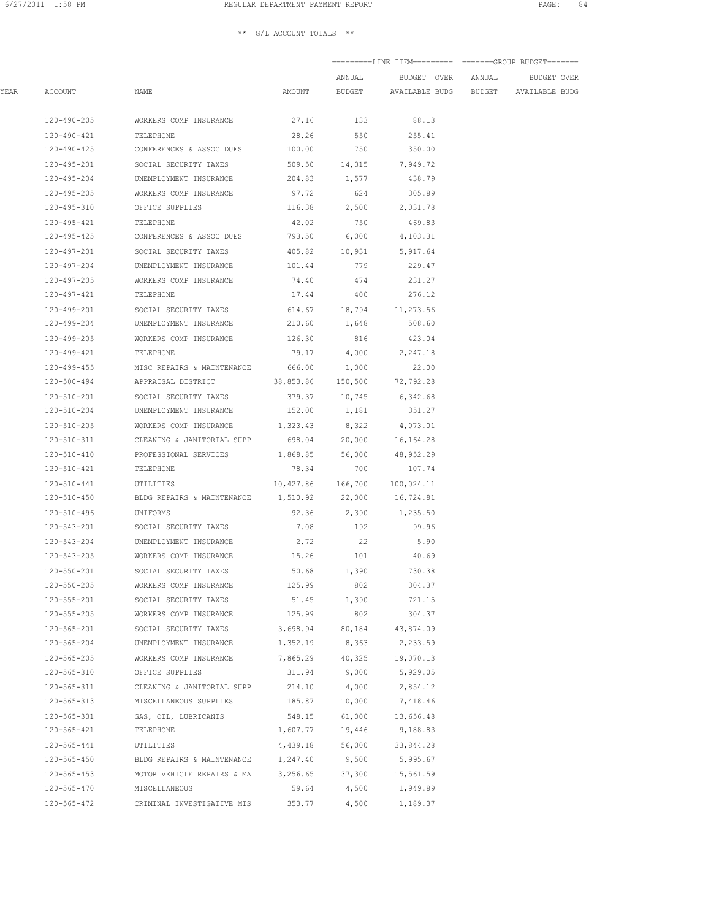** G/L ACCOUNT TOTALS **

| YEAR | ACCOUNT | NAME | AMOUNT | LINE ITEM ANNUAL BUDGET | LINE ITEM BUDGET OVER AVAILABLE BUDG | GROUP BUDGET ANNUAL BUDGET | GROUP BUDGET BUDGET OVER AVAILABLE BUDG |
|---|---|---|---|---|---|---|---|
| | 120-490-205 | WORKERS COMP INSURANCE | 27.16 | 133 | 88.13 | | |
| | 120-490-421 | TELEPHONE | 28.26 | 550 | 255.41 | | |
| | 120-490-425 | CONFERENCES & ASSOC DUES | 100.00 | 750 | 350.00 | | |
| | 120-495-201 | SOCIAL SECURITY TAXES | 509.50 | 14,315 | 7,949.72 | | |
| | 120-495-204 | UNEMPLOYMENT INSURANCE | 204.83 | 1,577 | 438.79 | | |
| | 120-495-205 | WORKERS COMP INSURANCE | 97.72 | 624 | 305.89 | | |
| | 120-495-310 | OFFICE SUPPLIES | 116.38 | 2,500 | 2,031.78 | | |
| | 120-495-421 | TELEPHONE | 42.02 | 750 | 469.83 | | |
| | 120-495-425 | CONFERENCES & ASSOC DUES | 793.50 | 6,000 | 4,103.31 | | |
| | 120-497-201 | SOCIAL SECURITY TAXES | 405.82 | 10,931 | 5,917.64 | | |
| | 120-497-204 | UNEMPLOYMENT INSURANCE | 101.44 | 779 | 229.47 | | |
| | 120-497-205 | WORKERS COMP INSURANCE | 74.40 | 474 | 231.27 | | |
| | 120-497-421 | TELEPHONE | 17.44 | 400 | 276.12 | | |
| | 120-499-201 | SOCIAL SECURITY TAXES | 614.67 | 18,794 | 11,273.56 | | |
| | 120-499-204 | UNEMPLOYMENT INSURANCE | 210.60 | 1,648 | 508.60 | | |
| | 120-499-205 | WORKERS COMP INSURANCE | 126.30 | 816 | 423.04 | | |
| | 120-499-421 | TELEPHONE | 79.17 | 4,000 | 2,247.18 | | |
| | 120-499-455 | MISC REPAIRS & MAINTENANCE | 666.00 | 1,000 | 22.00 | | |
| | 120-500-494 | APPRAISAL DISTRICT | 38,853.86 | 150,500 | 72,792.28 | | |
| | 120-510-201 | SOCIAL SECURITY TAXES | 379.37 | 10,745 | 6,342.68 | | |
| | 120-510-204 | UNEMPLOYMENT INSURANCE | 152.00 | 1,181 | 351.27 | | |
| | 120-510-205 | WORKERS COMP INSURANCE | 1,323.43 | 8,322 | 4,073.01 | | |
| | 120-510-311 | CLEANING & JANITORIAL SUPP | 698.04 | 20,000 | 16,164.28 | | |
| | 120-510-410 | PROFESSIONAL SERVICES | 1,868.85 | 56,000 | 48,952.29 | | |
| | 120-510-421 | TELEPHONE | 78.34 | 700 | 107.74 | | |
| | 120-510-441 | UTILITIES | 10,427.86 | 166,700 | 100,024.11 | | |
| | 120-510-450 | BLDG REPAIRS & MAINTENANCE | 1,510.92 | 22,000 | 16,724.81 | | |
| | 120-510-496 | UNIFORMS | 92.36 | 2,390 | 1,235.50 | | |
| | 120-543-201 | SOCIAL SECURITY TAXES | 7.08 | 192 | 99.96 | | |
| | 120-543-204 | UNEMPLOYMENT INSURANCE | 2.72 | 22 | 5.90 | | |
| | 120-543-205 | WORKERS COMP INSURANCE | 15.26 | 101 | 40.69 | | |
| | 120-550-201 | SOCIAL SECURITY TAXES | 50.68 | 1,390 | 730.38 | | |
| | 120-550-205 | WORKERS COMP INSURANCE | 125.99 | 802 | 304.37 | | |
| | 120-555-201 | SOCIAL SECURITY TAXES | 51.45 | 1,390 | 721.15 | | |
| | 120-555-205 | WORKERS COMP INSURANCE | 125.99 | 802 | 304.37 | | |
| | 120-565-201 | SOCIAL SECURITY TAXES | 3,698.94 | 80,184 | 43,874.09 | | |
| | 120-565-204 | UNEMPLOYMENT INSURANCE | 1,352.19 | 8,363 | 2,233.59 | | |
| | 120-565-205 | WORKERS COMP INSURANCE | 7,865.29 | 40,325 | 19,070.13 | | |
| | 120-565-310 | OFFICE SUPPLIES | 311.94 | 9,000 | 5,929.05 | | |
| | 120-565-311 | CLEANING & JANITORIAL SUPP | 214.10 | 4,000 | 2,854.12 | | |
| | 120-565-313 | MISCELLANEOUS SUPPLIES | 185.87 | 10,000 | 7,418.46 | | |
| | 120-565-331 | GAS, OIL, LUBRICANTS | 548.15 | 61,000 | 13,656.48 | | |
| | 120-565-421 | TELEPHONE | 1,607.77 | 19,446 | 9,188.83 | | |
| | 120-565-441 | UTILITIES | 4,439.18 | 56,000 | 33,844.28 | | |
| | 120-565-450 | BLDG REPAIRS & MAINTENANCE | 1,247.40 | 9,500 | 5,995.67 | | |
| | 120-565-453 | MOTOR VEHICLE REPAIRS & MA | 3,256.65 | 37,300 | 15,561.59 | | |
| | 120-565-470 | MISCELLANEOUS | 59.64 | 4,500 | 1,949.89 | | |
| | 120-565-472 | CRIMINAL INVESTIGATIVE MIS | 353.77 | 4,500 | 1,189.37 | | |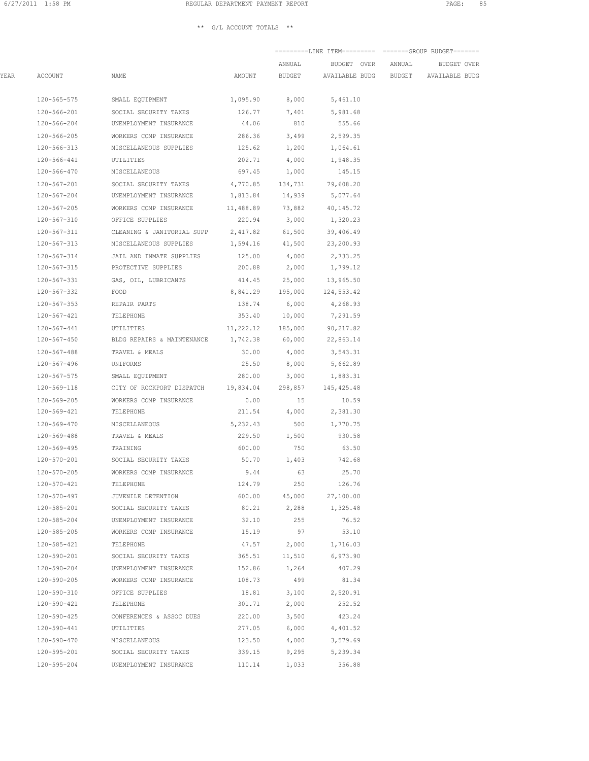** G/L ACCOUNT TOTALS **

| YEAR | ACCOUNT | NAME | AMOUNT | =========LINE ITEM========= ANNUAL BUDGET | BUDGET OVER AVAILABLE BUDG | =======GROUP BUDGET======= ANNUAL BUDGET | BUDGET OVER AVAILABLE BUDG |
|---|---|---|---|---|---|---|---|
| | 120-565-575 | SMALL EQUIPMENT | 1,095.90 | 8,000 | 5,461.10 | | |
| | 120-566-201 | SOCIAL SECURITY TAXES | 126.77 | 7,401 | 5,981.68 | | |
| | 120-566-204 | UNEMPLOYMENT INSURANCE | 44.06 | 810 | 555.66 | | |
| | 120-566-205 | WORKERS COMP INSURANCE | 286.36 | 3,499 | 2,599.35 | | |
| | 120-566-313 | MISCELLANEOUS SUPPLIES | 125.62 | 1,200 | 1,064.61 | | |
| | 120-566-441 | UTILITIES | 202.71 | 4,000 | 1,948.35 | | |
| | 120-566-470 | MISCELLANEOUS | 697.45 | 1,000 | 145.15 | | |
| | 120-567-201 | SOCIAL SECURITY TAXES | 4,770.85 | 134,731 | 79,608.20 | | |
| | 120-567-204 | UNEMPLOYMENT INSURANCE | 1,813.84 | 14,939 | 5,077.64 | | |
| | 120-567-205 | WORKERS COMP INSURANCE | 11,488.89 | 73,882 | 40,145.72 | | |
| | 120-567-310 | OFFICE SUPPLIES | 220.94 | 3,000 | 1,320.23 | | |
| | 120-567-311 | CLEANING & JANITORIAL SUPP | 2,417.82 | 61,500 | 39,406.49 | | |
| | 120-567-313 | MISCELLANEOUS SUPPLIES | 1,594.16 | 41,500 | 23,200.93 | | |
| | 120-567-314 | JAIL AND INMATE SUPPLIES | 125.00 | 4,000 | 2,733.25 | | |
| | 120-567-315 | PROTECTIVE SUPPLIES | 200.88 | 2,000 | 1,799.12 | | |
| | 120-567-331 | GAS, OIL, LUBRICANTS | 414.45 | 25,000 | 13,965.50 | | |
| | 120-567-332 | FOOD | 8,841.29 | 195,000 | 124,553.42 | | |
| | 120-567-353 | REPAIR PARTS | 138.74 | 6,000 | 4,268.93 | | |
| | 120-567-421 | TELEPHONE | 353.40 | 10,000 | 7,291.59 | | |
| | 120-567-441 | UTILITIES | 11,222.12 | 185,000 | 90,217.82 | | |
| | 120-567-450 | BLDG REPAIRS & MAINTENANCE | 1,742.38 | 60,000 | 22,863.14 | | |
| | 120-567-488 | TRAVEL & MEALS | 30.00 | 4,000 | 3,543.31 | | |
| | 120-567-496 | UNIFORMS | 25.50 | 8,000 | 5,662.89 | | |
| | 120-567-575 | SMALL EQUIPMENT | 280.00 | 3,000 | 1,883.31 | | |
| | 120-569-118 | CITY OF ROCKPORT DISPATCH | 19,834.04 | 298,857 | 145,425.48 | | |
| | 120-569-205 | WORKERS COMP INSURANCE | 0.00 | 15 | 10.59 | | |
| | 120-569-421 | TELEPHONE | 211.54 | 4,000 | 2,381.30 | | |
| | 120-569-470 | MISCELLANEOUS | 5,232.43 | 500 | 1,770.75 | | |
| | 120-569-488 | TRAVEL & MEALS | 229.50 | 1,500 | 930.58 | | |
| | 120-569-495 | TRAINING | 600.00 | 750 | 63.50 | | |
| | 120-570-201 | SOCIAL SECURITY TAXES | 50.70 | 1,403 | 742.68 | | |
| | 120-570-205 | WORKERS COMP INSURANCE | 9.44 | 63 | 25.70 | | |
| | 120-570-421 | TELEPHONE | 124.79 | 250 | 126.76 | | |
| | 120-570-497 | JUVENILE DETENTION | 600.00 | 45,000 | 27,100.00 | | |
| | 120-585-201 | SOCIAL SECURITY TAXES | 80.21 | 2,288 | 1,325.48 | | |
| | 120-585-204 | UNEMPLOYMENT INSURANCE | 32.10 | 255 | 76.52 | | |
| | 120-585-205 | WORKERS COMP INSURANCE | 15.19 | 97 | 53.10 | | |
| | 120-585-421 | TELEPHONE | 47.57 | 2,000 | 1,716.03 | | |
| | 120-590-201 | SOCIAL SECURITY TAXES | 365.51 | 11,510 | 6,973.90 | | |
| | 120-590-204 | UNEMPLOYMENT INSURANCE | 152.86 | 1,264 | 407.29 | | |
| | 120-590-205 | WORKERS COMP INSURANCE | 108.73 | 499 | 81.34 | | |
| | 120-590-310 | OFFICE SUPPLIES | 18.81 | 3,100 | 2,520.91 | | |
| | 120-590-421 | TELEPHONE | 301.71 | 2,000 | 252.52 | | |
| | 120-590-425 | CONFERENCES & ASSOC DUES | 220.00 | 3,500 | 423.24 | | |
| | 120-590-441 | UTILITIES | 277.05 | 6,000 | 4,401.52 | | |
| | 120-590-470 | MISCELLANEOUS | 123.50 | 4,000 | 3,579.69 | | |
| | 120-595-201 | SOCIAL SECURITY TAXES | 339.15 | 9,295 | 5,239.34 | | |
| | 120-595-204 | UNEMPLOYMENT INSURANCE | 110.14 | 1,033 | 356.88 | | |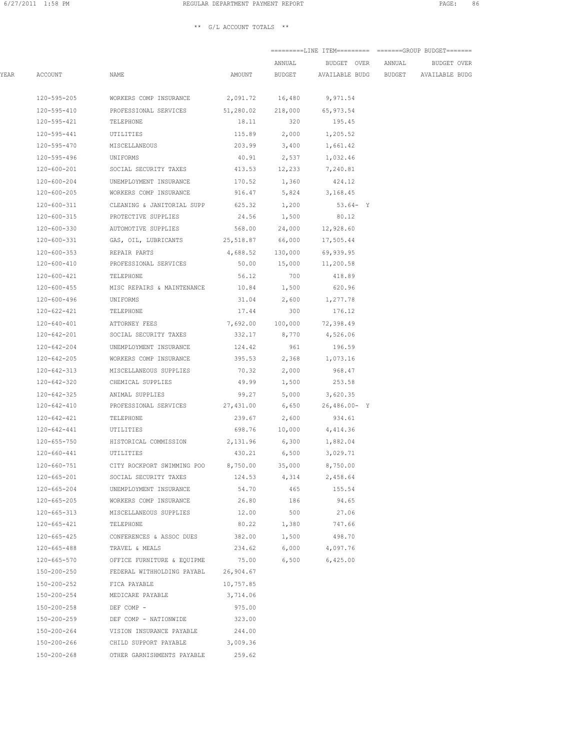** G/L ACCOUNT TOTALS **

| YEAR | ACCOUNT | NAME | AMOUNT | =========LINE ITEM========= ANNUAL BUDGET | BUDGET OVER AVAILABLE BUDG | =======GROUP BUDGET======= ANNUAL BUDGET | BUDGET OVER AVAILABLE BUDG |
|---|---|---|---|---|---|---|---|
| | 120-595-205 | WORKERS COMP INSURANCE | 2,091.72 | 16,480 | 9,971.54 | | |
| | 120-595-410 | PROFESSIONAL SERVICES | 51,280.02 | 218,000 | 65,973.54 | | |
| | 120-595-421 | TELEPHONE | 18.11 | 320 | 195.45 | | |
| | 120-595-441 | UTILITIES | 115.89 | 2,000 | 1,205.52 | | |
| | 120-595-470 | MISCELLANEOUS | 203.99 | 3,400 | 1,661.42 | | |
| | 120-595-496 | UNIFORMS | 40.91 | 2,537 | 1,032.46 | | |
| | 120-600-201 | SOCIAL SECURITY TAXES | 413.53 | 12,233 | 7,240.81 | | |
| | 120-600-204 | UNEMPLOYMENT INSURANCE | 170.52 | 1,360 | 424.12 | | |
| | 120-600-205 | WORKERS COMP INSURANCE | 916.47 | 5,824 | 3,168.45 | | |
| | 120-600-311 | CLEANING & JANITORIAL SUPP | 625.32 | 1,200 | 53.64- Y | | |
| | 120-600-315 | PROTECTIVE SUPPLIES | 24.56 | 1,500 | 80.12 | | |
| | 120-600-330 | AUTOMOTIVE SUPPLIES | 568.00 | 24,000 | 12,928.60 | | |
| | 120-600-331 | GAS, OIL, LUBRICANTS | 25,518.87 | 66,000 | 17,505.44 | | |
| | 120-600-353 | REPAIR PARTS | 4,688.52 | 130,000 | 69,939.95 | | |
| | 120-600-410 | PROFESSIONAL SERVICES | 50.00 | 15,000 | 11,200.58 | | |
| | 120-600-421 | TELEPHONE | 56.12 | 700 | 418.89 | | |
| | 120-600-455 | MISC REPAIRS & MAINTENANCE | 10.84 | 1,500 | 620.96 | | |
| | 120-600-496 | UNIFORMS | 31.04 | 2,600 | 1,277.78 | | |
| | 120-622-421 | TELEPHONE | 17.44 | 300 | 176.12 | | |
| | 120-640-401 | ATTORNEY FEES | 7,692.00 | 100,000 | 72,398.49 | | |
| | 120-642-201 | SOCIAL SECURITY TAXES | 332.17 | 8,770 | 4,526.06 | | |
| | 120-642-204 | UNEMPLOYMENT INSURANCE | 124.42 | 961 | 196.59 | | |
| | 120-642-205 | WORKERS COMP INSURANCE | 395.53 | 2,368 | 1,073.16 | | |
| | 120-642-313 | MISCELLANEOUS SUPPLIES | 70.32 | 2,000 | 968.47 | | |
| | 120-642-320 | CHEMICAL SUPPLIES | 49.99 | 1,500 | 253.58 | | |
| | 120-642-325 | ANIMAL SUPPLIES | 99.27 | 5,000 | 3,620.35 | | |
| | 120-642-410 | PROFESSIONAL SERVICES | 27,431.00 | 6,650 | 26,486.00- Y | | |
| | 120-642-421 | TELEPHONE | 239.67 | 2,600 | 934.61 | | |
| | 120-642-441 | UTILITIES | 698.76 | 10,000 | 4,414.36 | | |
| | 120-655-750 | HISTORICAL COMMISSION | 2,131.96 | 6,300 | 1,882.04 | | |
| | 120-660-441 | UTILITIES | 430.21 | 6,500 | 3,029.71 | | |
| | 120-660-751 | CITY ROCKPORT SWIMMING POO | 8,750.00 | 35,000 | 8,750.00 | | |
| | 120-665-201 | SOCIAL SECURITY TAXES | 124.53 | 4,314 | 2,458.64 | | |
| | 120-665-204 | UNEMPLOYMENT INSURANCE | 54.70 | 465 | 155.54 | | |
| | 120-665-205 | WORKERS COMP INSURANCE | 26.80 | 186 | 94.65 | | |
| | 120-665-313 | MISCELLANEOUS SUPPLIES | 12.00 | 500 | 27.06 | | |
| | 120-665-421 | TELEPHONE | 80.22 | 1,380 | 747.66 | | |
| | 120-665-425 | CONFERENCES & ASSOC DUES | 382.00 | 1,500 | 498.70 | | |
| | 120-665-488 | TRAVEL & MEALS | 234.62 | 6,000 | 4,097.76 | | |
| | 120-665-570 | OFFICE FURNITURE & EQUIPME | 75.00 | 6,500 | 6,425.00 | | |
| | 150-200-250 | FEDERAL WITHHOLDING PAYABL | 26,904.67 | | | | |
| | 150-200-252 | FICA PAYABLE | 10,757.85 | | | | |
| | 150-200-254 | MEDICARE PAYABLE | 3,714.06 | | | | |
| | 150-200-258 | DEF COMP - | 975.00 | | | | |
| | 150-200-259 | DEF COMP - NATIONWIDE | 323.00 | | | | |
| | 150-200-264 | VISION INSURANCE PAYABLE | 244.00 | | | | |
| | 150-200-266 | CHILD SUPPORT PAYABLE | 3,009.36 | | | | |
| | 150-200-268 | OTHER GARNISHMENTS PAYABLE | 259.62 | | | | |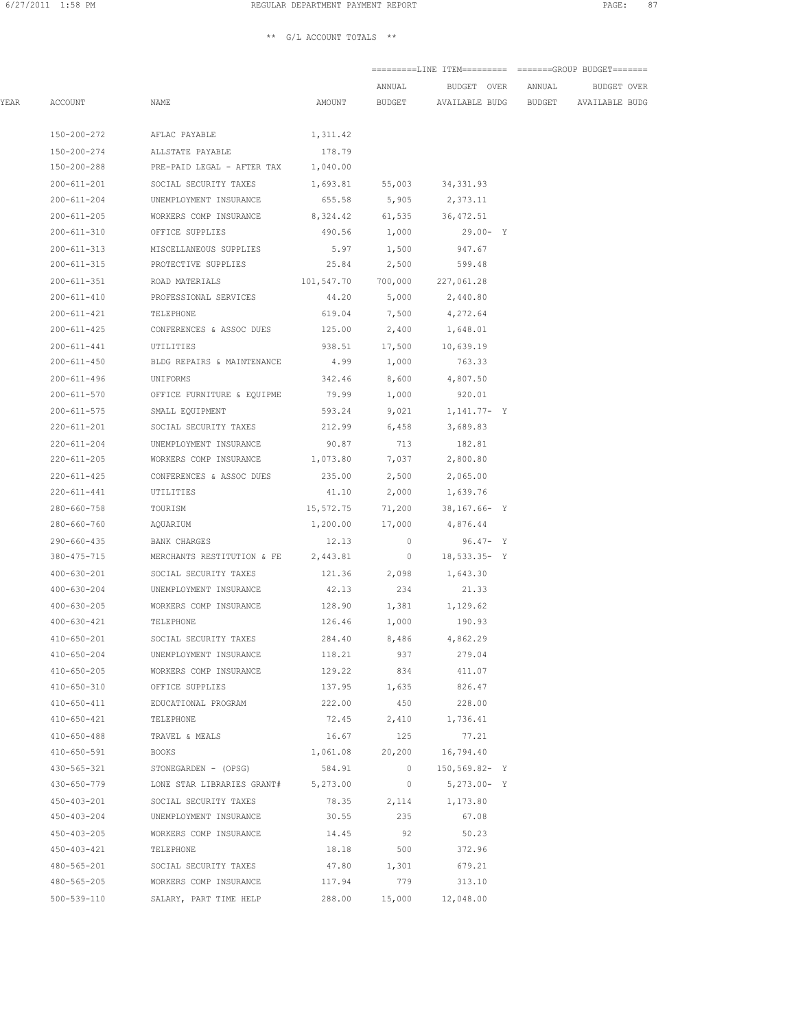REGULAR DEPARTMENT PAYMENT REPORT

** G/L ACCOUNT TOTALS **

| | | | | =========LINE ITEM========= | | =======GROUP BUDGET======= | |
|---|---|---|---|---|---|---|---|
| YEAR | ACCOUNT | NAME | AMOUNT | ANNUAL BUDGET | BUDGET OVER AVAILABLE BUDG | ANNUAL BUDGET | BUDGET OVER AVAILABLE BUDG |
| | 150-200-272 | AFLAC PAYABLE | 1,311.42 | | | | |
| | 150-200-274 | ALLSTATE PAYABLE | 178.79 | | | | |
| | 150-200-288 | PRE-PAID LEGAL - AFTER TAX | 1,040.00 | | | | |
| | 200-611-201 | SOCIAL SECURITY TAXES | 1,693.81 | 55,003 | 34,331.93 | | |
| | 200-611-204 | UNEMPLOYMENT INSURANCE | 655.58 | 5,905 | 2,373.11 | | |
| | 200-611-205 | WORKERS COMP INSURANCE | 8,324.42 | 61,535 | 36,472.51 | | |
| | 200-611-310 | OFFICE SUPPLIES | 490.56 | 1,000 | 29.00- Y | | |
| | 200-611-313 | MISCELLANEOUS SUPPLIES | 5.97 | 1,500 | 947.67 | | |
| | 200-611-315 | PROTECTIVE SUPPLIES | 25.84 | 2,500 | 599.48 | | |
| | 200-611-351 | ROAD MATERIALS | 101,547.70 | 700,000 | 227,061.28 | | |
| | 200-611-410 | PROFESSIONAL SERVICES | 44.20 | 5,000 | 2,440.80 | | |
| | 200-611-421 | TELEPHONE | 619.04 | 7,500 | 4,272.64 | | |
| | 200-611-425 | CONFERENCES & ASSOC DUES | 125.00 | 2,400 | 1,648.01 | | |
| | 200-611-441 | UTILITIES | 938.51 | 17,500 | 10,639.19 | | |
| | 200-611-450 | BLDG REPAIRS & MAINTENANCE | 4.99 | 1,000 | 763.33 | | |
| | 200-611-496 | UNIFORMS | 342.46 | 8,600 | 4,807.50 | | |
| | 200-611-570 | OFFICE FURNITURE & EQUIPME | 79.99 | 1,000 | 920.01 | | |
| | 200-611-575 | SMALL EQUIPMENT | 593.24 | 9,021 | 1,141.77- Y | | |
| | 220-611-201 | SOCIAL SECURITY TAXES | 212.99 | 6,458 | 3,689.83 | | |
| | 220-611-204 | UNEMPLOYMENT INSURANCE | 90.87 | 713 | 182.81 | | |
| | 220-611-205 | WORKERS COMP INSURANCE | 1,073.80 | 7,037 | 2,800.80 | | |
| | 220-611-425 | CONFERENCES & ASSOC DUES | 235.00 | 2,500 | 2,065.00 | | |
| | 220-611-441 | UTILITIES | 41.10 | 2,000 | 1,639.76 | | |
| | 280-660-758 | TOURISM | 15,572.75 | 71,200 | 38,167.66- Y | | |
| | 280-660-760 | AQUARIUM | 1,200.00 | 17,000 | 4,876.44 | | |
| | 290-660-435 | BANK CHARGES | 12.13 | 0 | 96.47- Y | | |
| | 380-475-715 | MERCHANTS RESTITUTION & FE | 2,443.81 | 0 | 18,533.35- Y | | |
| | 400-630-201 | SOCIAL SECURITY TAXES | 121.36 | 2,098 | 1,643.30 | | |
| | 400-630-204 | UNEMPLOYMENT INSURANCE | 42.13 | 234 | 21.33 | | |
| | 400-630-205 | WORKERS COMP INSURANCE | 128.90 | 1,381 | 1,129.62 | | |
| | 400-630-421 | TELEPHONE | 126.46 | 1,000 | 190.93 | | |
| | 410-650-201 | SOCIAL SECURITY TAXES | 284.40 | 8,486 | 4,862.29 | | |
| | 410-650-204 | UNEMPLOYMENT INSURANCE | 118.21 | 937 | 279.04 | | |
| | 410-650-205 | WORKERS COMP INSURANCE | 129.22 | 834 | 411.07 | | |
| | 410-650-310 | OFFICE SUPPLIES | 137.95 | 1,635 | 826.47 | | |
| | 410-650-411 | EDUCATIONAL PROGRAM | 222.00 | 450 | 228.00 | | |
| | 410-650-421 | TELEPHONE | 72.45 | 2,410 | 1,736.41 | | |
| | 410-650-488 | TRAVEL & MEALS | 16.67 | 125 | 77.21 | | |
| | 410-650-591 | BOOKS | 1,061.08 | 20,200 | 16,794.40 | | |
| | 430-565-321 | STONEGARDEN - (OPSG) | 584.91 | 0 | 150,569.82- Y | | |
| | 430-650-779 | LONE STAR LIBRARIES GRANT# | 5,273.00 | 0 | 5,273.00- Y | | |
| | 450-403-201 | SOCIAL SECURITY TAXES | 78.35 | 2,114 | 1,173.80 | | |
| | 450-403-204 | UNEMPLOYMENT INSURANCE | 30.55 | 235 | 67.08 | | |
| | 450-403-205 | WORKERS COMP INSURANCE | 14.45 | 92 | 50.23 | | |
| | 450-403-421 | TELEPHONE | 18.18 | 500 | 372.96 | | |
| | 480-565-201 | SOCIAL SECURITY TAXES | 47.80 | 1,301 | 679.21 | | |
| | 480-565-205 | WORKERS COMP INSURANCE | 117.94 | 779 | 313.10 | | |
| | 500-539-110 | SALARY, PART TIME HELP | 288.00 | 15,000 | 12,048.00 | | |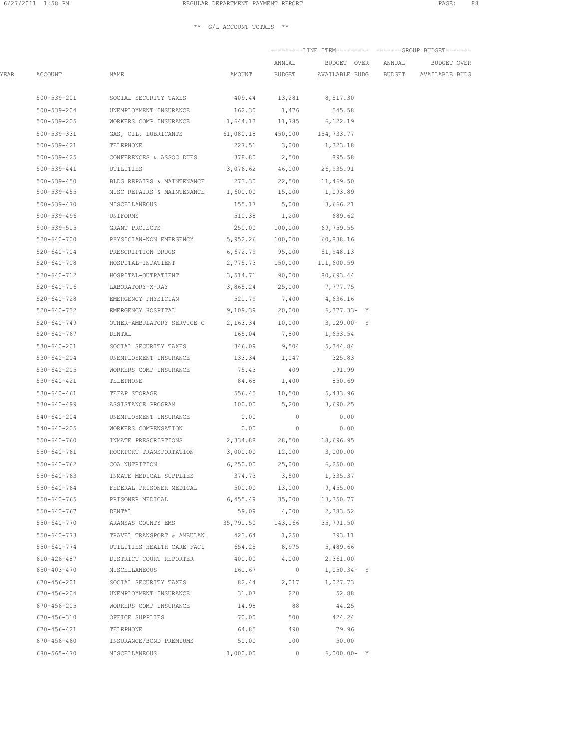** G/L ACCOUNT TOTALS **

| YEAR | ACCOUNT | NAME | AMOUNT | =========LINE ITEM========= ANNUAL BUDGET | BUDGET OVER AVAILABLE BUDG | =======GROUP BUDGET======= ANNUAL BUDGET | BUDGET OVER AVAILABLE BUDG |
|---|---|---|---|---|---|---|---|
| | 500-539-201 | SOCIAL SECURITY TAXES | 409.44 | 13,281 | 8,517.30 | | |
| | 500-539-204 | UNEMPLOYMENT INSURANCE | 162.30 | 1,476 | 545.58 | | |
| | 500-539-205 | WORKERS COMP INSURANCE | 1,644.13 | 11,785 | 6,122.19 | | |
| | 500-539-331 | GAS, OIL, LUBRICANTS | 61,080.18 | 450,000 | 154,733.77 | | |
| | 500-539-421 | TELEPHONE | 227.51 | 3,000 | 1,323.18 | | |
| | 500-539-425 | CONFERENCES & ASSOC DUES | 378.80 | 2,500 | 895.58 | | |
| | 500-539-441 | UTILITIES | 3,076.62 | 46,000 | 26,935.91 | | |
| | 500-539-450 | BLDG REPAIRS & MAINTENANCE | 273.30 | 22,500 | 11,469.50 | | |
| | 500-539-455 | MISC REPAIRS & MAINTENANCE | 1,600.00 | 15,000 | 1,093.89 | | |
| | 500-539-470 | MISCELLANEOUS | 155.17 | 5,000 | 3,666.21 | | |
| | 500-539-496 | UNIFORMS | 510.38 | 1,200 | 689.62 | | |
| | 500-539-515 | GRANT PROJECTS | 250.00 | 100,000 | 69,759.55 | | |
| | 520-640-700 | PHYSICIAN-NON EMERGENCY | 5,952.26 | 100,000 | 60,838.16 | | |
| | 520-640-704 | PRESCRIPTION DRUGS | 6,672.79 | 95,000 | 51,948.13 | | |
| | 520-640-708 | HOSPITAL-INPATIENT | 2,775.73 | 150,000 | 111,600.59 | | |
| | 520-640-712 | HOSPITAL-OUTPATIENT | 3,514.71 | 90,000 | 80,693.44 | | |
| | 520-640-716 | LABORATORY-X-RAY | 3,865.24 | 25,000 | 7,777.75 | | |
| | 520-640-728 | EMERGENCY PHYSICIAN | 521.79 | 7,400 | 4,636.16 | | |
| | 520-640-732 | EMERGENCY HOSPITAL | 9,109.39 | 20,000 | 6,377.33- Y | | |
| | 520-640-749 | OTHER-AMBULATORY SERVICE C | 2,163.34 | 10,000 | 3,129.00- Y | | |
| | 520-640-767 | DENTAL | 165.04 | 7,800 | 1,653.54 | | |
| | 530-640-201 | SOCIAL SECURITY TAXES | 346.09 | 9,504 | 5,344.84 | | |
| | 530-640-204 | UNEMPLOYMENT INSURANCE | 133.34 | 1,047 | 325.83 | | |
| | 530-640-205 | WORKERS COMP INSURANCE | 75.43 | 409 | 191.99 | | |
| | 530-640-421 | TELEPHONE | 84.68 | 1,400 | 850.69 | | |
| | 530-640-461 | TEFAP STORAGE | 556.45 | 10,500 | 5,433.96 | | |
| | 530-640-499 | ASSISTANCE PROGRAM | 100.00 | 5,200 | 3,690.25 | | |
| | 540-640-204 | UNEMPLOYMENT INSURANCE | 0.00 | 0 | 0.00 | | |
| | 540-640-205 | WORKERS COMPENSATION | 0.00 | 0 | 0.00 | | |
| | 550-640-760 | INMATE PRESCRIPTIONS | 2,334.88 | 28,500 | 18,696.95 | | |
| | 550-640-761 | ROCKPORT TRANSPORTATION | 3,000.00 | 12,000 | 3,000.00 | | |
| | 550-640-762 | COA NUTRITION | 6,250.00 | 25,000 | 6,250.00 | | |
| | 550-640-763 | INMATE MEDICAL SUPPLIES | 374.73 | 3,500 | 1,335.37 | | |
| | 550-640-764 | FEDERAL PRISONER MEDICAL | 500.00 | 13,000 | 9,455.00 | | |
| | 550-640-765 | PRISONER MEDICAL | 6,455.49 | 35,000 | 13,350.77 | | |
| | 550-640-767 | DENTAL | 59.09 | 4,000 | 2,383.52 | | |
| | 550-640-770 | ARANSAS COUNTY EMS | 35,791.50 | 143,166 | 35,791.50 | | |
| | 550-640-773 | TRAVEL TRANSPORT & AMBULAN | 423.64 | 1,250 | 393.11 | | |
| | 550-640-774 | UTILITIES HEALTH CARE FACI | 654.25 | 8,975 | 5,489.66 | | |
| | 610-426-487 | DISTRICT COURT REPORTER | 400.00 | 4,000 | 2,361.00 | | |
| | 650-403-470 | MISCELLANEOUS | 161.67 | 0 | 1,050.34- Y | | |
| | 670-456-201 | SOCIAL SECURITY TAXES | 82.44 | 2,017 | 1,027.73 | | |
| | 670-456-204 | UNEMPLOYMENT INSURANCE | 31.07 | 220 | 52.88 | | |
| | 670-456-205 | WORKERS COMP INSURANCE | 14.98 | 88 | 44.25 | | |
| | 670-456-310 | OFFICE SUPPLIES | 70.00 | 500 | 424.24 | | |
| | 670-456-421 | TELEPHONE | 64.85 | 490 | 79.96 | | |
| | 670-456-460 | INSURANCE/BOND PREMIUMS | 50.00 | 100 | 50.00 | | |
| | 680-565-470 | MISCELLANEOUS | 1,000.00 | 0 | 6,000.00- Y | | |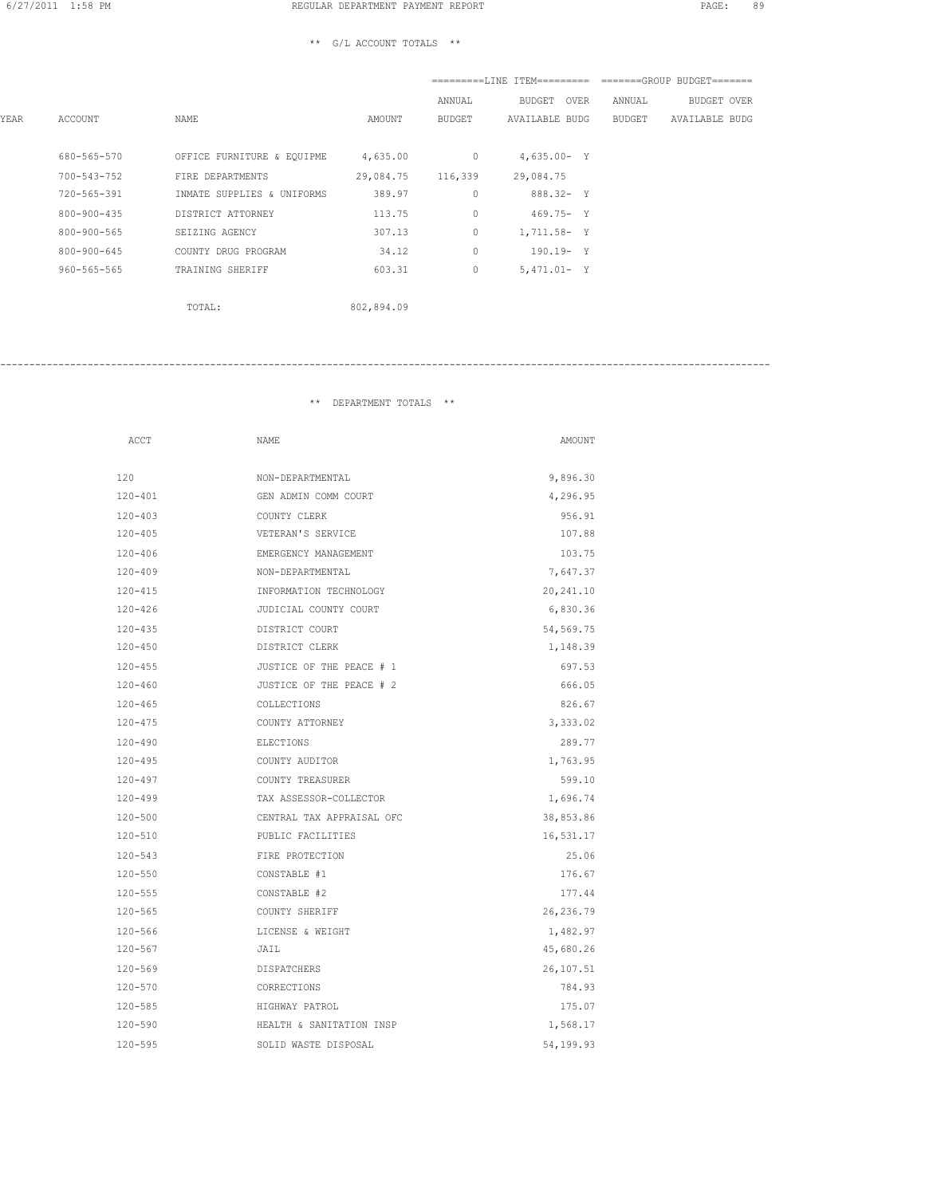** G/L ACCOUNT TOTALS **

| YEAR | ACCOUNT | NAME | AMOUNT | LINE ITEM ANNUAL BUDGET | LINE ITEM BUDGET OVER AVAILABLE BUDG | | GROUP BUDGET ANNUAL BUDGET | GROUP BUDGET BUDGET OVER AVAILABLE BUDG |
|---|---|---|---|---|---|---|---|---|
| | 680-565-570 | OFFICE FURNITURE & EQUIPME | 4,635.00 | 0 | 4,635.00- | Y | | |
| | 700-543-752 | FIRE DEPARTMENTS | 29,084.75 | 116,339 | 29,084.75 | | | |
| | 720-565-391 | INMATE SUPPLIES & UNIFORMS | 389.97 | 0 | 888.32- | Y | | |
| | 800-900-435 | DISTRICT ATTORNEY | 113.75 | 0 | 469.75- | Y | | |
| | 800-900-565 | SEIZING AGENCY | 307.13 | 0 | 1,711.58- | Y | | |
| | 800-900-645 | COUNTY DRUG PROGRAM | 34.12 | 0 | 190.19- | Y | | |
| | 960-565-565 | TRAINING SHERIFF | 603.31 | 0 | 5,471.01- | Y | | |
| | | TOTAL: | 802,894.09 | | | | | |

** DEPARTMENT TOTALS **

| ACCT | NAME | AMOUNT |
|---|---|---|
| 120 | NON-DEPARTMENTAL | 9,896.30 |
| 120-401 | GEN ADMIN COMM COURT | 4,296.95 |
| 120-403 | COUNTY CLERK | 956.91 |
| 120-405 | VETERAN'S SERVICE | 107.88 |
| 120-406 | EMERGENCY MANAGEMENT | 103.75 |
| 120-409 | NON-DEPARTMENTAL | 7,647.37 |
| 120-415 | INFORMATION TECHNOLOGY | 20,241.10 |
| 120-426 | JUDICIAL COUNTY COURT | 6,830.36 |
| 120-435 | DISTRICT COURT | 54,569.75 |
| 120-450 | DISTRICT CLERK | 1,148.39 |
| 120-455 | JUSTICE OF THE PEACE # 1 | 697.53 |
| 120-460 | JUSTICE OF THE PEACE # 2 | 666.05 |
| 120-465 | COLLECTIONS | 826.67 |
| 120-475 | COUNTY ATTORNEY | 3,333.02 |
| 120-490 | ELECTIONS | 289.77 |
| 120-495 | COUNTY AUDITOR | 1,763.95 |
| 120-497 | COUNTY TREASURER | 599.10 |
| 120-499 | TAX ASSESSOR-COLLECTOR | 1,696.74 |
| 120-500 | CENTRAL TAX APPRAISAL OFC | 38,853.86 |
| 120-510 | PUBLIC FACILITIES | 16,531.17 |
| 120-543 | FIRE PROTECTION | 25.06 |
| 120-550 | CONSTABLE #1 | 176.67 |
| 120-555 | CONSTABLE #2 | 177.44 |
| 120-565 | COUNTY SHERIFF | 26,236.79 |
| 120-566 | LICENSE & WEIGHT | 1,482.97 |
| 120-567 | JAIL | 45,680.26 |
| 120-569 | DISPATCHERS | 26,107.51 |
| 120-570 | CORRECTIONS | 784.93 |
| 120-585 | HIGHWAY PATROL | 175.07 |
| 120-590 | HEALTH & SANITATION INSP | 1,568.17 |
| 120-595 | SOLID WASTE DISPOSAL | 54,199.93 |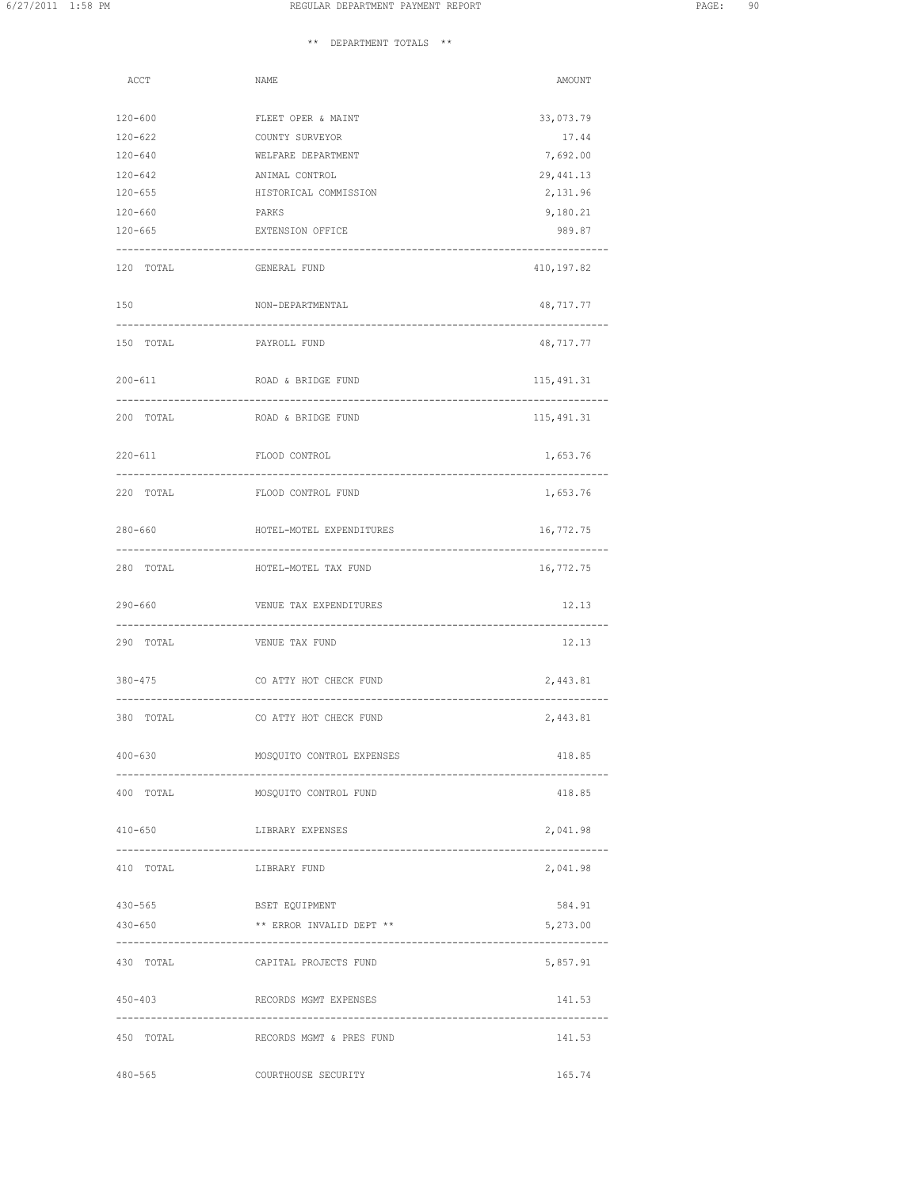** DEPARTMENT TOTALS **

| ACCT | NAME | AMOUNT |
|---|---|---|
| 120-600 | FLEET OPER & MAINT | 33,073.79 |
| 120-622 | COUNTY SURVEYOR | 17.44 |
| 120-640 | WELFARE DEPARTMENT | 7,692.00 |
| 120-642 | ANIMAL CONTROL | 29,441.13 |
| 120-655 | HISTORICAL COMMISSION | 2,131.96 |
| 120-660 | PARKS | 9,180.21 |
| 120-665 | EXTENSION OFFICE | 989.87 |
| 120 TOTAL | GENERAL FUND | 410,197.82 |
| 150 | NON-DEPARTMENTAL | 48,717.77 |
| 150 TOTAL | PAYROLL FUND | 48,717.77 |
| 200-611 | ROAD & BRIDGE FUND | 115,491.31 |
| 200 TOTAL | ROAD & BRIDGE FUND | 115,491.31 |
| 220-611 | FLOOD CONTROL | 1,653.76 |
| 220 TOTAL | FLOOD CONTROL FUND | 1,653.76 |
| 280-660 | HOTEL-MOTEL EXPENDITURES | 16,772.75 |
| 280 TOTAL | HOTEL-MOTEL TAX FUND | 16,772.75 |
| 290-660 | VENUE TAX EXPENDITURES | 12.13 |
| 290 TOTAL | VENUE TAX FUND | 12.13 |
| 380-475 | CO ATTY HOT CHECK FUND | 2,443.81 |
| 380 TOTAL | CO ATTY HOT CHECK FUND | 2,443.81 |
| 400-630 | MOSQUITO CONTROL EXPENSES | 418.85 |
| 400 TOTAL | MOSQUITO CONTROL FUND | 418.85 |
| 410-650 | LIBRARY EXPENSES | 2,041.98 |
| 410 TOTAL | LIBRARY FUND | 2,041.98 |
| 430-565 | BSET EQUIPMENT | 584.91 |
| 430-650 | ** ERROR INVALID DEPT ** | 5,273.00 |
| 430 TOTAL | CAPITAL PROJECTS FUND | 5,857.91 |
| 450-403 | RECORDS MGMT EXPENSES | 141.53 |
| 450 TOTAL | RECORDS MGMT & PRES FUND | 141.53 |
| 480-565 | COURTHOUSE SECURITY | 165.74 |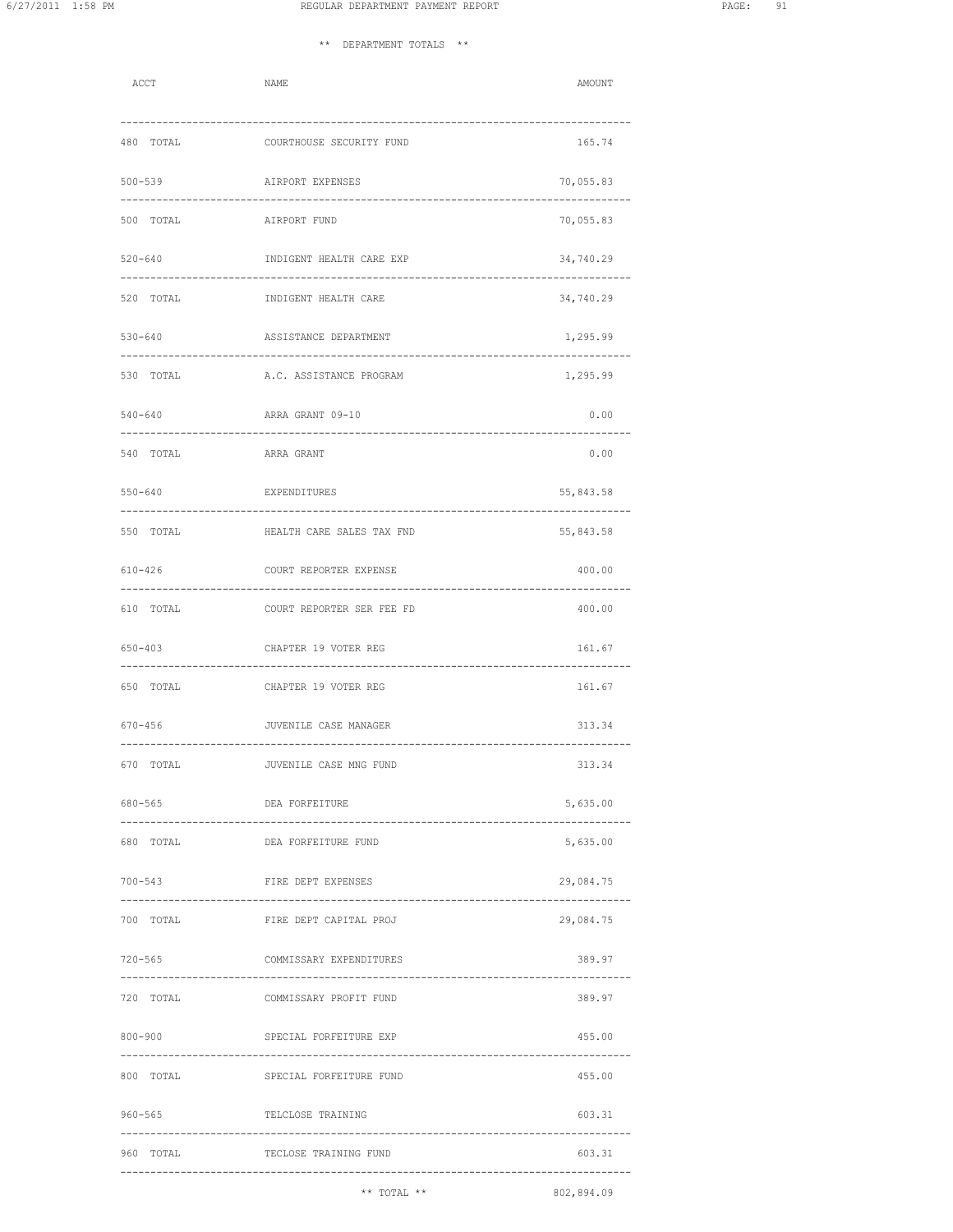** DEPARTMENT TOTALS **

| ACCT | NAME | AMOUNT |
|---|---|---|
| 480 TOTAL | COURTHOUSE SECURITY FUND | 165.74 |
| 500-539 | AIRPORT EXPENSES | 70,055.83 |
| 500 TOTAL | AIRPORT FUND | 70,055.83 |
| 520-640 | INDIGENT HEALTH CARE EXP | 34,740.29 |
| 520 TOTAL | INDIGENT HEALTH CARE | 34,740.29 |
| 530-640 | ASSISTANCE DEPARTMENT | 1,295.99 |
| 530 TOTAL | A.C. ASSISTANCE PROGRAM | 1,295.99 |
| 540-640 | ARRA GRANT 09-10 | 0.00 |
| 540 TOTAL | ARRA GRANT | 0.00 |
| 550-640 | EXPENDITURES | 55,843.58 |
| 550 TOTAL | HEALTH CARE SALES TAX FND | 55,843.58 |
| 610-426 | COURT REPORTER EXPENSE | 400.00 |
| 610 TOTAL | COURT REPORTER SER FEE FD | 400.00 |
| 650-403 | CHAPTER 19 VOTER REG | 161.67 |
| 650 TOTAL | CHAPTER 19 VOTER REG | 161.67 |
| 670-456 | JUVENILE CASE MANAGER | 313.34 |
| 670 TOTAL | JUVENILE CASE MNG FUND | 313.34 |
| 680-565 | DEA FORFEITURE | 5,635.00 |
| 680 TOTAL | DEA FORFEITURE FUND | 5,635.00 |
| 700-543 | FIRE DEPT EXPENSES | 29,084.75 |
| 700 TOTAL | FIRE DEPT CAPITAL PROJ | 29,084.75 |
| 720-565 | COMMISSARY EXPENDITURES | 389.97 |
| 720 TOTAL | COMMISSARY PROFIT FUND | 389.97 |
| 800-900 | SPECIAL FORFEITURE EXP | 455.00 |
| 800 TOTAL | SPECIAL FORFEITURE FUND | 455.00 |
| 960-565 | TELCLOSE TRAINING | 603.31 |
| 960 TOTAL | TECLOSE TRAINING FUND | 603.31 |
| | ** TOTAL ** | 802,894.09 |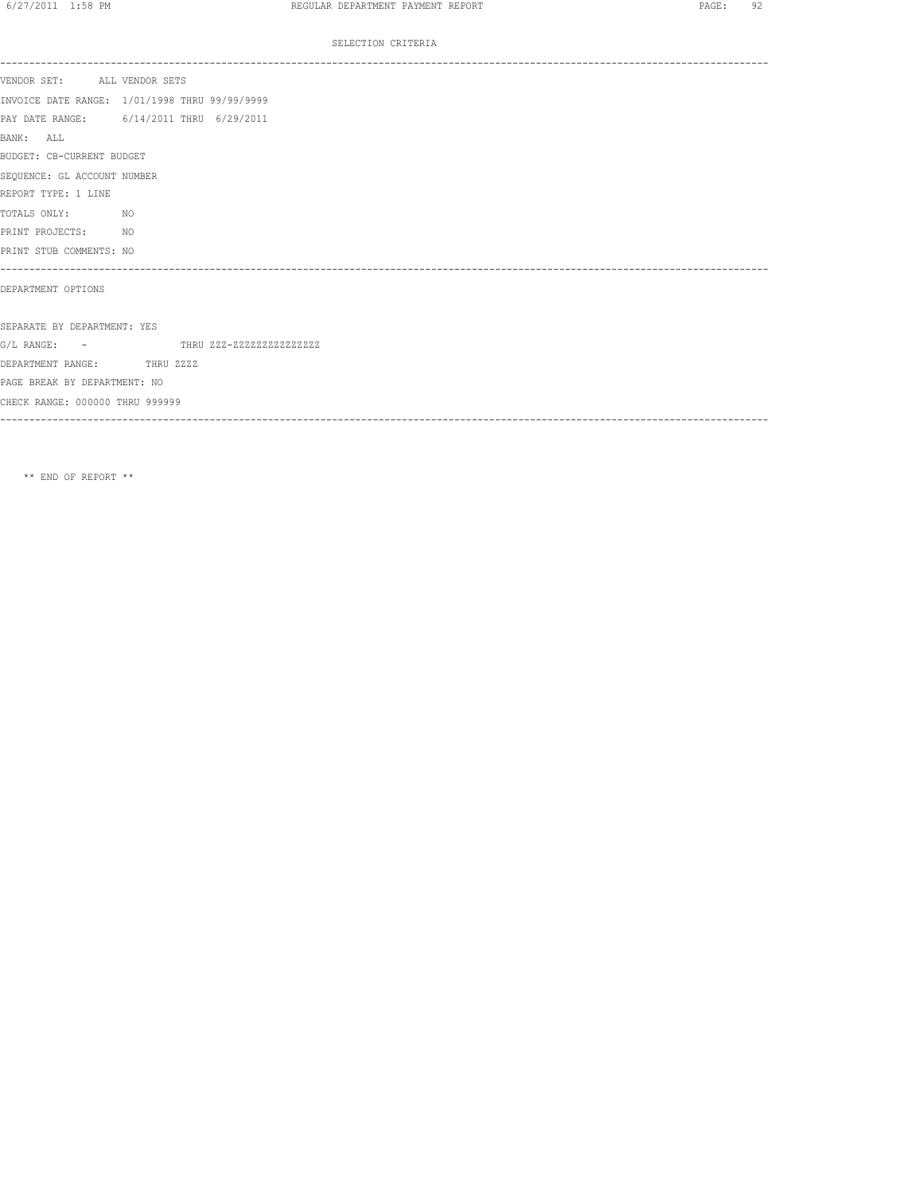SELECTION CRITERIA

---

VENDOR SET: ALL VENDOR SETS

INVOICE DATE RANGE: 1/01/1998 THRU 99/99/9999

PAY DATE RANGE: 6/14/2011 THRU 6/29/2011

BANK: ALL

BUDGET: CB-CURRENT BUDGET

SEQUENCE: GL ACCOUNT NUMBER

REPORT TYPE: 1 LINE

TOTALS ONLY: NO

PRINT PROJECTS: NO

PRINT STUB COMMENTS: NO

---

DEPARTMENT OPTIONS

SEPARATE BY DEPARTMENT: YES

G/L RANGE: - THRU ZZZ-ZZZZZZZZZZZZZZ

DEPARTMENT RANGE: THRU ZZZZ

PAGE BREAK BY DEPARTMENT: NO

CHECK RANGE: 000000 THRU 999999

---

** END OF REPORT **